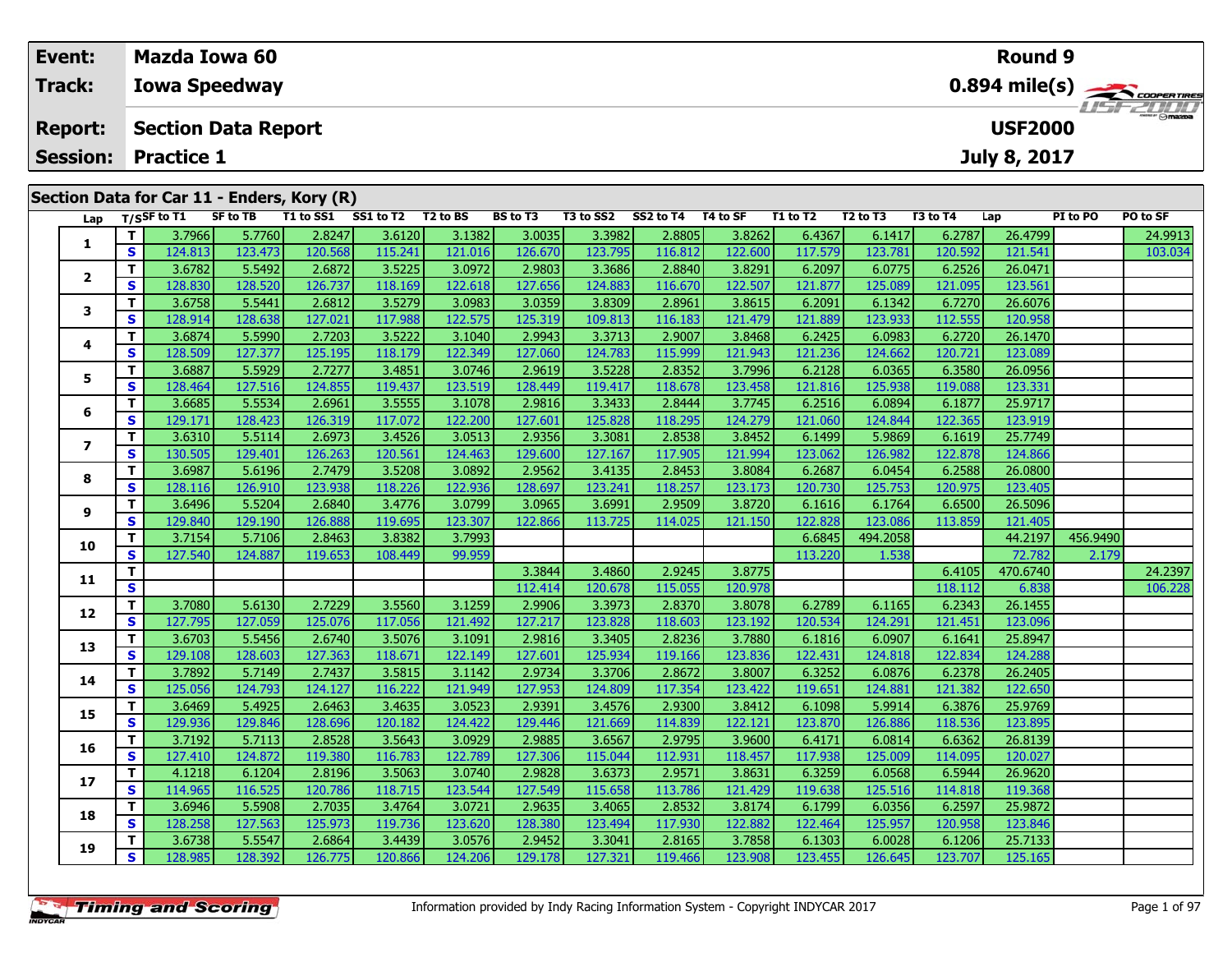| Event: | Mazda Iowa 60 | Round 9 |
|---|---|---|
| Track: | Iowa Speedway | 0.894 mile(s) |
| Report: | Section Data Report | USF2000 |
| Session: | Practice 1 | July 8, 2017 |

## Section Data for Car 11 - Enders, Kory (R)

| Lap | T/S | SF to T1 | SF to TB | T1 to SS1 | SS1 to T2 | T2 to BS | BS to T3 | T3 to SS2 | SS2 to T4 | T4 to SF | T1 to T2 | T2 to T3 | T3 to T4 | Lap | PI to PO | PO to SF |
|---|---|---|---|---|---|---|---|---|---|---|---|---|---|---|---|---|
| 1 | T | 3.7966 | 5.7760 | 2.8247 | 3.6120 | 3.1382 | 3.0035 | 3.3982 | 2.8805 | 3.8262 | 6.4367 | 6.1417 | 6.2787 | 26.4799 | | 24.9913 |
| | S | 124.813 | 123.473 | 120.568 | 115.241 | 121.016 | 126.670 | 123.795 | 116.812 | 122.600 | 117.579 | 123.781 | 120.592 | 121.541 | | 103.034 |
| 2 | T | 3.6782 | 5.5492 | 2.6872 | 3.5225 | 3.0972 | 2.9803 | 3.3686 | 2.8840 | 3.8291 | 6.2097 | 6.0775 | 6.2526 | 26.0471 | | |
| | S | 128.830 | 128.520 | 126.737 | 118.169 | 122.618 | 127.656 | 124.883 | 116.670 | 122.507 | 121.877 | 125.089 | 121.095 | 123.561 | | |
| 3 | T | 3.6758 | 5.5441 | 2.6812 | 3.5279 | 3.0983 | 3.0359 | 3.8309 | 2.8961 | 3.8615 | 6.2091 | 6.1342 | 6.7270 | 26.6076 | | |
| | S | 128.914 | 128.638 | 127.021 | 117.988 | 122.575 | 125.319 | 109.813 | 116.183 | 121.479 | 121.889 | 123.933 | 112.555 | 120.958 | | |
| 4 | T | 3.6874 | 5.5990 | 2.7203 | 3.5222 | 3.1040 | 2.9943 | 3.3713 | 2.9007 | 3.8468 | 6.2425 | 6.0983 | 6.2720 | 26.1470 | | |
| | S | 128.509 | 127.377 | 125.195 | 118.179 | 122.349 | 127.060 | 124.783 | 115.999 | 121.943 | 121.236 | 124.662 | 120.721 | 123.089 | | |
| 5 | T | 3.6887 | 5.5929 | 2.7277 | 3.4851 | 3.0746 | 2.9619 | 3.5228 | 2.8352 | 3.7996 | 6.2128 | 6.0365 | 6.3580 | 26.0956 | | |
| | S | 128.464 | 127.516 | 124.855 | 119.437 | 123.519 | 128.449 | 119.417 | 118.678 | 123.458 | 121.816 | 125.938 | 119.088 | 123.331 | | |
| 6 | T | 3.6685 | 5.5534 | 2.6961 | 3.5555 | 3.1078 | 2.9816 | 3.3433 | 2.8444 | 3.7745 | 6.2516 | 6.0894 | 6.1877 | 25.9717 | | |
| | S | 129.171 | 128.423 | 126.319 | 117.072 | 122.200 | 127.601 | 125.828 | 118.295 | 124.279 | 121.060 | 124.844 | 122.365 | 123.919 | | |
| 7 | T | 3.6310 | 5.5114 | 2.6973 | 3.4526 | 3.0513 | 2.9356 | 3.3081 | 2.8538 | 3.8452 | 6.1499 | 5.9869 | 6.1619 | 25.7749 | | |
| | S | 130.505 | 129.401 | 126.263 | 120.561 | 124.463 | 129.600 | 127.167 | 117.905 | 121.994 | 123.062 | 126.982 | 122.878 | 124.866 | | |
| 8 | T | 3.6987 | 5.6196 | 2.7479 | 3.5208 | 3.0892 | 2.9562 | 3.4135 | 2.8453 | 3.8084 | 6.2687 | 6.0454 | 6.2588 | 26.0800 | | |
| | S | 128.116 | 126.910 | 123.938 | 118.226 | 122.936 | 128.697 | 123.241 | 118.257 | 123.173 | 120.730 | 125.753 | 120.975 | 123.405 | | |
| 9 | T | 3.6496 | 5.5204 | 2.6840 | 3.4776 | 3.0799 | 3.0965 | 3.6991 | 2.9509 | 3.8720 | 6.1616 | 6.1764 | 6.6500 | 26.5096 | | |
| | S | 129.840 | 129.190 | 126.888 | 119.695 | 123.307 | 122.866 | 113.725 | 114.025 | 121.150 | 122.828 | 123.086 | 113.859 | 121.405 | | |
| 10 | T | 3.7154 | 5.7106 | 2.8463 | 3.8382 | 3.7993 | | | | | 6.6845 | 494.2058 | | 44.2197 | 456.9490 | |
| | S | 127.540 | 124.887 | 119.653 | 108.449 | 99.959 | | | | | 113.220 | 1.538 | | 72.782 | 2.179 | |
| 11 | T | | | | | | 3.3844 | 3.4860 | 2.9245 | 3.8775 | | | 6.4105 | 470.6740 | | 24.2397 |
| | S | | | | | | 112.414 | 120.678 | 115.055 | 120.978 | | | 118.112 | 6.838 | | 106.228 |
| 12 | T | 3.7080 | 5.6130 | 2.7229 | 3.5560 | 3.1259 | 2.9906 | 3.3973 | 2.8370 | 3.8078 | 6.2789 | 6.1165 | 6.2343 | 26.1455 | | |
| | S | 127.795 | 127.059 | 125.076 | 117.056 | 121.492 | 127.217 | 123.828 | 118.603 | 123.192 | 120.534 | 124.291 | 121.451 | 123.096 | | |
| 13 | T | 3.6703 | 5.5456 | 2.6740 | 3.5076 | 3.1091 | 2.9816 | 3.3405 | 2.8236 | 3.7880 | 6.1816 | 6.0907 | 6.1641 | 25.8947 | | |
| | S | 129.108 | 128.603 | 127.363 | 118.671 | 122.149 | 127.601 | 125.934 | 119.166 | 123.836 | 122.431 | 124.818 | 122.834 | 124.288 | | |
| 14 | T | 3.7892 | 5.7149 | 2.7437 | 3.5815 | 3.1142 | 2.9734 | 3.3706 | 2.8672 | 3.8007 | 6.3252 | 6.0876 | 6.2378 | 26.2405 | | |
| | S | 125.056 | 124.793 | 124.127 | 116.222 | 121.949 | 127.953 | 124.809 | 117.354 | 123.422 | 119.651 | 124.881 | 121.382 | 122.650 | | |
| 15 | T | 3.6469 | 5.4925 | 2.6463 | 3.4635 | 3.0523 | 2.9391 | 3.4576 | 2.9300 | 3.8412 | 6.1098 | 5.9914 | 6.3876 | 25.9769 | | |
| | S | 129.936 | 129.846 | 128.696 | 120.182 | 124.422 | 129.446 | 121.669 | 114.839 | 122.121 | 123.870 | 126.886 | 118.536 | 123.895 | | |
| 16 | T | 3.7192 | 5.7113 | 2.8528 | 3.5643 | 3.0929 | 2.9885 | 3.6567 | 2.9795 | 3.9600 | 6.4171 | 6.0814 | 6.6362 | 26.8139 | | |
| | S | 127.410 | 124.872 | 119.380 | 116.783 | 122.789 | 127.306 | 115.044 | 112.931 | 118.457 | 117.938 | 125.009 | 114.095 | 120.027 | | |
| 17 | T | 4.1218 | 6.1204 | 2.8196 | 3.5063 | 3.0740 | 2.9828 | 3.6373 | 2.9571 | 3.8631 | 6.3259 | 6.0568 | 6.5944 | 26.9620 | | |
| | S | 114.965 | 116.525 | 120.786 | 118.715 | 123.544 | 127.549 | 115.658 | 113.786 | 121.429 | 119.638 | 125.516 | 114.818 | 119.368 | | |
| 18 | T | 3.6946 | 5.5908 | 2.7035 | 3.4764 | 3.0721 | 2.9635 | 3.4065 | 2.8532 | 3.8174 | 6.1799 | 6.0356 | 6.2597 | 25.9872 | | |
| | S | 128.258 | 127.563 | 125.973 | 119.736 | 123.620 | 128.380 | 123.494 | 117.930 | 122.882 | 122.464 | 125.957 | 120.958 | 123.846 | | |
| 19 | T | 3.6738 | 5.5547 | 2.6864 | 3.4439 | 3.0576 | 2.9452 | 3.3041 | 2.8165 | 3.7858 | 6.1303 | 6.0028 | 6.1206 | 25.7133 | | |
| | S | 128.985 | 128.392 | 126.775 | 120.866 | 124.206 | 129.178 | 127.321 | 119.466 | 123.908 | 123.455 | 126.645 | 123.707 | 125.165 | | |

Information provided by Indy Racing Information System - Copyright INDYCAR 2017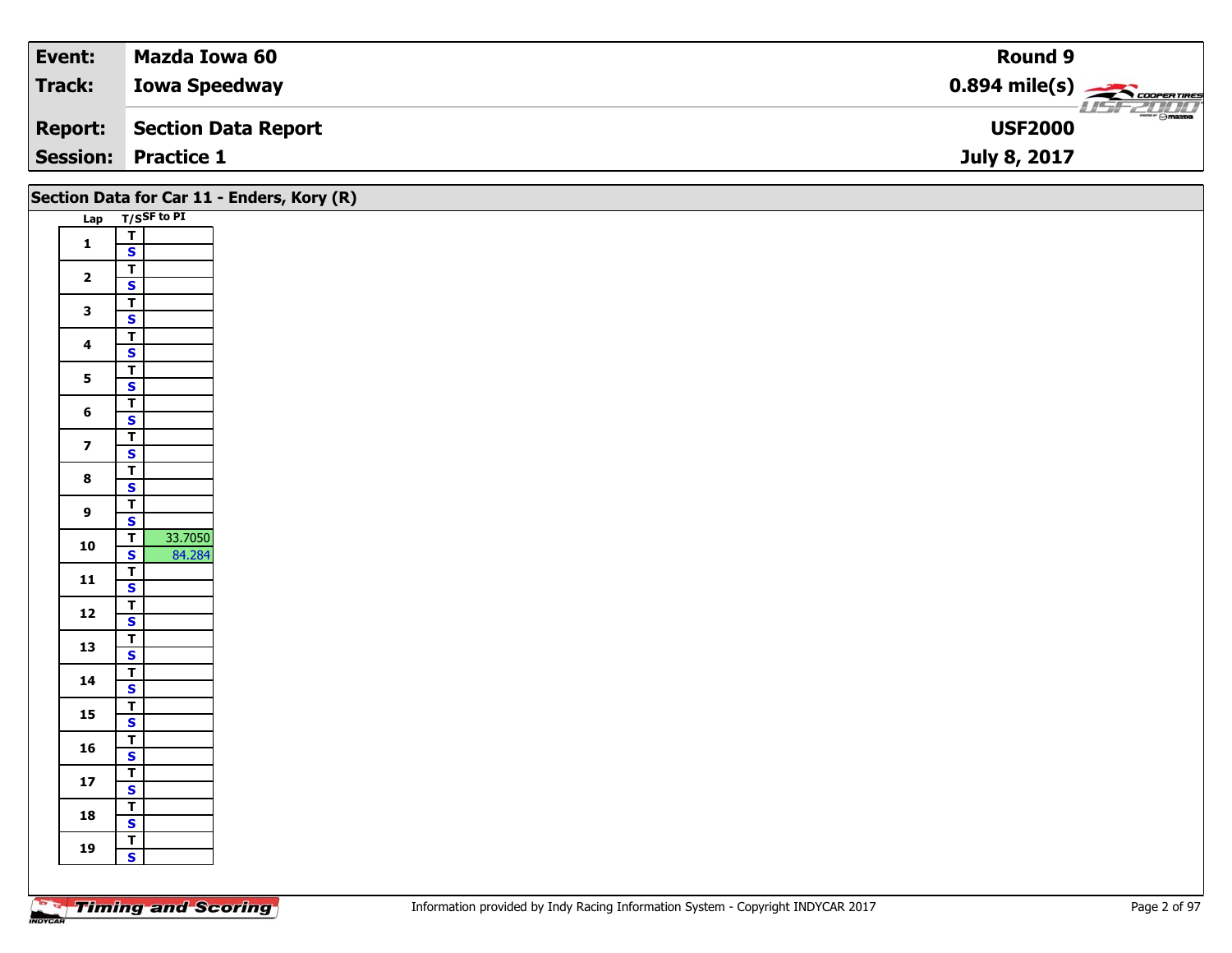| Event: | Mazda Iowa 60 | Round 9 |
|---|---|---|
| Track: | Iowa Speedway | 0.894 mile(s) |
| Report: | Section Data Report | USF2000 |
| Session: | Practice 1 | July 8, 2017 |

## Section Data for Car 11 - Enders, Kory (R)

| Lap | T/S | SF to PI |
|---|---|---|
| 1 | T | |
| | S | |
| 2 | T | |
| | S | |
| 3 | T | |
| | S | |
| 4 | T | |
| | S | |
| 5 | T | |
| | S | |
| 6 | T | |
| | S | |
| 7 | T | |
| | S | |
| 8 | T | |
| | S | |
| 9 | T | |
| | S | |
| 10 | T | 33.7050 |
| | S | 84.284 |
| 11 | T | |
| | S | |
| 12 | T | |
| | S | |
| 13 | T | |
| | S | |
| 14 | T | |
| | S | |
| 15 | T | |
| | S | |
| 16 | T | |
| | S | |
| 17 | T | |
| | S | |
| 18 | T | |
| | S | |
| 19 | T | |
| | S | |

Information provided by Indy Racing Information System - Copyright INDYCAR 2017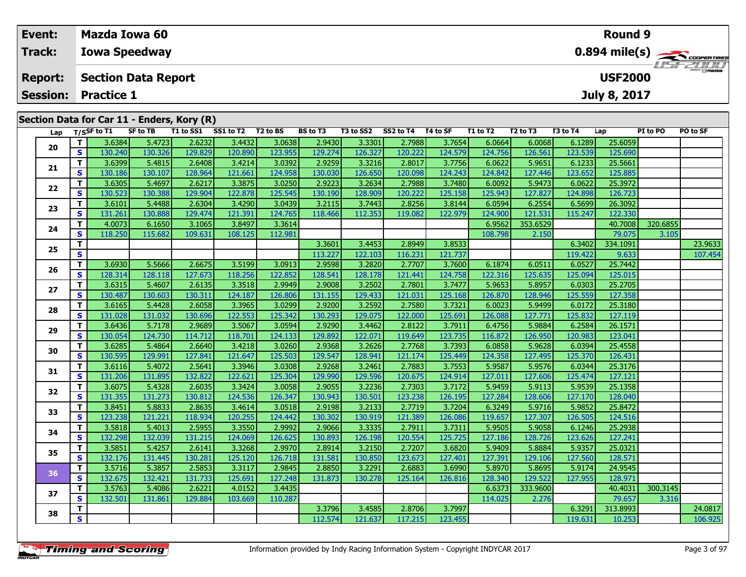| Event: | Mazda Iowa 60 | Round 9 |
|---|---|---|
| Track: | Iowa Speedway | 0.894 mile(s) |
| Report: | Section Data Report | USF2000 |
| Session: | Practice 1 | July 8, 2017 |

## Section Data for Car 11 - Enders, Kory (R)

| Lap | T/S | SF to T1 | SF to TB | T1 to SS1 | SS1 to T2 | T2 to BS | BS to T3 | T3 to SS2 | SS2 to T4 | T4 to SF | T1 to T2 | T2 to T3 | T3 to T4 | Lap | PI to PO | PO to SF |
|---|---|---|---|---|---|---|---|---|---|---|---|---|---|---|---|---|
| 20 | T | 3.6384 | 5.4723 | 2.6232 | 3.4432 | 3.0638 | 2.9430 | 3.3301 | 2.7988 | 3.7654 | 6.0664 | 6.0068 | 6.1289 | 25.6059 | | |
| | S | 130.240 | 130.326 | 129.829 | 120.890 | 123.955 | 129.274 | 126.327 | 120.222 | 124.579 | 124.756 | 126.561 | 123.539 | 125.690 | | |
| 21 | T | 3.6399 | 5.4815 | 2.6408 | 3.4214 | 3.0392 | 2.9259 | 3.3216 | 2.8017 | 3.7756 | 6.0622 | 5.9651 | 6.1233 | 25.5661 | | |
| | S | 130.186 | 130.107 | 128.964 | 121.661 | 124.958 | 130.030 | 126.650 | 120.098 | 124.243 | 124.842 | 127.446 | 123.652 | 125.885 | | |
| 22 | T | 3.6305 | 5.4697 | 2.6217 | 3.3875 | 3.0250 | 2.9223 | 3.2634 | 2.7988 | 3.7480 | 6.0092 | 5.9473 | 6.0622 | 25.3972 | | |
| | S | 130.523 | 130.388 | 129.904 | 122.878 | 125.545 | 130.190 | 128.909 | 120.222 | 125.158 | 125.943 | 127.827 | 124.898 | 126.723 | | |
| 23 | T | 3.6101 | 5.4488 | 2.6304 | 3.4290 | 3.0439 | 3.2115 | 3.7443 | 2.8256 | 3.8144 | 6.0594 | 6.2554 | 6.5699 | 26.3092 | | |
| | S | 131.261 | 130.888 | 129.474 | 121.391 | 124.765 | 118.466 | 112.353 | 119.082 | 122.979 | 124.900 | 121.531 | 115.247 | 122.330 | | |
| 24 | T | 4.0073 | 6.1650 | 3.1065 | 3.8497 | 3.3614 | | | | | 6.9562 | 353.6529 | | 40.7008 | 320.6855 | |
| | S | 118.250 | 115.682 | 109.631 | 108.125 | 112.981 | | | | | 108.798 | 2.150 | | 79.075 | 3.105 | |
| 25 | T | | | | | | 3.3601 | 3.4453 | 2.8949 | 3.8533 | | | 6.3402 | 334.1091 | | 23.9633 |
| | S | | | | | | 113.227 | 122.103 | 116.231 | 121.737 | | | 119.422 | 9.633 | | 107.454 |
| 26 | T | 3.6930 | 5.5666 | 2.6675 | 3.5199 | 3.0913 | 2.9598 | 3.2820 | 2.7707 | 3.7600 | 6.1874 | 6.0511 | 6.0527 | 25.7442 | | |
| | S | 128.314 | 128.118 | 127.673 | 118.256 | 122.852 | 128.541 | 128.178 | 121.441 | 124.758 | 122.316 | 125.635 | 125.094 | 125.015 | | |
| 27 | T | 3.6315 | 5.4607 | 2.6135 | 3.3518 | 2.9949 | 2.9008 | 3.2502 | 2.7801 | 3.7477 | 5.9653 | 5.8957 | 6.0303 | 25.2705 | | |
| | S | 130.487 | 130.603 | 130.311 | 124.187 | 126.806 | 131.155 | 129.433 | 121.031 | 125.168 | 126.870 | 128.946 | 125.559 | 127.358 | | |
| 28 | T | 3.6165 | 5.4428 | 2.6058 | 3.3965 | 3.0299 | 2.9200 | 3.2592 | 2.7580 | 3.7321 | 6.0023 | 5.9499 | 6.0172 | 25.3180 | | |
| | S | 131.028 | 131.032 | 130.696 | 122.553 | 125.342 | 130.293 | 129.075 | 122.000 | 125.691 | 126.088 | 127.771 | 125.832 | 127.119 | | |
| 29 | T | 3.6436 | 5.7178 | 2.9689 | 3.5067 | 3.0594 | 2.9290 | 3.4462 | 2.8122 | 3.7911 | 6.4756 | 5.9884 | 6.2584 | 26.1571 | | |
| | S | 130.054 | 124.730 | 114.712 | 118.701 | 124.133 | 129.892 | 122.071 | 119.649 | 123.735 | 116.872 | 126.950 | 120.983 | 123.041 | | |
| 30 | T | 3.6285 | 5.4864 | 2.6640 | 3.4218 | 3.0260 | 2.9368 | 3.2626 | 2.7768 | 3.7393 | 6.0858 | 5.9628 | 6.0394 | 25.4558 | | |
| | S | 130.595 | 129.991 | 127.841 | 121.647 | 125.503 | 129.547 | 128.941 | 121.174 | 125.449 | 124.358 | 127.495 | 125.370 | 126.431 | | |
| 31 | T | 3.6116 | 5.4072 | 2.5641 | 3.3946 | 3.0308 | 2.9268 | 3.2461 | 2.7883 | 3.7553 | 5.9587 | 5.9576 | 6.0344 | 25.3176 | | |
| | S | 131.206 | 131.895 | 132.822 | 122.621 | 125.304 | 129.990 | 129.596 | 120.675 | 124.914 | 127.011 | 127.606 | 125.474 | 127.121 | | |
| 32 | T | 3.6075 | 5.4328 | 2.6035 | 3.3424 | 3.0058 | 2.9055 | 3.2236 | 2.7303 | 3.7172 | 5.9459 | 5.9113 | 5.9539 | 25.1358 | | |
| | S | 131.355 | 131.273 | 130.812 | 124.536 | 126.347 | 130.943 | 130.501 | 123.238 | 126.195 | 127.284 | 128.606 | 127.170 | 128.040 | | |
| 33 | T | 3.8451 | 5.8833 | 2.8635 | 3.4614 | 3.0518 | 2.9198 | 3.2133 | 2.7719 | 3.7204 | 6.3249 | 5.9716 | 5.9852 | 25.8472 | | |
| | S | 123.238 | 121.221 | 118.934 | 120.255 | 124.442 | 130.302 | 130.919 | 121.389 | 126.086 | 119.657 | 127.307 | 126.505 | 124.516 | | |
| 34 | T | 3.5818 | 5.4013 | 2.5955 | 3.3550 | 2.9992 | 2.9066 | 3.3335 | 2.7911 | 3.7311 | 5.9505 | 5.9058 | 6.1246 | 25.2938 | | |
| | S | 132.298 | 132.039 | 131.215 | 124.069 | 126.625 | 130.893 | 126.198 | 120.554 | 125.725 | 127.186 | 128.726 | 123.626 | 127.241 | | |
| 35 | T | 3.5851 | 5.4257 | 2.6141 | 3.3268 | 2.9970 | 2.8914 | 3.2150 | 2.7207 | 3.6820 | 5.9409 | 5.8884 | 5.9357 | 25.0321 | | |
| | S | 132.176 | 131.445 | 130.281 | 125.120 | 126.718 | 131.581 | 130.850 | 123.673 | 127.401 | 127.391 | 129.106 | 127.560 | 128.571 | | |
| 36 | T | 3.5716 | 5.3857 | 2.5853 | 3.3117 | 2.9845 | 2.8850 | 3.2291 | 2.6883 | 3.6990 | 5.8970 | 5.8695 | 5.9174 | 24.9545 | | |
| | S | 132.675 | 132.421 | 131.733 | 125.691 | 127.248 | 131.873 | 130.278 | 125.164 | 126.816 | 128.340 | 129.522 | 127.955 | 128.971 | | |
| 37 | T | 3.5763 | 5.4086 | 2.6221 | 4.0152 | 3.4435 | | | | | 6.6373 | 333.9600 | | 40.4031 | 300.3145 | |
| | S | 132.501 | 131.861 | 129.884 | 103.669 | 110.287 | | | | | 114.025 | 2.276 | | 79.657 | 3.316 | |
| 38 | T | | | | | | 3.3796 | 3.4585 | 2.8706 | 3.7997 | | | 6.3291 | 313.8993 | | 24.0817 |
| | S | | | | | | 112.574 | 121.637 | 117.215 | 123.455 | | | 119.631 | 10.253 | | 106.925 |

Information provided by Indy Racing Information System - Copyright INDYCAR 2017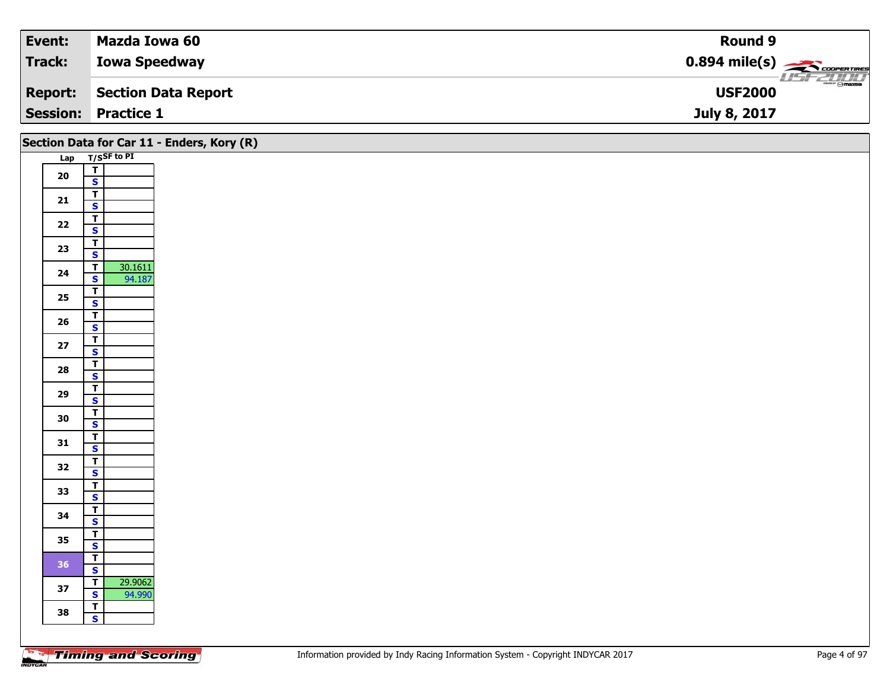| Event: | Mazda Iowa 60 | Round 9 |
| --- | --- | --- |
| Track: | Iowa Speedway | 0.894 mile(s) |
| Report: | Section Data Report | USF2000 |
| Session: | Practice 1 | July 8, 2017 |

## Section Data for Car 11 - Enders, Kory (R)

| Lap | T/S | SF to PI |
| --- | --- | --- |
| 20 | T | |
| | S | |
| 21 | T | |
| | S | |
| 22 | T | |
| | S | |
| 23 | T | |
| | S | |
| 24 | T | 30.1611 |
| | S | 94.187 |
| 25 | T | |
| | S | |
| 26 | T | |
| | S | |
| 27 | T | |
| | S | |
| 28 | T | |
| | S | |
| 29 | T | |
| | S | |
| 30 | T | |
| | S | |
| 31 | T | |
| | S | |
| 32 | T | |
| | S | |
| 33 | T | |
| | S | |
| 34 | T | |
| | S | |
| 35 | T | |
| | S | |
| 36 | T | |
| | S | |
| 37 | T | 29.9062 |
| | S | 94.990 |
| 38 | T | |
| | S | |

Information provided by Indy Racing Information System - Copyright INDYCAR 2017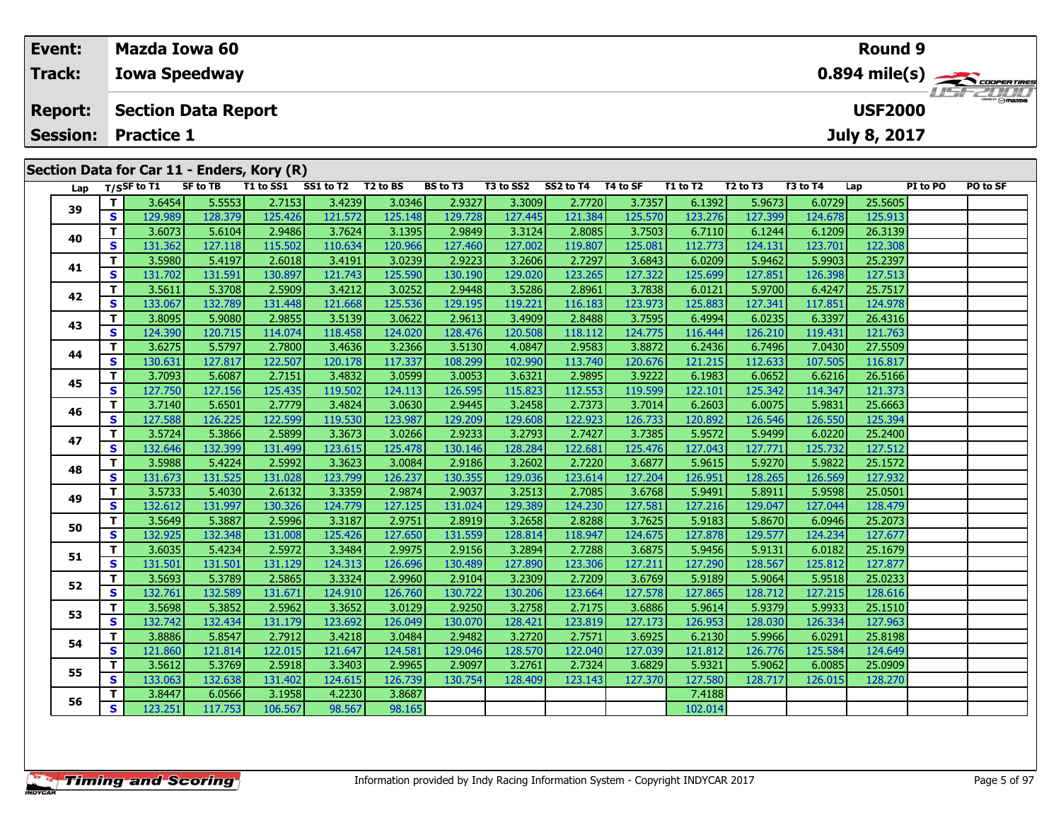| **Event:** | **Mazda Iowa 60** | **Round 9** |
|---|---|---|
| **Track:** | **Iowa Speedway** | **0.894 mile(s)** |
| **Report:** | **Section Data Report** | **USF2000** |
| **Session:** | **Practice 1** | **July 8, 2017** |

## Section Data for Car 11 - Enders, Kory (R)

| Lap | T/S | SF to T1 | SF to TB | T1 to SS1 | SS1 to T2 | T2 to BS | BS to T3 | T3 to SS2 | SS2 to T4 | T4 to SF | T1 to T2 | T2 to T3 | T3 to T4 | Lap | PI to PO | PO to SF |
|---|---|---|---|---|---|---|---|---|---|---|---|---|---|---|---|---|
| 39 | T | 3.6454 | 5.5553 | 2.7153 | 3.4239 | 3.0346 | 2.9327 | 3.3009 | 2.7720 | 3.7357 | 6.1392 | 5.9673 | 6.0729 | 25.5605 | | |
| | S | 129.989 | 128.379 | 125.426 | 121.572 | 125.148 | 129.728 | 127.445 | 121.384 | 125.570 | 123.276 | 127.399 | 124.678 | 125.913 | | |
| 40 | T | 3.6073 | 5.6104 | 2.9486 | 3.7624 | 3.1395 | 2.9849 | 3.3124 | 2.8085 | 3.7503 | 6.7110 | 6.1244 | 6.1209 | 26.3139 | | |
| | S | 131.362 | 127.118 | 115.502 | 110.634 | 120.966 | 127.460 | 127.002 | 119.807 | 125.081 | 112.773 | 124.131 | 123.701 | 122.308 | | |
| 41 | T | 3.5980 | 5.4197 | 2.6018 | 3.4191 | 3.0239 | 2.9223 | 3.2606 | 2.7297 | 3.6843 | 6.0209 | 5.9462 | 5.9903 | 25.2397 | | |
| | S | 131.702 | 131.591 | 130.897 | 121.743 | 125.590 | 130.190 | 129.020 | 123.265 | 127.322 | 125.699 | 127.851 | 126.398 | 127.513 | | |
| 42 | T | 3.5611 | 5.3708 | 2.5909 | 3.4212 | 3.0252 | 2.9448 | 3.5286 | 2.8961 | 3.7838 | 6.0121 | 5.9700 | 6.4247 | 25.7517 | | |
| | S | 133.067 | 132.789 | 131.448 | 121.668 | 125.536 | 129.195 | 119.221 | 116.183 | 123.973 | 125.883 | 127.341 | 117.851 | 124.978 | | |
| 43 | T | 3.8095 | 5.9080 | 2.9855 | 3.5139 | 3.0622 | 2.9613 | 3.4909 | 2.8488 | 3.7595 | 6.4994 | 6.0235 | 6.3397 | 26.4316 | | |
| | S | 124.390 | 120.715 | 114.074 | 118.458 | 124.020 | 128.476 | 120.508 | 118.112 | 124.775 | 116.444 | 126.210 | 119.431 | 121.763 | | |
| 44 | T | 3.6275 | 5.5797 | 2.7800 | 3.4636 | 3.2366 | 3.5130 | 4.0847 | 2.9583 | 3.8872 | 6.2436 | 6.7496 | 7.0430 | 27.5509 | | |
| | S | 130.631 | 127.817 | 122.507 | 120.178 | 117.337 | 108.299 | 102.990 | 113.740 | 120.676 | 121.215 | 112.633 | 107.505 | 116.817 | | |
| 45 | T | 3.7093 | 5.6087 | 2.7151 | 3.4832 | 3.0599 | 3.0053 | 3.6321 | 2.9895 | 3.9222 | 6.1983 | 6.0652 | 6.6216 | 26.5166 | | |
| | S | 127.750 | 127.156 | 125.435 | 119.502 | 124.113 | 126.595 | 115.823 | 112.553 | 119.599 | 122.101 | 125.342 | 114.347 | 121.373 | | |
| 46 | T | 3.7140 | 5.6501 | 2.7779 | 3.4824 | 3.0630 | 2.9445 | 3.2458 | 2.7373 | 3.7014 | 6.2603 | 6.0075 | 5.9831 | 25.6663 | | |
| | S | 127.588 | 126.225 | 122.599 | 119.530 | 123.987 | 129.209 | 129.608 | 122.923 | 126.733 | 120.892 | 126.546 | 126.550 | 125.394 | | |
| 47 | T | 3.5724 | 5.3866 | 2.5899 | 3.3673 | 3.0266 | 2.9233 | 3.2793 | 2.7427 | 3.7385 | 5.9572 | 5.9499 | 6.0220 | 25.2400 | | |
| | S | 132.646 | 132.399 | 131.499 | 123.615 | 125.478 | 130.146 | 128.284 | 122.681 | 125.476 | 127.043 | 127.771 | 125.732 | 127.512 | | |
| 48 | T | 3.5988 | 5.4224 | 2.5992 | 3.3623 | 3.0084 | 2.9186 | 3.2602 | 2.7220 | 3.6877 | 5.9615 | 5.9270 | 5.9822 | 25.1572 | | |
| | S | 131.673 | 131.525 | 131.028 | 123.799 | 126.237 | 130.355 | 129.036 | 123.614 | 127.204 | 126.951 | 128.265 | 126.569 | 127.932 | | |
| 49 | T | 3.5733 | 5.4030 | 2.6132 | 3.3359 | 2.9874 | 2.9037 | 3.2513 | 2.7085 | 3.6768 | 5.9491 | 5.8911 | 5.9598 | 25.0501 | | |
| | S | 132.612 | 131.997 | 130.326 | 124.779 | 127.125 | 131.024 | 129.389 | 124.230 | 127.581 | 127.216 | 129.047 | 127.044 | 128.479 | | |
| 50 | T | 3.5649 | 5.3887 | 2.5996 | 3.3187 | 2.9751 | 2.8919 | 3.2658 | 2.8288 | 3.7625 | 5.9183 | 5.8670 | 6.0946 | 25.2073 | | |
| | S | 132.925 | 132.348 | 131.008 | 125.426 | 127.650 | 131.559 | 128.814 | 118.947 | 124.675 | 127.878 | 129.577 | 124.234 | 127.677 | | |
| 51 | T | 3.6035 | 5.4234 | 2.5972 | 3.3484 | 2.9975 | 2.9156 | 3.2894 | 2.7288 | 3.6875 | 5.9456 | 5.9131 | 6.0182 | 25.1679 | | |
| | S | 131.501 | 131.501 | 131.129 | 124.313 | 126.696 | 130.489 | 127.890 | 123.306 | 127.211 | 127.290 | 128.567 | 125.812 | 127.877 | | |
| 52 | T | 3.5693 | 5.3789 | 2.5865 | 3.3324 | 2.9960 | 2.9104 | 3.2309 | 2.7209 | 3.6769 | 5.9189 | 5.9064 | 5.9518 | 25.0233 | | |
| | S | 132.761 | 132.589 | 131.671 | 124.910 | 126.760 | 130.722 | 130.206 | 123.664 | 127.578 | 127.865 | 128.712 | 127.215 | 128.616 | | |
| 53 | T | 3.5698 | 5.3852 | 2.5962 | 3.3652 | 3.0129 | 2.9250 | 3.2758 | 2.7175 | 3.6886 | 5.9614 | 5.9379 | 5.9933 | 25.1510 | | |
| | S | 132.742 | 132.434 | 131.179 | 123.692 | 126.049 | 130.070 | 128.421 | 123.819 | 127.173 | 126.953 | 128.030 | 126.334 | 127.963 | | |
| 54 | T | 3.8886 | 5.8547 | 2.7912 | 3.4218 | 3.0484 | 2.9482 | 3.2720 | 2.7571 | 3.6925 | 6.2130 | 5.9966 | 6.0291 | 25.8198 | | |
| | S | 121.860 | 121.814 | 122.015 | 121.647 | 124.581 | 129.046 | 128.570 | 122.040 | 127.039 | 121.812 | 126.776 | 125.584 | 124.649 | | |
| 55 | T | 3.5612 | 5.3769 | 2.5918 | 3.3403 | 2.9965 | 2.9097 | 3.2761 | 2.7324 | 3.6829 | 5.9321 | 5.9062 | 6.0085 | 25.0909 | | |
| | S | 133.063 | 132.638 | 131.402 | 124.615 | 126.739 | 130.754 | 128.409 | 123.143 | 127.370 | 127.580 | 128.717 | 126.015 | 128.270 | | |
| 56 | T | 3.8447 | 6.0566 | 3.1958 | 4.2230 | 3.8687 | | | | | 7.4188 | | | | | |
| | S | 123.251 | 117.753 | 106.567 | 98.567 | 98.165 | | | | | 102.014 | | | | | |

Information provided by Indy Racing Information System - Copyright INDYCAR 2017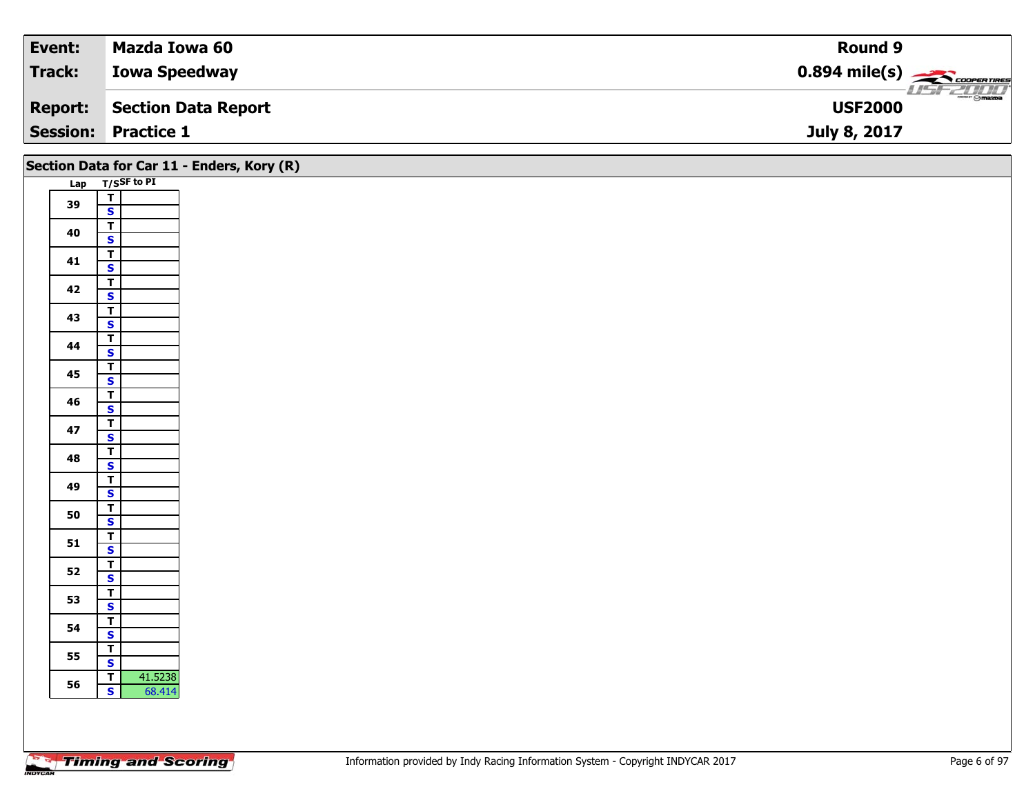| Event: | Mazda Iowa 60 | Round 9 |
| --- | --- | --- |
| Track: | Iowa Speedway | 0.894 mile(s) |
| Report: | Section Data Report | USF2000 |
| Session: | Practice 1 | July 8, 2017 |

## Section Data for Car 11 - Enders, Kory (R)

| Lap | T/S | SF to PI |
| --- | --- | --- |
| 39 | T | |
| | S | |
| 40 | T | |
| | S | |
| 41 | T | |
| | S | |
| 42 | T | |
| | S | |
| 43 | T | |
| | S | |
| 44 | T | |
| | S | |
| 45 | T | |
| | S | |
| 46 | T | |
| | S | |
| 47 | T | |
| | S | |
| 48 | T | |
| | S | |
| 49 | T | |
| | S | |
| 50 | T | |
| | S | |
| 51 | T | |
| | S | |
| 52 | T | |
| | S | |
| 53 | T | |
| | S | |
| 54 | T | |
| | S | |
| 55 | T | |
| | S | |
| 56 | T | 41.5238 |
| | S | 68.414 |

Information provided by Indy Racing Information System - Copyright INDYCAR 2017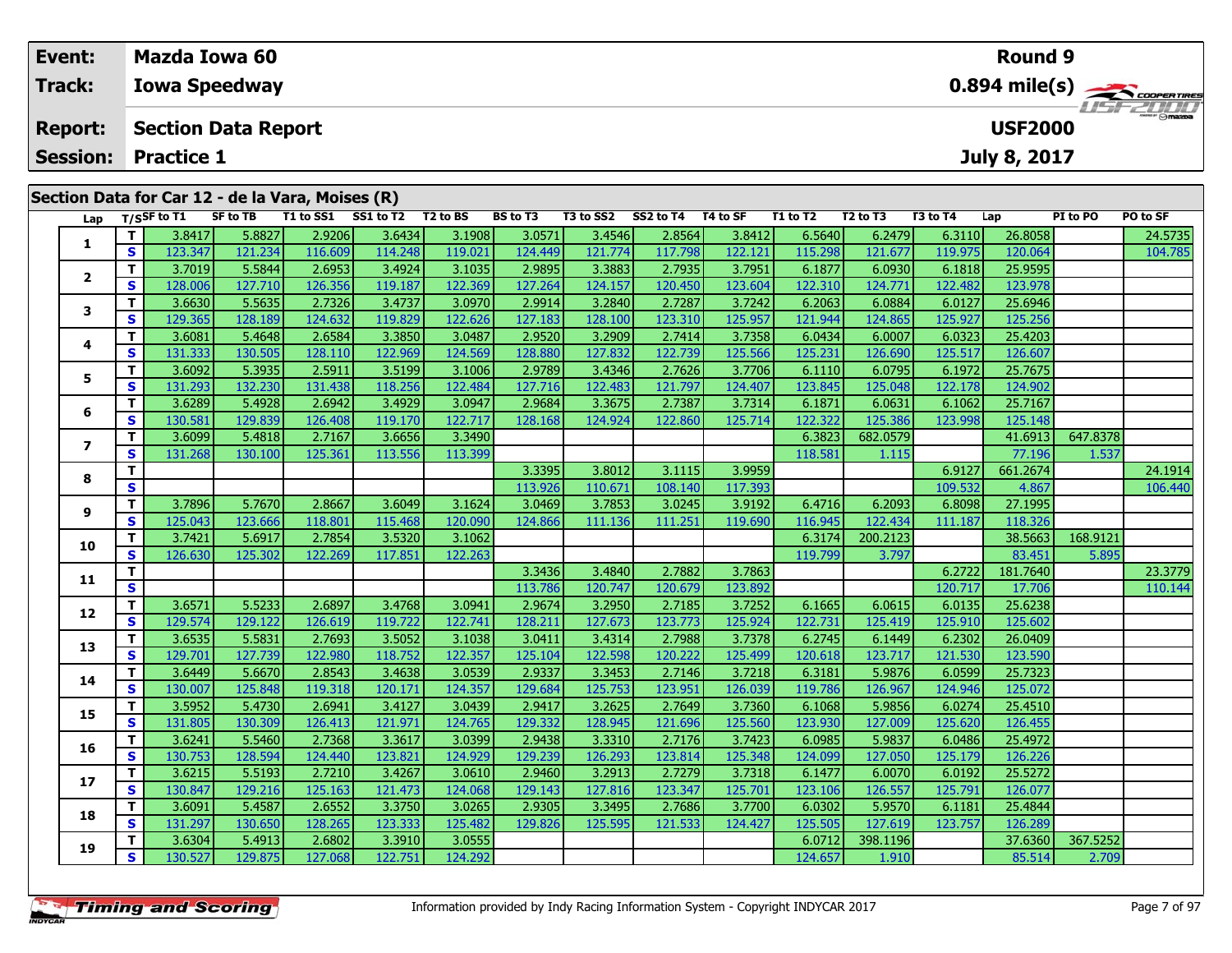| Event: | Mazda Iowa 60 | Round 9 |
|---|---|---|
| Track: | Iowa Speedway | 0.894 mile(s) |
| Report: | Section Data Report | USF2000 |
| Session: | Practice 1 | July 8, 2017 |

## Section Data for Car 12 - de la Vara, Moises (R)

| Lap | T/S | SF to T1 | SF to TB | T1 to SS1 | SS1 to T2 | T2 to BS | BS to T3 | T3 to SS2 | SS2 to T4 | T4 to SF | T1 to T2 | T2 to T3 | T3 to T4 | Lap | PI to PO | PO to SF |
|---|---|---|---|---|---|---|---|---|---|---|---|---|---|---|---|---|
| 1 | T | 3.8417 | 5.8827 | 2.9206 | 3.6434 | 3.1908 | 3.0571 | 3.4546 | 2.8564 | 3.8412 | 6.5640 | 6.2479 | 6.3110 | 26.8058 | | 24.5735 |
| | S | 123.347 | 121.234 | 116.609 | 114.248 | 119.021 | 124.449 | 121.774 | 117.798 | 122.121 | 115.298 | 121.677 | 119.975 | 120.064 | | 104.785 |
| 2 | T | 3.7019 | 5.5844 | 2.6953 | 3.4924 | 3.1035 | 2.9895 | 3.3883 | 2.7935 | 3.7951 | 6.1877 | 6.0930 | 6.1818 | 25.9595 | | |
| | S | 128.006 | 127.710 | 126.356 | 119.187 | 122.369 | 127.264 | 124.157 | 120.450 | 123.604 | 122.310 | 124.771 | 122.482 | 123.978 | | |
| 3 | T | 3.6630 | 5.5635 | 2.7326 | 3.4737 | 3.0970 | 2.9914 | 3.2840 | 2.7287 | 3.7242 | 6.2063 | 6.0884 | 6.0127 | 25.6946 | | |
| | S | 129.365 | 128.189 | 124.632 | 119.829 | 122.626 | 127.183 | 128.100 | 123.310 | 125.957 | 121.944 | 124.865 | 125.927 | 125.256 | | |
| 4 | T | 3.6081 | 5.4648 | 2.6584 | 3.3850 | 3.0487 | 2.9520 | 3.2909 | 2.7414 | 3.7358 | 6.0434 | 6.0007 | 6.0323 | 25.4203 | | |
| | S | 131.333 | 130.505 | 128.110 | 122.969 | 124.569 | 128.880 | 127.832 | 122.739 | 125.566 | 125.231 | 126.690 | 125.517 | 126.607 | | |
| 5 | T | 3.6092 | 5.3935 | 2.5911 | 3.5199 | 3.1006 | 2.9789 | 3.4346 | 2.7626 | 3.7706 | 6.1110 | 6.0795 | 6.1972 | 25.7675 | | |
| | S | 131.293 | 132.230 | 131.438 | 118.256 | 122.484 | 127.716 | 122.483 | 121.797 | 124.407 | 123.845 | 125.048 | 122.178 | 124.902 | | |
| 6 | T | 3.6289 | 5.4928 | 2.6942 | 3.4929 | 3.0947 | 2.9684 | 3.3675 | 2.7387 | 3.7314 | 6.1871 | 6.0631 | 6.1062 | 25.7167 | | |
| | S | 130.581 | 129.839 | 126.408 | 119.170 | 122.717 | 128.168 | 124.924 | 122.860 | 125.714 | 122.322 | 125.386 | 123.998 | 125.148 | | |
| 7 | T | 3.6099 | 5.4818 | 2.7167 | 3.6656 | 3.3490 | | | | | 6.3823 | 682.0579 | | 41.6913 | 647.8378 | |
| | S | 131.268 | 130.100 | 125.361 | 113.556 | 113.399 | | | | | 118.581 | 1.115 | | 77.196 | 1.537 | |
| 8 | T | | | | | | 3.3395 | 3.8012 | 3.1115 | 3.9959 | | | 6.9127 | 661.2674 | | 24.1914 |
| | S | | | | | | 113.926 | 110.671 | 108.140 | 117.393 | | | 109.532 | 4.867 | | 106.440 |
| 9 | T | 3.7896 | 5.7670 | 2.8667 | 3.6049 | 3.1624 | 3.0469 | 3.7853 | 3.0245 | 3.9192 | 6.4716 | 6.2093 | 6.8098 | 27.1995 | | |
| | S | 125.043 | 123.666 | 118.801 | 115.468 | 120.090 | 124.866 | 111.136 | 111.251 | 119.690 | 116.945 | 122.434 | 111.187 | 118.326 | | |
| 10 | T | 3.7421 | 5.6917 | 2.7854 | 3.5320 | 3.1062 | | | | | 6.3174 | 200.2123 | | 38.5663 | 168.9121 | |
| | S | 126.630 | 125.302 | 122.269 | 117.851 | 122.263 | | | | | 119.799 | 3.797 | | 83.451 | 5.895 | |
| 11 | T | | | | | | 3.3436 | 3.4840 | 2.7882 | 3.7863 | | | 6.2722 | 181.7640 | | 23.3779 |
| | S | | | | | | 113.786 | 120.747 | 120.679 | 123.892 | | | 120.717 | 17.706 | | 110.144 |
| 12 | T | 3.6571 | 5.5233 | 2.6897 | 3.4768 | 3.0941 | 2.9674 | 3.2950 | 2.7185 | 3.7252 | 6.1665 | 6.0615 | 6.0135 | 25.6238 | | |
| | S | 129.574 | 129.122 | 126.619 | 119.722 | 122.741 | 128.211 | 127.673 | 123.773 | 125.924 | 122.731 | 125.419 | 125.910 | 125.602 | | |
| 13 | T | 3.6535 | 5.5831 | 2.7693 | 3.5052 | 3.1038 | 3.0411 | 3.4314 | 2.7988 | 3.7378 | 6.2745 | 6.1449 | 6.2302 | 26.0409 | | |
| | S | 129.701 | 127.739 | 122.980 | 118.752 | 122.357 | 125.104 | 122.598 | 120.222 | 125.499 | 120.618 | 123.717 | 121.530 | 123.590 | | |
| 14 | T | 3.6449 | 5.6670 | 2.8543 | 3.4638 | 3.0539 | 2.9337 | 3.3453 | 2.7146 | 3.7218 | 6.3181 | 5.9876 | 6.0599 | 25.7323 | | |
| | S | 130.007 | 125.848 | 119.318 | 120.171 | 124.357 | 129.684 | 125.753 | 123.951 | 126.039 | 119.786 | 126.967 | 124.946 | 125.072 | | |
| 15 | T | 3.5952 | 5.4730 | 2.6941 | 3.4127 | 3.0439 | 2.9417 | 3.2625 | 2.7649 | 3.7360 | 6.1068 | 5.9856 | 6.0274 | 25.4510 | | |
| | S | 131.805 | 130.309 | 126.413 | 121.971 | 124.765 | 129.332 | 128.945 | 121.696 | 125.560 | 123.930 | 127.009 | 125.620 | 126.455 | | |
| 16 | T | 3.6241 | 5.5460 | 2.7368 | 3.3617 | 3.0399 | 2.9438 | 3.3310 | 2.7176 | 3.7423 | 6.0985 | 5.9837 | 6.0486 | 25.4972 | | |
| | S | 130.753 | 128.594 | 124.440 | 123.821 | 124.929 | 129.239 | 126.293 | 123.814 | 125.348 | 124.099 | 127.050 | 125.179 | 126.226 | | |
| 17 | T | 3.6215 | 5.5193 | 2.7210 | 3.4267 | 3.0610 | 2.9460 | 3.2913 | 2.7279 | 3.7318 | 6.1477 | 6.0070 | 6.0192 | 25.5272 | | |
| | S | 130.847 | 129.216 | 125.163 | 121.473 | 124.068 | 129.143 | 127.816 | 123.347 | 125.701 | 123.106 | 126.557 | 125.791 | 126.077 | | |
| 18 | T | 3.6091 | 5.4587 | 2.6552 | 3.3750 | 3.0265 | 2.9305 | 3.3495 | 2.7686 | 3.7700 | 6.0302 | 5.9570 | 6.1181 | 25.4844 | | |
| | S | 131.297 | 130.650 | 128.265 | 123.333 | 125.482 | 129.826 | 125.595 | 121.533 | 124.427 | 125.505 | 127.619 | 123.757 | 126.289 | | |
| 19 | T | 3.6304 | 5.4913 | 2.6802 | 3.3910 | 3.0555 | | | | | 6.0712 | 398.1196 | | 37.6360 | 367.5252 | |
| | S | 130.527 | 129.875 | 127.068 | 122.751 | 124.292 | | | | | 124.657 | 1.910 | | 85.514 | 2.709 | |

Information provided by Indy Racing Information System - Copyright INDYCAR 2017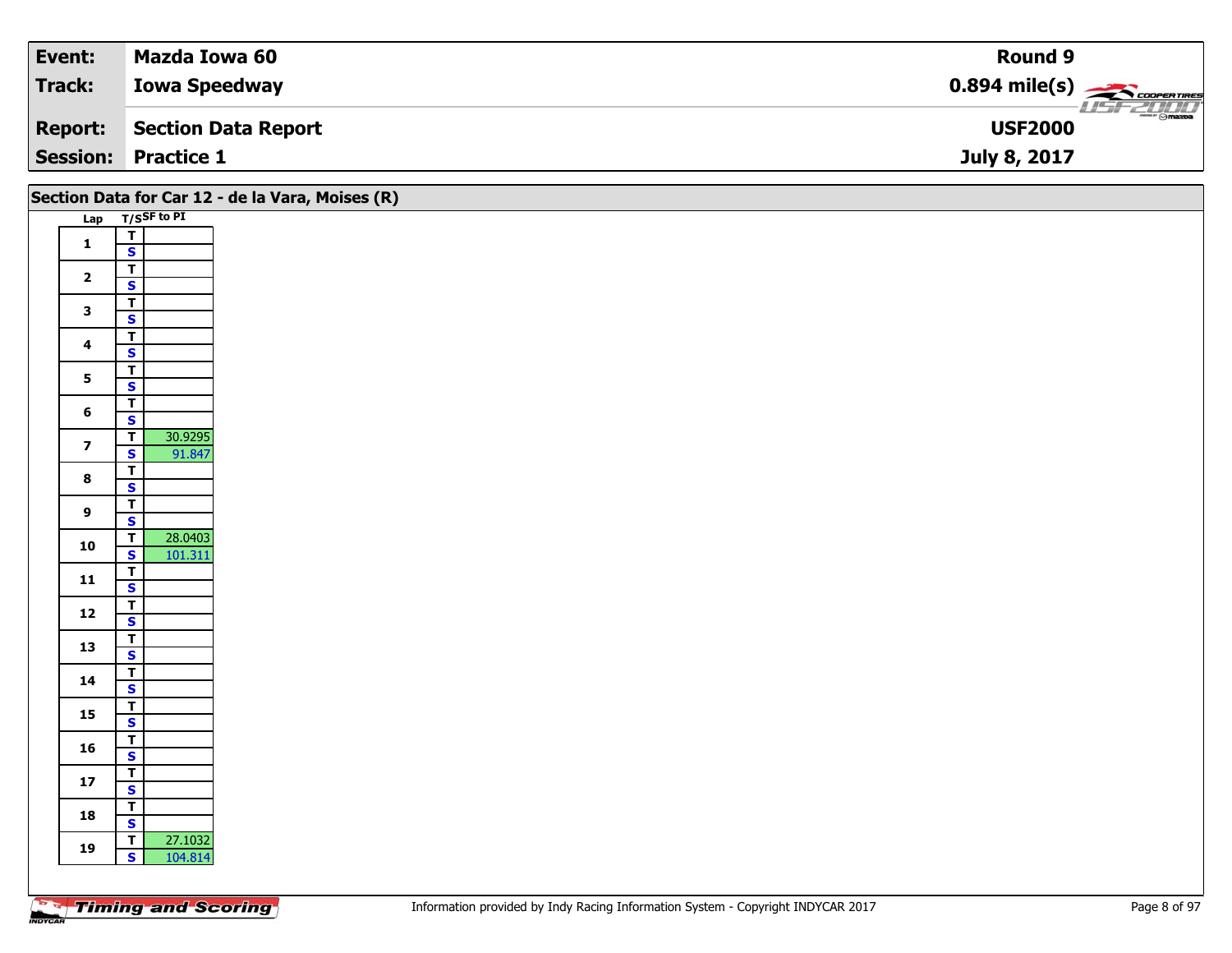| Event: | Mazda Iowa 60 | Round 9 |
|---|---|---|
| Track: | Iowa Speedway | 0.894 mile(s) |
| Report: | Section Data Report | USF2000 |
| Session: | Practice 1 | July 8, 2017 |

## Section Data for Car 12 - de la Vara, Moises (R)

| Lap | T/S | SF to PI |
|---|---|---|
| 1 | T | |
| | S | |
| 2 | T | |
| | S | |
| 3 | T | |
| | S | |
| 4 | T | |
| | S | |
| 5 | T | |
| | S | |
| 6 | T | |
| | S | |
| 7 | T | 30.9295 |
| | S | 91.847 |
| 8 | T | |
| | S | |
| 9 | T | |
| | S | |
| 10 | T | 28.0403 |
| | S | 101.311 |
| 11 | T | |
| | S | |
| 12 | T | |
| | S | |
| 13 | T | |
| | S | |
| 14 | T | |
| | S | |
| 15 | T | |
| | S | |
| 16 | T | |
| | S | |
| 17 | T | |
| | S | |
| 18 | T | |
| | S | |
| 19 | T | 27.1032 |
| | S | 104.814 |

Information provided by Indy Racing Information System - Copyright INDYCAR 2017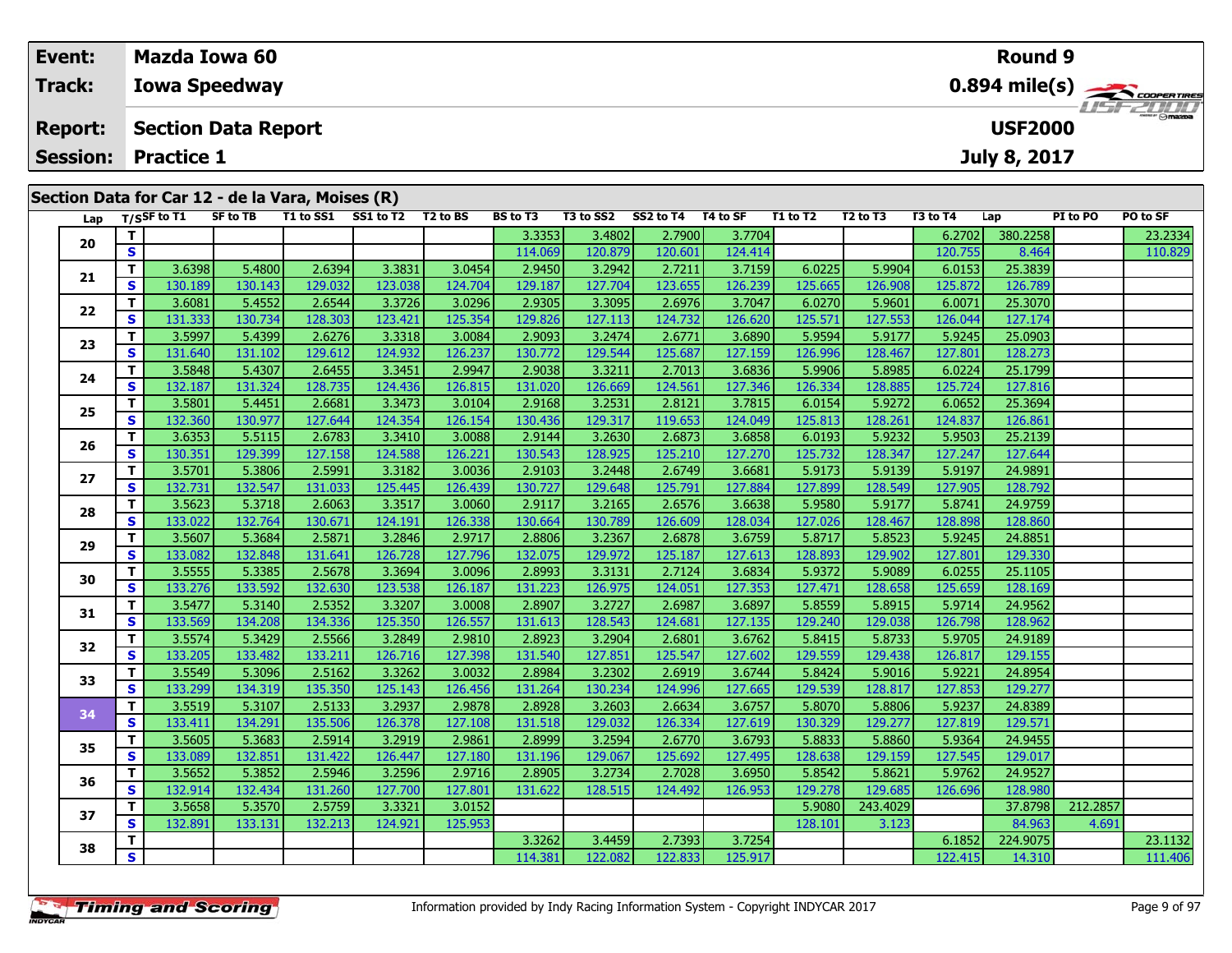| Event: | Mazda Iowa 60 | Round 9 |
|---|---|---|
| Track: | Iowa Speedway | 0.894 mile(s) |
| Report: | Section Data Report | USF2000 |
| Session: | Practice 1 | July 8, 2017 |

## Section Data for Car 12 - de la Vara, Moises (R)

| Lap | T/S | SF to T1 | SF to TB | T1 to SS1 | SS1 to T2 | T2 to BS | BS to T3 | T3 to SS2 | SS2 to T4 | T4 to SF | T1 to T2 | T2 to T3 | T3 to T4 | Lap | PI to PO | PO to SF |
|---|---|---|---|---|---|---|---|---|---|---|---|---|---|---|---|---|
| 20 | T | | | | | | 3.3353 | 3.4802 | 2.7900 | 3.7704 | | | 6.2702 | 380.2258 | | 23.2334 |
| | S | | | | | | 114.069 | 120.879 | 120.601 | 124.414 | | | 120.755 | 8.464 | | 110.829 |
| 21 | T | 3.6398 | 5.4800 | 2.6394 | 3.3831 | 3.0454 | 2.9450 | 3.2942 | 2.7211 | 3.7159 | 6.0225 | 5.9904 | 6.0153 | 25.3839 | | |
| | S | 130.189 | 130.143 | 129.032 | 123.038 | 124.704 | 129.187 | 127.704 | 123.655 | 126.239 | 125.665 | 126.908 | 125.872 | 126.789 | | |
| 22 | T | 3.6081 | 5.4552 | 2.6544 | 3.3726 | 3.0296 | 2.9305 | 3.3095 | 2.6976 | 3.7047 | 6.0270 | 5.9601 | 6.0071 | 25.3070 | | |
| | S | 131.333 | 130.734 | 128.303 | 123.421 | 125.354 | 129.826 | 127.113 | 124.732 | 126.620 | 125.571 | 127.553 | 126.044 | 127.174 | | |
| 23 | T | 3.5997 | 5.4399 | 2.6276 | 3.3318 | 3.0084 | 2.9093 | 3.2474 | 2.6771 | 3.6890 | 5.9594 | 5.9177 | 5.9245 | 25.0903 | | |
| | S | 131.640 | 131.102 | 129.612 | 124.932 | 126.237 | 130.772 | 129.544 | 125.687 | 127.159 | 126.996 | 128.467 | 127.801 | 128.273 | | |
| 24 | T | 3.5848 | 5.4307 | 2.6455 | 3.3451 | 2.9947 | 2.9038 | 3.3211 | 2.7013 | 3.6836 | 5.9906 | 5.8985 | 6.0224 | 25.1799 | | |
| | S | 132.187 | 131.324 | 128.735 | 124.436 | 126.815 | 131.020 | 126.669 | 124.561 | 127.346 | 126.334 | 128.885 | 125.724 | 127.816 | | |
| 25 | T | 3.5801 | 5.4451 | 2.6681 | 3.3473 | 3.0104 | 2.9168 | 3.2531 | 2.8121 | 3.7815 | 6.0154 | 5.9272 | 6.0652 | 25.3694 | | |
| | S | 132.360 | 130.977 | 127.644 | 124.354 | 126.154 | 130.436 | 129.317 | 119.653 | 124.049 | 125.813 | 128.261 | 124.837 | 126.861 | | |
| 26 | T | 3.6353 | 5.5115 | 2.6783 | 3.3410 | 3.0088 | 2.9144 | 3.2630 | 2.6873 | 3.6858 | 6.0193 | 5.9232 | 5.9503 | 25.2139 | | |
| | S | 130.351 | 129.399 | 127.158 | 124.588 | 126.221 | 130.543 | 128.925 | 125.210 | 127.270 | 125.732 | 128.347 | 127.247 | 127.644 | | |
| 27 | T | 3.5701 | 5.3806 | 2.5991 | 3.3182 | 3.0036 | 2.9103 | 3.2448 | 2.6749 | 3.6681 | 5.9173 | 5.9139 | 5.9197 | 24.9891 | | |
| | S | 132.731 | 132.547 | 131.033 | 125.445 | 126.439 | 130.727 | 129.648 | 125.791 | 127.884 | 127.899 | 128.549 | 127.905 | 128.792 | | |
| 28 | T | 3.5623 | 5.3718 | 2.6063 | 3.3517 | 3.0060 | 2.9117 | 3.2165 | 2.6576 | 3.6638 | 5.9580 | 5.9177 | 5.8741 | 24.9759 | | |
| | S | 133.022 | 132.764 | 130.671 | 124.191 | 126.338 | 130.664 | 130.789 | 126.609 | 128.034 | 127.026 | 128.467 | 128.898 | 128.860 | | |
| 29 | T | 3.5607 | 5.3684 | 2.5871 | 3.2846 | 2.9717 | 2.8806 | 3.2367 | 2.6878 | 3.6759 | 5.8717 | 5.8523 | 5.9245 | 24.8851 | | |
| | S | 133.082 | 132.848 | 131.641 | 126.728 | 127.796 | 132.075 | 129.972 | 125.187 | 127.613 | 128.893 | 129.902 | 127.801 | 129.330 | | |
| 30 | T | 3.5555 | 5.3385 | 2.5678 | 3.3694 | 3.0096 | 2.8993 | 3.3131 | 2.7124 | 3.6834 | 5.9372 | 5.9089 | 6.0255 | 25.1105 | | |
| | S | 133.276 | 133.592 | 132.630 | 123.538 | 126.187 | 131.223 | 126.975 | 124.051 | 127.353 | 127.471 | 128.658 | 125.659 | 128.169 | | |
| 31 | T | 3.5477 | 5.3140 | 2.5352 | 3.3207 | 3.0008 | 2.8907 | 3.2727 | 2.6987 | 3.6897 | 5.8559 | 5.8915 | 5.9714 | 24.9562 | | |
| | S | 133.569 | 134.208 | 134.336 | 125.350 | 126.557 | 131.613 | 128.543 | 124.681 | 127.135 | 129.240 | 129.038 | 126.798 | 128.962 | | |
| 32 | T | 3.5574 | 5.3429 | 2.5566 | 3.2849 | 2.9810 | 2.8923 | 3.2904 | 2.6801 | 3.6762 | 5.8415 | 5.8733 | 5.9705 | 24.9189 | | |
| | S | 133.205 | 133.482 | 133.211 | 126.716 | 127.398 | 131.540 | 127.851 | 125.547 | 127.602 | 129.559 | 129.438 | 126.817 | 129.155 | | |
| 33 | T | 3.5549 | 5.3096 | 2.5162 | 3.3262 | 3.0032 | 2.8984 | 3.2302 | 2.6919 | 3.6744 | 5.8424 | 5.9016 | 5.9221 | 24.8954 | | |
| | S | 133.299 | 134.319 | 135.350 | 125.143 | 126.456 | 131.264 | 130.234 | 124.996 | 127.665 | 129.539 | 128.817 | 127.853 | 129.277 | | |
| 34 | T | 3.5519 | 5.3107 | 2.5133 | 3.2937 | 2.9878 | 2.8928 | 3.2603 | 2.6634 | 3.6757 | 5.8070 | 5.8806 | 5.9237 | 24.8389 | | |
| | S | 133.411 | 134.291 | 135.506 | 126.378 | 127.108 | 131.518 | 129.032 | 126.334 | 127.619 | 130.329 | 129.277 | 127.819 | 129.571 | | |
| 35 | T | 3.5605 | 5.3683 | 2.5914 | 3.2919 | 2.9861 | 2.8999 | 3.3294 | 2.6770 | 3.6793 | 5.8833 | 5.8860 | 5.9364 | 24.9455 | | |
| | S | 133.089 | 132.851 | 131.422 | 126.447 | 127.180 | 131.196 | 129.067 | 125.692 | 127.495 | 128.638 | 129.159 | 127.545 | 129.017 | | |
| 36 | T | 3.5652 | 5.3852 | 2.5946 | 3.2596 | 2.9716 | 2.8905 | 3.2734 | 2.7028 | 3.6950 | 5.8542 | 5.8621 | 5.9762 | 24.9527 | | |
| | S | 132.914 | 132.434 | 131.260 | 127.700 | 127.801 | 131.622 | 128.515 | 124.492 | 126.953 | 129.278 | 129.685 | 126.696 | 128.980 | | |
| 37 | T | 3.5658 | 5.3570 | 2.5759 | 3.3321 | 3.0152 | | | | | 5.9080 | 243.4029 | | 37.8798 | 212.2857 | |
| | S | 132.891 | 133.131 | 132.213 | 124.921 | 125.953 | | | | | 128.101 | 3.123 | | 84.963 | 4.691 | |
| 38 | T | | | | | | 3.3262 | 3.4459 | 2.7393 | 3.7254 | | | 6.1852 | 224.9075 | | 23.1132 |
| | S | | | | | | 114.381 | 122.082 | 122.833 | 125.917 | | | 122.415 | 14.310 | | 111.406 |

Information provided by Indy Racing Information System - Copyright INDYCAR 2017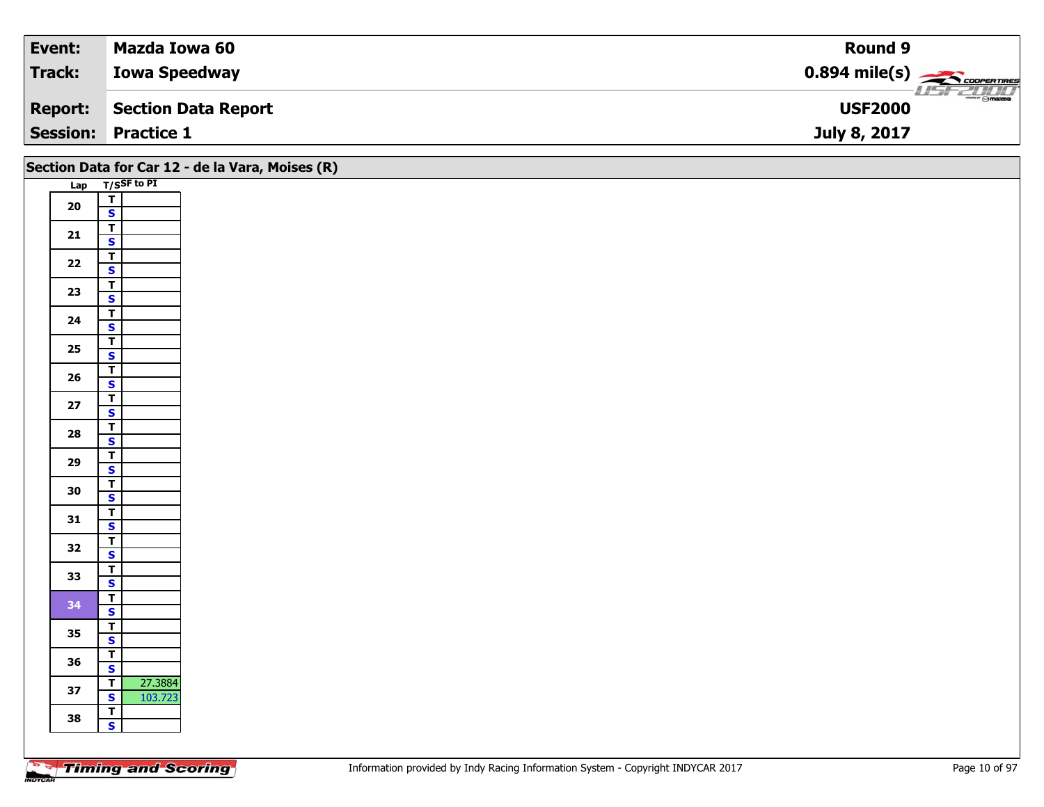| Event: | Mazda Iowa 60 | Round 9 |
|---|---|---|
| Track: | Iowa Speedway | 0.894 mile(s) |
| Report: | Section Data Report | USF2000 |
| Session: | Practice 1 | July 8, 2017 |

## Section Data for Car 12 - de la Vara, Moises (R)

| Lap | T/S | SF to PI |
|---|---|---|
| 20 | T | |
| | S | |
| 21 | T | |
| | S | |
| 22 | T | |
| | S | |
| 23 | T | |
| | S | |
| 24 | T | |
| | S | |
| 25 | T | |
| | S | |
| 26 | T | |
| | S | |
| 27 | T | |
| | S | |
| 28 | T | |
| | S | |
| 29 | T | |
| | S | |
| 30 | T | |
| | S | |
| 31 | T | |
| | S | |
| 32 | T | |
| | S | |
| 33 | T | |
| | S | |
| 34 | T | |
| | S | |
| 35 | T | |
| | S | |
| 36 | T | |
| | S | |
| 37 | T | 27.3884 |
| | S | 103.723 |
| 38 | T | |
| | S | |

Information provided by Indy Racing Information System - Copyright INDYCAR 2017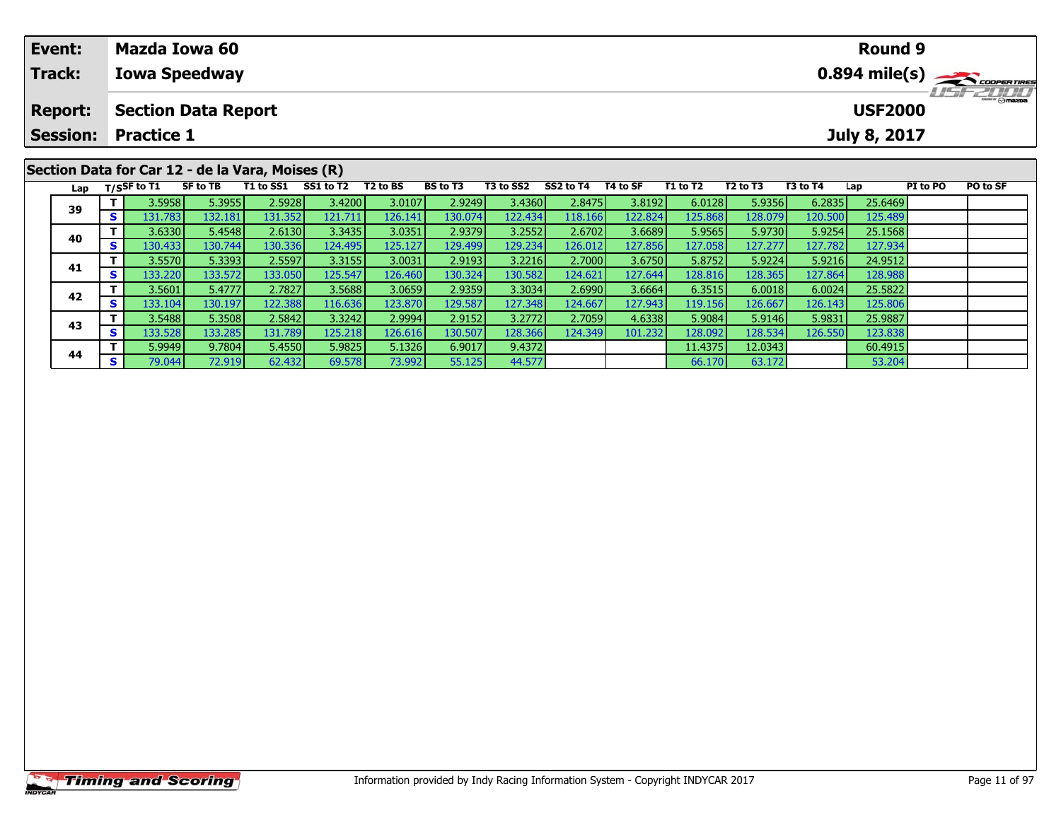| Event: | Mazda Iowa 60 | Round 9 |
|---|---|---|
| Track: | Iowa Speedway | 0.894 mile(s) |
| Report: | Section Data Report | USF2000 |
| Session: | Practice 1 | July 8, 2017 |

## Section Data for Car 12 - de la Vara, Moises (R)

| Lap | T/S | SF to T1 | SF to TB | T1 to SS1 | SS1 to T2 | T2 to BS | BS to T3 | T3 to SS2 | SS2 to T4 | T4 to SF | T1 to T2 | T2 to T3 | T3 to T4 | Lap | PI to PO | PO to SF |
|---|---|---|---|---|---|---|---|---|---|---|---|---|---|---|---|---|
| 39 | T | 3.5958 | 5.3955 | 2.5928 | 3.4200 | 3.0107 | 2.9249 | 3.4360 | 2.8475 | 3.8192 | 6.0128 | 5.9356 | 6.2835 | 25.6469 | | |
| | S | 131.783 | 132.181 | 131.352 | 121.711 | 126.141 | 130.074 | 122.434 | 118.166 | 122.824 | 125.868 | 128.079 | 120.500 | 125.489 | | |
| 40 | T | 3.6330 | 5.4548 | 2.6130 | 3.3435 | 3.0351 | 2.9379 | 3.2552 | 2.6702 | 3.6689 | 5.9565 | 5.9730 | 5.9254 | 25.1568 | | |
| | S | 130.433 | 130.744 | 130.336 | 124.495 | 125.127 | 129.499 | 129.234 | 126.012 | 127.856 | 127.058 | 127.277 | 127.782 | 127.934 | | |
| 41 | T | 3.5570 | 5.3393 | 2.5597 | 3.3155 | 3.0031 | 2.9193 | 3.2216 | 2.7000 | 3.6750 | 5.8752 | 5.9224 | 5.9216 | 24.9512 | | |
| | S | 133.220 | 133.572 | 133.050 | 125.547 | 126.460 | 130.324 | 130.582 | 124.621 | 127.644 | 128.816 | 128.365 | 127.864 | 128.988 | | |
| 42 | T | 3.5601 | 5.4777 | 2.7827 | 3.5688 | 3.0659 | 2.9359 | 3.3034 | 2.6990 | 3.6664 | 6.3515 | 6.0018 | 6.0024 | 25.5822 | | |
| | S | 133.104 | 130.197 | 122.388 | 116.636 | 123.870 | 129.587 | 127.348 | 124.667 | 127.943 | 119.156 | 126.667 | 126.143 | 125.806 | | |
| 43 | T | 3.5488 | 5.3508 | 2.5842 | 3.3242 | 2.9994 | 2.9152 | 3.2772 | 2.7059 | 4.6338 | 5.9084 | 5.9146 | 5.9831 | 25.9887 | | |
| | S | 133.528 | 133.285 | 131.789 | 125.218 | 126.616 | 130.507 | 128.366 | 124.349 | 101.232 | 128.092 | 128.534 | 126.550 | 123.838 | | |
| 44 | T | 5.9949 | 9.7804 | 5.4550 | 5.9825 | 5.1326 | 6.9017 | 9.4372 | | | 11.4375 | 12.0343 | | 60.4915 | | |
| | S | 79.044 | 72.919 | 62.432 | 69.578 | 73.992 | 55.125 | 44.577 | | | 66.170 | 63.172 | | 53.204 | | |

Information provided by Indy Racing Information System - Copyright INDYCAR 2017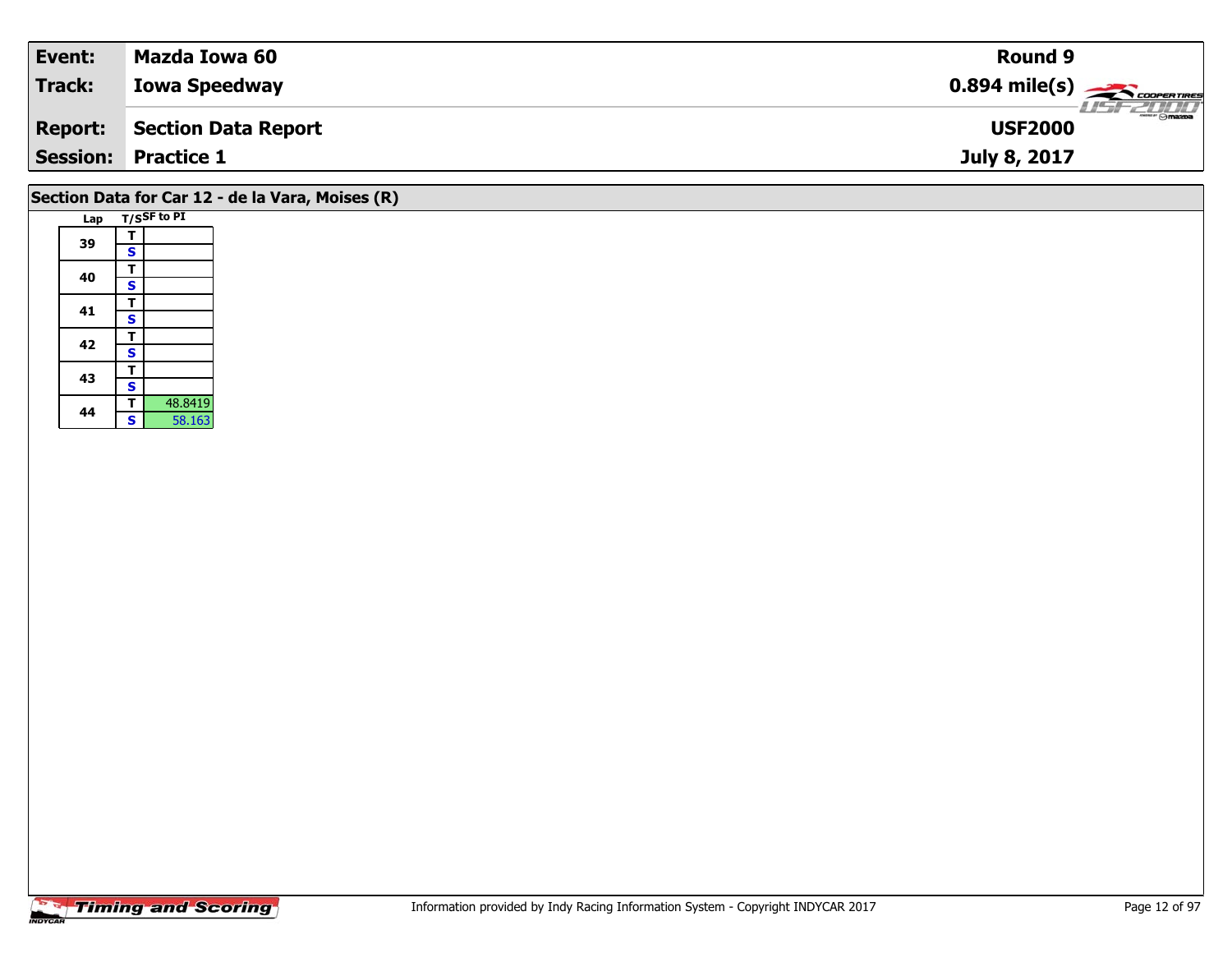| Event: | Mazda Iowa 60 | Round 9 |
|---|---|---|
| Track: | Iowa Speedway | 0.894 mile(s) |
| Report: | Section Data Report | USF2000 |
| Session: | Practice 1 | July 8, 2017 |

## Section Data for Car 12 - de la Vara, Moises (R)

| Lap | T/S | SF to PI |
|---|---|---|
| 39 | T | |
| | S | |
| 40 | T | |
| | S | |
| 41 | T | |
| | S | |
| 42 | T | |
| | S | |
| 43 | T | |
| | S | |
| 44 | T | 48.8419 |
| | S | 58.163 |

Information provided by Indy Racing Information System - Copyright INDYCAR 2017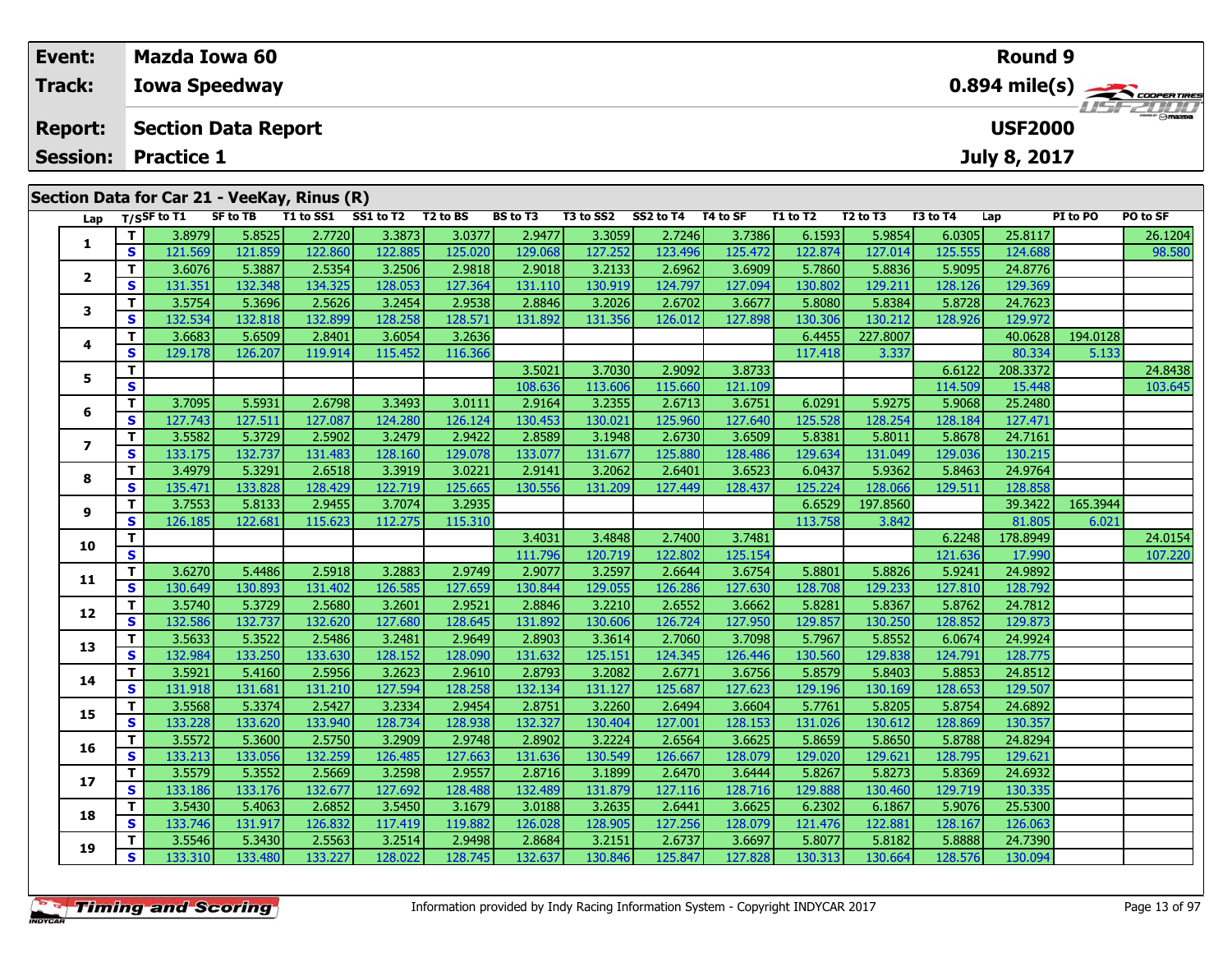| **Event:** | **Mazda Iowa 60** | **Round 9** |
|---|---|---|
| **Track:** | **Iowa Speedway** | **0.894 mile(s)** |
| **Report:** | **Section Data Report** | **USF2000** |
| **Session:** | **Practice 1** | **July 8, 2017** |

## Section Data for Car 21 - VeeKay, Rinus (R)

| Lap | T/S | SF to T1 | SF to TB | T1 to SS1 | SS1 to T2 | T2 to BS | BS to T3 | T3 to SS2 | SS2 to T4 | T4 to SF | T1 to T2 | T2 to T3 | T3 to T4 | Lap | PI to PO | PO to SF |
|---|---|---|---|---|---|---|---|---|---|---|---|---|---|---|---|---|
| 1 | T | 3.8979 | 5.8525 | 2.7720 | 3.3873 | 3.0377 | 2.9477 | 3.3059 | 2.7246 | 3.7386 | 6.1593 | 5.9854 | 6.0305 | 25.8117 | | 26.1204 |
| | S | 121.569 | 121.859 | 122.860 | 122.885 | 125.020 | 129.068 | 127.252 | 123.496 | 125.472 | 122.874 | 127.014 | 125.555 | 124.688 | | 98.580 |
| 2 | T | 3.6076 | 5.3887 | 2.5354 | 3.2506 | 2.9818 | 2.9018 | 3.2133 | 2.6962 | 3.6909 | 5.7860 | 5.8836 | 5.9095 | 24.8776 | | |
| | S | 131.351 | 132.348 | 134.325 | 128.053 | 127.364 | 131.110 | 130.919 | 124.797 | 127.094 | 130.802 | 129.211 | 128.126 | 129.369 | | |
| 3 | T | 3.5754 | 5.3696 | 2.5626 | 3.2454 | 2.9538 | 2.8846 | 3.2026 | 2.6702 | 3.6677 | 5.8080 | 5.8384 | 5.8728 | 24.7623 | | |
| | S | 132.534 | 132.818 | 132.899 | 128.258 | 128.571 | 131.892 | 131.356 | 126.012 | 127.898 | 130.306 | 130.212 | 128.926 | 129.972 | | |
| 4 | T | 3.6683 | 5.6509 | 2.8401 | 3.6054 | 3.2636 | | | | | 6.4455 | 227.8007 | | 40.0628 | 194.0128 | |
| | S | 129.178 | 126.207 | 119.914 | 115.452 | 116.366 | | | | | 117.418 | 3.337 | | 80.334 | 5.133 | |
| 5 | T | | | | | | 3.5021 | 3.7030 | 2.9092 | 3.8733 | | | 6.6122 | 208.3372 | | 24.8438 |
| | S | | | | | | 108.636 | 113.606 | 115.660 | 121.109 | | | 114.509 | 15.448 | | 103.645 |
| 6 | T | 3.7095 | 5.5931 | 2.6798 | 3.3493 | 3.0111 | 2.9164 | 3.2355 | 2.6713 | 3.6751 | 6.0291 | 5.9275 | 5.9068 | 25.2480 | | |
| | S | 127.743 | 127.511 | 127.087 | 124.280 | 126.124 | 130.453 | 130.021 | 125.960 | 127.640 | 125.528 | 128.254 | 128.184 | 127.471 | | |
| 7 | T | 3.5582 | 5.3729 | 2.5902 | 3.2479 | 2.9422 | 2.8589 | 3.1948 | 2.6730 | 3.6509 | 5.8381 | 5.8011 | 5.8678 | 24.7161 | | |
| | S | 133.175 | 132.737 | 131.483 | 128.160 | 129.078 | 133.077 | 131.677 | 125.880 | 128.486 | 129.634 | 131.049 | 129.036 | 130.215 | | |
| 8 | T | 3.4979 | 5.3291 | 2.6518 | 3.3919 | 3.0221 | 2.9141 | 3.2062 | 2.6401 | 3.6523 | 6.0437 | 5.9362 | 5.8463 | 24.9764 | | |
| | S | 135.471 | 133.828 | 128.429 | 122.719 | 125.665 | 130.556 | 131.209 | 127.449 | 128.437 | 125.224 | 128.066 | 129.511 | 128.858 | | |
| 9 | T | 3.7553 | 5.8133 | 2.9455 | 3.7074 | 3.2935 | | | | | 6.6529 | 197.8560 | | 39.3422 | 165.3944 | |
| | S | 126.185 | 122.681 | 115.623 | 112.275 | 115.310 | | | | | 113.758 | 3.842 | | 81.805 | 6.021 | |
| 10 | T | | | | | | 3.4031 | 3.4848 | 2.7400 | 3.7481 | | | 6.2248 | 178.8949 | | 24.0154 |
| | S | | | | | | 111.796 | 120.719 | 122.802 | 125.154 | | | 121.636 | 17.990 | | 107.220 |
| 11 | T | 3.6270 | 5.4486 | 2.5918 | 3.2883 | 2.9749 | 2.9077 | 3.2597 | 2.6644 | 3.6754 | 5.8801 | 5.8826 | 5.9241 | 24.9892 | | |
| | S | 130.649 | 130.893 | 131.402 | 126.585 | 127.659 | 130.844 | 129.055 | 126.286 | 127.630 | 128.708 | 129.233 | 127.810 | 128.792 | | |
| 12 | T | 3.5740 | 5.3729 | 2.5680 | 3.2601 | 2.9521 | 2.8846 | 3.2210 | 2.6552 | 3.6662 | 5.8281 | 5.8367 | 5.8762 | 24.7812 | | |
| | S | 132.586 | 132.737 | 132.620 | 127.680 | 128.645 | 131.892 | 130.606 | 126.724 | 127.950 | 129.857 | 130.250 | 128.852 | 129.873 | | |
| 13 | T | 3.5633 | 5.3522 | 2.5486 | 3.2481 | 2.9649 | 2.8903 | 3.3614 | 2.7060 | 3.7098 | 5.7967 | 5.8552 | 6.0674 | 24.9924 | | |
| | S | 132.984 | 133.250 | 133.630 | 128.152 | 128.090 | 131.632 | 125.151 | 124.345 | 126.446 | 130.560 | 129.838 | 124.791 | 128.775 | | |
| 14 | T | 3.5921 | 5.4160 | 2.5956 | 3.2623 | 2.9610 | 2.8793 | 3.2082 | 2.6771 | 3.6756 | 5.8579 | 5.8403 | 5.8853 | 24.8512 | | |
| | S | 131.918 | 131.681 | 131.210 | 127.594 | 128.258 | 132.134 | 131.127 | 125.687 | 127.623 | 129.196 | 130.169 | 128.653 | 129.507 | | |
| 15 | T | 3.5568 | 5.3374 | 2.5427 | 3.2334 | 2.9454 | 2.8751 | 3.2260 | 2.6494 | 3.6604 | 5.7761 | 5.8205 | 5.8754 | 24.6892 | | |
| | S | 133.228 | 133.620 | 133.940 | 128.734 | 128.938 | 132.327 | 130.404 | 127.001 | 128.153 | 131.026 | 130.612 | 128.869 | 130.357 | | |
| 16 | T | 3.5572 | 5.3600 | 2.5750 | 3.2909 | 2.9748 | 2.8902 | 3.2224 | 2.6564 | 3.6625 | 5.8659 | 5.8650 | 5.8788 | 24.8294 | | |
| | S | 133.213 | 133.056 | 132.259 | 126.485 | 127.663 | 131.636 | 130.549 | 126.667 | 128.079 | 129.020 | 129.621 | 128.795 | 129.621 | | |
| 17 | T | 3.5579 | 5.3552 | 2.5669 | 3.2598 | 2.9557 | 2.8716 | 3.1899 | 2.6470 | 3.6444 | 5.8267 | 5.8273 | 5.8369 | 24.6932 | | |
| | S | 133.186 | 133.176 | 132.677 | 127.692 | 128.488 | 132.489 | 131.879 | 127.116 | 128.716 | 129.888 | 130.460 | 129.719 | 130.335 | | |
| 18 | T | 3.5430 | 5.4063 | 2.6852 | 3.5450 | 3.1679 | 3.0188 | 3.2635 | 2.6441 | 3.6625 | 6.2302 | 6.1867 | 5.9076 | 25.5300 | | |
| | S | 133.746 | 131.917 | 126.832 | 117.419 | 119.882 | 126.028 | 128.905 | 127.256 | 128.079 | 121.476 | 122.881 | 128.167 | 126.063 | | |
| 19 | T | 3.5546 | 5.3430 | 2.5563 | 3.2514 | 2.9498 | 2.8684 | 3.2151 | 2.6737 | 3.6697 | 5.8077 | 5.8182 | 5.8888 | 24.7390 | | |
| | S | 133.310 | 133.480 | 133.227 | 128.022 | 128.745 | 132.637 | 130.846 | 125.847 | 127.828 | 130.313 | 130.664 | 128.576 | 130.094 | | |

Information provided by Indy Racing Information System - Copyright INDYCAR 2017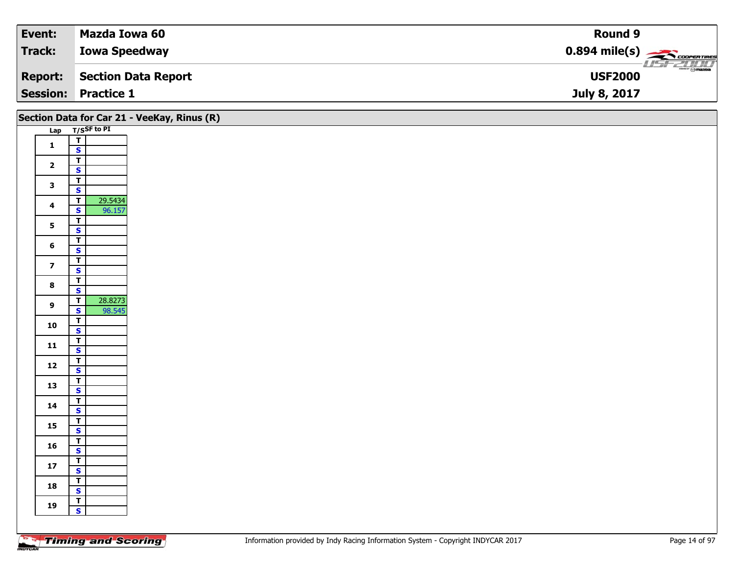| Event: | Mazda Iowa 60 | Round 9 |
|---|---|---|
| Track: | Iowa Speedway | 0.894 mile(s) |
| Report: | Section Data Report | USF2000 |
| Session: | Practice 1 | July 8, 2017 |

## Section Data for Car 21 - VeeKay, Rinus (R)

| Lap | T/S | SF to PI |
|---|---|---|
| 1 | T | |
| | S | |
| 2 | T | |
| | S | |
| 3 | T | |
| | S | |
| 4 | T | 29.5434 |
| | S | 96.157 |
| 5 | T | |
| | S | |
| 6 | T | |
| | S | |
| 7 | T | |
| | S | |
| 8 | T | |
| | S | |
| 9 | T | 28.8273 |
| | S | 98.545 |
| 10 | T | |
| | S | |
| 11 | T | |
| | S | |
| 12 | T | |
| | S | |
| 13 | T | |
| | S | |
| 14 | T | |
| | S | |
| 15 | T | |
| | S | |
| 16 | T | |
| | S | |
| 17 | T | |
| | S | |
| 18 | T | |
| | S | |
| 19 | T | |
| | S | |

Information provided by Indy Racing Information System - Copyright INDYCAR 2017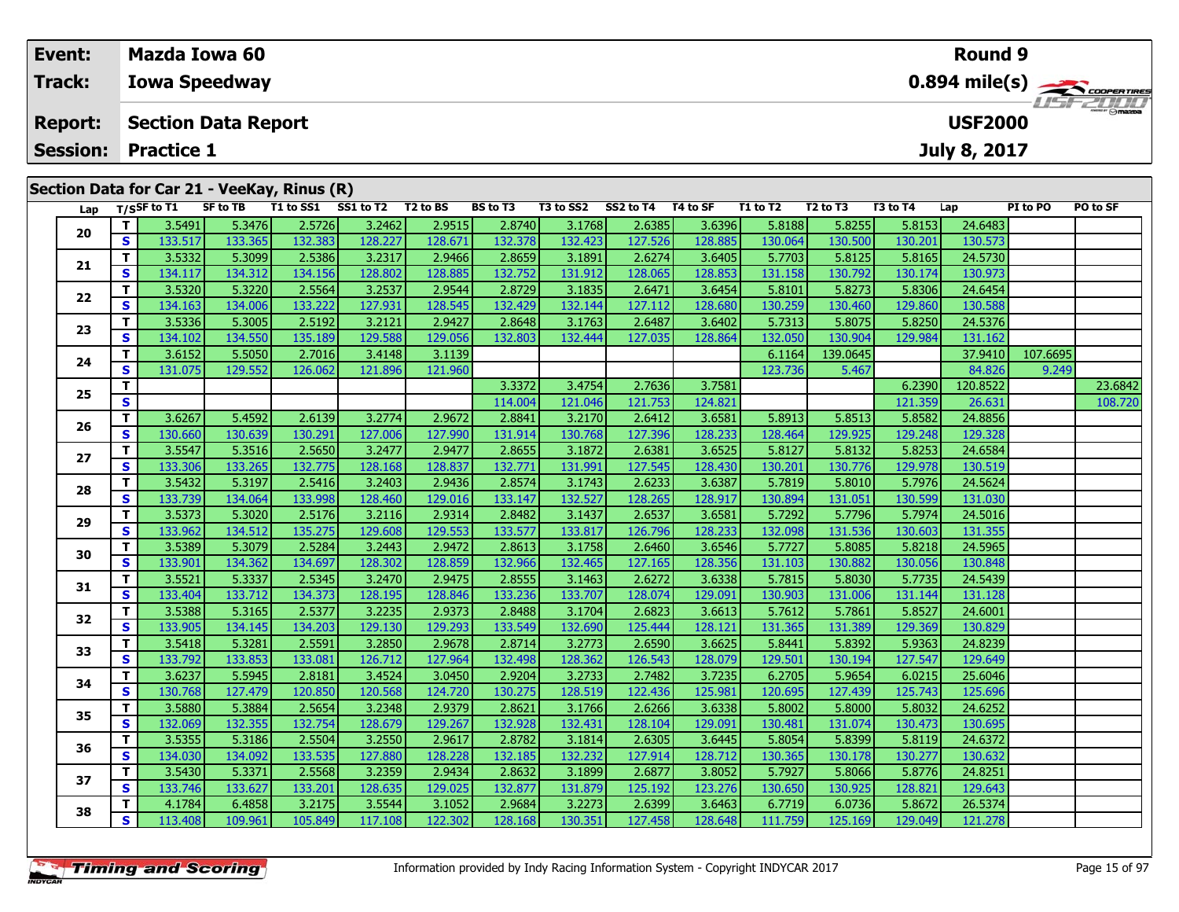| Event: | Mazda Iowa 60 | Round 9 |
|---|---|---|
| Track: | Iowa Speedway | 0.894 mile(s) |
| Report: | Section Data Report | USF2000 |
| Session: | Practice 1 | July 8, 2017 |

## Section Data for Car 21 - VeeKay, Rinus (R)

| Lap | T/S | SF to T1 | SF to TB | T1 to SS1 | SS1 to T2 | T2 to BS | BS to T3 | T3 to SS2 | SS2 to T4 | T4 to SF | T1 to T2 | T2 to T3 | T3 to T4 | Lap | PI to PO | PO to SF |
|---|---|---|---|---|---|---|---|---|---|---|---|---|---|---|---|---|
| 20 | T | 3.5491 | 5.3476 | 2.5726 | 3.2462 | 2.9515 | 2.8740 | 3.1768 | 2.6385 | 3.6396 | 5.8188 | 5.8255 | 5.8153 | 24.6483 | | |
| | S | 133.517 | 133.365 | 132.383 | 128.227 | 128.671 | 132.378 | 132.423 | 127.526 | 128.885 | 130.064 | 130.500 | 130.201 | 130.573 | | |
| 21 | T | 3.5332 | 5.3099 | 2.5386 | 3.2317 | 2.9466 | 2.8659 | 3.1891 | 2.6274 | 3.6405 | 5.7703 | 5.8125 | 5.8165 | 24.5730 | | |
| | S | 134.117 | 134.312 | 134.156 | 128.802 | 128.885 | 132.752 | 131.912 | 128.065 | 128.853 | 131.158 | 130.792 | 130.174 | 130.973 | | |
| 22 | T | 3.5320 | 5.3220 | 2.5564 | 3.2537 | 2.9544 | 2.8729 | 3.1835 | 2.6471 | 3.6454 | 5.8101 | 5.8273 | 5.8306 | 24.6454 | | |
| | S | 134.163 | 134.006 | 133.222 | 127.931 | 128.545 | 132.429 | 132.144 | 127.112 | 128.680 | 130.259 | 130.460 | 129.860 | 130.588 | | |
| 23 | T | 3.5336 | 5.3005 | 2.5192 | 3.2121 | 2.9427 | 2.8648 | 3.1763 | 2.6487 | 3.6402 | 5.7313 | 5.8075 | 5.8250 | 24.5376 | | |
| | S | 134.102 | 134.550 | 135.189 | 129.588 | 129.056 | 132.803 | 132.444 | 127.035 | 128.864 | 132.050 | 130.904 | 129.984 | 131.162 | | |
| 24 | T | 3.6152 | 5.5050 | 2.7016 | 3.4148 | 3.1139 | | | | | 6.1164 | 139.0645 | | 37.9410 | 107.6695 | |
| | S | 131.075 | 129.552 | 126.062 | 121.896 | 121.960 | | | | | 123.736 | 5.467 | | 84.826 | 9.249 | |
| 25 | T | | | | | | 3.3372 | 3.4754 | 2.7636 | 3.7581 | | | 6.2390 | 120.8522 | | 23.6842 |
| | S | | | | | | 114.004 | 121.046 | 121.753 | 124.821 | | | 121.359 | 26.631 | | 108.720 |
| 26 | T | 3.6267 | 5.4592 | 2.6139 | 3.2774 | 2.9672 | 2.8841 | 3.2170 | 2.6412 | 3.6581 | 5.8913 | 5.8513 | 5.8582 | 24.8856 | | |
| | S | 130.660 | 130.639 | 130.291 | 127.006 | 127.990 | 131.914 | 130.768 | 127.396 | 128.233 | 128.464 | 129.925 | 129.248 | 129.328 | | |
| 27 | T | 3.5547 | 5.3516 | 2.5650 | 3.2477 | 2.9477 | 2.8655 | 3.1872 | 2.6381 | 3.6525 | 5.8127 | 5.8132 | 5.8253 | 24.6584 | | |
| | S | 133.306 | 133.265 | 132.775 | 128.168 | 128.837 | 132.771 | 131.991 | 127.545 | 128.430 | 130.201 | 130.776 | 129.978 | 130.519 | | |
| 28 | T | 3.5432 | 5.3197 | 2.5416 | 3.2403 | 2.9436 | 2.8574 | 3.1743 | 2.6233 | 3.6387 | 5.7819 | 5.8010 | 5.7976 | 24.5624 | | |
| | S | 133.739 | 134.064 | 133.998 | 128.460 | 129.016 | 133.147 | 132.527 | 128.265 | 128.917 | 130.894 | 131.051 | 130.599 | 131.030 | | |
| 29 | T | 3.5373 | 5.3020 | 2.5176 | 3.2116 | 2.9314 | 2.8482 | 3.1437 | 2.6537 | 3.6581 | 5.7292 | 5.7796 | 5.7974 | 24.5016 | | |
| | S | 133.962 | 134.512 | 135.275 | 129.608 | 129.553 | 133.577 | 133.817 | 126.796 | 128.233 | 132.098 | 131.536 | 130.603 | 131.355 | | |
| 30 | T | 3.5389 | 5.3079 | 2.5284 | 3.2443 | 2.9472 | 2.8613 | 3.1758 | 2.6460 | 3.6546 | 5.7727 | 5.8085 | 5.8218 | 24.5965 | | |
| | S | 133.901 | 134.362 | 134.697 | 128.302 | 128.859 | 132.966 | 132.465 | 127.165 | 128.356 | 131.103 | 130.882 | 130.056 | 130.848 | | |
| 31 | T | 3.5521 | 5.3337 | 2.5345 | 3.2470 | 2.9475 | 2.8555 | 3.1463 | 2.6272 | 3.6338 | 5.7815 | 5.8030 | 5.7735 | 24.5439 | | |
| | S | 133.404 | 133.712 | 134.373 | 128.195 | 128.846 | 133.236 | 133.707 | 128.074 | 129.091 | 130.903 | 131.006 | 131.144 | 131.128 | | |
| 32 | T | 3.5388 | 5.3165 | 2.5377 | 3.2235 | 2.9373 | 2.8488 | 3.1704 | 2.6823 | 3.6613 | 5.7612 | 5.7861 | 5.8527 | 24.6001 | | |
| | S | 133.905 | 134.145 | 134.203 | 129.130 | 129.293 | 133.549 | 132.690 | 125.444 | 128.121 | 131.365 | 131.389 | 129.369 | 130.829 | | |
| 33 | T | 3.5418 | 5.3281 | 2.5591 | 3.2850 | 2.9678 | 2.8714 | 3.2773 | 2.6590 | 3.6625 | 5.8441 | 5.8392 | 5.9363 | 24.8239 | | |
| | S | 133.792 | 133.853 | 133.081 | 126.712 | 127.964 | 132.498 | 128.362 | 126.543 | 128.079 | 129.501 | 130.194 | 127.547 | 129.649 | | |
| 34 | T | 3.6237 | 5.5945 | 2.8181 | 3.4524 | 3.0450 | 2.9204 | 3.2733 | 2.7482 | 3.7235 | 6.2705 | 5.9654 | 6.0215 | 25.6046 | | |
| | S | 130.768 | 127.479 | 120.850 | 120.568 | 124.720 | 130.275 | 128.519 | 122.436 | 125.981 | 120.695 | 127.439 | 125.743 | 125.696 | | |
| 35 | T | 3.5880 | 5.3884 | 2.5654 | 3.2348 | 2.9379 | 2.8621 | 3.1766 | 2.6266 | 3.6338 | 5.8002 | 5.8000 | 5.8032 | 24.6252 | | |
| | S | 132.069 | 132.355 | 132.754 | 128.679 | 129.267 | 132.928 | 132.431 | 128.104 | 129.091 | 130.481 | 131.074 | 130.473 | 130.695 | | |
| 36 | T | 3.5355 | 5.3186 | 2.5504 | 3.2550 | 2.9617 | 2.8782 | 3.1814 | 2.6305 | 3.6445 | 5.8054 | 5.8399 | 5.8119 | 24.6372 | | |
| | S | 134.030 | 134.092 | 133.535 | 127.880 | 128.228 | 132.185 | 132.232 | 127.914 | 128.712 | 130.365 | 130.178 | 130.277 | 130.632 | | |
| 37 | T | 3.5430 | 5.3371 | 2.5568 | 3.2359 | 2.9434 | 2.8632 | 3.1899 | 2.6877 | 3.8052 | 5.7927 | 5.8066 | 5.8776 | 24.8251 | | |
| | S | 133.746 | 133.627 | 133.201 | 128.635 | 129.025 | 132.877 | 131.879 | 125.192 | 123.276 | 130.650 | 130.925 | 128.821 | 129.643 | | |
| 38 | T | 4.1784 | 6.4858 | 3.2175 | 3.5544 | 3.1052 | 2.9684 | 3.2273 | 2.6399 | 3.6463 | 6.7719 | 6.0736 | 5.8672 | 26.5374 | | |
| | S | 113.408 | 109.961 | 105.849 | 117.108 | 122.302 | 128.168 | 130.351 | 127.458 | 128.648 | 111.759 | 125.169 | 129.049 | 121.278 | | |

Information provided by Indy Racing Information System - Copyright INDYCAR 2017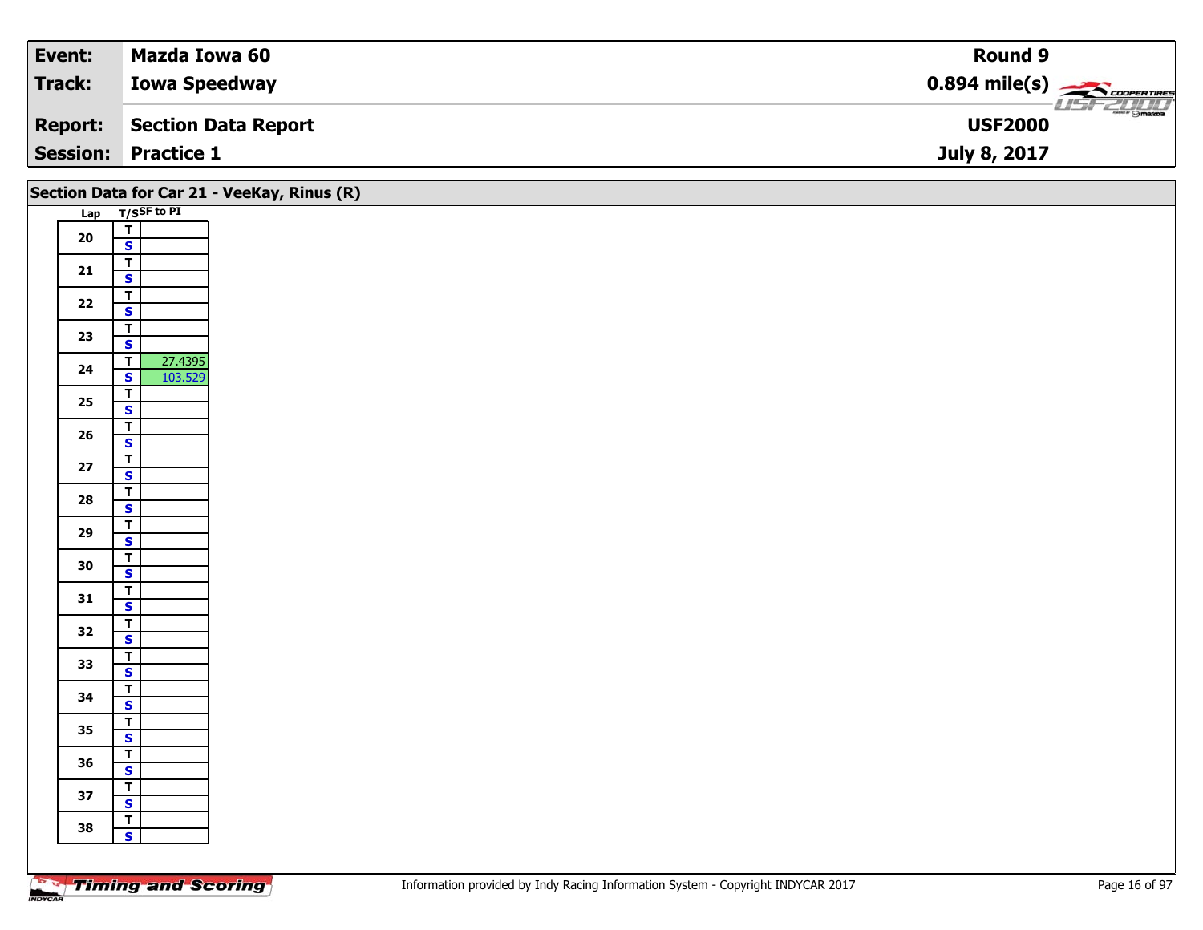| Event: | Mazda Iowa 60 | Round 9 |
|---|---|---|
| Track: | Iowa Speedway | 0.894 mile(s) |
| Report: | Section Data Report | USF2000 |
| Session: | Practice 1 | July 8, 2017 |

## Section Data for Car 21 - VeeKay, Rinus (R)

| Lap | T/S | SF to PI |
|---|---|---|
| 20 | T | |
| | S | |
| 21 | T | |
| | S | |
| 22 | T | |
| | S | |
| 23 | T | |
| | S | |
| 24 | T | 27.4395 |
| | S | 103.529 |
| 25 | T | |
| | S | |
| 26 | T | |
| | S | |
| 27 | T | |
| | S | |
| 28 | T | |
| | S | |
| 29 | T | |
| | S | |
| 30 | T | |
| | S | |
| 31 | T | |
| | S | |
| 32 | T | |
| | S | |
| 33 | T | |
| | S | |
| 34 | T | |
| | S | |
| 35 | T | |
| | S | |
| 36 | T | |
| | S | |
| 37 | T | |
| | S | |
| 38 | T | |
| | S | |

Information provided by Indy Racing Information System - Copyright INDYCAR 2017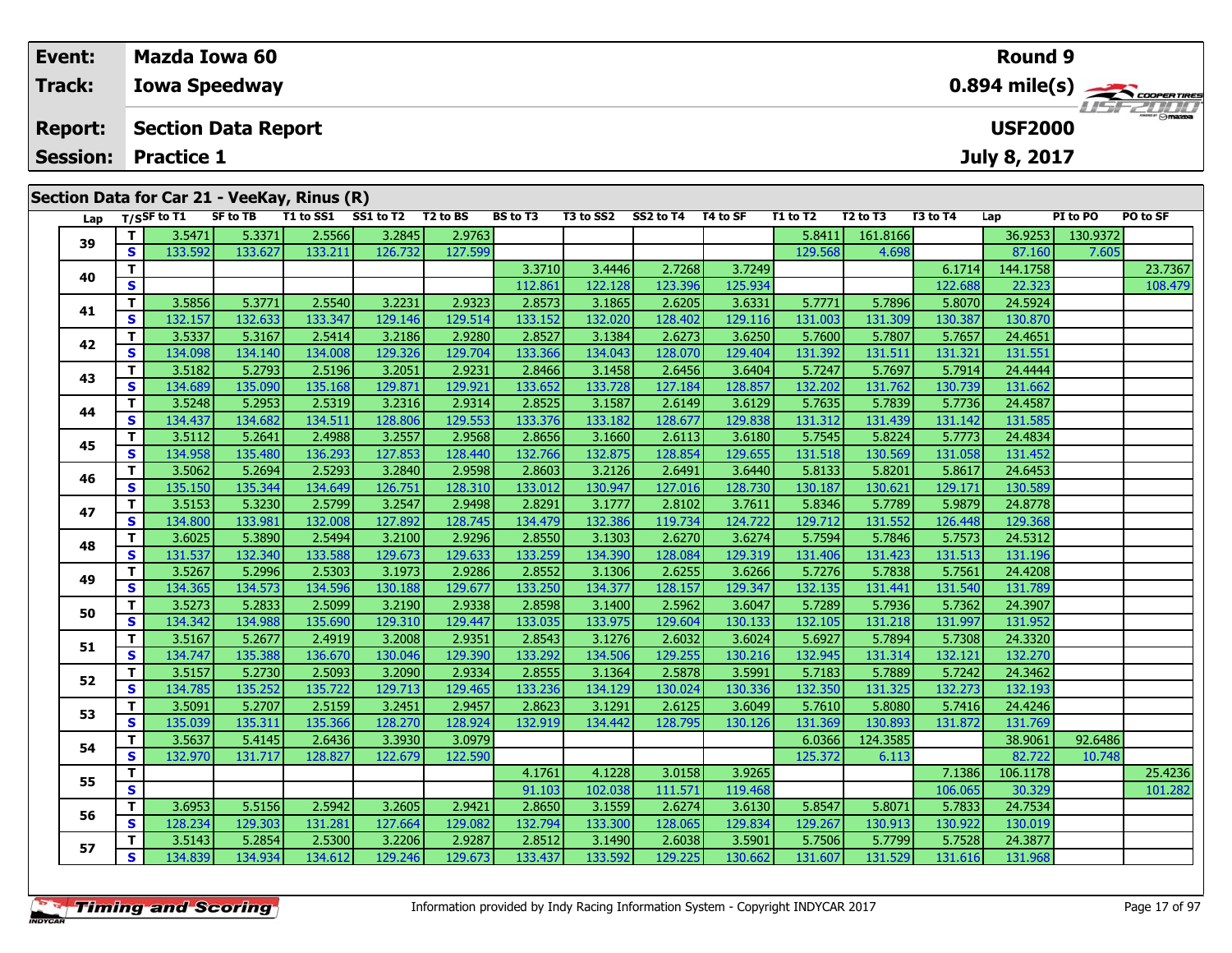| Event: | Mazda Iowa 60 | Round 9 |
|---|---|---|
| Track: | Iowa Speedway | 0.894 mile(s) |
| Report: | Section Data Report | USF2000 |
| Session: | Practice 1 | July 8, 2017 |

## Section Data for Car 21 - VeeKay, Rinus (R)

| Lap | T/S | SF to T1 | SF to TB | T1 to SS1 | SS1 to T2 | T2 to BS | BS to T3 | T3 to SS2 | SS2 to T4 | T4 to SF | T1 to T2 | T2 to T3 | T3 to T4 | Lap | PI to PO | PO to SF |
|---|---|---|---|---|---|---|---|---|---|---|---|---|---|---|---|---|
| 39 | T | 3.5471 | 5.3371 | 2.5566 | 3.2845 | 2.9763 | | | | | 5.8411 | 161.8166 | | 36.9253 | 130.9372 | |
| | S | 133.592 | 133.627 | 133.211 | 126.732 | 127.599 | | | | | 129.568 | 4.698 | | 87.160 | 7.605 | |
| 40 | T | | | | | | 3.3710 | 3.4446 | 2.7268 | 3.7249 | | | 6.1714 | 144.1758 | | 23.7367 |
| | S | | | | | | 112.861 | 122.128 | 123.396 | 125.934 | | | 122.688 | 22.323 | | 108.479 |
| 41 | T | 3.5856 | 5.3771 | 2.5540 | 3.2231 | 2.9323 | 2.8573 | 3.1865 | 2.6205 | 3.6331 | 5.7771 | 5.7896 | 5.8070 | 24.5924 | | |
| | S | 132.157 | 132.633 | 133.347 | 129.146 | 129.514 | 133.152 | 132.020 | 128.402 | 129.116 | 131.003 | 131.309 | 130.387 | 130.870 | | |
| 42 | T | 3.5337 | 5.3167 | 2.5414 | 3.2186 | 2.9280 | 2.8527 | 3.1384 | 2.6273 | 3.6250 | 5.7600 | 5.7807 | 5.7657 | 24.4651 | | |
| | S | 134.098 | 134.140 | 134.008 | 129.326 | 129.704 | 133.366 | 134.043 | 128.070 | 129.404 | 131.392 | 131.511 | 131.321 | 131.551 | | |
| 43 | T | 3.5182 | 5.2793 | 2.5196 | 3.2051 | 2.9231 | 2.8466 | 3.1458 | 2.6456 | 3.6404 | 5.7247 | 5.7697 | 5.7914 | 24.4444 | | |
| | S | 134.689 | 135.090 | 135.168 | 129.871 | 129.921 | 133.652 | 133.728 | 127.184 | 128.857 | 132.202 | 131.762 | 130.739 | 131.662 | | |
| 44 | T | 3.5248 | 5.2953 | 2.5319 | 3.2316 | 2.9314 | 2.8525 | 3.1587 | 2.6149 | 3.6129 | 5.7635 | 5.7839 | 5.7736 | 24.4587 | | |
| | S | 134.437 | 134.682 | 134.511 | 128.806 | 129.553 | 133.376 | 133.182 | 128.677 | 129.838 | 131.312 | 131.439 | 131.142 | 131.585 | | |
| 45 | T | 3.5112 | 5.2641 | 2.4988 | 3.2557 | 2.9568 | 2.8656 | 3.1660 | 2.6113 | 3.6180 | 5.7545 | 5.8224 | 5.7773 | 24.4834 | | |
| | S | 134.958 | 135.480 | 136.293 | 127.853 | 128.440 | 132.766 | 132.875 | 128.854 | 129.655 | 131.518 | 130.569 | 131.058 | 131.452 | | |
| 46 | T | 3.5062 | 5.2694 | 2.5293 | 3.2840 | 2.9598 | 2.8603 | 3.2126 | 2.6491 | 3.6440 | 5.8133 | 5.8201 | 5.8617 | 24.6453 | | |
| | S | 135.150 | 135.344 | 134.649 | 126.751 | 128.310 | 133.012 | 130.947 | 127.016 | 128.730 | 130.187 | 130.621 | 129.171 | 130.589 | | |
| 47 | T | 3.5153 | 5.3230 | 2.5799 | 3.2547 | 2.9498 | 2.8291 | 3.1777 | 2.8102 | 3.7611 | 5.8346 | 5.7789 | 5.9879 | 24.8778 | | |
| | S | 134.800 | 133.981 | 132.008 | 127.892 | 128.745 | 134.479 | 132.386 | 119.734 | 124.722 | 129.712 | 131.552 | 126.448 | 129.368 | | |
| 48 | T | 3.6025 | 5.3890 | 2.5494 | 3.2100 | 2.9296 | 2.8550 | 3.1303 | 2.6270 | 3.6274 | 5.7594 | 5.7846 | 5.7573 | 24.5312 | | |
| | S | 131.537 | 132.340 | 133.588 | 129.673 | 129.633 | 133.259 | 134.390 | 128.084 | 129.319 | 131.406 | 131.423 | 131.513 | 131.196 | | |
| 49 | T | 3.5267 | 5.2996 | 2.5303 | 3.1973 | 2.9286 | 2.8552 | 3.1306 | 2.6255 | 3.6266 | 5.7276 | 5.7838 | 5.7561 | 24.4208 | | |
| | S | 134.365 | 134.573 | 134.596 | 130.188 | 129.677 | 133.250 | 134.377 | 128.157 | 129.347 | 132.135 | 131.441 | 131.540 | 131.789 | | |
| 50 | T | 3.5273 | 5.2833 | 2.5099 | 3.2190 | 2.9338 | 2.8598 | 3.1400 | 2.5962 | 3.6047 | 5.7289 | 5.7936 | 5.7362 | 24.3907 | | |
| | S | 134.342 | 134.988 | 135.690 | 129.310 | 129.447 | 133.035 | 133.975 | 129.604 | 130.133 | 132.105 | 131.218 | 131.997 | 131.952 | | |
| 51 | T | 3.5167 | 5.2677 | 2.4919 | 3.2008 | 2.9351 | 2.8543 | 3.1276 | 2.6032 | 3.6024 | 5.6927 | 5.7894 | 5.7308 | 24.3320 | | |
| | S | 134.747 | 135.388 | 136.670 | 130.046 | 129.390 | 133.292 | 134.506 | 129.255 | 130.216 | 132.945 | 131.314 | 132.121 | 132.270 | | |
| 52 | T | 3.5157 | 5.2730 | 2.5093 | 3.2090 | 2.9334 | 2.8555 | 3.1364 | 2.5878 | 3.5991 | 5.7183 | 5.7889 | 5.7242 | 24.3462 | | |
| | S | 134.785 | 135.252 | 135.722 | 129.713 | 129.465 | 133.236 | 134.129 | 130.024 | 130.336 | 132.350 | 131.325 | 132.273 | 132.193 | | |
| 53 | T | 3.5091 | 5.2707 | 2.5159 | 3.2451 | 2.9457 | 2.8623 | 3.1291 | 2.6125 | 3.6049 | 5.7610 | 5.8080 | 5.7416 | 24.4246 | | |
| | S | 135.039 | 135.311 | 135.366 | 128.270 | 128.924 | 132.919 | 134.442 | 128.795 | 130.126 | 131.369 | 130.893 | 131.872 | 131.769 | | |
| 54 | T | 3.5637 | 5.4145 | 2.6436 | 3.3930 | 3.0979 | | | | | 6.0366 | 124.3585 | | 38.9061 | 92.6486 | |
| | S | 132.970 | 131.717 | 128.827 | 122.679 | 122.590 | | | | | 125.372 | 6.113 | | 82.722 | 10.748 | |
| 55 | T | | | | | | 4.1761 | 4.1228 | 3.0158 | 3.9265 | | | 7.1386 | 106.1178 | | 25.4236 |
| | S | | | | | | 91.103 | 102.038 | 111.571 | 119.468 | | | 106.065 | 30.329 | | 101.282 |
| 56 | T | 3.6953 | 5.5156 | 2.5942 | 3.2605 | 2.9421 | 2.8650 | 3.1559 | 2.6274 | 3.6130 | 5.8547 | 5.8071 | 5.7833 | 24.7534 | | |
| | S | 128.234 | 129.303 | 131.281 | 127.664 | 129.082 | 132.794 | 133.300 | 128.065 | 129.834 | 129.267 | 130.913 | 130.922 | 130.019 | | |
| 57 | T | 3.5143 | 5.2854 | 2.5300 | 3.2206 | 2.9287 | 2.8512 | 3.1490 | 2.6038 | 3.5901 | 5.7506 | 5.7799 | 5.7528 | 24.3877 | | |
| | S | 134.839 | 134.934 | 134.612 | 129.246 | 129.673 | 133.437 | 133.592 | 129.225 | 130.662 | 131.607 | 131.529 | 131.616 | 131.968 | | |

Information provided by Indy Racing Information System - Copyright INDYCAR 2017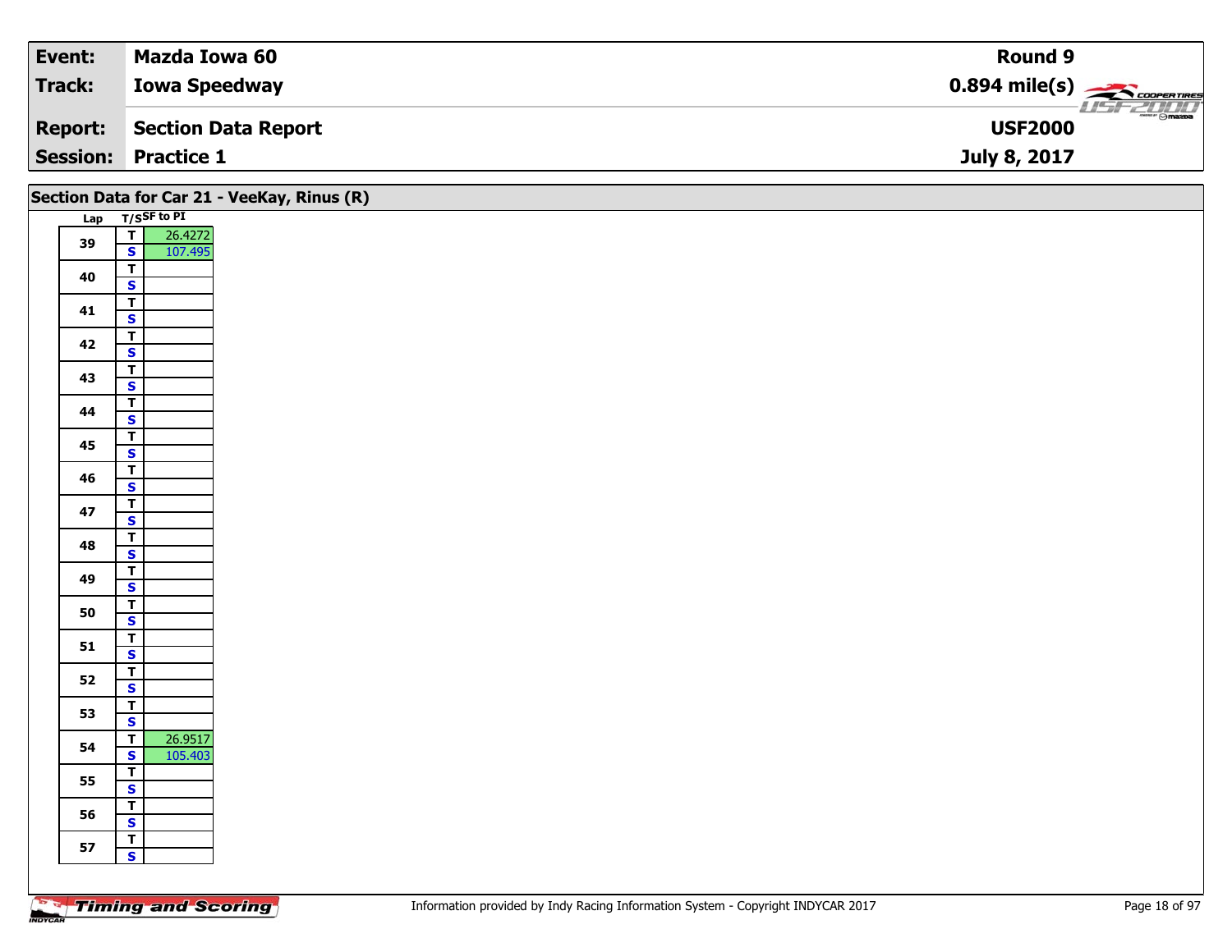| **Event:** | **Mazda Iowa 60** | **Round 9** |
|---|---|---|
| **Track:** | **Iowa Speedway** | **0.894 mile(s)** |
| **Report:** | **Section Data Report** | **USF2000** |
| **Session:** | **Practice 1** | **July 8, 2017** |

## Section Data for Car 21 - VeeKay, Rinus (R)

| Lap | T/S | SF to PI |
|---|---|---|
| 39 | T | 26.4272 |
| | S | 107.495 |
| 40 | T | |
| | S | |
| 41 | T | |
| | S | |
| 42 | T | |
| | S | |
| 43 | T | |
| | S | |
| 44 | T | |
| | S | |
| 45 | T | |
| | S | |
| 46 | T | |
| | S | |
| 47 | T | |
| | S | |
| 48 | T | |
| | S | |
| 49 | T | |
| | S | |
| 50 | T | |
| | S | |
| 51 | T | |
| | S | |
| 52 | T | |
| | S | |
| 53 | T | |
| | S | |
| 54 | T | 26.9517 |
| | S | 105.403 |
| 55 | T | |
| | S | |
| 56 | T | |
| | S | |
| 57 | T | |
| | S | |

Information provided by Indy Racing Information System - Copyright INDYCAR 2017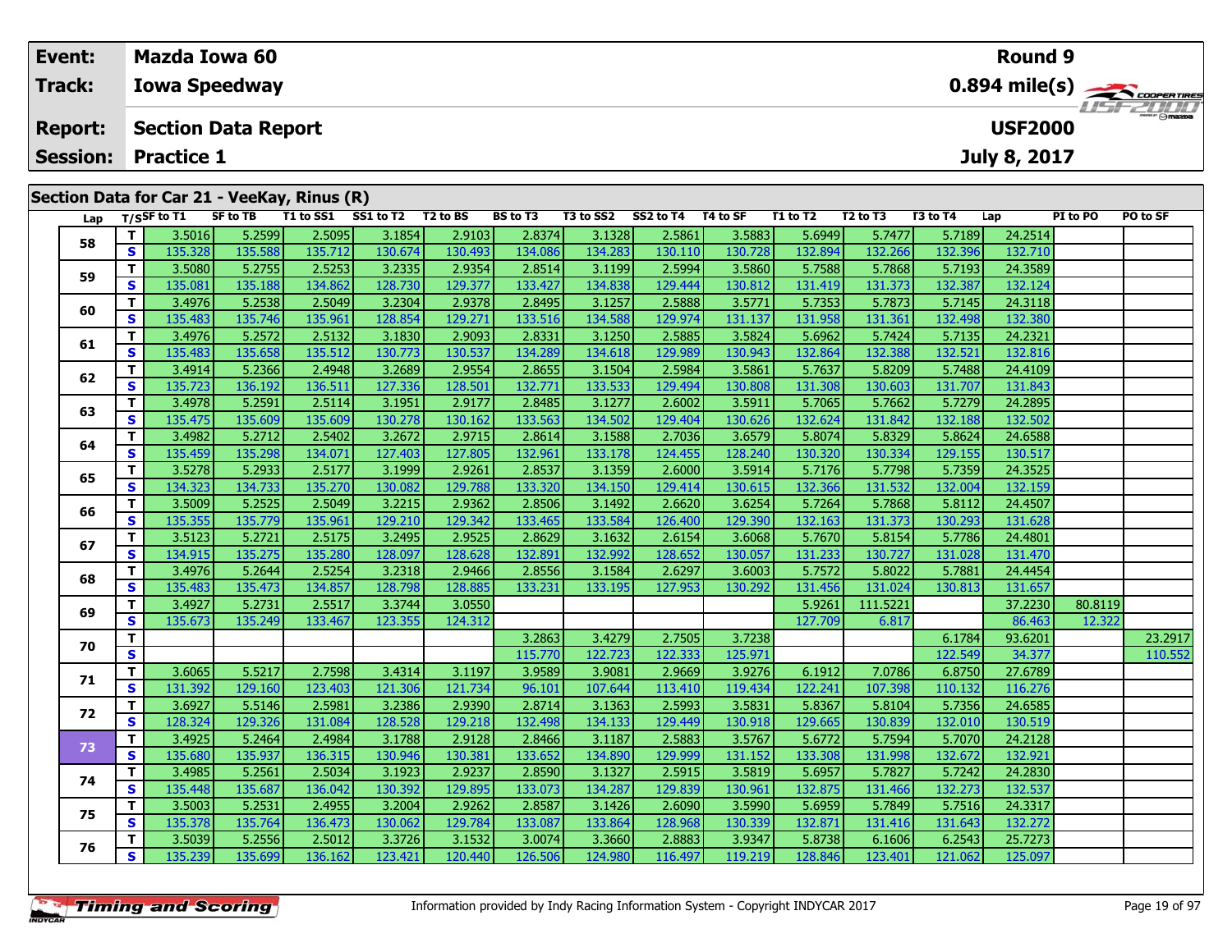| Event: | Mazda Iowa 60 | Round 9 |
|---|---|---|
| Track: | Iowa Speedway | 0.894 mile(s) |
| Report: | Section Data Report | USF2000 |
| Session: | Practice 1 | July 8, 2017 |

## Section Data for Car 21 - VeeKay, Rinus (R)

| Lap | T/S | SF to T1 | SF to TB | T1 to SS1 | SS1 to T2 | T2 to BS | BS to T3 | T3 to SS2 | SS2 to T4 | T4 to SF | T1 to T2 | T2 to T3 | T3 to T4 | Lap | PI to PO | PO to SF |
|---|---|---|---|---|---|---|---|---|---|---|---|---|---|---|---|---|
| 58 | T | 3.5016 | 5.2599 | 2.5095 | 3.1854 | 2.9103 | 2.8374 | 3.1328 | 2.5861 | 3.5883 | 5.6949 | 5.7477 | 5.7189 | 24.2514 | | |
| | S | 135.328 | 135.588 | 135.712 | 130.674 | 130.493 | 134.086 | 134.283 | 130.110 | 130.728 | 132.894 | 132.266 | 132.396 | 132.710 | | |
| 59 | T | 3.5080 | 5.2755 | 2.5253 | 3.2335 | 2.9354 | 2.8514 | 3.1199 | 2.5994 | 3.5860 | 5.7588 | 5.7868 | 5.7193 | 24.3589 | | |
| | S | 135.081 | 135.188 | 134.862 | 128.730 | 129.377 | 133.427 | 134.838 | 129.444 | 130.812 | 131.419 | 131.373 | 132.387 | 132.124 | | |
| 60 | T | 3.4976 | 5.2538 | 2.5049 | 3.2304 | 2.9378 | 2.8495 | 3.1257 | 2.5888 | 3.5771 | 5.7353 | 5.7873 | 5.7145 | 24.3118 | | |
| | S | 135.483 | 135.746 | 135.961 | 128.854 | 129.271 | 133.516 | 134.588 | 129.974 | 131.137 | 131.958 | 131.361 | 132.498 | 132.380 | | |
| 61 | T | 3.4976 | 5.2572 | 2.5132 | 3.1830 | 2.9093 | 2.8331 | 3.1250 | 2.5885 | 3.5824 | 5.6962 | 5.7424 | 5.7135 | 24.2321 | | |
| | S | 135.483 | 135.658 | 135.512 | 130.773 | 130.537 | 134.289 | 134.618 | 129.989 | 130.943 | 132.864 | 132.388 | 132.521 | 132.816 | | |
| 62 | T | 3.4914 | 5.2366 | 2.4948 | 3.2689 | 2.9554 | 2.8655 | 3.1504 | 2.5984 | 3.5861 | 5.7637 | 5.8209 | 5.7488 | 24.4109 | | |
| | S | 135.723 | 136.192 | 136.511 | 127.336 | 128.501 | 132.771 | 133.533 | 129.494 | 130.808 | 131.308 | 130.603 | 131.707 | 131.843 | | |
| 63 | T | 3.4978 | 5.2591 | 2.5114 | 3.1951 | 2.9177 | 2.8485 | 3.1277 | 2.6002 | 3.5911 | 5.7065 | 5.7662 | 5.7279 | 24.2895 | | |
| | S | 135.475 | 135.609 | 135.609 | 130.278 | 130.162 | 133.563 | 134.502 | 129.404 | 130.626 | 132.624 | 131.842 | 132.188 | 132.502 | | |
| 64 | T | 3.4982 | 5.2712 | 2.5402 | 3.2672 | 2.9715 | 2.8614 | 3.1588 | 2.7036 | 3.6579 | 5.8074 | 5.8329 | 5.8624 | 24.6588 | | |
| | S | 135.459 | 135.298 | 134.071 | 127.403 | 127.805 | 132.961 | 133.178 | 124.455 | 128.240 | 130.320 | 130.334 | 129.155 | 130.517 | | |
| 65 | T | 3.5278 | 5.2933 | 2.5177 | 3.1999 | 2.9261 | 2.8537 | 3.1359 | 2.6000 | 3.5914 | 5.7176 | 5.7798 | 5.7359 | 24.3525 | | |
| | S | 134.323 | 134.733 | 135.270 | 130.082 | 129.788 | 133.320 | 134.150 | 129.414 | 130.615 | 132.366 | 131.532 | 132.004 | 132.159 | | |
| 66 | T | 3.5009 | 5.2525 | 2.5049 | 3.2215 | 2.9362 | 2.8506 | 3.1492 | 2.6620 | 3.6254 | 5.7264 | 5.7868 | 5.8112 | 24.4507 | | |
| | S | 135.355 | 135.779 | 135.961 | 129.210 | 129.342 | 133.465 | 133.584 | 126.400 | 129.390 | 132.163 | 131.373 | 130.293 | 131.628 | | |
| 67 | T | 3.5123 | 5.2721 | 2.5175 | 3.2495 | 2.9525 | 2.8629 | 3.1632 | 2.6154 | 3.6068 | 5.7670 | 5.8154 | 5.7786 | 24.4801 | | |
| | S | 134.915 | 135.275 | 135.280 | 128.097 | 128.628 | 132.891 | 132.992 | 128.652 | 130.057 | 131.233 | 130.727 | 131.028 | 131.470 | | |
| 68 | T | 3.4976 | 5.2644 | 2.5254 | 3.2318 | 2.9466 | 2.8556 | 3.1584 | 2.6297 | 3.6003 | 5.7572 | 5.8022 | 5.7881 | 24.4454 | | |
| | S | 135.483 | 135.473 | 134.857 | 128.798 | 128.885 | 133.231 | 133.195 | 127.953 | 130.292 | 131.456 | 131.024 | 130.813 | 131.657 | | |
| 69 | T | 3.4927 | 5.2731 | 2.5517 | 3.3744 | 3.0550 | | | | | 5.9261 | 111.5221 | | 37.2230 | 80.8119 | |
| | S | 135.673 | 135.249 | 133.467 | 123.355 | 124.312 | | | | | 127.709 | 6.817 | | 86.463 | 12.322 | |
| 70 | T | | | | | | 3.2863 | 3.4279 | 2.7505 | 3.7238 | | | 6.1784 | 93.6201 | | 23.2917 |
| | S | | | | | | 115.770 | 122.723 | 122.333 | 125.971 | | | 122.549 | 34.377 | | 110.552 |
| 71 | T | 3.6065 | 5.5217 | 2.7598 | 3.4314 | 3.1197 | 3.9589 | 3.9081 | 2.9669 | 3.9276 | 6.1912 | 7.0786 | 6.8750 | 27.6789 | | |
| | S | 131.392 | 129.160 | 123.403 | 121.306 | 121.734 | 96.101 | 107.644 | 113.410 | 119.434 | 122.241 | 107.398 | 110.132 | 116.276 | | |
| 72 | T | 3.6927 | 5.5146 | 2.5981 | 3.2386 | 2.9390 | 2.8714 | 3.1363 | 2.5993 | 3.5831 | 5.8367 | 5.8104 | 5.7356 | 24.6585 | | |
| | S | 128.324 | 129.326 | 131.084 | 128.528 | 129.218 | 132.498 | 134.133 | 129.449 | 130.918 | 129.665 | 130.839 | 132.010 | 130.519 | | |
| 73 | T | 3.4925 | 5.2464 | 2.4984 | 3.1788 | 2.9128 | 2.8466 | 3.1187 | 2.5883 | 3.5767 | 5.6772 | 5.7594 | 5.7070 | 24.2128 | | |
| | S | 135.680 | 135.937 | 136.315 | 130.946 | 130.381 | 133.652 | 134.890 | 129.999 | 131.152 | 133.308 | 131.998 | 132.672 | 132.921 | | |
| 74 | T | 3.4985 | 5.2561 | 2.5034 | 3.1923 | 2.9237 | 2.8590 | 3.1327 | 2.5915 | 3.5819 | 5.6957 | 5.7827 | 5.7242 | 24.2830 | | |
| | S | 135.448 | 135.687 | 136.042 | 130.392 | 129.895 | 133.073 | 134.287 | 129.839 | 130.961 | 132.875 | 131.466 | 132.273 | 132.537 | | |
| 75 | T | 3.5003 | 5.2531 | 2.4955 | 3.2004 | 2.9262 | 2.8587 | 3.1426 | 2.6090 | 3.5990 | 5.6959 | 5.7849 | 5.7516 | 24.3317 | | |
| | S | 135.378 | 135.764 | 136.473 | 130.062 | 129.784 | 133.087 | 133.864 | 128.968 | 130.339 | 132.871 | 131.416 | 131.643 | 132.272 | | |
| 76 | T | 3.5039 | 5.2556 | 2.5012 | 3.3726 | 3.1532 | 3.0074 | 3.3660 | 2.8883 | 3.9347 | 5.8738 | 6.1606 | 6.2543 | 25.7273 | | |
| | S | 135.239 | 135.699 | 136.162 | 123.421 | 120.440 | 126.506 | 124.980 | 116.497 | 119.219 | 128.846 | 123.401 | 121.062 | 125.097 | | |

Information provided by Indy Racing Information System - Copyright INDYCAR 2017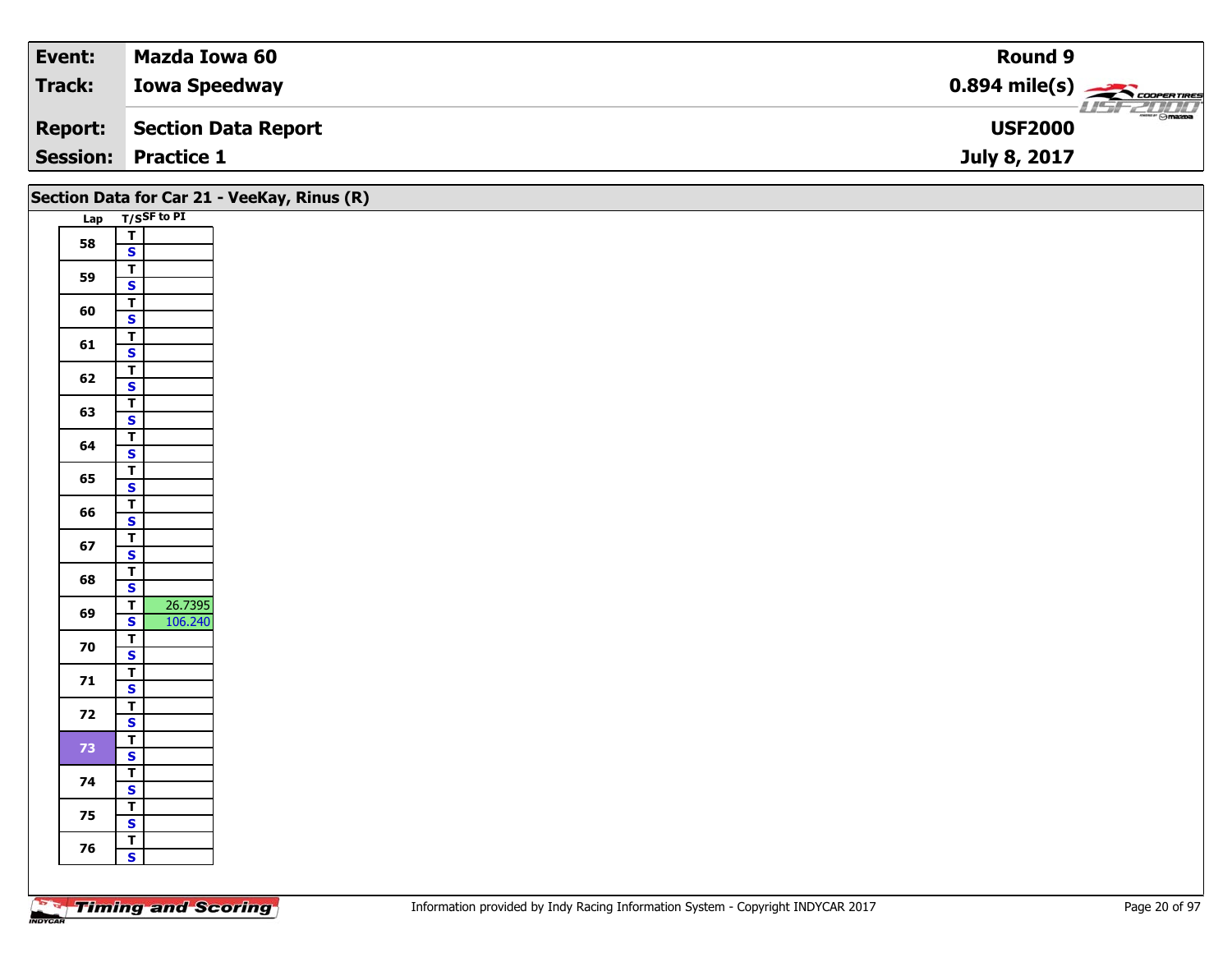| Event: | Mazda Iowa 60 | Round 9 |
|---|---|---|
| Track: | Iowa Speedway | 0.894 mile(s) |
| Report: | Section Data Report | USF2000 |
| Session: | Practice 1 | July 8, 2017 |

## Section Data for Car 21 - VeeKay, Rinus (R)

| Lap | T/S | SF to PI |
|---|---|---|
| 58 | T | |
| | S | |
| 59 | T | |
| | S | |
| 60 | T | |
| | S | |
| 61 | T | |
| | S | |
| 62 | T | |
| | S | |
| 63 | T | |
| | S | |
| 64 | T | |
| | S | |
| 65 | T | |
| | S | |
| 66 | T | |
| | S | |
| 67 | T | |
| | S | |
| 68 | T | |
| | S | |
| 69 | T | 26.7395 |
| | S | 106.240 |
| 70 | T | |
| | S | |
| 71 | T | |
| | S | |
| 72 | T | |
| | S | |
| 73 | T | |
| | S | |
| 74 | T | |
| | S | |
| 75 | T | |
| | S | |
| 76 | T | |
| | S | |

Information provided by Indy Racing Information System - Copyright INDYCAR 2017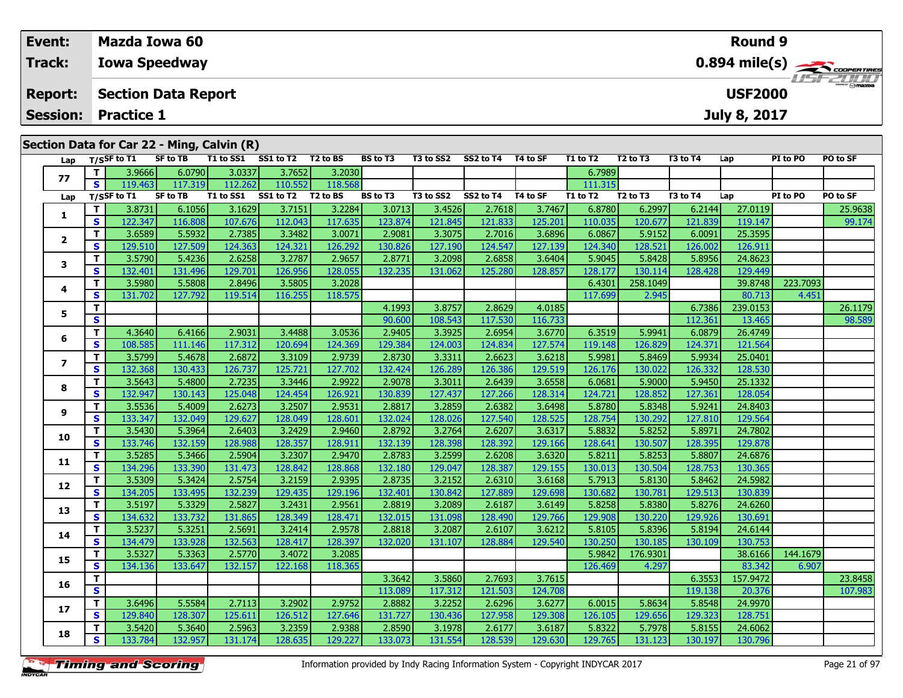| Event: | Mazda Iowa 60 | Round 9 |
|---|---|---|
| Track: | Iowa Speedway | 0.894 mile(s) |
| Report: | Section Data Report | USF2000 |
| Session: | Practice 1 | July 8, 2017 |

## Section Data for Car 22 - Ming, Calvin (R)

| Lap | T/S | SF to T1 | SF to TB | T1 to SS1 | SS1 to T2 | T2 to BS | BS to T3 | T3 to SS2 | SS2 to T4 | T4 to SF | T1 to T2 | T2 to T3 | T3 to T4 | Lap | PI to PO | PO to SF |
|---|---|---|---|---|---|---|---|---|---|---|---|---|---|---|---|---|
| 77 | T | 3.9666 | 6.0790 | 3.0337 | 3.7652 | 3.2030 | | | | | 6.7989 | | | | | |
| | S | 119.463 | 117.319 | 112.262 | 110.552 | 118.568 | | | | | 111.315 | | | | | |

| Lap | T/S | SF to T1 | SF to TB | T1 to SS1 | SS1 to T2 | T2 to BS | BS to T3 | T3 to SS2 | SS2 to T4 | T4 to SF | T1 to T2 | T2 to T3 | T3 to T4 | Lap | PI to PO | PO to SF |
|---|---|---|---|---|---|---|---|---|---|---|---|---|---|---|---|---|
| 1 | T | 3.8731 | 6.1056 | 3.1629 | 3.7151 | 3.2284 | 3.0713 | 3.4526 | 2.7618 | 3.7467 | 6.8780 | 6.2997 | 6.2144 | 27.0119 | | 25.9638 |
| | S | 122.347 | 116.808 | 107.676 | 112.043 | 117.635 | 123.874 | 121.845 | 121.833 | 125.201 | 110.035 | 120.677 | 121.839 | 119.147 | | 99.174 |
| 2 | T | 3.6589 | 5.5932 | 2.7385 | 3.3482 | 3.0071 | 2.9081 | 3.3075 | 2.7016 | 3.6896 | 6.0867 | 5.9152 | 6.0091 | 25.3595 | | |
| | S | 129.510 | 127.509 | 124.363 | 124.321 | 126.292 | 130.826 | 127.190 | 124.547 | 127.139 | 124.340 | 128.521 | 126.002 | 126.911 | | |
| 3 | T | 3.5790 | 5.4236 | 2.6258 | 3.2787 | 2.9657 | 2.8771 | 3.2098 | 2.6858 | 3.6404 | 5.9045 | 5.8428 | 5.8956 | 24.8623 | | |
| | S | 132.401 | 131.496 | 129.701 | 126.956 | 128.055 | 132.235 | 131.062 | 125.280 | 128.857 | 128.177 | 130.114 | 128.428 | 129.449 | | |
| 4 | T | 3.5980 | 5.5808 | 2.8496 | 3.5805 | 3.2028 | | | | | 6.4301 | 258.1049 | | 39.8748 | 223.7093 | |
| | S | 131.702 | 127.792 | 119.514 | 116.255 | 118.575 | | | | | 117.699 | 2.945 | | 80.713 | 4.451 | |
| 5 | T | | | | | | 4.1993 | 3.8757 | 2.8629 | 4.0185 | | | 6.7386 | 239.0153 | | 26.1179 |
| | S | | | | | | 90.600 | 108.543 | 117.530 | 116.733 | | | 112.361 | 13.465 | | 98.589 |
| 6 | T | 4.3640 | 6.4166 | 2.9031 | 3.4488 | 3.0536 | 2.9405 | 3.3925 | 2.6954 | 3.6770 | 6.3519 | 5.9941 | 6.0879 | 26.4749 | | |
| | S | 108.585 | 111.146 | 117.312 | 120.694 | 124.369 | 129.384 | 124.003 | 124.834 | 127.574 | 119.148 | 126.829 | 124.371 | 121.564 | | |
| 7 | T | 3.5799 | 5.4678 | 2.6872 | 3.3109 | 2.9739 | 2.8730 | 3.3311 | 2.6623 | 3.6218 | 5.9981 | 5.8469 | 5.9934 | 25.0401 | | |
| | S | 132.368 | 130.433 | 126.737 | 125.721 | 127.702 | 132.424 | 126.289 | 126.386 | 129.519 | 126.176 | 130.022 | 126.332 | 128.530 | | |
| 8 | T | 3.5643 | 5.4800 | 2.7235 | 3.3446 | 2.9922 | 2.9078 | 3.3011 | 2.6439 | 3.6558 | 6.0681 | 5.9000 | 5.9450 | 25.1332 | | |
| | S | 132.947 | 130.143 | 125.048 | 124.454 | 126.921 | 130.839 | 127.437 | 127.266 | 128.314 | 124.721 | 128.852 | 127.361 | 128.054 | | |
| 9 | T | 3.5536 | 5.4009 | 2.6273 | 3.2507 | 2.9531 | 2.8817 | 3.2859 | 2.6382 | 3.6498 | 5.8780 | 5.8348 | 5.9241 | 24.8403 | | |
| | S | 133.347 | 132.049 | 129.627 | 128.049 | 128.601 | 132.024 | 128.026 | 127.540 | 128.525 | 128.754 | 130.292 | 127.810 | 129.564 | | |
| 10 | T | 3.5430 | 5.3964 | 2.6403 | 3.2429 | 2.9460 | 2.8792 | 3.2764 | 2.6207 | 3.6317 | 5.8832 | 5.8252 | 5.8971 | 24.7802 | | |
| | S | 133.746 | 132.159 | 128.988 | 128.357 | 128.911 | 132.139 | 128.398 | 128.392 | 129.166 | 128.641 | 130.507 | 128.395 | 129.878 | | |
| 11 | T | 3.5285 | 5.3466 | 2.5904 | 3.2307 | 2.9470 | 2.8783 | 3.2599 | 2.6208 | 3.6320 | 5.8211 | 5.8253 | 5.8807 | 24.6876 | | |
| | S | 134.296 | 133.390 | 131.473 | 128.842 | 128.868 | 132.180 | 129.047 | 128.387 | 129.155 | 130.013 | 130.504 | 128.753 | 130.365 | | |
| 12 | T | 3.5309 | 5.3424 | 2.5754 | 3.2159 | 2.9395 | 2.8735 | 3.2152 | 2.6310 | 3.6168 | 5.7913 | 5.8130 | 5.8462 | 24.5982 | | |
| | S | 134.205 | 133.495 | 132.239 | 129.435 | 129.196 | 132.401 | 130.842 | 127.889 | 129.698 | 130.682 | 130.781 | 129.513 | 130.839 | | |
| 13 | T | 3.5197 | 5.3329 | 2.5827 | 3.2431 | 2.9561 | 2.8819 | 3.2089 | 2.6187 | 3.6149 | 5.8258 | 5.8380 | 5.8276 | 24.6260 | | |
| | S | 134.632 | 133.732 | 131.865 | 128.349 | 128.471 | 132.015 | 131.098 | 128.490 | 129.766 | 129.908 | 130.220 | 129.926 | 130.691 | | |
| 14 | T | 3.5237 | 5.3251 | 2.5691 | 3.2414 | 2.9578 | 2.8818 | 3.2087 | 2.6107 | 3.6212 | 5.8105 | 5.8396 | 5.8194 | 24.6144 | | |
| | S | 134.479 | 133.928 | 132.563 | 128.417 | 128.397 | 132.020 | 131.107 | 128.884 | 129.540 | 130.250 | 130.185 | 130.109 | 130.753 | | |
| 15 | T | 3.5327 | 5.3363 | 2.5770 | 3.4072 | 3.2085 | | | | | 5.9842 | 176.9301 | | 38.6166 | 144.1679 | |
| | S | 134.136 | 133.647 | 132.157 | 122.168 | 118.365 | | | | | 126.469 | 4.297 | | 83.342 | 6.907 | |
| 16 | T | | | | | | 3.3642 | 3.5860 | 2.7693 | 3.7615 | | | 6.3553 | 157.9472 | | 23.8458 |
| | S | | | | | | 113.089 | 117.312 | 121.503 | 124.708 | | | 119.138 | 20.376 | | 107.983 |
| 17 | T | 3.6496 | 5.5584 | 2.7113 | 3.2902 | 2.9752 | 2.8882 | 3.2252 | 2.6296 | 3.6277 | 6.0015 | 5.8634 | 5.8548 | 24.9970 | | |
| | S | 129.840 | 128.307 | 125.611 | 126.512 | 127.646 | 131.727 | 130.436 | 127.958 | 129.308 | 126.105 | 129.656 | 129.323 | 128.751 | | |
| 18 | T | 3.5420 | 5.3640 | 2.5963 | 3.2359 | 2.9388 | 2.8590 | 3.1978 | 2.6177 | 3.6187 | 5.8322 | 5.7978 | 5.8155 | 24.6062 | | |
| | S | 133.784 | 132.957 | 131.174 | 128.635 | 129.227 | 133.073 | 131.554 | 128.539 | 129.630 | 129.765 | 131.123 | 130.197 | 130.796 | | |

Information provided by Indy Racing Information System - Copyright INDYCAR 2017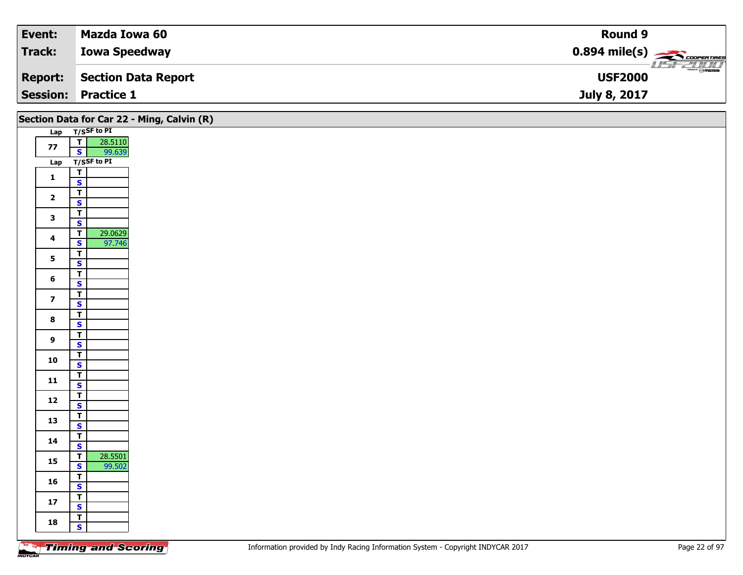| Event: | Mazda Iowa 60 | Round 9 |
|---|---|---|
| Track: | Iowa Speedway | 0.894 mile(s) |
| Report: | Section Data Report | USF2000 |
| Session: | Practice 1 | July 8, 2017 |

## Section Data for Car 22 - Ming, Calvin (R)

| Lap | T/S | SF to PI |
|---|---|---|
| 77 | T | 28.5110 |
| | S | 99.639 |

| Lap | T/S | SF to PI |
|---|---|---|
| 1 | T | |
| | S | |
| 2 | T | |
| | S | |
| 3 | T | |
| | S | |
| 4 | T | 29.0629 |
| | S | 97.746 |
| 5 | T | |
| | S | |
| 6 | T | |
| | S | |
| 7 | T | |
| | S | |
| 8 | T | |
| | S | |
| 9 | T | |
| | S | |
| 10 | T | |
| | S | |
| 11 | T | |
| | S | |
| 12 | T | |
| | S | |
| 13 | T | |
| | S | |
| 14 | T | |
| | S | |
| 15 | T | 28.5501 |
| | S | 99.502 |
| 16 | T | |
| | S | |
| 17 | T | |
| | S | |
| 18 | T | |
| | S | |

Information provided by Indy Racing Information System - Copyright INDYCAR 2017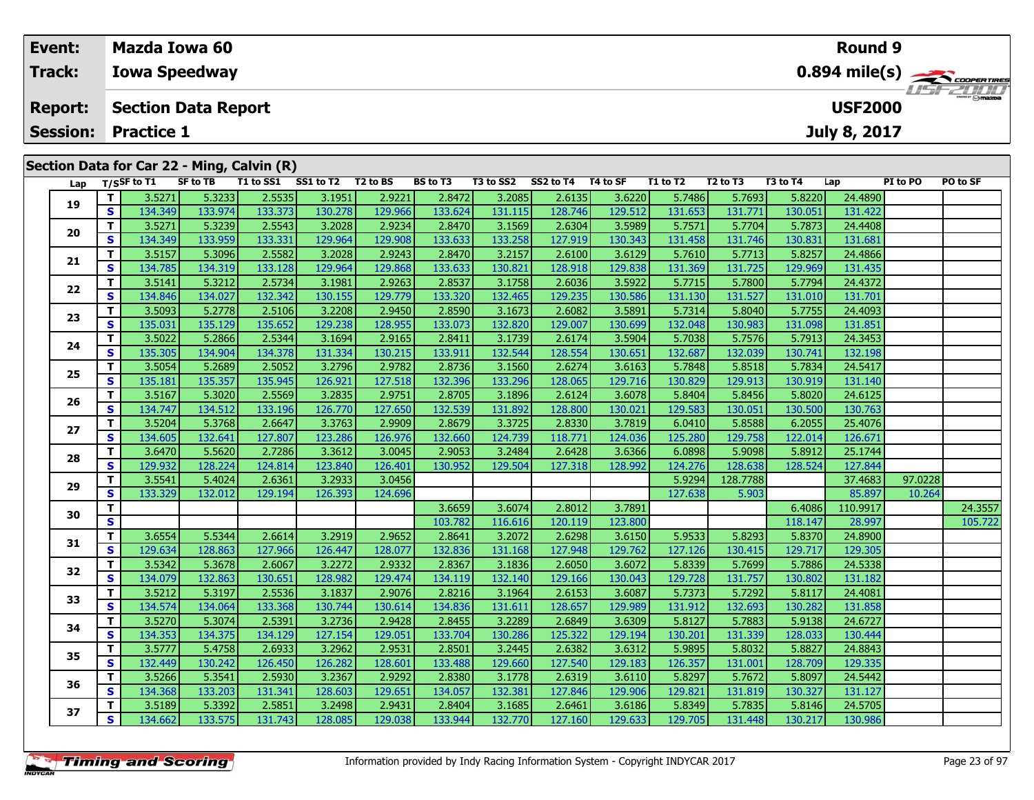| | |
|---|---|
| **Event:** | **Mazda Iowa 60** |
| **Track:** | **Iowa Speedway** |
| **Report:** | **Section Data Report** |
| **Session:** | **Practice 1** |

**Round 9**
**0.894 mile(s)**
**USF2000**
**July 8, 2017**

## Section Data for Car 22 - Ming, Calvin (R)

| Lap | T/S | SF to T1 | SF to TB | T1 to SS1 | SS1 to T2 | T2 to BS | BS to T3 | T3 to SS2 | SS2 to T4 | T4 to SF | T1 to T2 | T2 to T3 | T3 to T4 | Lap | PI to PO | PO to SF |
|---|---|---|---|---|---|---|---|---|---|---|---|---|---|---|---|---|
| 19 | T | 3.5271 | 5.3233 | 2.5535 | 3.1951 | 2.9221 | 2.8472 | 3.2085 | 2.6135 | 3.6220 | 5.7486 | 5.7693 | 5.8220 | 24.4890 | | |
| | S | 134.349 | 133.974 | 133.373 | 130.278 | 129.966 | 133.624 | 131.115 | 128.746 | 129.512 | 131.653 | 131.771 | 130.051 | 131.422 | | |
| 20 | T | 3.5271 | 5.3239 | 2.5543 | 3.2028 | 2.9234 | 2.8470 | 3.1569 | 2.6304 | 3.5989 | 5.7571 | 5.7704 | 5.7873 | 24.4408 | | |
| | S | 134.349 | 133.959 | 133.331 | 129.964 | 129.908 | 133.633 | 133.258 | 127.919 | 130.343 | 131.458 | 131.746 | 130.831 | 131.681 | | |
| 21 | T | 3.5157 | 5.3096 | 2.5582 | 3.2028 | 2.9243 | 2.8470 | 3.2157 | 2.6100 | 3.6129 | 5.7610 | 5.7713 | 5.8257 | 24.4866 | | |
| | S | 134.785 | 134.319 | 133.128 | 129.964 | 129.868 | 133.633 | 130.821 | 128.918 | 129.838 | 131.369 | 131.725 | 129.969 | 131.435 | | |
| 22 | T | 3.5141 | 5.3212 | 2.5734 | 3.1981 | 2.9263 | 2.8537 | 3.1758 | 2.6036 | 3.5922 | 5.7715 | 5.7800 | 5.7794 | 24.4372 | | |
| | S | 134.846 | 134.027 | 132.342 | 130.155 | 129.779 | 133.320 | 132.465 | 129.235 | 130.586 | 131.130 | 131.527 | 131.010 | 131.701 | | |
| 23 | T | 3.5093 | 5.2778 | 2.5106 | 3.2208 | 2.9450 | 2.8590 | 3.1673 | 2.6082 | 3.5891 | 5.7314 | 5.8040 | 5.7755 | 24.4093 | | |
| | S | 135.031 | 135.129 | 135.652 | 129.238 | 128.955 | 133.073 | 132.820 | 129.007 | 130.699 | 132.048 | 130.983 | 131.098 | 131.851 | | |
| 24 | T | 3.5022 | 5.2866 | 2.5344 | 3.1694 | 2.9165 | 2.8411 | 3.1739 | 2.6174 | 3.5904 | 5.7038 | 5.7576 | 5.7913 | 24.3453 | | |
| | S | 135.305 | 134.904 | 134.378 | 131.334 | 130.215 | 133.911 | 132.544 | 128.554 | 130.651 | 132.687 | 132.039 | 130.741 | 132.198 | | |
| 25 | T | 3.5054 | 5.2689 | 2.5052 | 3.2796 | 2.9782 | 2.8736 | 3.1560 | 2.6274 | 3.6163 | 5.7848 | 5.8518 | 5.7834 | 24.5417 | | |
| | S | 135.181 | 135.357 | 135.945 | 126.921 | 127.518 | 132.396 | 133.296 | 128.065 | 129.716 | 130.829 | 129.913 | 130.919 | 131.140 | | |
| 26 | T | 3.5167 | 5.3020 | 2.5569 | 3.2835 | 2.9751 | 2.8705 | 3.1896 | 2.6124 | 3.6078 | 5.8404 | 5.8456 | 5.8020 | 24.6125 | | |
| | S | 134.747 | 134.512 | 133.196 | 126.770 | 127.650 | 132.539 | 131.892 | 128.800 | 130.021 | 129.583 | 130.051 | 130.500 | 130.763 | | |
| 27 | T | 3.5204 | 5.3768 | 2.6647 | 3.3763 | 2.9909 | 2.8679 | 3.3725 | 2.8330 | 3.7819 | 6.0410 | 5.8588 | 6.2055 | 25.4076 | | |
| | S | 134.605 | 132.641 | 127.807 | 123.286 | 126.976 | 132.660 | 124.739 | 118.771 | 124.036 | 125.280 | 129.758 | 122.014 | 126.671 | | |
| 28 | T | 3.6470 | 5.5620 | 2.7286 | 3.3612 | 3.0045 | 2.9053 | 3.2484 | 2.6428 | 3.6366 | 6.0898 | 5.9098 | 5.8912 | 25.1744 | | |
| | S | 129.932 | 128.224 | 124.814 | 123.840 | 126.401 | 130.952 | 129.504 | 127.318 | 128.992 | 124.276 | 128.638 | 128.524 | 127.844 | | |
| 29 | T | 3.5541 | 5.4024 | 2.6361 | 3.2933 | 3.0456 | | | | | 5.9294 | 128.7788 | | 37.4683 | 97.0228 | |
| | S | 133.329 | 132.012 | 129.194 | 126.393 | 124.696 | | | | | 127.638 | 5.903 | | 85.897 | 10.264 | |
| 30 | T | | | | | | 3.6659 | 3.6074 | 2.8012 | 3.7891 | | | 6.4086 | 110.9917 | | 24.3557 |
| | S | | | | | | 103.782 | 116.616 | 120.119 | 123.800 | | | 118.147 | 28.997 | | 105.722 |
| 31 | T | 3.6554 | 5.5344 | 2.6614 | 3.2919 | 2.9652 | 2.8641 | 3.2072 | 2.6298 | 3.6150 | 5.9533 | 5.8293 | 5.8370 | 24.8900 | | |
| | S | 129.634 | 128.863 | 127.966 | 126.447 | 128.077 | 132.836 | 131.168 | 127.948 | 129.762 | 127.126 | 130.415 | 129.717 | 129.305 | | |
| 32 | T | 3.5342 | 5.3678 | 2.6067 | 3.2272 | 2.9332 | 2.8367 | 3.1836 | 2.6050 | 3.6072 | 5.8339 | 5.7699 | 5.7886 | 24.5338 | | |
| | S | 134.079 | 132.863 | 130.651 | 128.982 | 129.474 | 134.119 | 132.140 | 129.166 | 130.043 | 129.728 | 131.757 | 130.802 | 131.182 | | |
| 33 | T | 3.5212 | 5.3197 | 2.5536 | 3.1837 | 2.9076 | 2.8216 | 3.1964 | 2.6153 | 3.6087 | 5.7373 | 5.7292 | 5.8117 | 24.4081 | | |
| | S | 134.574 | 134.064 | 133.368 | 130.744 | 130.614 | 134.836 | 131.611 | 128.657 | 129.989 | 131.912 | 132.693 | 130.282 | 131.858 | | |
| 34 | T | 3.5270 | 5.3074 | 2.5391 | 3.2736 | 2.9428 | 2.8455 | 3.2289 | 2.6849 | 3.6309 | 5.8127 | 5.7883 | 5.9138 | 24.6727 | | |
| | S | 134.353 | 134.375 | 134.129 | 127.154 | 129.051 | 133.704 | 130.286 | 125.322 | 129.194 | 130.201 | 131.339 | 128.033 | 130.444 | | |
| 35 | T | 3.5777 | 5.4758 | 2.6933 | 3.2962 | 2.9531 | 2.8501 | 3.2445 | 2.6382 | 3.6312 | 5.9895 | 5.8032 | 5.8827 | 24.8843 | | |
| | S | 132.449 | 130.242 | 126.450 | 126.282 | 128.601 | 133.488 | 129.660 | 127.540 | 129.183 | 126.357 | 131.001 | 128.709 | 129.335 | | |
| 36 | T | 3.5266 | 5.3541 | 2.5930 | 3.2367 | 2.9292 | 2.8380 | 3.1778 | 2.6319 | 3.6110 | 5.8297 | 5.7672 | 5.8097 | 24.5442 | | |
| | S | 134.368 | 133.203 | 131.341 | 128.603 | 129.651 | 134.057 | 132.381 | 127.846 | 129.906 | 129.821 | 131.819 | 130.327 | 131.127 | | |
| 37 | T | 3.5189 | 5.3392 | 2.5851 | 3.2498 | 2.9431 | 2.8404 | 3.1685 | 2.6461 | 3.6186 | 5.8349 | 5.7835 | 5.8146 | 24.5705 | | |
| | S | 134.662 | 133.575 | 131.743 | 128.085 | 129.038 | 133.944 | 132.770 | 127.160 | 129.633 | 129.705 | 131.448 | 130.217 | 130.986 | | |

Information provided by Indy Racing Information System - Copyright INDYCAR 2017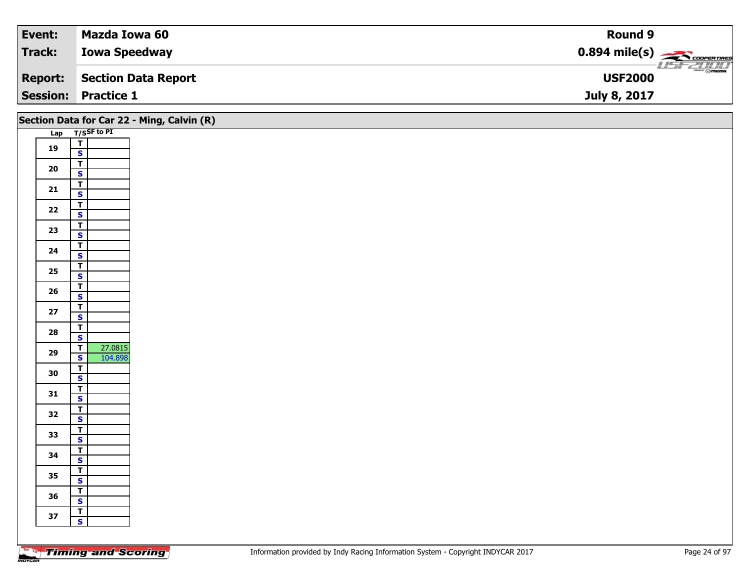| **Event:** | **Mazda Iowa 60** | **Round 9** |
|---|---|---|
| **Track:** | **Iowa Speedway** | **0.894 mile(s)** |
| **Report:** | **Section Data Report** | **USF2000** |
| **Session:** | **Practice 1** | **July 8, 2017** |

## Section Data for Car 22 - Ming, Calvin (R)

| Lap | T/S | SF to PI |
|---|---|---|
| 19 | T | |
| | S | |
| 20 | T | |
| | S | |
| 21 | T | |
| | S | |
| 22 | T | |
| | S | |
| 23 | T | |
| | S | |
| 24 | T | |
| | S | |
| 25 | T | |
| | S | |
| 26 | T | |
| | S | |
| 27 | T | |
| | S | |
| 28 | T | |
| | S | |
| 29 | T | 27.0815 |
| | S | 104.898 |
| 30 | T | |
| | S | |
| 31 | T | |
| | S | |
| 32 | T | |
| | S | |
| 33 | T | |
| | S | |
| 34 | T | |
| | S | |
| 35 | T | |
| | S | |
| 36 | T | |
| | S | |
| 37 | T | |
| | S | |

Timing and Scoring

Information provided by Indy Racing Information System - Copyright INDYCAR 2017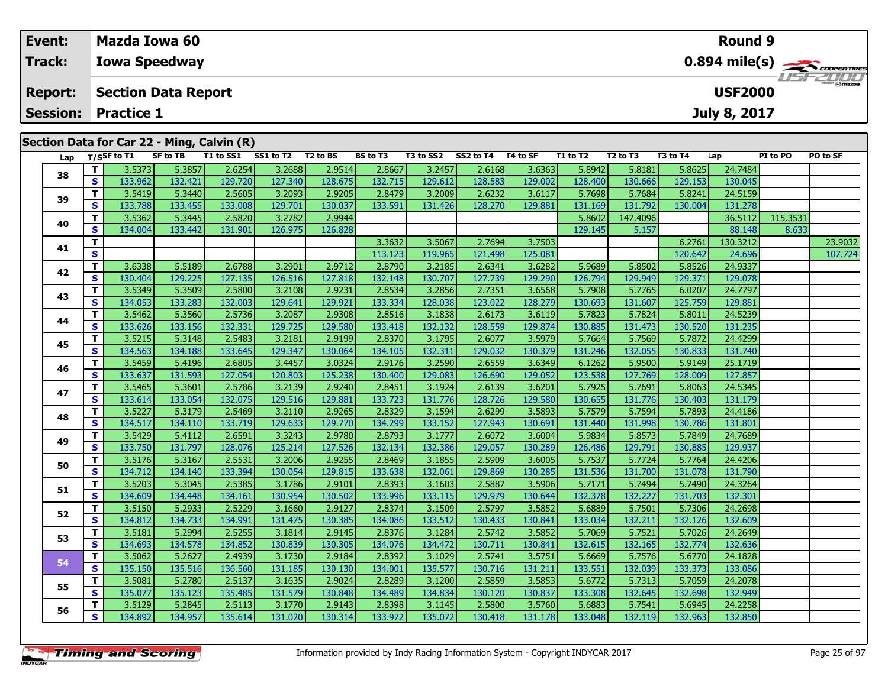| Event: | Mazda Iowa 60 | Round 9 |
|---|---|---|
| Track: | Iowa Speedway | 0.894 mile(s) |
| Report: | Section Data Report | USF2000 |
| Session: | Practice 1 | July 8, 2017 |

## Section Data for Car 22 - Ming, Calvin (R)

| Lap | T/S | SF to T1 | SF to TB | T1 to SS1 | SS1 to T2 | T2 to BS | BS to T3 | T3 to SS2 | SS2 to T4 | T4 to SF | T1 to T2 | T2 to T3 | T3 to T4 | Lap | PI to PO | PO to SF |
|---|---|---|---|---|---|---|---|---|---|---|---|---|---|---|---|---|
| 38 | T | 3.5373 | 5.3857 | 2.6254 | 3.2688 | 2.9514 | 2.8667 | 3.2457 | 2.6168 | 3.6363 | 5.8942 | 5.8181 | 5.8625 | 24.7484 | | |
| | S | 133.962 | 132.421 | 129.720 | 127.340 | 128.675 | 132.715 | 129.612 | 128.583 | 129.002 | 128.400 | 130.666 | 129.153 | 130.045 | | |
| 39 | T | 3.5419 | 5.3440 | 2.5605 | 3.2093 | 2.9205 | 2.8479 | 3.2009 | 2.6232 | 3.6117 | 5.7698 | 5.7684 | 5.8241 | 24.5159 | | |
| | S | 133.788 | 133.455 | 133.008 | 129.701 | 130.037 | 133.591 | 131.426 | 128.270 | 129.881 | 131.169 | 131.792 | 130.004 | 131.278 | | |
| 40 | T | 3.5362 | 5.3445 | 2.5820 | 3.2782 | 2.9944 | | | | | 5.8602 | 147.4096 | | 36.5112 | 115.3531 | |
| | S | 134.004 | 133.442 | 131.901 | 126.975 | 126.828 | | | | | 129.145 | 5.157 | | 88.148 | 8.633 | |
| 41 | T | | | | | | 3.3632 | 3.5067 | 2.7694 | 3.7503 | | | 6.2761 | 130.3212 | | 23.9032 |
| | S | | | | | | 113.123 | 119.965 | 121.498 | 125.081 | | | 120.642 | 24.696 | | 107.724 |
| 42 | T | 3.6338 | 5.5189 | 2.6788 | 3.2901 | 2.9712 | 2.8790 | 3.2185 | 2.6341 | 3.6282 | 5.9689 | 5.8502 | 5.8526 | 24.9337 | | |
| | S | 130.404 | 129.225 | 127.135 | 126.516 | 127.818 | 132.148 | 130.707 | 127.739 | 129.290 | 126.794 | 129.949 | 129.371 | 129.078 | | |
| 43 | T | 3.5349 | 5.3509 | 2.5800 | 3.2108 | 2.9231 | 2.8534 | 3.2856 | 2.7351 | 3.6568 | 5.7908 | 5.7765 | 6.0207 | 24.7797 | | |
| | S | 134.053 | 133.283 | 132.003 | 129.641 | 129.921 | 133.334 | 128.038 | 123.022 | 128.279 | 130.693 | 131.607 | 125.759 | 129.881 | | |
| 44 | T | 3.5462 | 5.3560 | 2.5736 | 3.2087 | 2.9308 | 2.8516 | 3.1838 | 2.6173 | 3.6119 | 5.7823 | 5.7824 | 5.8011 | 24.5239 | | |
| | S | 133.626 | 133.156 | 132.331 | 129.725 | 129.580 | 133.418 | 132.132 | 128.559 | 129.874 | 130.885 | 131.473 | 130.520 | 131.235 | | |
| 45 | T | 3.5215 | 5.3148 | 2.5483 | 3.2181 | 2.9199 | 2.8370 | 3.1795 | 2.6077 | 3.5979 | 5.7664 | 5.7569 | 5.7872 | 24.4299 | | |
| | S | 134.563 | 134.188 | 133.645 | 129.347 | 130.064 | 134.105 | 132.311 | 129.032 | 130.379 | 131.246 | 132.055 | 130.833 | 131.740 | | |
| 46 | T | 3.5459 | 5.4196 | 2.6805 | 3.4457 | 3.0324 | 2.9176 | 3.2590 | 2.6559 | 3.6349 | 6.1262 | 5.9500 | 5.9149 | 25.1719 | | |
| | S | 133.637 | 131.593 | 127.054 | 120.803 | 125.238 | 130.400 | 129.083 | 126.690 | 129.052 | 123.538 | 127.769 | 128.009 | 127.857 | | |
| 47 | T | 3.5465 | 5.3601 | 2.5786 | 3.2139 | 2.9240 | 2.8451 | 3.1924 | 2.6139 | 3.6201 | 5.7925 | 5.7691 | 5.8063 | 24.5345 | | |
| | S | 133.614 | 133.054 | 132.075 | 129.516 | 129.881 | 133.723 | 131.776 | 128.726 | 129.580 | 130.655 | 131.776 | 130.403 | 131.179 | | |
| 48 | T | 3.5227 | 5.3179 | 2.5469 | 3.2110 | 2.9265 | 2.8329 | 3.1594 | 2.6299 | 3.5893 | 5.7579 | 5.7594 | 5.7893 | 24.4186 | | |
| | S | 134.517 | 134.110 | 133.719 | 129.633 | 129.770 | 134.299 | 133.152 | 127.943 | 130.691 | 131.440 | 131.998 | 130.786 | 131.801 | | |
| 49 | T | 3.5429 | 5.4112 | 2.6591 | 3.3243 | 2.9780 | 2.8793 | 3.1777 | 2.6072 | 3.6004 | 5.9834 | 5.8573 | 5.7849 | 24.7689 | | |
| | S | 133.750 | 131.797 | 128.076 | 125.214 | 127.526 | 132.134 | 132.386 | 129.057 | 130.289 | 126.486 | 129.791 | 130.885 | 129.937 | | |
| 50 | T | 3.5176 | 5.3167 | 2.5531 | 3.2006 | 2.9255 | 2.8469 | 3.1855 | 2.5909 | 3.6005 | 5.7537 | 5.7724 | 5.7764 | 24.4206 | | |
| | S | 134.712 | 134.140 | 133.394 | 130.054 | 129.815 | 133.638 | 132.061 | 129.869 | 130.285 | 131.536 | 131.700 | 131.078 | 131.790 | | |
| 51 | T | 3.5203 | 5.3045 | 2.5385 | 3.1786 | 2.9101 | 2.8393 | 3.1603 | 2.5887 | 3.5906 | 5.7171 | 5.7494 | 5.7490 | 24.3264 | | |
| | S | 134.609 | 134.448 | 134.161 | 130.954 | 130.502 | 133.996 | 133.115 | 129.979 | 130.644 | 132.378 | 132.227 | 131.703 | 132.301 | | |
| 52 | T | 3.5150 | 5.2933 | 2.5229 | 3.1660 | 2.9127 | 2.8374 | 3.1509 | 2.5797 | 3.5852 | 5.6889 | 5.7501 | 5.7306 | 24.2698 | | |
| | S | 134.812 | 134.733 | 134.991 | 131.475 | 130.385 | 134.086 | 133.512 | 130.433 | 130.841 | 133.034 | 132.211 | 132.126 | 132.609 | | |
| 53 | T | 3.5181 | 5.2994 | 2.5255 | 3.1814 | 2.9145 | 2.8376 | 3.1284 | 2.5742 | 3.5852 | 5.7069 | 5.7521 | 5.7026 | 24.2649 | | |
| | S | 134.693 | 134.578 | 134.852 | 130.839 | 130.305 | 134.076 | 134.472 | 130.711 | 130.841 | 132.615 | 132.165 | 132.774 | 132.636 | | |
| 54 | T | 3.5062 | 5.2627 | 2.4939 | 3.1730 | 2.9184 | 2.8392 | 3.1029 | 2.5741 | 3.5751 | 5.6669 | 5.7576 | 5.6770 | 24.1828 | | |
| | S | 135.150 | 135.516 | 136.560 | 131.185 | 130.130 | 134.001 | 135.577 | 130.716 | 131.211 | 133.551 | 132.039 | 133.373 | 133.086 | | |
| 55 | T | 3.5081 | 5.2780 | 2.5137 | 3.1635 | 2.9024 | 2.8289 | 3.1200 | 2.5859 | 3.5853 | 5.6772 | 5.7313 | 5.7059 | 24.2078 | | |
| | S | 135.077 | 135.123 | 135.485 | 131.579 | 130.848 | 134.489 | 134.834 | 130.120 | 130.837 | 133.308 | 132.645 | 132.698 | 132.949 | | |
| 56 | T | 3.5129 | 5.2845 | 2.5113 | 3.1770 | 2.9143 | 2.8398 | 3.1145 | 2.5800 | 3.5760 | 5.6883 | 5.7541 | 5.6945 | 24.2258 | | |
| | S | 134.892 | 134.957 | 135.614 | 131.020 | 130.314 | 133.972 | 135.072 | 130.418 | 131.178 | 133.048 | 132.119 | 132.963 | 132.850 | | |

Information provided by Indy Racing Information System - Copyright INDYCAR 2017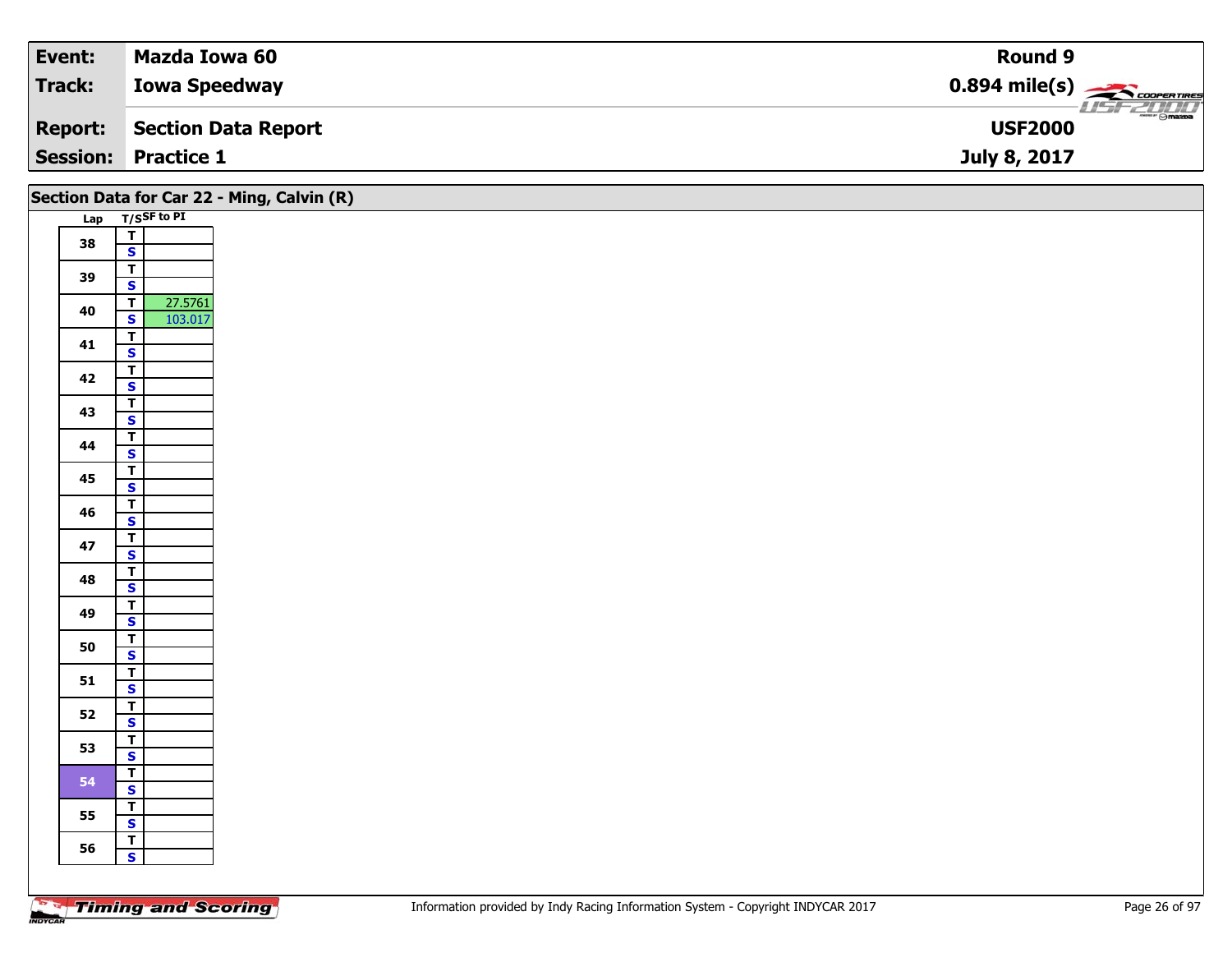| Event: | Mazda Iowa 60 | Round 9 |
|---|---|---|
| Track: | Iowa Speedway | 0.894 mile(s) |
| Report: | Section Data Report | USF2000 |
| Session: | Practice 1 | July 8, 2017 |

## Section Data for Car 22 - Ming, Calvin (R)

| Lap | T/S | SF to PI |
|---|---|---|
| 38 | T | |
| | S | |
| 39 | T | |
| | S | |
| 40 | T | 27.5761 |
| | S | 103.017 |
| 41 | T | |
| | S | |
| 42 | T | |
| | S | |
| 43 | T | |
| | S | |
| 44 | T | |
| | S | |
| 45 | T | |
| | S | |
| 46 | T | |
| | S | |
| 47 | T | |
| | S | |
| 48 | T | |
| | S | |
| 49 | T | |
| | S | |
| 50 | T | |
| | S | |
| 51 | T | |
| | S | |
| 52 | T | |
| | S | |
| 53 | T | |
| | S | |
| 54 | T | |
| | S | |
| 55 | T | |
| | S | |
| 56 | T | |
| | S | |

Information provided by Indy Racing Information System - Copyright INDYCAR 2017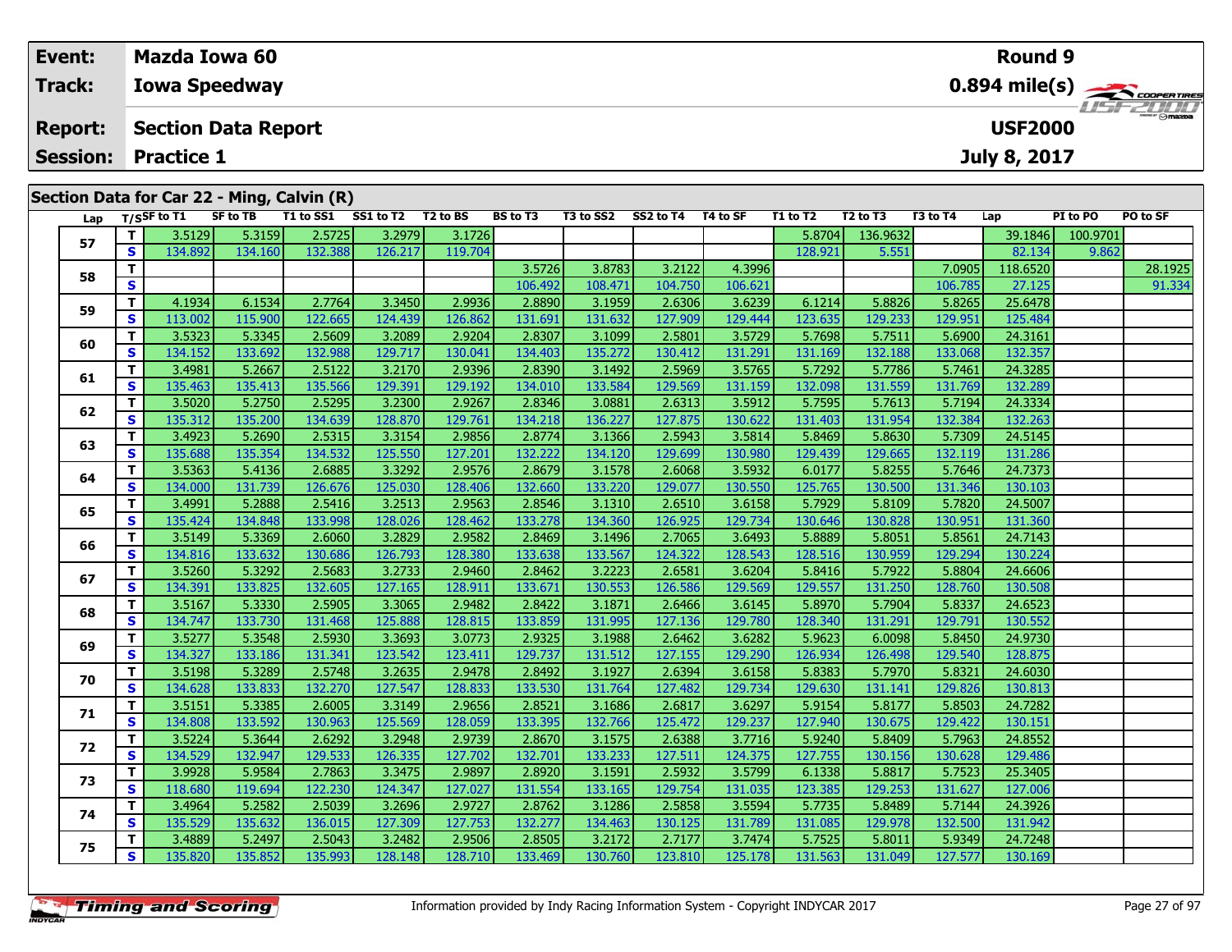| Event: | Mazda Iowa 60 | Round 9 |
|---|---|---|
| Track: | Iowa Speedway | 0.894 mile(s) |
| Report: | Section Data Report | USF2000 |
| Session: | Practice 1 | July 8, 2017 |

## Section Data for Car 22 - Ming, Calvin (R)

| Lap | T/S | SF to T1 | SF to TB | T1 to SS1 | SS1 to T2 | T2 to BS | BS to T3 | T3 to SS2 | SS2 to T4 | T4 to SF | T1 to T2 | T2 to T3 | T3 to T4 | Lap | PI to PO | PO to SF |
|---|---|---|---|---|---|---|---|---|---|---|---|---|---|---|---|---|
| 57 | T | 3.5129 | 5.3159 | 2.5725 | 3.2979 | 3.1726 | | | | | 5.8704 | 136.9632 | | 39.1846 | 100.9701 | |
| | S | 134.892 | 134.160 | 132.388 | 126.217 | 119.704 | | | | | 128.921 | 5.551 | | 82.134 | 9.862 | |
| 58 | T | | | | | | 3.5726 | 3.8783 | 3.2122 | 4.3996 | | | 7.0905 | 118.6520 | | 28.1925 |
| | S | | | | | | 106.492 | 108.471 | 104.750 | 106.621 | | | 106.785 | 27.125 | | 91.334 |
| 59 | T | 4.1934 | 6.1534 | 2.7764 | 3.3450 | 2.9936 | 2.8890 | 3.1959 | 2.6306 | 3.6239 | 6.1214 | 5.8826 | 5.8265 | 25.6478 | | |
| | S | 113.002 | 115.900 | 122.665 | 124.439 | 126.862 | 131.691 | 131.632 | 127.909 | 129.444 | 123.635 | 129.233 | 129.951 | 125.484 | | |
| 60 | T | 3.5323 | 5.3345 | 2.5609 | 3.2089 | 2.9204 | 2.8307 | 3.1099 | 2.5801 | 3.5729 | 5.7698 | 5.7511 | 5.6900 | 24.3161 | | |
| | S | 134.152 | 133.692 | 132.988 | 129.717 | 130.041 | 134.403 | 135.272 | 130.412 | 131.291 | 131.169 | 132.188 | 133.068 | 132.357 | | |
| 61 | T | 3.4981 | 5.2667 | 2.5122 | 3.2170 | 2.9396 | 2.8390 | 3.1492 | 2.5969 | 3.5765 | 5.7292 | 5.7786 | 5.7461 | 24.3285 | | |
| | S | 135.463 | 135.413 | 135.566 | 129.391 | 129.192 | 134.010 | 133.584 | 129.569 | 131.159 | 132.098 | 131.559 | 131.769 | 132.289 | | |
| 62 | T | 3.5020 | 5.2750 | 2.5295 | 3.2300 | 2.9267 | 2.8346 | 3.0881 | 2.6313 | 3.5912 | 5.7595 | 5.7613 | 5.7194 | 24.3334 | | |
| | S | 135.312 | 135.200 | 134.639 | 128.870 | 129.761 | 134.218 | 136.227 | 127.875 | 130.622 | 131.403 | 131.954 | 132.384 | 132.263 | | |
| 63 | T | 3.4923 | 5.2690 | 2.5315 | 3.3154 | 2.9856 | 2.8774 | 3.1366 | 2.5943 | 3.5814 | 5.8469 | 5.8630 | 5.7309 | 24.5145 | | |
| | S | 135.688 | 135.354 | 134.532 | 125.550 | 127.201 | 132.222 | 134.120 | 129.699 | 130.980 | 129.439 | 129.665 | 132.119 | 131.286 | | |
| 64 | T | 3.5363 | 5.4136 | 2.6885 | 3.3292 | 2.9576 | 2.8679 | 3.1578 | 2.6068 | 3.5932 | 6.0177 | 5.8255 | 5.7646 | 24.7373 | | |
| | S | 134.000 | 131.739 | 126.676 | 125.030 | 128.406 | 132.660 | 133.220 | 129.077 | 130.550 | 125.765 | 130.500 | 131.346 | 130.103 | | |
| 65 | T | 3.4991 | 5.2888 | 2.5416 | 3.2513 | 2.9563 | 2.8546 | 3.1310 | 2.6510 | 3.6158 | 5.7929 | 5.8109 | 5.7820 | 24.5007 | | |
| | S | 135.424 | 134.848 | 133.998 | 128.026 | 128.462 | 133.278 | 134.360 | 126.925 | 129.734 | 130.646 | 130.828 | 130.951 | 131.360 | | |
| 66 | T | 3.5149 | 5.3369 | 2.6060 | 3.2829 | 2.9582 | 2.8469 | 3.1496 | 2.7065 | 3.6493 | 5.8889 | 5.8051 | 5.8561 | 24.7143 | | |
| | S | 134.816 | 133.632 | 130.686 | 126.793 | 128.380 | 133.638 | 133.567 | 124.322 | 128.543 | 128.516 | 130.959 | 129.294 | 130.224 | | |
| 67 | T | 3.5260 | 5.3292 | 2.5683 | 3.2733 | 2.9460 | 2.8462 | 3.2223 | 2.6581 | 3.6204 | 5.8416 | 5.7922 | 5.8804 | 24.6606 | | |
| | S | 134.391 | 133.825 | 132.605 | 127.165 | 128.911 | 133.671 | 130.553 | 126.586 | 129.569 | 129.557 | 131.250 | 128.760 | 130.508 | | |
| 68 | T | 3.5167 | 5.3330 | 2.5905 | 3.3065 | 2.9482 | 2.8422 | 3.1871 | 2.6466 | 3.6145 | 5.8970 | 5.7904 | 5.8337 | 24.6523 | | |
| | S | 134.747 | 133.730 | 131.468 | 125.888 | 128.815 | 133.859 | 131.995 | 127.136 | 129.780 | 128.340 | 131.291 | 129.791 | 130.552 | | |
| 69 | T | 3.5277 | 5.3548 | 2.5930 | 3.3693 | 3.0773 | 2.9325 | 3.1988 | 2.6462 | 3.6282 | 5.9623 | 6.0098 | 5.8450 | 24.9730 | | |
| | S | 134.327 | 133.186 | 131.341 | 123.542 | 123.411 | 129.737 | 131.512 | 127.155 | 129.290 | 126.934 | 126.498 | 129.540 | 128.875 | | |
| 70 | T | 3.5198 | 5.3289 | 2.5748 | 3.2635 | 2.9478 | 2.8492 | 3.1927 | 2.6394 | 3.6158 | 5.8383 | 5.7970 | 5.8321 | 24.6030 | | |
| | S | 134.628 | 133.833 | 132.270 | 127.547 | 128.833 | 133.530 | 131.764 | 127.482 | 129.734 | 129.630 | 131.141 | 129.826 | 130.813 | | |
| 71 | T | 3.5151 | 5.3385 | 2.6005 | 3.3149 | 2.9656 | 2.8521 | 3.1686 | 2.6817 | 3.6297 | 5.9154 | 5.8177 | 5.8503 | 24.7282 | | |
| | S | 134.808 | 133.592 | 130.963 | 125.569 | 128.059 | 133.395 | 132.766 | 125.472 | 129.237 | 127.940 | 130.675 | 129.422 | 130.151 | | |
| 72 | T | 3.5224 | 5.3644 | 2.6292 | 3.2948 | 2.9739 | 2.8670 | 3.1575 | 2.6388 | 3.7716 | 5.9240 | 5.8409 | 5.7963 | 24.8552 | | |
| | S | 134.529 | 132.947 | 129.533 | 126.335 | 127.702 | 132.701 | 133.233 | 127.511 | 124.375 | 127.755 | 130.156 | 130.628 | 129.486 | | |
| 73 | T | 3.9928 | 5.9584 | 2.7863 | 3.3475 | 2.9897 | 2.8920 | 3.1591 | 2.5932 | 3.5799 | 6.1338 | 5.8817 | 5.7523 | 25.3405 | | |
| | S | 118.680 | 119.694 | 122.230 | 124.347 | 127.027 | 131.554 | 133.165 | 129.754 | 131.035 | 123.385 | 129.253 | 131.627 | 127.006 | | |
| 74 | T | 3.4964 | 5.2582 | 2.5039 | 3.2696 | 2.9727 | 2.8762 | 3.1286 | 2.5858 | 3.5594 | 5.7735 | 5.8489 | 5.7144 | 24.3926 | | |
| | S | 135.529 | 135.632 | 136.015 | 127.309 | 127.753 | 132.277 | 134.463 | 130.125 | 131.789 | 131.085 | 129.978 | 132.500 | 131.942 | | |
| 75 | T | 3.4889 | 5.2497 | 2.5043 | 3.2482 | 2.9506 | 2.8505 | 3.2172 | 2.7177 | 3.7474 | 5.7525 | 5.8011 | 5.9349 | 24.7248 | | |
| | S | 135.820 | 135.852 | 135.993 | 128.148 | 128.710 | 133.469 | 130.760 | 123.810 | 125.178 | 131.563 | 131.049 | 127.577 | 130.169 | | |

Information provided by Indy Racing Information System - Copyright INDYCAR 2017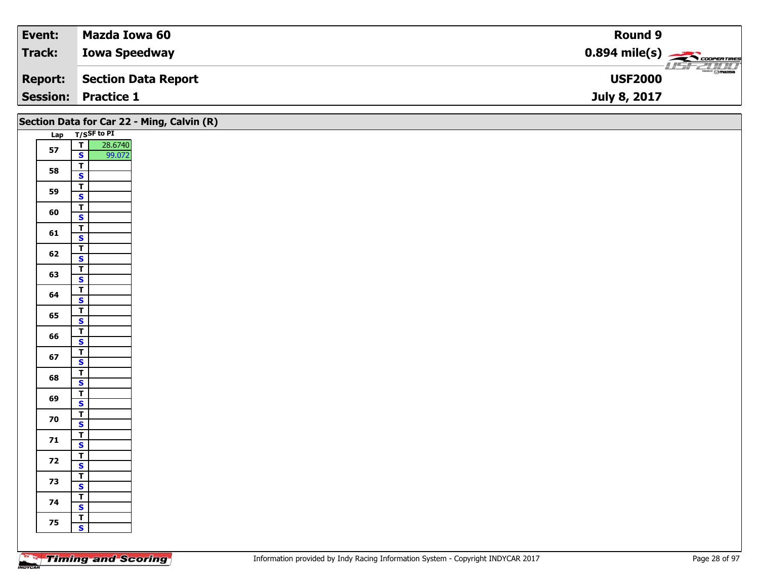| Event: | Mazda Iowa 60 | Round 9 |
|---|---|---|
| Track: | Iowa Speedway | 0.894 mile(s) |
| Report: | Section Data Report | USF2000 |
| Session: | Practice 1 | July 8, 2017 |

## Section Data for Car 22 - Ming, Calvin (R)

| Lap | T/S | SF to PI |
|---|---|---|
| 57 | T | 28.6740 |
| | S | 99.072 |
| 58 | T | |
| | S | |
| 59 | T | |
| | S | |
| 60 | T | |
| | S | |
| 61 | T | |
| | S | |
| 62 | T | |
| | S | |
| 63 | T | |
| | S | |
| 64 | T | |
| | S | |
| 65 | T | |
| | S | |
| 66 | T | |
| | S | |
| 67 | T | |
| | S | |
| 68 | T | |
| | S | |
| 69 | T | |
| | S | |
| 70 | T | |
| | S | |
| 71 | T | |
| | S | |
| 72 | T | |
| | S | |
| 73 | T | |
| | S | |
| 74 | T | |
| | S | |
| 75 | T | |
| | S | |

Information provided by Indy Racing Information System - Copyright INDYCAR 2017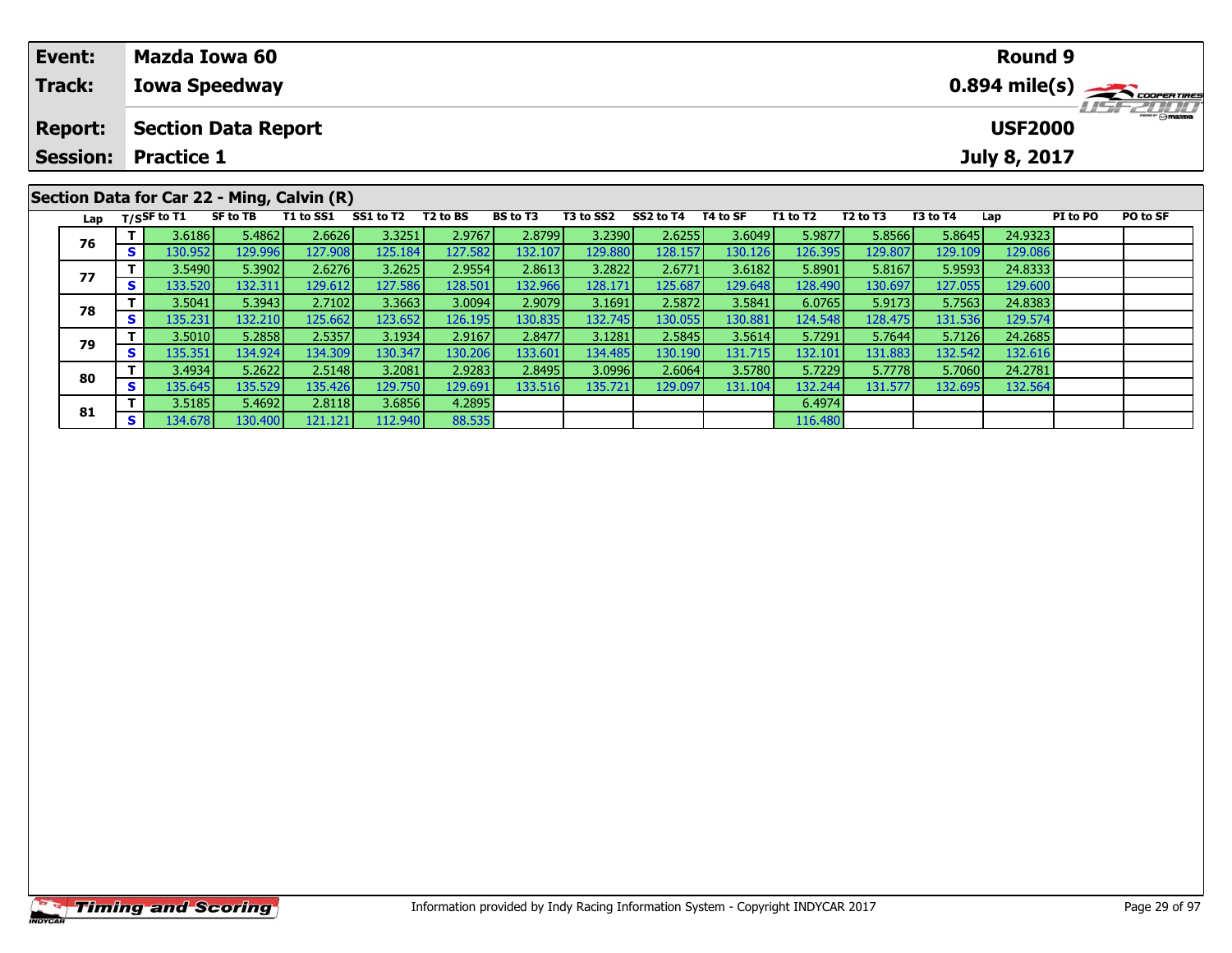| Event: | Mazda Iowa 60 | Round 9 |
|---|---|---|
| Track: | Iowa Speedway | 0.894 mile(s) |
| Report: | Section Data Report | USF2000 |
| Session: | Practice 1 | July 8, 2017 |

## Section Data for Car 22 - Ming, Calvin (R)

| Lap | T/S | SF to T1 | SF to TB | T1 to SS1 | SS1 to T2 | T2 to BS | BS to T3 | T3 to SS2 | SS2 to T4 | T4 to SF | T1 to T2 | T2 to T3 | T3 to T4 | Lap | PI to PO | PO to SF |
|---|---|---|---|---|---|---|---|---|---|---|---|---|---|---|---|---|
| 76 | T | 3.6186 | 5.4862 | 2.6626 | 3.3251 | 2.9767 | 2.8799 | 3.2390 | 2.6255 | 3.6049 | 5.9877 | 5.8566 | 5.8645 | 24.9323 | | |
| | S | 130.952 | 129.996 | 127.908 | 125.184 | 127.582 | 132.107 | 129.880 | 128.157 | 130.126 | 126.395 | 129.807 | 129.109 | 129.086 | | |
| 77 | T | 3.5490 | 5.3902 | 2.6276 | 3.2625 | 2.9554 | 2.8613 | 3.2822 | 2.6771 | 3.6182 | 5.8901 | 5.8167 | 5.9593 | 24.8333 | | |
| | S | 133.520 | 132.311 | 129.612 | 127.586 | 128.501 | 132.966 | 128.171 | 125.687 | 129.648 | 128.490 | 130.697 | 127.055 | 129.600 | | |
| 78 | T | 3.5041 | 5.3943 | 2.7102 | 3.3663 | 3.0094 | 2.9079 | 3.1691 | 2.5872 | 3.5841 | 6.0765 | 5.9173 | 5.7563 | 24.8383 | | |
| | S | 135.231 | 132.210 | 125.662 | 123.652 | 126.195 | 130.835 | 132.745 | 130.055 | 130.881 | 124.548 | 128.475 | 131.536 | 129.574 | | |
| 79 | T | 3.5010 | 5.2858 | 2.5357 | 3.1934 | 2.9167 | 2.8477 | 3.1281 | 2.5845 | 3.5614 | 5.7291 | 5.7644 | 5.7126 | 24.2685 | | |
| | S | 135.351 | 134.924 | 134.309 | 130.347 | 130.206 | 133.601 | 134.485 | 130.190 | 131.715 | 132.101 | 131.883 | 132.542 | 132.616 | | |
| 80 | T | 3.4934 | 5.2622 | 2.5148 | 3.2081 | 2.9283 | 2.8495 | 3.0996 | 2.6064 | 3.5780 | 5.7229 | 5.7778 | 5.7060 | 24.2781 | | |
| | S | 135.645 | 135.529 | 135.426 | 129.750 | 129.691 | 133.516 | 135.721 | 129.097 | 131.104 | 132.244 | 131.577 | 132.695 | 132.564 | | |
| 81 | T | 3.5185 | 5.4692 | 2.8118 | 3.6856 | 4.2895 | | | | | 6.4974 | | | | | |
| | S | 134.678 | 130.400 | 121.121 | 112.940 | 88.535 | | | | | 116.480 | | | | | |

Information provided by Indy Racing Information System - Copyright INDYCAR 2017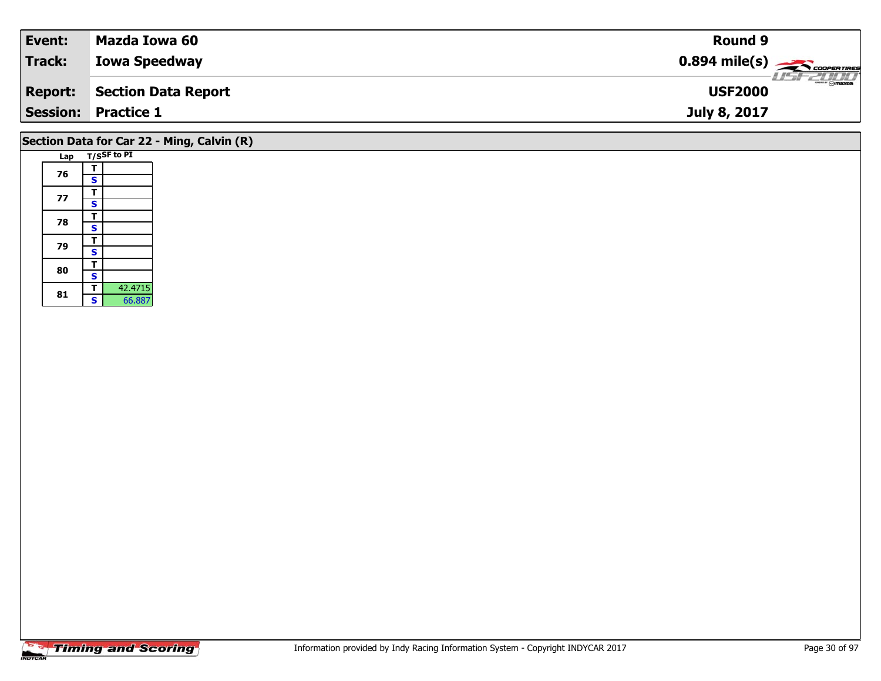| Event: | Mazda Iowa 60 | Round 9 |
|---|---|---|
| Track: | Iowa Speedway | 0.894 mile(s) |
| Report: | Section Data Report | USF2000 |
| Session: | Practice 1 | July 8, 2017 |

## Section Data for Car 22 - Ming, Calvin (R)

| Lap | T/S | SF to PI |
|---|---|---|
| 76 | T | |
| | S | |
| 77 | T | |
| | S | |
| 78 | T | |
| | S | |
| 79 | T | |
| | S | |
| 80 | T | |
| | S | |
| 81 | T | 42.4715 |
| | S | 66.887 |

Information provided by Indy Racing Information System - Copyright INDYCAR 2017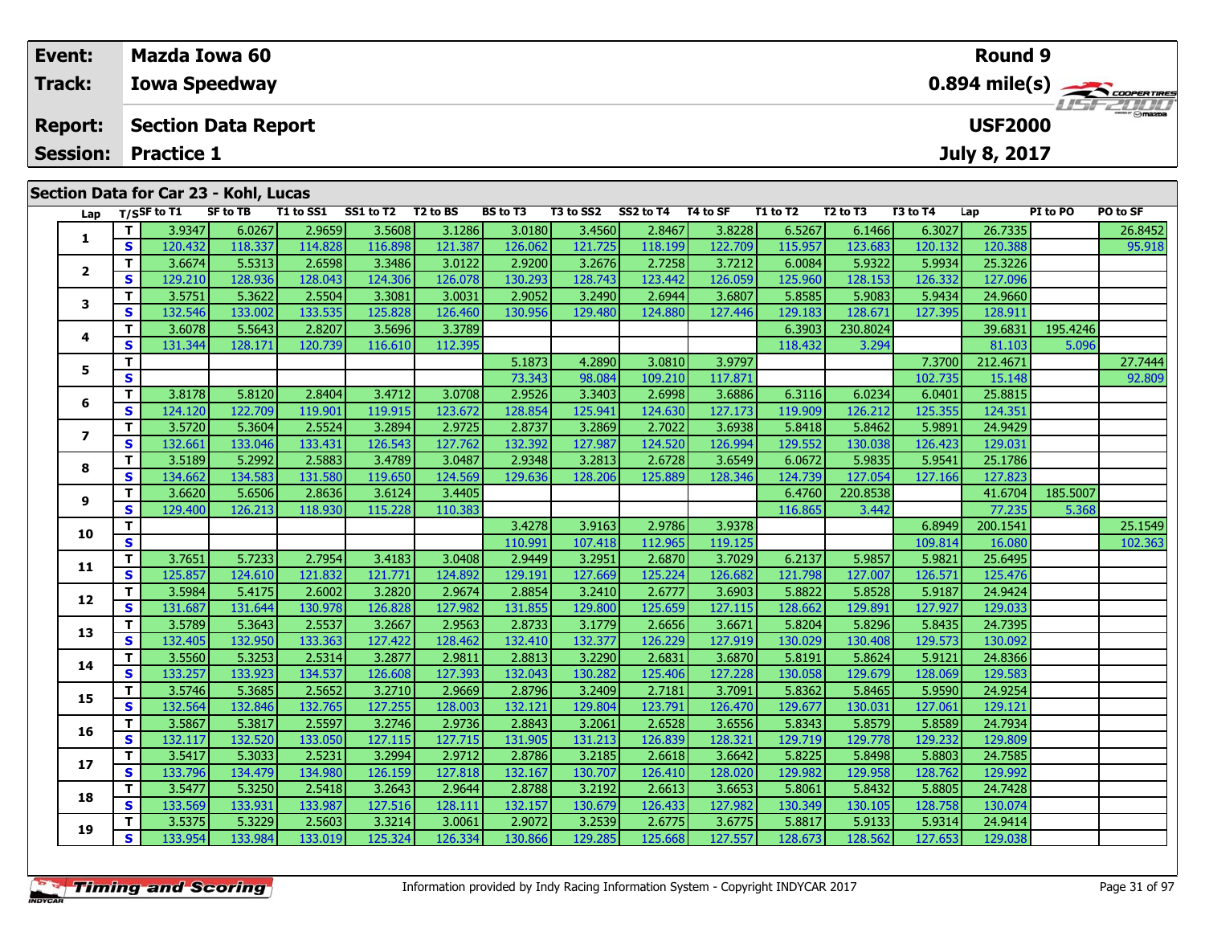| | | | | |
|---|---|---|---|---|
| **Event:** | **Mazda Iowa 60** | | **Round 9** | |
| **Track:** | **Iowa Speedway** | | **0.894 mile(s)** | |
| **Report:** | **Section Data Report** | | **USF2000** | |
| **Session:** | **Practice 1** | | **July 8, 2017** | |

## Section Data for Car 23 - Kohl, Lucas

| Lap | T/S | SF to T1 | SF to TB | T1 to SS1 | SS1 to T2 | T2 to BS | BS to T3 | T3 to SS2 | SS2 to T4 | T4 to SF | T1 to T2 | T2 to T3 | T3 to T4 | Lap | PI to PO | PO to SF |
|---|---|---|---|---|---|---|---|---|---|---|---|---|---|---|---|---|
| 1 | T | 3.9347 | 6.0267 | 2.9659 | 3.5608 | 3.1286 | 3.0180 | 3.4560 | 2.8467 | 3.8228 | 6.5267 | 6.1466 | 6.3027 | 26.7335 | | 26.8452 |
| | S | 120.432 | 118.337 | 114.828 | 116.898 | 121.387 | 126.062 | 121.725 | 118.199 | 122.709 | 115.957 | 123.683 | 120.132 | 120.388 | | 95.918 |
| 2 | T | 3.6674 | 5.5313 | 2.6598 | 3.3486 | 3.0122 | 2.9200 | 3.2676 | 2.7258 | 3.7212 | 6.0084 | 5.9322 | 5.9934 | 25.3226 | | |
| | S | 129.210 | 128.936 | 128.043 | 124.306 | 126.078 | 130.293 | 128.743 | 123.442 | 126.059 | 125.960 | 128.153 | 126.332 | 127.096 | | |
| 3 | T | 3.5751 | 5.3622 | 2.5504 | 3.3081 | 3.0031 | 2.9052 | 3.2490 | 2.6944 | 3.6807 | 5.8585 | 5.9083 | 5.9434 | 24.9660 | | |
| | S | 132.546 | 133.002 | 133.535 | 125.828 | 126.460 | 130.956 | 129.480 | 124.880 | 127.446 | 129.183 | 128.671 | 127.395 | 128.911 | | |
| 4 | T | 3.6078 | 5.5643 | 2.8207 | 3.5696 | 3.3789 | | | | | 6.3903 | 230.8024 | | 39.6831 | 195.4246 | |
| | S | 131.344 | 128.171 | 120.739 | 116.610 | 112.395 | | | | | 118.432 | 3.294 | | 81.103 | 5.096 | |
| 5 | T | | | | | | 5.1873 | 4.2890 | 3.0810 | 3.9797 | | | 7.3700 | 212.4671 | | 27.7444 |
| | S | | | | | | 73.343 | 98.084 | 109.210 | 117.871 | | | 102.735 | 15.148 | | 92.809 |
| 6 | T | 3.8178 | 5.8120 | 2.8404 | 3.4712 | 3.0708 | 2.9526 | 3.3403 | 2.6998 | 3.6886 | 6.3116 | 6.0234 | 6.0401 | 25.8815 | | |
| | S | 124.120 | 122.709 | 119.901 | 119.915 | 123.672 | 128.854 | 125.941 | 124.630 | 127.173 | 119.909 | 126.212 | 125.355 | 124.351 | | |
| 7 | T | 3.5720 | 5.3604 | 2.5524 | 3.2894 | 2.9725 | 2.8737 | 3.2869 | 2.7022 | 3.6938 | 5.8418 | 5.8462 | 5.9891 | 24.9429 | | |
| | S | 132.661 | 133.046 | 133.431 | 126.543 | 127.762 | 132.392 | 127.987 | 124.520 | 126.994 | 129.552 | 130.038 | 126.423 | 129.031 | | |
| 8 | T | 3.5189 | 5.2992 | 2.5883 | 3.4789 | 3.0487 | 2.9348 | 3.2813 | 2.6728 | 3.6549 | 6.0672 | 5.9835 | 5.9541 | 25.1786 | | |
| | S | 134.662 | 134.583 | 131.580 | 119.650 | 124.569 | 129.636 | 128.206 | 125.889 | 128.346 | 124.739 | 127.054 | 127.166 | 127.823 | | |
| 9 | T | 3.6620 | 5.6506 | 2.8636 | 3.6124 | 3.4405 | | | | | 6.4760 | 220.8538 | | 41.6704 | 185.5007 | |
| | S | 129.400 | 126.213 | 118.930 | 115.228 | 110.383 | | | | | 116.865 | 3.442 | | 77.235 | 5.368 | |
| 10 | T | | | | | | 3.4278 | 3.9163 | 2.9786 | 3.9378 | | | 6.8949 | 200.1541 | | 25.1549 |
| | S | | | | | | 110.991 | 107.418 | 112.965 | 119.125 | | | 109.814 | 16.080 | | 102.363 |
| 11 | T | 3.7651 | 5.7233 | 2.7954 | 3.4183 | 3.0408 | 2.9449 | 3.2951 | 2.6870 | 3.7029 | 6.2137 | 5.9857 | 5.9821 | 25.6495 | | |
| | S | 125.857 | 124.610 | 121.832 | 121.771 | 124.892 | 129.191 | 127.669 | 125.224 | 126.682 | 121.798 | 127.007 | 126.571 | 125.476 | | |
| 12 | T | 3.5984 | 5.4175 | 2.6002 | 3.2820 | 2.9674 | 2.8854 | 3.2410 | 2.6777 | 3.6903 | 5.8822 | 5.8528 | 5.9187 | 24.9424 | | |
| | S | 131.687 | 131.644 | 130.978 | 126.828 | 127.982 | 131.855 | 129.800 | 125.659 | 127.115 | 128.662 | 129.891 | 127.927 | 129.033 | | |
| 13 | T | 3.5789 | 5.3643 | 2.5537 | 3.2667 | 2.9563 | 2.8733 | 3.1779 | 2.6656 | 3.6671 | 5.8204 | 5.8296 | 5.8435 | 24.7395 | | |
| | S | 132.405 | 132.950 | 133.363 | 127.422 | 128.462 | 132.410 | 132.377 | 126.229 | 127.919 | 130.029 | 130.408 | 129.573 | 130.092 | | |
| 14 | T | 3.5560 | 5.3253 | 2.5314 | 3.2877 | 2.9811 | 2.8813 | 3.2290 | 2.6831 | 3.6870 | 5.8191 | 5.8624 | 5.9121 | 24.8366 | | |
| | S | 133.257 | 133.923 | 134.537 | 126.608 | 127.393 | 132.043 | 130.282 | 125.406 | 127.228 | 130.058 | 129.679 | 128.069 | 129.583 | | |
| 15 | T | 3.5746 | 5.3685 | 2.5652 | 3.2710 | 2.9669 | 2.8796 | 3.2409 | 2.7181 | 3.7091 | 5.8362 | 5.8465 | 5.9590 | 24.9254 | | |
| | S | 132.564 | 132.846 | 132.765 | 127.255 | 128.003 | 132.121 | 129.804 | 123.791 | 126.470 | 129.677 | 130.031 | 127.061 | 129.121 | | |
| 16 | T | 3.5867 | 5.3817 | 2.5597 | 3.2746 | 2.9736 | 2.8843 | 3.2061 | 2.6528 | 3.6556 | 5.8343 | 5.8579 | 5.8589 | 24.7934 | | |
| | S | 132.117 | 132.520 | 133.050 | 127.115 | 127.715 | 131.905 | 131.213 | 126.839 | 128.321 | 129.719 | 129.778 | 129.232 | 129.809 | | |
| 17 | T | 3.5417 | 5.3033 | 2.5231 | 3.2994 | 2.9712 | 2.8786 | 3.2185 | 2.6618 | 3.6642 | 5.8225 | 5.8498 | 5.8803 | 24.7585 | | |
| | S | 133.796 | 134.479 | 134.980 | 126.159 | 127.818 | 132.167 | 130.707 | 126.410 | 128.020 | 129.982 | 129.958 | 128.762 | 129.992 | | |
| 18 | T | 3.5477 | 5.3250 | 2.5418 | 3.2643 | 2.9644 | 2.8788 | 3.2192 | 2.6613 | 3.6653 | 5.8061 | 5.8432 | 5.8805 | 24.7428 | | |
| | S | 133.569 | 133.931 | 133.987 | 127.516 | 128.111 | 132.157 | 130.679 | 126.433 | 127.982 | 130.349 | 130.105 | 128.758 | 130.074 | | |
| 19 | T | 3.5375 | 5.3229 | 2.5603 | 3.3214 | 3.0061 | 2.9072 | 3.2539 | 2.6775 | 3.6775 | 5.8817 | 5.9133 | 5.9314 | 24.9414 | | |
| | S | 133.954 | 133.984 | 133.019 | 125.324 | 126.334 | 130.866 | 129.285 | 125.668 | 127.557 | 128.673 | 128.562 | 127.653 | 129.038 | | |

Information provided by Indy Racing Information System - Copyright INDYCAR 2017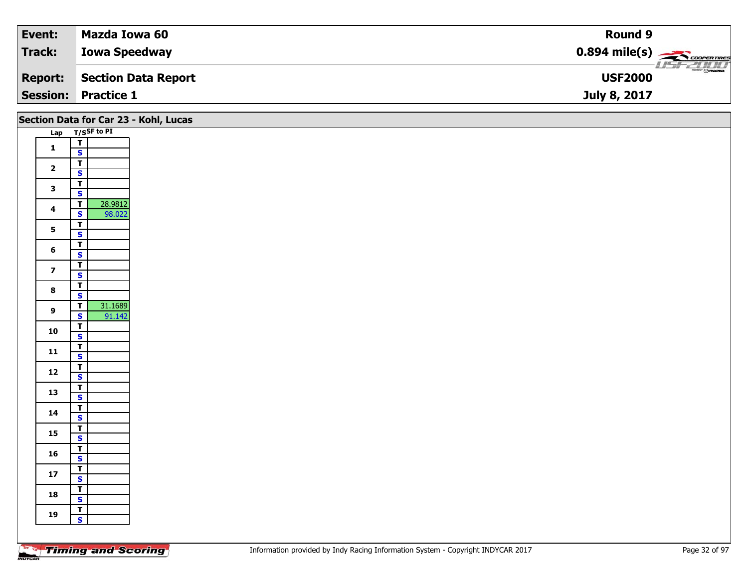| Event: | Mazda Iowa 60 | Round 9 |
| --- | --- | --- |
| Track: | Iowa Speedway | 0.894 mile(s) |
| Report: | Section Data Report | USF2000 |
| Session: | Practice 1 | July 8, 2017 |

## Section Data for Car 23 - Kohl, Lucas

| Lap | T/S | SF to PI |
| --- | --- | --- |
| 1 | T | |
| | S | |
| 2 | T | |
| | S | |
| 3 | T | |
| | S | |
| 4 | T | 28.9812 |
| | S | 98.022 |
| 5 | T | |
| | S | |
| 6 | T | |
| | S | |
| 7 | T | |
| | S | |
| 8 | T | |
| | S | |
| 9 | T | 31.1689 |
| | S | 91.142 |
| 10 | T | |
| | S | |
| 11 | T | |
| | S | |
| 12 | T | |
| | S | |
| 13 | T | |
| | S | |
| 14 | T | |
| | S | |
| 15 | T | |
| | S | |
| 16 | T | |
| | S | |
| 17 | T | |
| | S | |
| 18 | T | |
| | S | |
| 19 | T | |
| | S | |

Information provided by Indy Racing Information System - Copyright INDYCAR 2017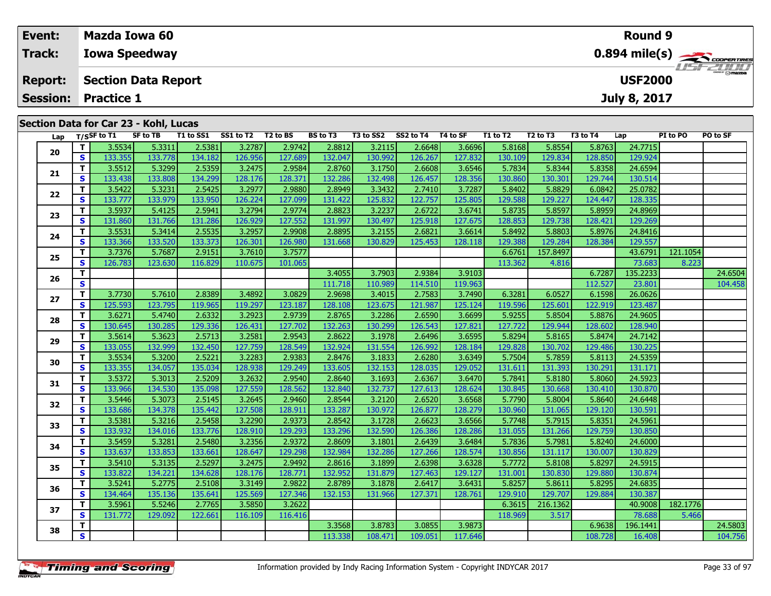| Event: | Mazda Iowa 60 | Round 9 |
|---|---|---|
| Track: | Iowa Speedway | 0.894 mile(s) |
| Report: | Section Data Report | USF2000 |
| Session: | Practice 1 | July 8, 2017 |

## Section Data for Car 23 - Kohl, Lucas

| Lap | T/S | SF to T1 | SF to TB | T1 to SS1 | SS1 to T2 | T2 to BS | BS to T3 | T3 to SS2 | SS2 to T4 | T4 to SF | T1 to T2 | T2 to T3 | T3 to T4 | Lap | PI to PO | PO to SF |
|---|---|---|---|---|---|---|---|---|---|---|---|---|---|---|---|---|
| 20 | T | 3.5534 | 5.3311 | 2.5381 | 3.2787 | 2.9742 | 2.8812 | 3.2115 | 2.6648 | 3.6696 | 5.8168 | 5.8554 | 5.8763 | 24.7715 | | |
| | S | 133.355 | 133.778 | 134.182 | 126.956 | 127.689 | 132.047 | 130.992 | 126.267 | 127.832 | 130.109 | 129.834 | 128.850 | 129.924 | | |
| 21 | T | 3.5512 | 5.3299 | 2.5359 | 3.2475 | 2.9584 | 2.8760 | 3.1750 | 2.6608 | 3.6546 | 5.7834 | 5.8344 | 5.8358 | 24.6594 | | |
| | S | 133.438 | 133.808 | 134.299 | 128.176 | 128.371 | 132.286 | 132.498 | 126.457 | 128.356 | 130.860 | 130.301 | 129.744 | 130.514 | | |
| 22 | T | 3.5422 | 5.3231 | 2.5425 | 3.2977 | 2.9880 | 2.8949 | 3.3432 | 2.7410 | 3.7287 | 5.8402 | 5.8829 | 6.0842 | 25.0782 | | |
| | S | 133.777 | 133.979 | 133.950 | 126.224 | 127.099 | 131.422 | 125.832 | 122.757 | 125.805 | 129.588 | 129.227 | 124.447 | 128.335 | | |
| 23 | T | 3.5937 | 5.4125 | 2.5941 | 3.2794 | 2.9774 | 2.8823 | 3.2237 | 2.6722 | 3.6741 | 5.8735 | 5.8597 | 5.8959 | 24.8969 | | |
| | S | 131.860 | 131.766 | 131.286 | 126.929 | 127.552 | 131.997 | 130.497 | 125.918 | 127.675 | 128.853 | 129.738 | 128.421 | 129.269 | | |
| 24 | T | 3.5531 | 5.3414 | 2.5535 | 3.2957 | 2.9908 | 2.8895 | 3.2155 | 2.6821 | 3.6614 | 5.8492 | 5.8803 | 5.8976 | 24.8416 | | |
| | S | 133.366 | 133.520 | 133.373 | 126.301 | 126.980 | 131.668 | 130.829 | 125.453 | 128.118 | 129.388 | 129.284 | 128.384 | 129.557 | | |
| 25 | T | 3.7376 | 5.7687 | 2.9151 | 3.7610 | 3.7577 | | | | | 6.6761 | 157.8497 | | 43.6791 | 121.1054 | |
| | S | 126.783 | 123.630 | 116.829 | 110.675 | 101.065 | | | | | 113.362 | 4.816 | | 73.683 | 8.223 | |
| 26 | T | | | | | | 3.4055 | 3.7903 | 2.9384 | 3.9103 | | | 6.7287 | 135.2233 | | 24.6504 |
| | S | | | | | | 111.718 | 110.989 | 114.510 | 119.963 | | | 112.527 | 23.801 | | 104.458 |
| 27 | T | 3.7730 | 5.7610 | 2.8389 | 3.4892 | 3.0829 | 2.9698 | 3.4015 | 2.7583 | 3.7490 | 6.3281 | 6.0527 | 6.1598 | 26.0626 | | |
| | S | 125.593 | 123.795 | 119.965 | 119.297 | 123.187 | 128.108 | 123.675 | 121.987 | 125.124 | 119.596 | 125.601 | 122.919 | 123.487 | | |
| 28 | T | 3.6271 | 5.4740 | 2.6332 | 3.2923 | 2.9739 | 2.8765 | 3.2286 | 2.6590 | 3.6699 | 5.9255 | 5.8504 | 5.8876 | 24.9605 | | |
| | S | 130.645 | 130.285 | 129.336 | 126.431 | 127.702 | 132.263 | 130.299 | 126.543 | 127.821 | 127.722 | 129.944 | 128.602 | 128.940 | | |
| 29 | T | 3.5614 | 5.3623 | 2.5713 | 3.2581 | 2.9543 | 2.8622 | 3.1978 | 2.6496 | 3.6595 | 5.8294 | 5.8165 | 5.8474 | 24.7142 | | |
| | S | 133.055 | 132.999 | 132.450 | 127.759 | 128.549 | 132.924 | 131.554 | 126.992 | 128.184 | 129.828 | 130.702 | 129.486 | 130.225 | | |
| 30 | T | 3.5534 | 5.3200 | 2.5221 | 3.2283 | 2.9383 | 2.8476 | 3.1833 | 2.6280 | 3.6349 | 5.7504 | 5.7859 | 5.8113 | 24.5359 | | |
| | S | 133.355 | 134.057 | 135.034 | 128.938 | 129.249 | 133.605 | 132.153 | 128.035 | 129.052 | 131.611 | 131.393 | 130.291 | 131.171 | | |
| 31 | T | 3.5372 | 5.3013 | 2.5209 | 3.2632 | 2.9540 | 2.8640 | 3.1693 | 2.6367 | 3.6470 | 5.7841 | 5.8180 | 5.8060 | 24.5923 | | |
| | S | 133.966 | 134.530 | 135.098 | 127.559 | 128.562 | 132.840 | 132.737 | 127.613 | 128.624 | 130.845 | 130.668 | 130.410 | 130.870 | | |
| 32 | T | 3.5446 | 5.3073 | 2.5145 | 3.2645 | 2.9460 | 2.8544 | 3.2120 | 2.6520 | 3.6568 | 5.7790 | 5.8004 | 5.8640 | 24.6448 | | |
| | S | 133.686 | 134.378 | 135.442 | 127.508 | 128.911 | 133.287 | 130.972 | 126.877 | 128.279 | 130.960 | 131.065 | 129.120 | 130.591 | | |
| 33 | T | 3.5381 | 5.3216 | 2.5458 | 3.2290 | 2.9373 | 2.8542 | 3.1728 | 2.6623 | 3.6566 | 5.7748 | 5.7915 | 5.8351 | 24.5961 | | |
| | S | 133.932 | 134.016 | 133.776 | 128.910 | 129.293 | 133.296 | 132.590 | 126.386 | 128.286 | 131.055 | 131.266 | 129.759 | 130.850 | | |
| 34 | T | 3.5459 | 5.3281 | 2.5480 | 3.2356 | 2.9372 | 2.8609 | 3.1801 | 2.6439 | 3.6484 | 5.7836 | 5.7981 | 5.8240 | 24.6000 | | |
| | S | 133.637 | 133.853 | 133.661 | 128.647 | 129.298 | 132.984 | 132.286 | 127.266 | 128.574 | 130.856 | 131.117 | 130.007 | 130.829 | | |
| 35 | T | 3.5410 | 5.3135 | 2.5297 | 3.2475 | 2.9492 | 2.8616 | 3.1899 | 2.6398 | 3.6328 | 5.7772 | 5.8108 | 5.8297 | 24.5915 | | |
| | S | 133.822 | 134.221 | 134.628 | 128.176 | 128.771 | 132.952 | 131.879 | 127.463 | 129.127 | 131.001 | 130.830 | 129.880 | 130.874 | | |
| 36 | T | 3.5241 | 5.2775 | 2.5108 | 3.3149 | 2.9822 | 2.8789 | 3.1878 | 2.6417 | 3.6431 | 5.8257 | 5.8611 | 5.8295 | 24.6835 | | |
| | S | 134.464 | 135.136 | 135.641 | 125.569 | 127.346 | 132.153 | 131.966 | 127.371 | 128.761 | 129.910 | 129.707 | 129.884 | 130.387 | | |
| 37 | T | 3.5961 | 5.5246 | 2.7765 | 3.5850 | 3.2622 | | | | | 6.3615 | 216.1362 | | 40.9008 | 182.1776 | |
| | S | 131.772 | 129.092 | 122.661 | 116.109 | 116.416 | | | | | 118.969 | 3.517 | | 78.688 | 5.466 | |
| 38 | T | | | | | | 3.3568 | 3.8783 | 3.0855 | 3.9873 | | | 6.9638 | 196.1441 | | 24.5803 |
| | S | | | | | | 113.338 | 108.471 | 109.051 | 117.646 | | | 108.728 | 16.408 | | 104.756 |

Information provided by Indy Racing Information System - Copyright INDYCAR 2017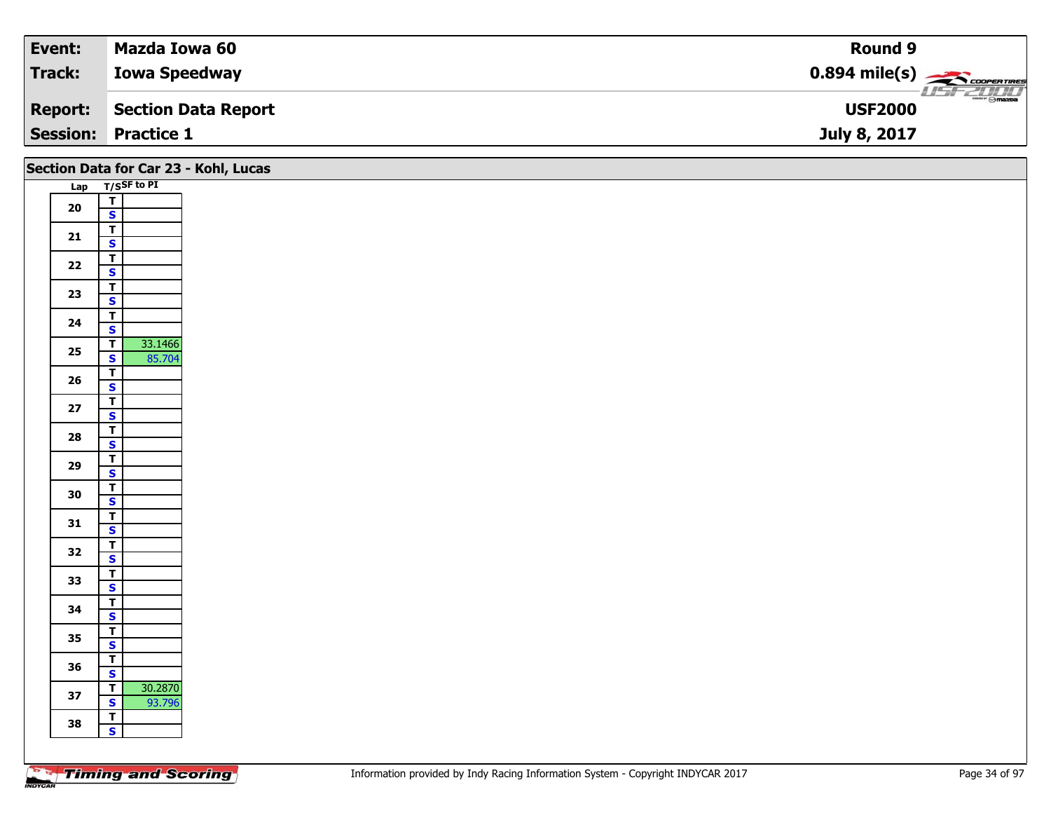| Event: | Mazda Iowa 60 | Round 9 |
|---|---|---|
| Track: | Iowa Speedway | 0.894 mile(s) |
| Report: | Section Data Report | USF2000 |
| Session: | Practice 1 | July 8, 2017 |

## Section Data for Car 23 - Kohl, Lucas

| Lap | T/S | SF to PI |
|---|---|---|
| 20 | T | |
| | S | |
| 21 | T | |
| | S | |
| 22 | T | |
| | S | |
| 23 | T | |
| | S | |
| 24 | T | |
| | S | |
| 25 | T | 33.1466 |
| | S | 85.704 |
| 26 | T | |
| | S | |
| 27 | T | |
| | S | |
| 28 | T | |
| | S | |
| 29 | T | |
| | S | |
| 30 | T | |
| | S | |
| 31 | T | |
| | S | |
| 32 | T | |
| | S | |
| 33 | T | |
| | S | |
| 34 | T | |
| | S | |
| 35 | T | |
| | S | |
| 36 | T | |
| | S | |
| 37 | T | 30.2870 |
| | S | 93.796 |
| 38 | T | |
| | S | |

Information provided by Indy Racing Information System - Copyright INDYCAR 2017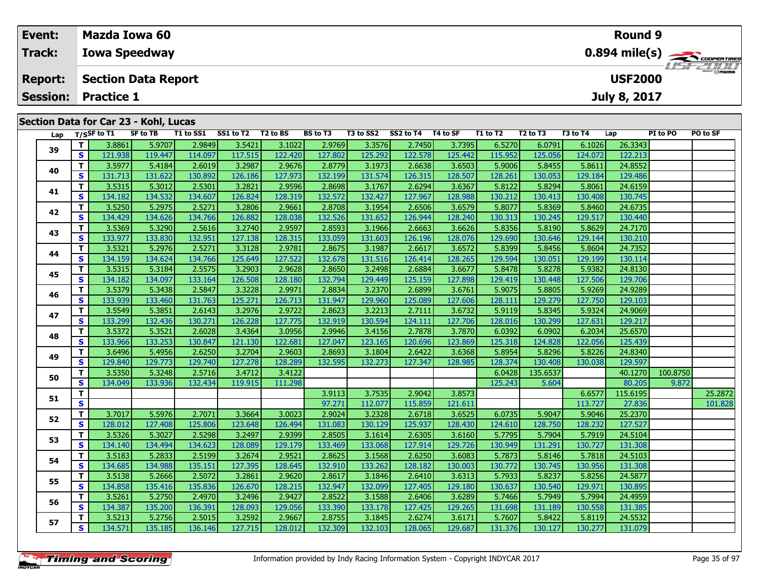| Event: | Mazda Iowa 60 | Round 9 |
|---|---|---|
| Track: | Iowa Speedway | 0.894 mile(s) |
| Report: | Section Data Report | USF2000 |
| Session: | Practice 1 | July 8, 2017 |

## Section Data for Car 23 - Kohl, Lucas

| Lap | T/S | SF to T1 | SF to TB | T1 to SS1 | SS1 to T2 | T2 to BS | BS to T3 | T3 to SS2 | SS2 to T4 | T4 to SF | T1 to T2 | T2 to T3 | T3 to T4 | Lap | PI to PO | PO to SF |
|---|---|---|---|---|---|---|---|---|---|---|---|---|---|---|---|---|
| 39 | T | 3.8861 | 5.9707 | 2.9849 | 3.5421 | 3.1022 | 2.9769 | 3.3576 | 2.7450 | 3.7395 | 6.5270 | 6.0791 | 6.1026 | 26.3343 | | |
| | S | 121.938 | 119.447 | 114.097 | 117.515 | 122.420 | 127.802 | 125.292 | 122.578 | 125.442 | 115.952 | 125.056 | 124.072 | 122.213 | | |
| 40 | T | 3.5977 | 5.4184 | 2.6019 | 3.2987 | 2.9676 | 2.8779 | 3.1973 | 2.6638 | 3.6503 | 5.9006 | 5.8455 | 5.8611 | 24.8552 | | |
| | S | 131.713 | 131.622 | 130.892 | 126.186 | 127.973 | 132.199 | 131.574 | 126.315 | 128.507 | 128.261 | 130.053 | 129.184 | 129.486 | | |
| 41 | T | 3.5315 | 5.3012 | 2.5301 | 3.2821 | 2.9596 | 2.8698 | 3.1767 | 2.6294 | 3.6367 | 5.8122 | 5.8294 | 5.8061 | 24.6159 | | |
| | S | 134.182 | 134.532 | 134.607 | 126.824 | 128.319 | 132.572 | 132.427 | 127.967 | 128.988 | 130.212 | 130.413 | 130.408 | 130.745 | | |
| 42 | T | 3.5250 | 5.2975 | 2.5271 | 3.2806 | 2.9661 | 2.8708 | 3.1954 | 2.6506 | 3.6579 | 5.8077 | 5.8369 | 5.8460 | 24.6735 | | |
| | S | 134.429 | 134.626 | 134.766 | 126.882 | 128.038 | 132.526 | 131.652 | 126.944 | 128.240 | 130.313 | 130.245 | 129.517 | 130.440 | | |
| 43 | T | 3.5369 | 5.3290 | 2.5616 | 3.2740 | 2.9597 | 2.8593 | 3.1966 | 2.6663 | 3.6626 | 5.8356 | 5.8190 | 5.8629 | 24.7170 | | |
| | S | 133.977 | 133.830 | 132.951 | 127.138 | 128.315 | 133.059 | 131.603 | 126.196 | 128.076 | 129.690 | 130.646 | 129.144 | 130.210 | | |
| 44 | T | 3.5321 | 5.2976 | 2.5271 | 3.3128 | 2.9781 | 2.8675 | 3.1987 | 2.6617 | 3.6572 | 5.8399 | 5.8456 | 5.8604 | 24.7352 | | |
| | S | 134.159 | 134.624 | 134.766 | 125.649 | 127.522 | 132.678 | 131.516 | 126.414 | 128.265 | 129.594 | 130.051 | 129.199 | 130.114 | | |
| 45 | T | 3.5315 | 5.3184 | 2.5575 | 3.2903 | 2.9628 | 2.8650 | 3.2498 | 2.6884 | 3.6677 | 5.8478 | 5.8278 | 5.9382 | 24.8130 | | |
| | S | 134.182 | 134.097 | 133.164 | 126.508 | 128.180 | 132.794 | 129.449 | 125.159 | 127.898 | 129.419 | 130.448 | 127.506 | 129.706 | | |
| 46 | T | 3.5379 | 5.3438 | 2.5847 | 3.3228 | 2.9971 | 2.8834 | 3.2370 | 2.6899 | 3.6761 | 5.9075 | 5.8805 | 5.9269 | 24.9289 | | |
| | S | 133.939 | 133.460 | 131.763 | 125.271 | 126.713 | 131.947 | 129.960 | 125.089 | 127.606 | 128.111 | 129.279 | 127.750 | 129.103 | | |
| 47 | T | 3.5549 | 5.3851 | 2.6143 | 3.2976 | 2.9722 | 2.8623 | 3.2213 | 2.7111 | 3.6732 | 5.9119 | 5.8345 | 5.9324 | 24.9069 | | |
| | S | 133.299 | 132.436 | 130.271 | 126.228 | 127.775 | 132.919 | 130.594 | 124.111 | 127.706 | 128.016 | 130.299 | 127.631 | 129.217 | | |
| 48 | T | 3.5372 | 5.3521 | 2.6028 | 3.4364 | 3.0956 | 2.9946 | 3.4156 | 2.7878 | 3.7870 | 6.0392 | 6.0902 | 6.2034 | 25.6570 | | |
| | S | 133.966 | 133.253 | 130.847 | 121.130 | 122.681 | 127.047 | 123.165 | 120.696 | 123.869 | 125.318 | 124.828 | 122.056 | 125.439 | | |
| 49 | T | 3.6496 | 5.4956 | 2.6250 | 3.2704 | 2.9603 | 2.8693 | 3.1804 | 2.6422 | 3.6368 | 5.8954 | 5.8296 | 5.8226 | 24.8340 | | |
| | S | 129.840 | 129.773 | 129.740 | 127.278 | 128.289 | 132.595 | 132.273 | 127.347 | 128.985 | 128.374 | 130.408 | 130.038 | 129.597 | | |
| 50 | T | 3.5350 | 5.3248 | 2.5716 | 3.4712 | 3.4122 | | | | | 6.0428 | 135.6537 | | 40.1270 | 100.8750 | |
| | S | 134.049 | 133.936 | 132.434 | 119.915 | 111.298 | | | | | 125.243 | 5.604 | | 80.205 | 9.872 | |
| 51 | T | | | | | | 3.9113 | 3.7535 | 2.9042 | 3.8573 | | | 6.6577 | 115.6195 | | 25.2872 |
| | S | | | | | | 97.271 | 112.077 | 115.859 | 121.611 | | | 113.727 | 27.836 | | 101.828 |
| 52 | T | 3.7017 | 5.5976 | 2.7071 | 3.3664 | 3.0023 | 2.9024 | 3.2328 | 2.6718 | 3.6525 | 6.0735 | 5.9047 | 5.9046 | 25.2370 | | |
| | S | 128.012 | 127.408 | 125.806 | 123.648 | 126.494 | 131.083 | 130.129 | 125.937 | 128.430 | 124.610 | 128.750 | 128.232 | 127.527 | | |
| 53 | T | 3.5326 | 5.3027 | 2.5298 | 3.2497 | 2.9399 | 2.8505 | 3.1614 | 2.6305 | 3.6160 | 5.7795 | 5.7904 | 5.7919 | 24.5104 | | |
| | S | 134.140 | 134.494 | 134.623 | 128.089 | 129.179 | 133.469 | 133.068 | 127.914 | 129.726 | 130.949 | 131.291 | 130.727 | 131.308 | | |
| 54 | T | 3.5183 | 5.2833 | 2.5199 | 3.2674 | 2.9521 | 2.8625 | 3.1568 | 2.6250 | 3.6083 | 5.7873 | 5.8146 | 5.7818 | 24.5103 | | |
| | S | 134.685 | 134.988 | 135.151 | 127.395 | 128.645 | 132.910 | 133.262 | 128.182 | 130.003 | 130.772 | 130.745 | 130.956 | 131.308 | | |
| 55 | T | 3.5138 | 5.2666 | 2.5072 | 3.2861 | 2.9620 | 2.8617 | 3.1846 | 2.6410 | 3.6313 | 5.7933 | 5.8237 | 5.8256 | 24.5877 | | |
| | S | 134.858 | 135.416 | 135.836 | 126.670 | 128.215 | 132.947 | 132.099 | 127.405 | 129.180 | 130.637 | 130.540 | 129.971 | 130.895 | | |
| 56 | T | 3.5261 | 5.2750 | 2.4970 | 3.2496 | 2.9427 | 2.8522 | 3.1588 | 2.6406 | 3.6289 | 5.7466 | 5.7949 | 5.7994 | 24.4959 | | |
| | S | 134.387 | 135.200 | 136.391 | 128.093 | 129.056 | 133.390 | 133.178 | 127.425 | 129.265 | 131.698 | 131.189 | 130.558 | 131.385 | | |
| 57 | T | 3.5213 | 5.2756 | 2.5015 | 3.2592 | 2.9667 | 2.8755 | 3.1845 | 2.6274 | 3.6171 | 5.7607 | 5.8422 | 5.8119 | 24.5532 | | |
| | S | 134.571 | 135.185 | 136.146 | 127.715 | 128.012 | 132.309 | 132.103 | 128.065 | 129.687 | 131.376 | 130.127 | 130.277 | 131.079 | | |

Information provided by Indy Racing Information System - Copyright INDYCAR 2017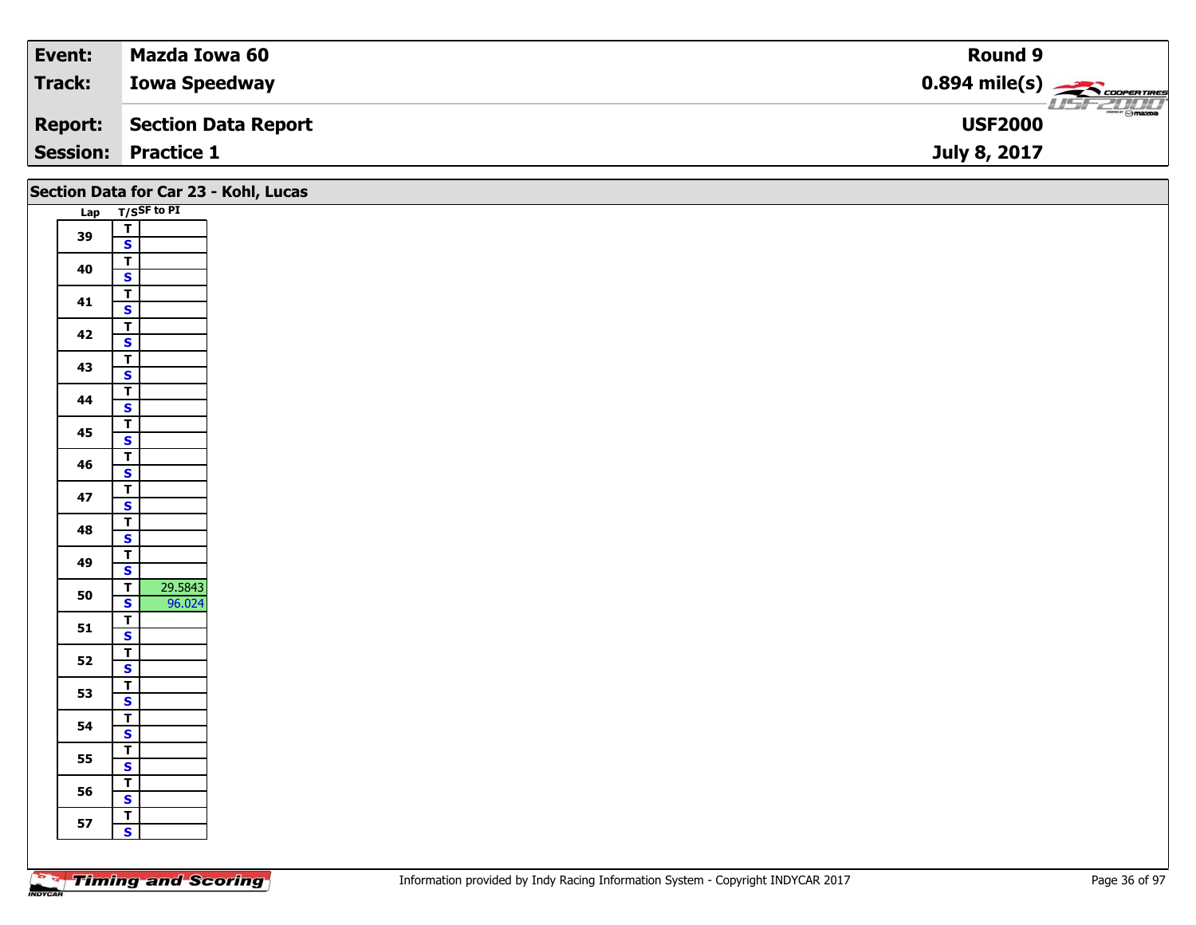| Event: | Mazda Iowa 60 | Round 9 |
|---|---|---|
| Track: | Iowa Speedway | 0.894 mile(s) |
| Report: | Section Data Report | USF2000 |
| Session: | Practice 1 | July 8, 2017 |

## Section Data for Car 23 - Kohl, Lucas

| Lap | T/S | SF to PI |
|---|---|---|
| 39 | T | |
| | S | |
| 40 | T | |
| | S | |
| 41 | T | |
| | S | |
| 42 | T | |
| | S | |
| 43 | T | |
| | S | |
| 44 | T | |
| | S | |
| 45 | T | |
| | S | |
| 46 | T | |
| | S | |
| 47 | T | |
| | S | |
| 48 | T | |
| | S | |
| 49 | T | |
| | S | |
| 50 | T | 29.5843 |
| | S | 96.024 |
| 51 | T | |
| | S | |
| 52 | T | |
| | S | |
| 53 | T | |
| | S | |
| 54 | T | |
| | S | |
| 55 | T | |
| | S | |
| 56 | T | |
| | S | |
| 57 | T | |
| | S | |

Information provided by Indy Racing Information System - Copyright INDYCAR 2017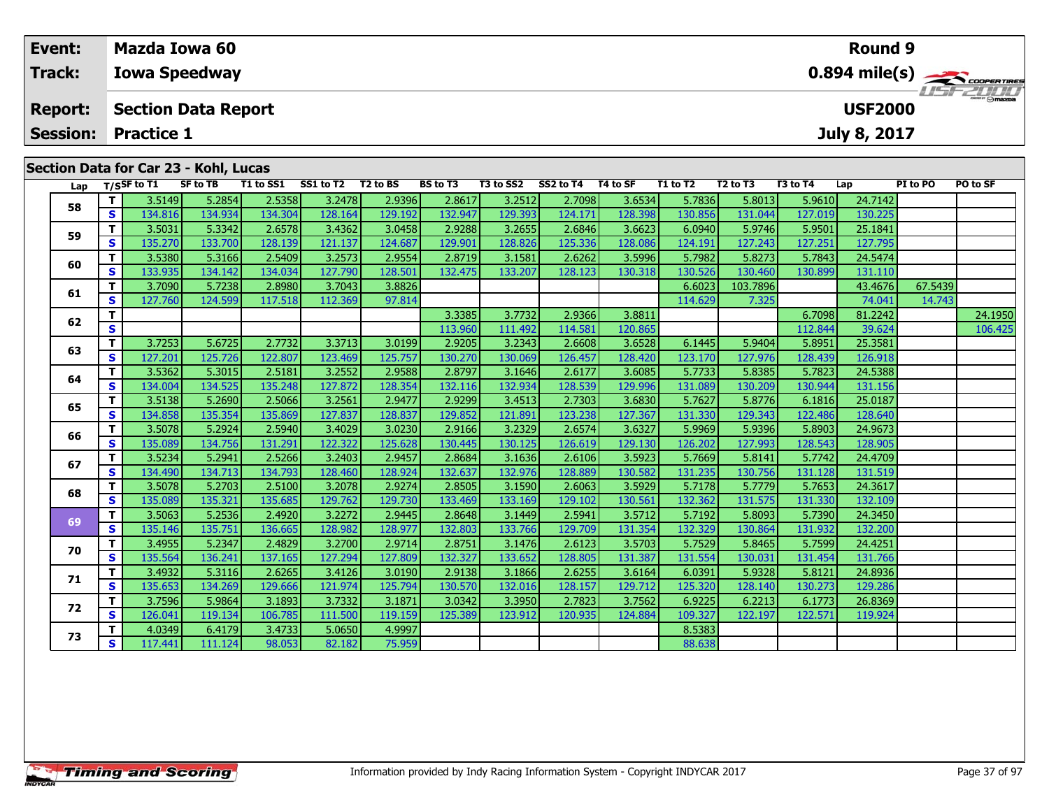| Event: | Mazda Iowa 60 | Round 9 |
|---|---|---|
| Track: | Iowa Speedway | 0.894 mile(s) |
| Report: | Section Data Report | USF2000 |
| Session: | Practice 1 | July 8, 2017 |

## Section Data for Car 23 - Kohl, Lucas

| Lap | T/S | SF to T1 | SF to TB | T1 to SS1 | SS1 to T2 | T2 to BS | BS to T3 | T3 to SS2 | SS2 to T4 | T4 to SF | T1 to T2 | T2 to T3 | T3 to T4 | Lap | PI to PO | PO to SF |
|---|---|---|---|---|---|---|---|---|---|---|---|---|---|---|---|---|
| 58 | T | 3.5149 | 5.2854 | 2.5358 | 3.2478 | 2.9396 | 2.8617 | 3.2512 | 2.7098 | 3.6534 | 5.7836 | 5.8013 | 5.9610 | 24.7142 | | |
| | S | 134.816 | 134.934 | 134.304 | 128.164 | 129.192 | 132.947 | 129.393 | 124.171 | 128.398 | 130.856 | 131.044 | 127.019 | 130.225 | | |
| 59 | T | 3.5031 | 5.3342 | 2.6578 | 3.4362 | 3.0458 | 2.9288 | 3.2655 | 2.6846 | 3.6623 | 6.0940 | 5.9746 | 5.9501 | 25.1841 | | |
| | S | 135.270 | 133.700 | 128.139 | 121.137 | 124.687 | 129.901 | 128.826 | 125.336 | 128.086 | 124.191 | 127.243 | 127.251 | 127.795 | | |
| 60 | T | 3.5380 | 5.3166 | 2.5409 | 3.2573 | 2.9554 | 2.8719 | 3.1581 | 2.6262 | 3.5996 | 5.7982 | 5.8273 | 5.7843 | 24.5474 | | |
| | S | 133.935 | 134.142 | 134.034 | 127.790 | 128.501 | 132.475 | 133.207 | 128.123 | 130.318 | 130.526 | 130.460 | 130.899 | 131.110 | | |
| 61 | T | 3.7090 | 5.7238 | 2.8980 | 3.7043 | 3.8826 | | | | | 6.6023 | 103.7896 | | 43.4676 | 67.5439 | |
| | S | 127.760 | 124.599 | 117.518 | 112.369 | 97.814 | | | | | 114.629 | 7.325 | | 74.041 | 14.743 | |
| 62 | T | | | | | | 3.3385 | 3.7732 | 2.9366 | 3.8811 | | | 6.7098 | 81.2242 | | 24.1950 |
| | S | | | | | | 113.960 | 111.492 | 114.581 | 120.865 | | | 112.844 | 39.624 | | 106.425 |
| 63 | T | 3.7253 | 5.6725 | 2.7732 | 3.3713 | 3.0199 | 2.9205 | 3.2343 | 2.6608 | 3.6528 | 6.1445 | 5.9404 | 5.8951 | 25.3581 | | |
| | S | 127.201 | 125.726 | 122.807 | 123.469 | 125.757 | 130.270 | 130.069 | 126.457 | 128.420 | 123.170 | 127.976 | 128.439 | 126.918 | | |
| 64 | T | 3.5362 | 5.3015 | 2.5181 | 3.2552 | 2.9588 | 2.8797 | 3.1646 | 2.6177 | 3.6085 | 5.7733 | 5.8385 | 5.7823 | 24.5388 | | |
| | S | 134.004 | 134.525 | 135.248 | 127.872 | 128.354 | 132.116 | 132.934 | 128.539 | 129.996 | 131.089 | 130.209 | 130.944 | 131.156 | | |
| 65 | T | 3.5138 | 5.2690 | 2.5066 | 3.2561 | 2.9477 | 2.9299 | 3.4513 | 2.7303 | 3.6830 | 5.7627 | 5.8776 | 6.1816 | 25.0187 | | |
| | S | 134.858 | 135.354 | 135.869 | 127.837 | 128.837 | 129.852 | 121.891 | 123.238 | 127.367 | 131.330 | 129.343 | 122.486 | 128.640 | | |
| 66 | T | 3.5078 | 5.2924 | 2.5940 | 3.4029 | 3.0230 | 2.9166 | 3.2329 | 2.6574 | 3.6327 | 5.9969 | 5.9396 | 5.8903 | 24.9673 | | |
| | S | 135.089 | 134.756 | 131.291 | 122.322 | 125.628 | 130.445 | 130.125 | 126.619 | 129.130 | 126.202 | 127.993 | 128.543 | 128.905 | | |
| 67 | T | 3.5234 | 5.2941 | 2.5266 | 3.2403 | 2.9457 | 2.8684 | 3.1636 | 2.6106 | 3.5923 | 5.7669 | 5.8141 | 5.7742 | 24.4709 | | |
| | S | 134.490 | 134.713 | 134.793 | 128.460 | 128.924 | 132.637 | 132.976 | 128.889 | 130.582 | 131.235 | 130.756 | 131.128 | 131.519 | | |
| 68 | T | 3.5078 | 5.2703 | 2.5100 | 3.2078 | 2.9274 | 2.8505 | 3.1590 | 2.6063 | 3.5929 | 5.7178 | 5.7779 | 5.7653 | 24.3617 | | |
| | S | 135.089 | 135.321 | 135.685 | 129.762 | 129.730 | 133.469 | 133.169 | 129.102 | 130.561 | 132.362 | 131.575 | 131.330 | 132.109 | | |
| 69 | T | 3.5063 | 5.2536 | 2.4920 | 3.2272 | 2.9445 | 2.8648 | 3.1449 | 2.5941 | 3.5712 | 5.7192 | 5.8093 | 5.7390 | 24.3450 | | |
| | S | 135.146 | 135.751 | 136.665 | 128.982 | 128.977 | 132.803 | 133.766 | 129.709 | 131.354 | 132.329 | 130.864 | 131.932 | 132.200 | | |
| 70 | T | 3.4955 | 5.2347 | 2.4829 | 3.2700 | 2.9714 | 2.8751 | 3.1476 | 2.6123 | 3.5703 | 5.7529 | 5.8465 | 5.7599 | 24.4251 | | |
| | S | 135.564 | 136.241 | 137.165 | 127.294 | 127.809 | 132.327 | 133.652 | 128.805 | 131.387 | 131.554 | 130.031 | 131.454 | 131.766 | | |
| 71 | T | 3.4932 | 5.3116 | 2.6265 | 3.4126 | 3.0190 | 2.9138 | 3.1866 | 2.6255 | 3.6164 | 6.0391 | 5.9328 | 5.8121 | 24.8936 | | |
| | S | 135.653 | 134.269 | 129.666 | 121.974 | 125.794 | 130.570 | 132.016 | 128.157 | 129.712 | 125.320 | 128.140 | 130.273 | 129.286 | | |
| 72 | T | 3.7596 | 5.9864 | 3.1893 | 3.7332 | 3.1871 | 3.0342 | 3.3950 | 2.7823 | 3.7562 | 6.9225 | 6.2213 | 6.1773 | 26.8369 | | |
| | S | 126.041 | 119.134 | 106.785 | 111.500 | 119.159 | 125.389 | 123.912 | 120.935 | 124.884 | 109.327 | 122.197 | 122.571 | 119.924 | | |
| 73 | T | 4.0349 | 6.4179 | 3.4733 | 5.0650 | 4.9997 | | | | | 8.5383 | | | | | |
| | S | 117.441 | 111.124 | 98.053 | 82.182 | 75.959 | | | | | 88.638 | | | | | |

Information provided by Indy Racing Information System - Copyright INDYCAR 2017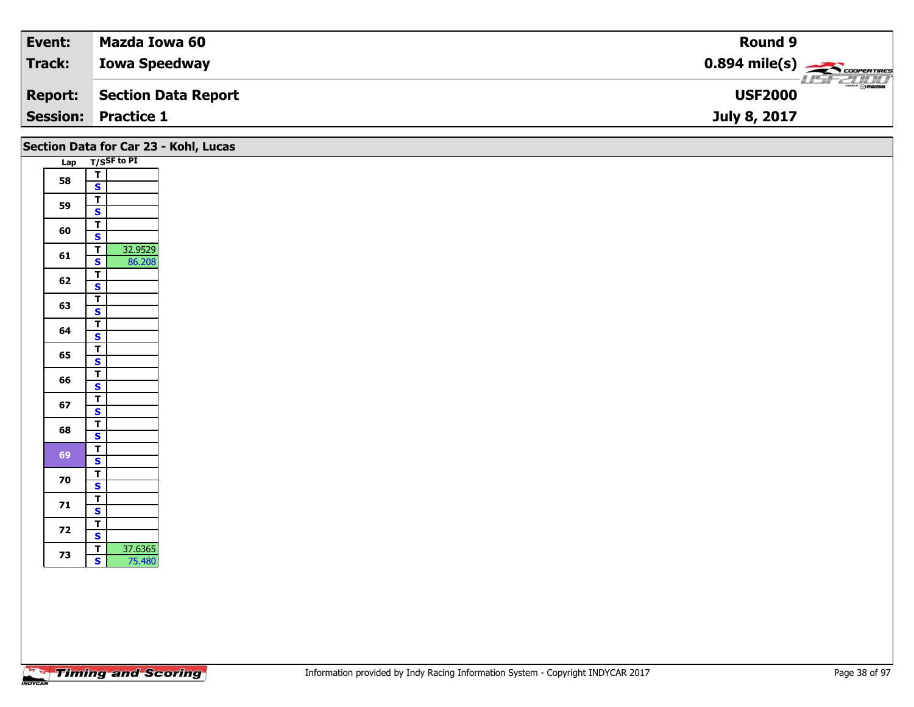| Event: | Mazda Iowa 60 | Round 9 |
|---|---|---|
| Track: | Iowa Speedway | 0.894 mile(s) |
| Report: | Section Data Report | USF2000 |
| Session: | Practice 1 | July 8, 2017 |

## Section Data for Car 23 - Kohl, Lucas

| Lap | T/S | SF to PI |
|---|---|---|
| 58 | T | |
| | S | |
| 59 | T | |
| | S | |
| 60 | T | |
| | S | |
| 61 | T | 32.9529 |
| | S | 86.208 |
| 62 | T | |
| | S | |
| 63 | T | |
| | S | |
| 64 | T | |
| | S | |
| 65 | T | |
| | S | |
| 66 | T | |
| | S | |
| 67 | T | |
| | S | |
| 68 | T | |
| | S | |
| 69 | T | |
| | S | |
| 70 | T | |
| | S | |
| 71 | T | |
| | S | |
| 72 | T | |
| | S | |
| 73 | T | 37.6365 |
| | S | 75.480 |

Information provided by Indy Racing Information System - Copyright INDYCAR 2017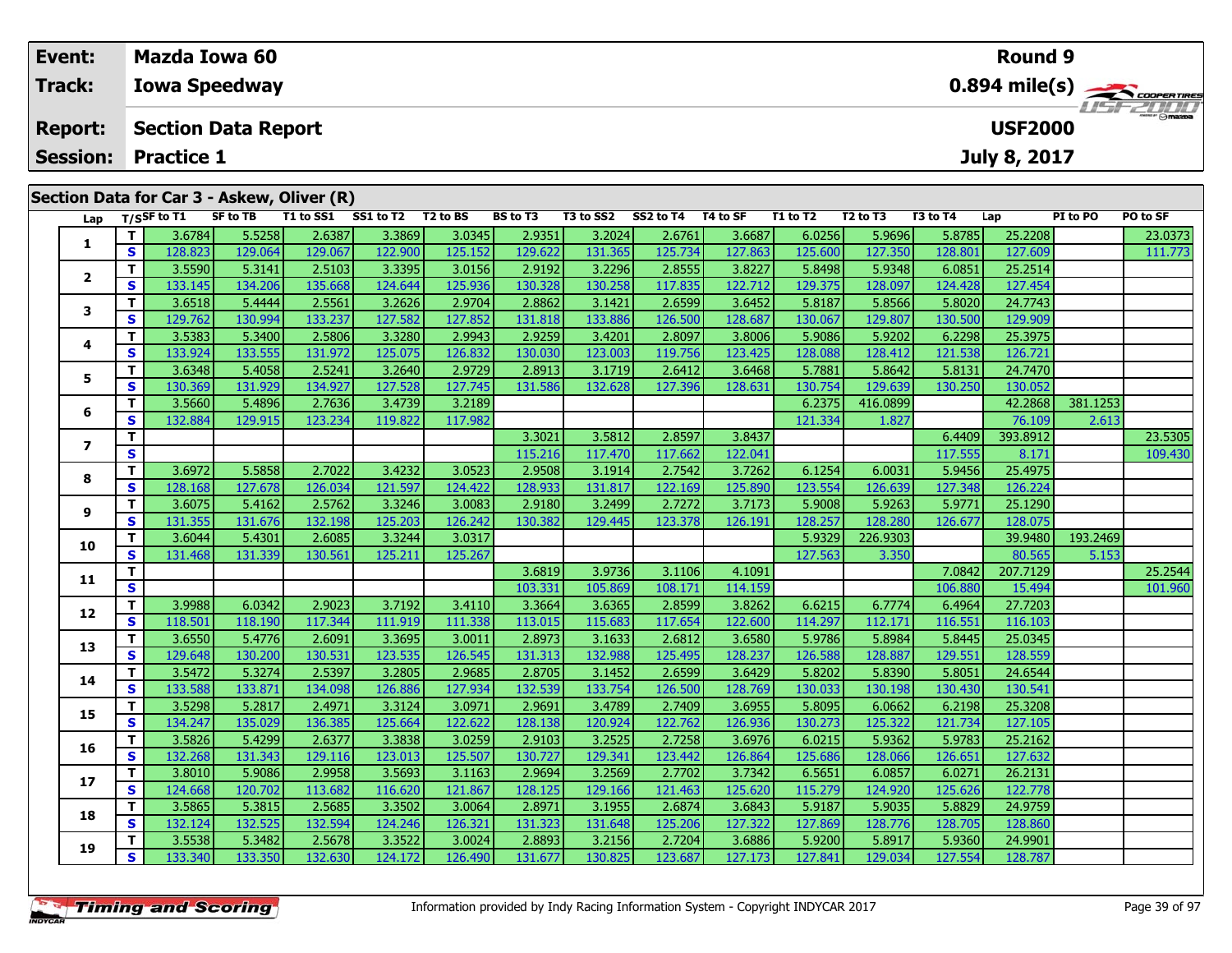| Event: | Mazda Iowa 60 | Round 9 |
|---|---|---|
| Track: | Iowa Speedway | 0.894 mile(s) |
| Report: | Section Data Report | USF2000 |
| Session: | Practice 1 | July 8, 2017 |

## Section Data for Car 3 - Askew, Oliver (R)

| Lap | T/S | SF to T1 | SF to TB | T1 to SS1 | SS1 to T2 | T2 to BS | BS to T3 | T3 to SS2 | SS2 to T4 | T4 to SF | T1 to T2 | T2 to T3 | T3 to T4 | Lap | PI to PO | PO to SF |
|---|---|---|---|---|---|---|---|---|---|---|---|---|---|---|---|---|
| 1 | T | 3.6784 | 5.5258 | 2.6387 | 3.3869 | 3.0345 | 2.9351 | 3.2024 | 2.6761 | 3.6687 | 6.0256 | 5.9696 | 5.8785 | 25.2208 | | 23.0373 |
| | S | 128.823 | 129.064 | 129.067 | 122.900 | 125.152 | 129.622 | 131.365 | 125.734 | 127.863 | 125.600 | 127.350 | 128.801 | 127.609 | | 111.773 |
| 2 | T | 3.5590 | 5.3141 | 2.5103 | 3.3395 | 3.0156 | 2.9192 | 3.2296 | 2.8555 | 3.8227 | 5.8498 | 5.9348 | 6.0851 | 25.2514 | | |
| | S | 133.145 | 134.206 | 135.668 | 124.644 | 125.936 | 130.328 | 130.258 | 117.835 | 122.712 | 129.375 | 128.097 | 124.428 | 127.454 | | |
| 3 | T | 3.6518 | 5.4444 | 2.5561 | 3.2626 | 2.9704 | 2.8862 | 3.1421 | 2.6599 | 3.6452 | 5.8187 | 5.8566 | 5.8020 | 24.7743 | | |
| | S | 129.762 | 130.994 | 133.237 | 127.582 | 127.852 | 131.818 | 133.886 | 126.500 | 128.687 | 130.067 | 129.807 | 130.500 | 129.909 | | |
| 4 | T | 3.5383 | 5.3400 | 2.5806 | 3.3280 | 2.9943 | 2.9259 | 3.4201 | 2.8097 | 3.8006 | 5.9086 | 5.9202 | 6.2298 | 25.3975 | | |
| | S | 133.924 | 133.555 | 131.972 | 125.075 | 126.832 | 130.030 | 123.003 | 119.756 | 123.425 | 128.088 | 128.412 | 121.538 | 126.721 | | |
| 5 | T | 3.6348 | 5.4058 | 2.5241 | 3.2640 | 2.9729 | 2.8913 | 3.1719 | 2.6412 | 3.6468 | 5.7881 | 5.8642 | 5.8131 | 24.7470 | | |
| | S | 130.369 | 131.929 | 134.927 | 127.528 | 127.745 | 131.586 | 132.628 | 127.396 | 128.631 | 130.754 | 129.639 | 130.250 | 130.052 | | |
| 6 | T | 3.5660 | 5.4896 | 2.7636 | 3.4739 | 3.2189 | | | | | 6.2375 | 416.0899 | | 42.2868 | 381.1253 | |
| | S | 132.884 | 129.915 | 123.234 | 119.822 | 117.982 | | | | | 121.334 | 1.827 | | 76.109 | 2.613 | |
| 7 | T | | | | | | 3.3021 | 3.5812 | 2.8597 | 3.8437 | | | 6.4409 | 393.8912 | | 23.5305 |
| | S | | | | | | 115.216 | 117.470 | 117.662 | 122.041 | | | 117.555 | 8.171 | | 109.430 |
| 8 | T | 3.6972 | 5.5858 | 2.7022 | 3.4232 | 3.0523 | 2.9508 | 3.1914 | 2.7542 | 3.7262 | 6.1254 | 6.0031 | 5.9456 | 25.4975 | | |
| | S | 128.168 | 127.678 | 126.034 | 121.597 | 124.422 | 128.933 | 131.817 | 122.169 | 125.890 | 123.554 | 126.639 | 127.348 | 126.224 | | |
| 9 | T | 3.6075 | 5.4162 | 2.5762 | 3.3246 | 3.0083 | 2.9180 | 3.2499 | 2.7272 | 3.7173 | 5.9008 | 5.9263 | 5.9771 | 25.1290 | | |
| | S | 131.355 | 131.676 | 132.198 | 125.203 | 126.242 | 130.382 | 129.445 | 123.378 | 126.191 | 128.257 | 128.280 | 126.677 | 128.075 | | |
| 10 | T | 3.6044 | 5.4301 | 2.6085 | 3.3244 | 3.0317 | | | | | 5.9329 | 226.9303 | | 39.9480 | 193.2469 | |
| | S | 131.468 | 131.339 | 130.561 | 125.211 | 125.267 | | | | | 127.563 | 3.350 | | 80.565 | 5.153 | |
| 11 | T | | | | | | 3.6819 | 3.9736 | 3.1106 | 4.1091 | | | 7.0842 | 207.7129 | | 25.2544 |
| | S | | | | | | 103.331 | 105.869 | 108.171 | 114.159 | | | 106.880 | 15.494 | | 101.960 |
| 12 | T | 3.9988 | 6.0342 | 2.9023 | 3.7192 | 3.4110 | 3.3664 | 3.6365 | 2.8599 | 3.8262 | 6.6215 | 6.7774 | 6.4964 | 27.7203 | | |
| | S | 118.501 | 118.190 | 117.344 | 111.919 | 111.338 | 113.015 | 115.683 | 117.654 | 122.600 | 114.297 | 112.171 | 116.551 | 116.103 | | |
| 13 | T | 3.6550 | 5.4776 | 2.6091 | 3.3695 | 3.0011 | 2.8973 | 3.1633 | 2.6812 | 3.6580 | 5.9786 | 5.8984 | 5.8445 | 25.0345 | | |
| | S | 129.648 | 130.200 | 130.531 | 123.535 | 126.545 | 131.313 | 132.988 | 125.495 | 128.237 | 126.588 | 128.887 | 129.551 | 128.559 | | |
| 14 | T | 3.5472 | 5.3274 | 2.5397 | 3.2805 | 2.9685 | 2.8705 | 3.1452 | 2.6599 | 3.6429 | 5.8202 | 5.8390 | 5.8051 | 24.6544 | | |
| | S | 133.588 | 133.871 | 134.098 | 126.886 | 127.934 | 132.539 | 133.754 | 126.500 | 128.769 | 130.033 | 130.198 | 130.430 | 130.541 | | |
| 15 | T | 3.5298 | 5.2817 | 2.4971 | 3.3124 | 3.0971 | 2.9691 | 3.4789 | 2.7409 | 3.6955 | 5.8095 | 6.0662 | 6.2198 | 25.3208 | | |
| | S | 134.247 | 135.029 | 136.385 | 125.664 | 122.622 | 128.138 | 120.924 | 122.762 | 126.936 | 130.273 | 125.322 | 121.734 | 127.105 | | |
| 16 | T | 3.5826 | 5.4299 | 2.6377 | 3.3838 | 3.0259 | 2.9103 | 3.2525 | 2.7258 | 3.6976 | 6.0215 | 5.9362 | 5.9783 | 25.2162 | | |
| | S | 132.268 | 131.343 | 129.116 | 123.013 | 125.507 | 130.727 | 129.341 | 123.442 | 126.864 | 125.686 | 128.066 | 126.651 | 127.632 | | |
| 17 | T | 3.8010 | 5.9086 | 2.9958 | 3.5693 | 3.1163 | 2.9694 | 3.2569 | 2.7702 | 3.7342 | 6.5651 | 6.0857 | 6.0271 | 26.2131 | | |
| | S | 124.668 | 120.702 | 113.682 | 116.620 | 121.867 | 128.125 | 129.166 | 121.463 | 125.620 | 115.279 | 124.920 | 125.626 | 122.778 | | |
| 18 | T | 3.5865 | 5.3815 | 2.5685 | 3.3502 | 3.0064 | 2.8971 | 3.1955 | 2.6874 | 3.6843 | 5.9187 | 5.9035 | 5.8829 | 24.9759 | | |
| | S | 132.124 | 132.525 | 132.594 | 124.246 | 126.321 | 131.323 | 131.648 | 125.206 | 127.322 | 127.869 | 128.776 | 128.705 | 128.860 | | |
| 19 | T | 3.5538 | 5.3482 | 2.5678 | 3.3522 | 3.0024 | 2.8893 | 3.2156 | 2.7204 | 3.6886 | 5.9200 | 5.8917 | 5.9360 | 24.9901 | | |
| | S | 133.340 | 133.350 | 132.630 | 124.172 | 126.490 | 131.677 | 130.825 | 123.687 | 127.173 | 127.841 | 129.034 | 127.554 | 128.787 | | |

Information provided by Indy Racing Information System - Copyright INDYCAR 2017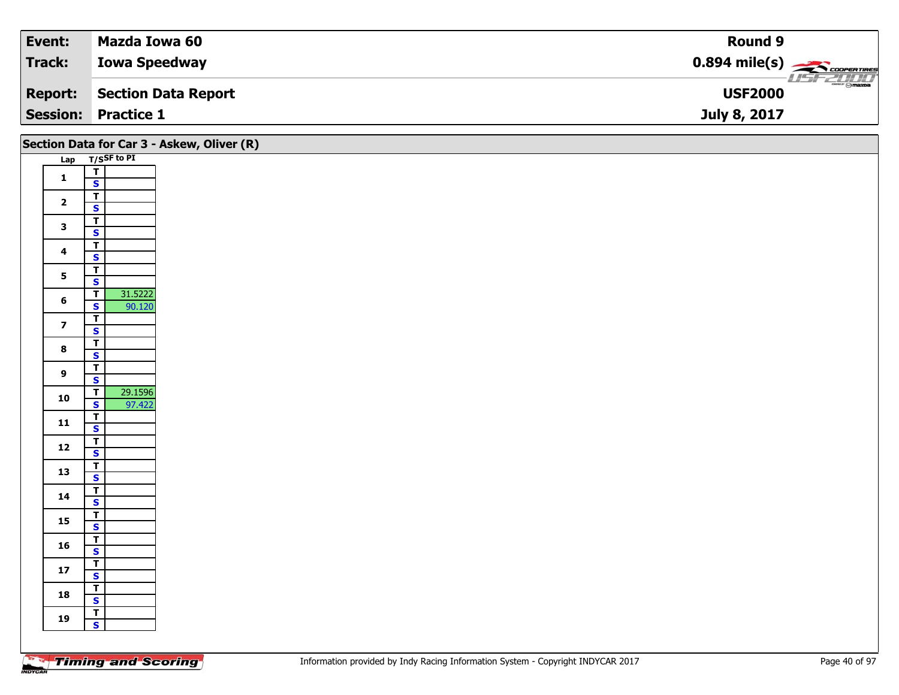| Event: | Mazda Iowa 60 | Round 9 |
|---|---|---|
| Track: | Iowa Speedway | 0.894 mile(s) |
| Report: | Section Data Report | USF2000 |
| Session: | Practice 1 | July 8, 2017 |

## Section Data for Car 3 - Askew, Oliver (R)

| Lap | T/S | SF to PI |
|---|---|---|
| 1 | T | |
| | S | |
| 2 | T | |
| | S | |
| 3 | T | |
| | S | |
| 4 | T | |
| | S | |
| 5 | T | |
| | S | |
| 6 | T | 31.5222 |
| | S | 90.120 |
| 7 | T | |
| | S | |
| 8 | T | |
| | S | |
| 9 | T | |
| | S | |
| 10 | T | 29.1596 |
| | S | 97.422 |
| 11 | T | |
| | S | |
| 12 | T | |
| | S | |
| 13 | T | |
| | S | |
| 14 | T | |
| | S | |
| 15 | T | |
| | S | |
| 16 | T | |
| | S | |
| 17 | T | |
| | S | |
| 18 | T | |
| | S | |
| 19 | T | |
| | S | |

Information provided by Indy Racing Information System - Copyright INDYCAR 2017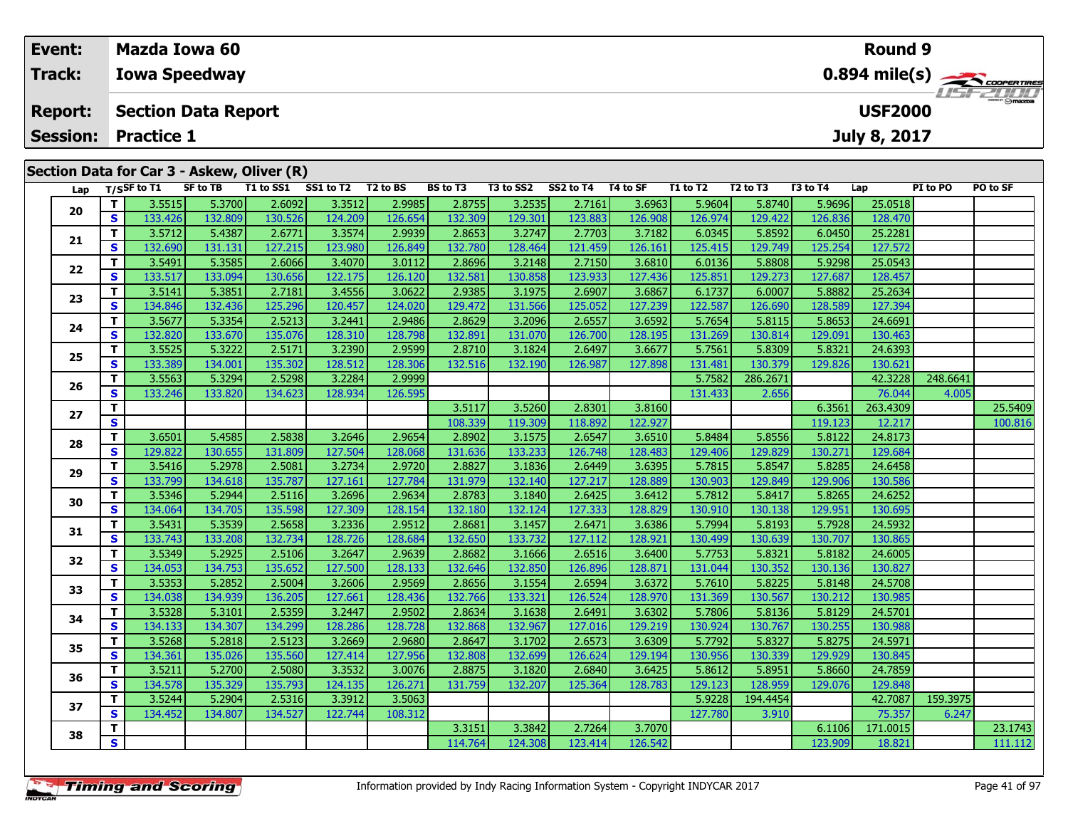| Event: | Mazda Iowa 60 | Round 9 |
|---|---|---|
| Track: | Iowa Speedway | 0.894 mile(s) |
| Report: | Section Data Report | USF2000 |
| Session: | Practice 1 | July 8, 2017 |

## Section Data for Car 3 - Askew, Oliver (R)

| Lap | T/S | SF to T1 | SF to TB | T1 to SS1 | SS1 to T2 | T2 to BS | BS to T3 | T3 to SS2 | SS2 to T4 | T4 to SF | T1 to T2 | T2 to T3 | T3 to T4 | Lap | PI to PO | PO to SF |
|---|---|---|---|---|---|---|---|---|---|---|---|---|---|---|---|---|
| 20 | T | 3.5515 | 5.3700 | 2.6092 | 3.3512 | 2.9985 | 2.8755 | 3.2535 | 2.7161 | 3.6963 | 5.9604 | 5.8740 | 5.9696 | 25.0518 | | |
| | S | 133.426 | 132.809 | 130.526 | 124.209 | 126.654 | 132.309 | 129.301 | 123.883 | 126.908 | 126.974 | 129.422 | 126.836 | 128.470 | | |
| 21 | T | 3.5712 | 5.4387 | 2.6771 | 3.3574 | 2.9939 | 2.8653 | 3.2747 | 2.7703 | 3.7182 | 6.0345 | 5.8592 | 6.0450 | 25.2281 | | |
| | S | 132.690 | 131.131 | 127.215 | 123.980 | 126.849 | 132.780 | 128.464 | 121.459 | 126.161 | 125.415 | 129.749 | 125.254 | 127.572 | | |
| 22 | T | 3.5491 | 5.3585 | 2.6066 | 3.4070 | 3.0112 | 2.8696 | 3.2148 | 2.7150 | 3.6810 | 6.0136 | 5.8808 | 5.9298 | 25.0543 | | |
| | S | 133.517 | 133.094 | 130.656 | 122.175 | 126.120 | 132.581 | 130.858 | 123.933 | 127.436 | 125.851 | 129.273 | 127.687 | 128.457 | | |
| 23 | T | 3.5141 | 5.3851 | 2.7181 | 3.4556 | 3.0622 | 2.9385 | 3.1975 | 2.6907 | 3.6867 | 6.1737 | 6.0007 | 5.8882 | 25.2634 | | |
| | S | 134.846 | 132.436 | 125.296 | 120.457 | 124.020 | 129.472 | 131.566 | 125.052 | 127.239 | 122.587 | 126.690 | 128.589 | 127.394 | | |
| 24 | T | 3.5677 | 5.3354 | 2.5213 | 3.2441 | 2.9486 | 2.8629 | 3.2096 | 2.6557 | 3.6592 | 5.7654 | 5.8115 | 5.8653 | 24.6691 | | |
| | S | 132.820 | 133.670 | 135.076 | 128.310 | 128.798 | 132.891 | 131.070 | 126.700 | 128.195 | 131.269 | 130.814 | 129.091 | 130.463 | | |
| 25 | T | 3.5525 | 5.3222 | 2.5171 | 3.2390 | 2.9599 | 2.8710 | 3.1824 | 2.6497 | 3.6677 | 5.7561 | 5.8309 | 5.8321 | 24.6393 | | |
| | S | 133.389 | 134.001 | 135.302 | 128.512 | 128.306 | 132.516 | 132.190 | 126.987 | 127.898 | 131.481 | 130.379 | 129.826 | 130.621 | | |
| 26 | T | 3.5563 | 5.3294 | 2.5298 | 3.2284 | 2.9999 | | | | | 5.7582 | 286.2671 | | 42.3228 | 248.6641 | |
| | S | 133.246 | 133.820 | 134.623 | 128.934 | 126.595 | | | | | 131.433 | 2.656 | | 76.044 | 4.005 | |
| 27 | T | | | | | | 3.5117 | 3.5260 | 2.8301 | 3.8160 | | | 6.3561 | 263.4309 | | 25.5409 |
| | S | | | | | | 108.339 | 119.309 | 118.892 | 122.927 | | | 119.123 | 12.217 | | 100.816 |
| 28 | T | 3.6501 | 5.4585 | 2.5838 | 3.2646 | 2.9654 | 2.8902 | 3.1575 | 2.6547 | 3.6510 | 5.8484 | 5.8556 | 5.8122 | 24.8173 | | |
| | S | 129.822 | 130.655 | 131.809 | 127.504 | 128.068 | 131.636 | 133.233 | 126.748 | 128.483 | 129.406 | 129.829 | 130.271 | 129.684 | | |
| 29 | T | 3.5416 | 5.2978 | 2.5081 | 3.2734 | 2.9720 | 2.8827 | 3.1836 | 2.6449 | 3.6395 | 5.7815 | 5.8547 | 5.8285 | 24.6458 | | |
| | S | 133.799 | 134.618 | 135.787 | 127.161 | 127.784 | 131.979 | 132.140 | 127.217 | 128.889 | 130.903 | 129.849 | 129.906 | 130.586 | | |
| 30 | T | 3.5346 | 5.2944 | 2.5116 | 3.2696 | 2.9634 | 2.8783 | 3.1840 | 2.6425 | 3.6412 | 5.7812 | 5.8417 | 5.8265 | 24.6252 | | |
| | S | 134.064 | 134.705 | 135.598 | 127.309 | 128.154 | 132.180 | 132.124 | 127.333 | 128.829 | 130.910 | 130.138 | 129.951 | 130.695 | | |
| 31 | T | 3.5431 | 5.3539 | 2.5658 | 3.2336 | 2.9512 | 2.8681 | 3.1457 | 2.6471 | 3.6386 | 5.7994 | 5.8193 | 5.7928 | 24.5932 | | |
| | S | 133.743 | 133.208 | 132.734 | 128.726 | 128.684 | 132.650 | 133.732 | 127.112 | 128.921 | 130.499 | 130.639 | 130.707 | 130.865 | | |
| 32 | T | 3.5349 | 5.2925 | 2.5106 | 3.2647 | 2.9639 | 2.8682 | 3.1666 | 2.6516 | 3.6400 | 5.7753 | 5.8321 | 5.8182 | 24.6005 | | |
| | S | 134.053 | 134.753 | 135.652 | 127.500 | 128.133 | 132.646 | 132.850 | 126.896 | 128.871 | 131.044 | 130.352 | 130.136 | 130.827 | | |
| 33 | T | 3.5353 | 5.2852 | 2.5004 | 3.2606 | 2.9569 | 2.8656 | 3.1554 | 2.6594 | 3.6372 | 5.7610 | 5.8225 | 5.8148 | 24.5708 | | |
| | S | 134.038 | 134.939 | 136.205 | 127.661 | 128.436 | 132.766 | 133.321 | 126.524 | 128.970 | 131.369 | 130.567 | 130.212 | 130.985 | | |
| 34 | T | 3.5328 | 5.3101 | 2.5359 | 3.2447 | 2.9502 | 2.8634 | 3.1638 | 2.6491 | 3.6302 | 5.7806 | 5.8136 | 5.8129 | 24.5701 | | |
| | S | 134.133 | 134.307 | 134.299 | 128.286 | 128.728 | 132.868 | 132.967 | 127.016 | 129.219 | 130.924 | 130.767 | 130.255 | 130.988 | | |
| 35 | T | 3.5268 | 5.2818 | 2.5123 | 3.2669 | 2.9680 | 2.8647 | 3.1702 | 2.6573 | 3.6309 | 5.7792 | 5.8327 | 5.8275 | 24.5971 | | |
| | S | 134.361 | 135.026 | 135.560 | 127.414 | 127.956 | 132.808 | 132.699 | 126.624 | 129.194 | 130.956 | 130.339 | 129.929 | 130.845 | | |
| 36 | T | 3.5211 | 5.2700 | 2.5080 | 3.3532 | 3.0076 | 2.8875 | 3.1820 | 2.6840 | 3.6425 | 5.8612 | 5.8951 | 5.8660 | 24.7859 | | |
| | S | 134.578 | 135.329 | 135.793 | 124.135 | 126.271 | 131.759 | 132.207 | 125.364 | 128.783 | 129.123 | 128.959 | 129.076 | 129.848 | | |
| 37 | T | 3.5244 | 5.2904 | 2.5316 | 3.3912 | 3.5063 | | | | | 5.9228 | 194.4454 | | 42.7087 | 159.3975 | |
| | S | 134.452 | 134.807 | 134.527 | 122.744 | 108.312 | | | | | 127.780 | 3.910 | | 75.357 | 6.247 | |
| 38 | T | | | | | | 3.3151 | 3.3842 | 2.7264 | 3.7070 | | | 6.1106 | 171.0015 | | 23.1743 |
| | S | | | | | | 114.764 | 124.308 | 123.414 | 126.542 | | | 123.909 | 18.821 | | 111.112 |

Information provided by Indy Racing Information System - Copyright INDYCAR 2017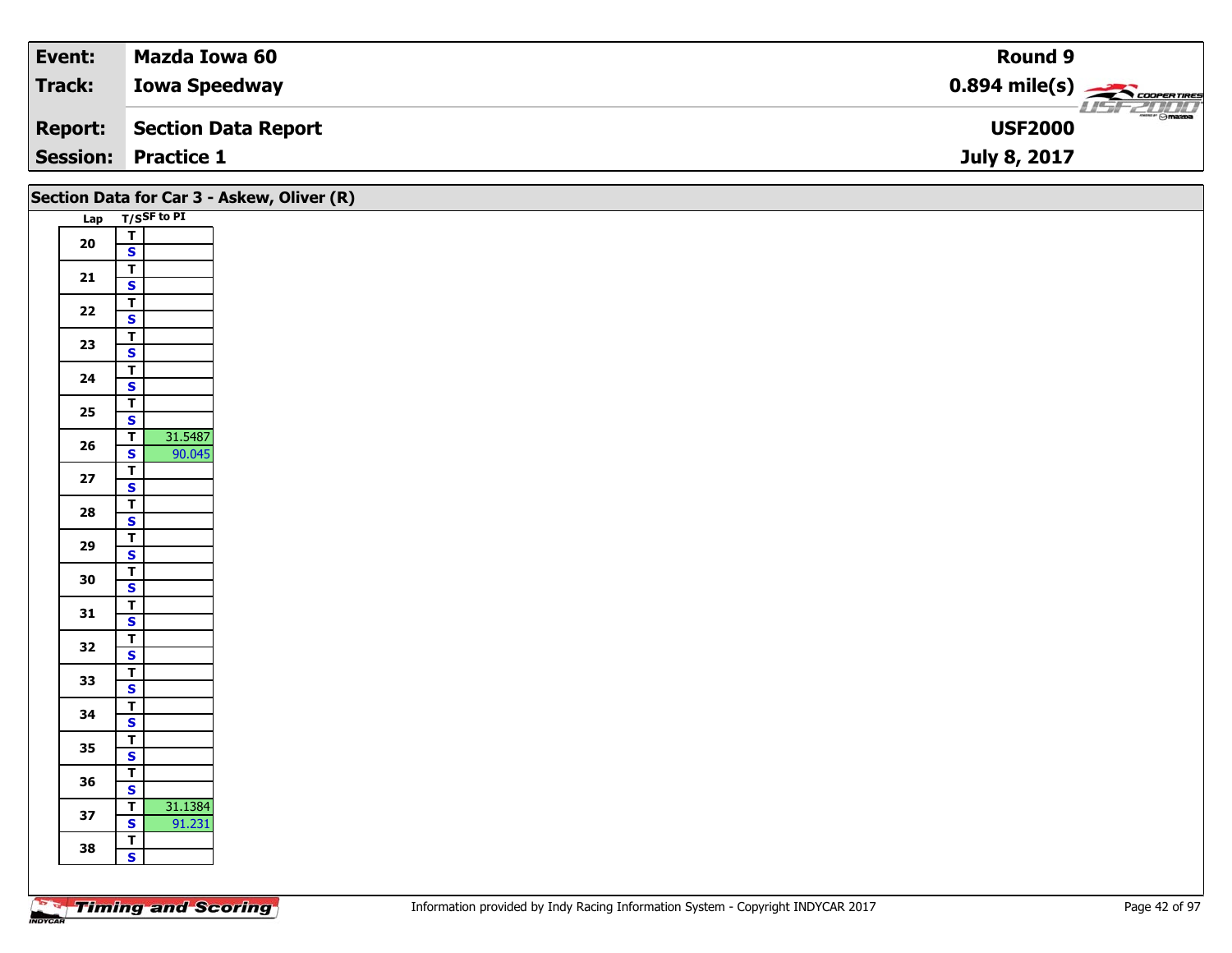| Event: | Mazda Iowa 60 | Round 9 |
|---|---|---|
| Track: | Iowa Speedway | 0.894 mile(s) |
| Report: | Section Data Report | USF2000 |
| Session: | Practice 1 | July 8, 2017 |

## Section Data for Car 3 - Askew, Oliver (R)

| Lap | T/S | SF to PI |
|---|---|---|
| 20 | T | |
| | S | |
| 21 | T | |
| | S | |
| 22 | T | |
| | S | |
| 23 | T | |
| | S | |
| 24 | T | |
| | S | |
| 25 | T | |
| | S | |
| 26 | T | 31.5487 |
| | S | 90.045 |
| 27 | T | |
| | S | |
| 28 | T | |
| | S | |
| 29 | T | |
| | S | |
| 30 | T | |
| | S | |
| 31 | T | |
| | S | |
| 32 | T | |
| | S | |
| 33 | T | |
| | S | |
| 34 | T | |
| | S | |
| 35 | T | |
| | S | |
| 36 | T | |
| | S | |
| 37 | T | 31.1384 |
| | S | 91.231 |
| 38 | T | |
| | S | |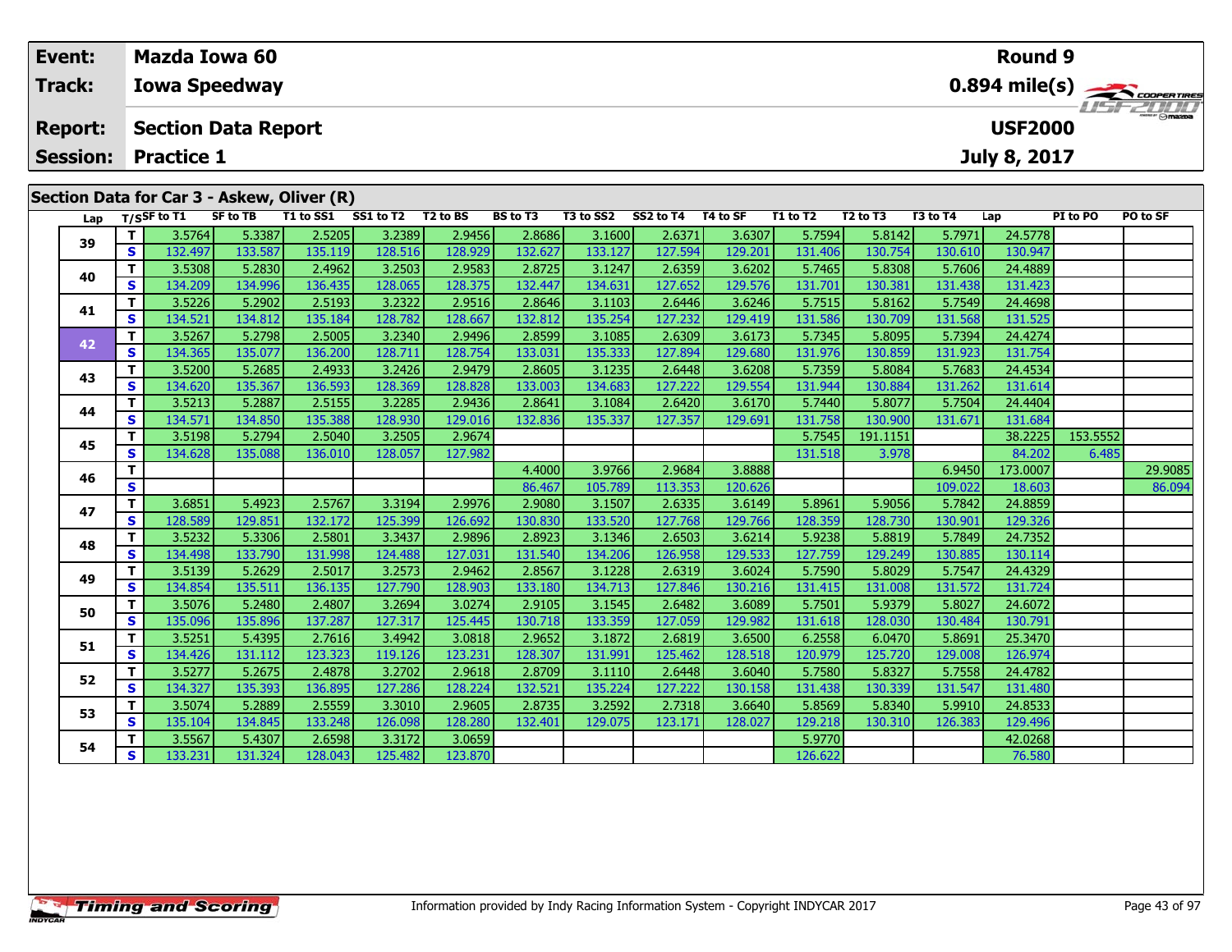| Event: | Mazda Iowa 60 | Round 9 |
|---|---|---|
| Track: | Iowa Speedway | 0.894 mile(s) |
| Report: | Section Data Report | USF2000 |
| Session: | Practice 1 | July 8, 2017 |

## Section Data for Car 3 - Askew, Oliver (R)

| Lap | T/S | SF to T1 | SF to TB | T1 to SS1 | SS1 to T2 | T2 to BS | BS to T3 | T3 to SS2 | SS2 to T4 | T4 to SF | T1 to T2 | T2 to T3 | T3 to T4 | Lap | PI to PO | PO to SF |
|---|---|---|---|---|---|---|---|---|---|---|---|---|---|---|---|---|
| 39 | T | 3.5764 | 5.3387 | 2.5205 | 3.2389 | 2.9456 | 2.8686 | 3.1600 | 2.6371 | 3.6307 | 5.7594 | 5.8142 | 5.7971 | 24.5778 | | |
| | S | 132.497 | 133.587 | 135.119 | 128.516 | 128.929 | 132.627 | 133.127 | 127.594 | 129.201 | 131.406 | 130.754 | 130.610 | 130.947 | | |
| 40 | T | 3.5308 | 5.2830 | 2.4962 | 3.2503 | 2.9583 | 2.8725 | 3.1247 | 2.6359 | 3.6202 | 5.7465 | 5.8308 | 5.7606 | 24.4889 | | |
| | S | 134.209 | 134.996 | 136.435 | 128.065 | 128.375 | 132.447 | 134.631 | 127.652 | 129.576 | 131.701 | 130.381 | 131.438 | 131.423 | | |
| 41 | T | 3.5226 | 5.2902 | 2.5193 | 3.2322 | 2.9516 | 2.8646 | 3.1103 | 2.6446 | 3.6246 | 5.7515 | 5.8162 | 5.7549 | 24.4698 | | |
| | S | 134.521 | 134.812 | 135.184 | 128.782 | 128.667 | 132.812 | 135.254 | 127.232 | 129.419 | 131.586 | 130.709 | 131.568 | 131.525 | | |
| 42 | T | 3.5267 | 5.2798 | 2.5005 | 3.2340 | 2.9496 | 2.8599 | 3.1085 | 2.6309 | 3.6173 | 5.7345 | 5.8095 | 5.7394 | 24.4274 | | |
| | S | 134.365 | 135.077 | 136.200 | 128.711 | 128.754 | 133.031 | 135.333 | 127.894 | 129.680 | 131.976 | 130.859 | 131.923 | 131.754 | | |
| 43 | T | 3.5200 | 5.2685 | 2.4933 | 3.2426 | 2.9479 | 2.8605 | 3.1235 | 2.6448 | 3.6208 | 5.7359 | 5.8084 | 5.7683 | 24.4534 | | |
| | S | 134.620 | 135.367 | 136.593 | 128.369 | 128.828 | 133.003 | 134.683 | 127.222 | 129.554 | 131.944 | 130.884 | 131.262 | 131.614 | | |
| 44 | T | 3.5213 | 5.2887 | 2.5155 | 3.2285 | 2.9436 | 2.8641 | 3.1084 | 2.6420 | 3.6170 | 5.7440 | 5.8077 | 5.7504 | 24.4404 | | |
| | S | 134.571 | 134.850 | 135.388 | 128.930 | 129.016 | 132.836 | 135.337 | 127.357 | 129.691 | 131.758 | 130.900 | 131.671 | 131.684 | | |
| 45 | T | 3.5198 | 5.2794 | 2.5040 | 3.2505 | 2.9674 | | | | | 5.7545 | 191.1151 | | 38.2225 | 153.5552 | |
| | S | 134.628 | 135.088 | 136.010 | 128.057 | 127.982 | | | | | 131.518 | 3.978 | | 84.202 | 6.485 | |
| 46 | T | | | | | | 4.4000 | 3.9766 | 2.9684 | 3.8888 | | | 6.9450 | 173.0007 | | 29.9085 |
| | S | | | | | | 86.467 | 105.789 | 113.353 | 120.626 | | | 109.022 | 18.603 | | 86.094 |
| 47 | T | 3.6851 | 5.4923 | 2.5767 | 3.3194 | 2.9976 | 2.9080 | 3.1507 | 2.6335 | 3.6149 | 5.8961 | 5.9056 | 5.7842 | 24.8859 | | |
| | S | 128.589 | 129.851 | 132.172 | 125.399 | 126.692 | 130.830 | 133.520 | 127.768 | 129.766 | 128.359 | 128.730 | 130.901 | 129.326 | | |
| 48 | T | 3.5232 | 5.3306 | 2.5801 | 3.3437 | 2.9896 | 2.8923 | 3.1346 | 2.6503 | 3.6214 | 5.9238 | 5.8819 | 5.7849 | 24.7352 | | |
| | S | 134.498 | 133.790 | 131.998 | 124.488 | 127.031 | 131.540 | 134.206 | 126.958 | 129.533 | 127.759 | 129.249 | 130.885 | 130.114 | | |
| 49 | T | 3.5139 | 5.2629 | 2.5017 | 3.2573 | 2.9462 | 2.8567 | 3.1228 | 2.6319 | 3.6024 | 5.7590 | 5.8029 | 5.7547 | 24.4329 | | |
| | S | 134.854 | 135.511 | 136.135 | 127.790 | 128.903 | 133.180 | 134.713 | 127.846 | 130.216 | 131.415 | 131.008 | 131.572 | 131.724 | | |
| 50 | T | 3.5076 | 5.2480 | 2.4807 | 3.2694 | 3.0274 | 2.9105 | 3.1545 | 2.6482 | 3.6089 | 5.7501 | 5.9379 | 5.8027 | 24.6072 | | |
| | S | 135.096 | 135.896 | 137.287 | 127.317 | 125.445 | 130.718 | 133.359 | 127.059 | 129.982 | 131.618 | 128.030 | 130.484 | 130.791 | | |
| 51 | T | 3.5251 | 5.4395 | 2.7616 | 3.4942 | 3.0818 | 2.9652 | 3.1872 | 2.6819 | 3.6500 | 6.2558 | 6.0470 | 5.8691 | 25.3470 | | |
| | S | 134.426 | 131.112 | 123.323 | 119.126 | 123.231 | 128.307 | 131.991 | 125.462 | 128.518 | 120.979 | 125.720 | 129.008 | 126.974 | | |
| 52 | T | 3.5277 | 5.2675 | 2.4878 | 3.2702 | 2.9618 | 2.8709 | 3.1110 | 2.6448 | 3.6040 | 5.7580 | 5.8327 | 5.7558 | 24.4782 | | |
| | S | 134.327 | 135.393 | 136.895 | 127.286 | 128.224 | 132.521 | 135.224 | 127.222 | 130.158 | 131.438 | 130.339 | 131.547 | 131.480 | | |
| 53 | T | 3.5074 | 5.2889 | 2.5559 | 3.3010 | 2.9605 | 2.8735 | 3.2592 | 2.7318 | 3.6640 | 5.8569 | 5.8340 | 5.9910 | 24.8533 | | |
| | S | 135.104 | 134.845 | 133.248 | 126.098 | 128.280 | 132.401 | 129.075 | 123.171 | 128.027 | 129.218 | 130.310 | 126.383 | 129.496 | | |
| 54 | T | 3.5567 | 5.4307 | 2.6598 | 3.3172 | 3.0659 | | | | | 5.9770 | | | 42.0268 | | |
| | S | 133.231 | 131.324 | 128.043 | 125.482 | 123.870 | | | | | 126.622 | | | 76.580 | | |

Information provided by Indy Racing Information System - Copyright INDYCAR 2017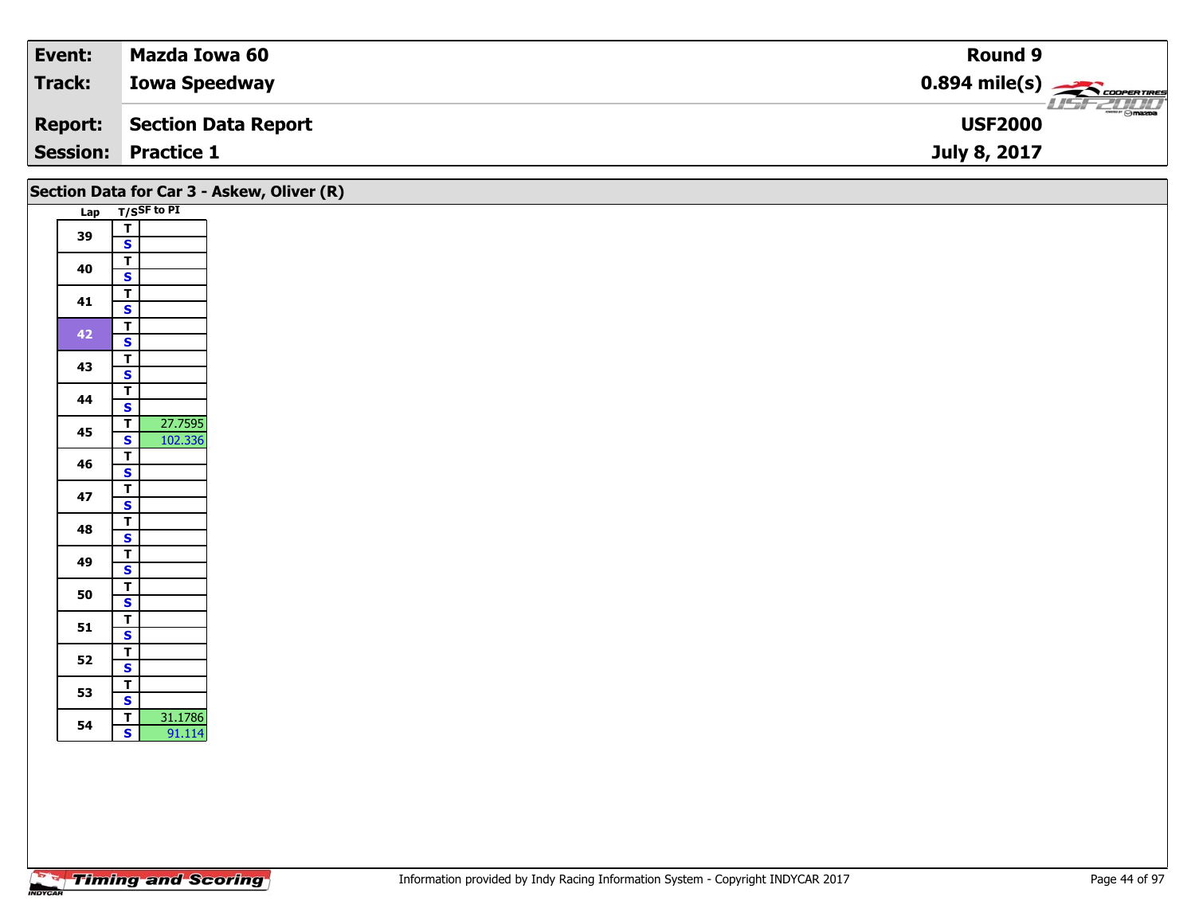| Event: | Mazda Iowa 60 | Round 9 |
|---|---|---|
| Track: | Iowa Speedway | 0.894 mile(s) |
| Report: | Section Data Report | USF2000 |
| Session: | Practice 1 | July 8, 2017 |

## Section Data for Car 3 - Askew, Oliver (R)

| Lap | T/S | SF to PI |
|---|---|---|
| 39 | T | |
| | S | |
| 40 | T | |
| | S | |
| 41 | T | |
| | S | |
| 42 | T | |
| | S | |
| 43 | T | |
| | S | |
| 44 | T | |
| | S | |
| 45 | T | 27.7595 |
| | S | 102.336 |
| 46 | T | |
| | S | |
| 47 | T | |
| | S | |
| 48 | T | |
| | S | |
| 49 | T | |
| | S | |
| 50 | T | |
| | S | |
| 51 | T | |
| | S | |
| 52 | T | |
| | S | |
| 53 | T | |
| | S | |
| 54 | T | 31.1786 |
| | S | 91.114 |

Information provided by Indy Racing Information System - Copyright INDYCAR 2017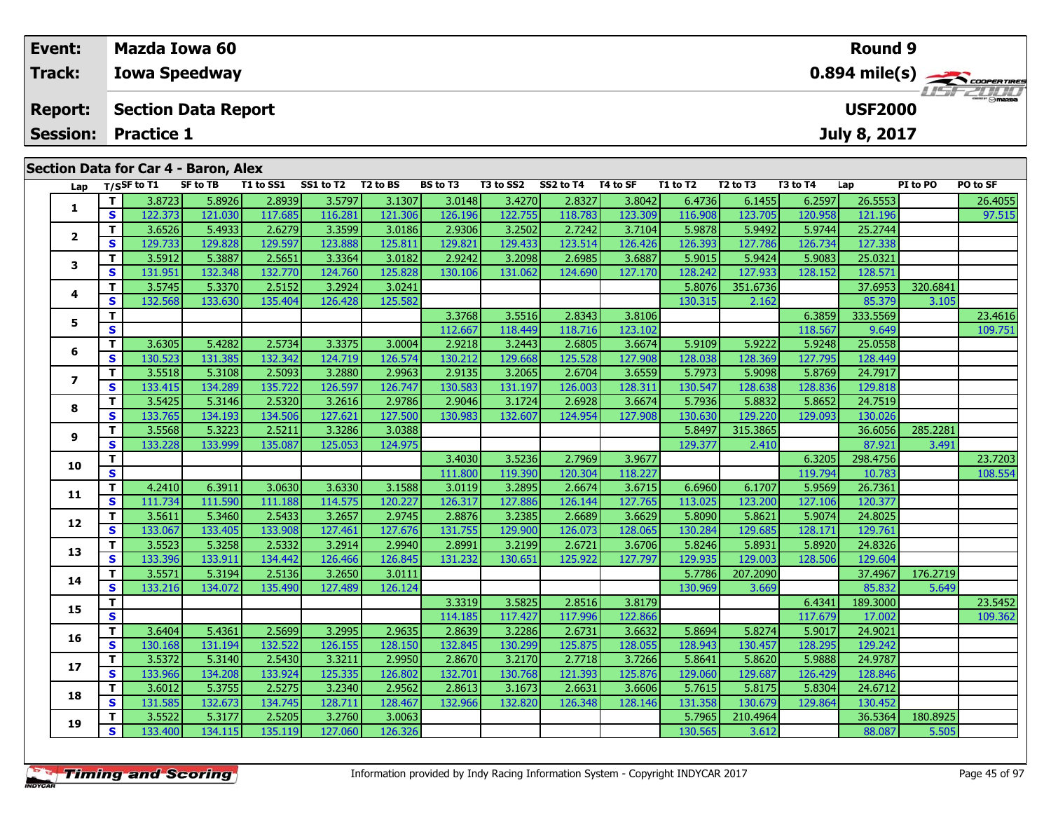| Event: | Mazda Iowa 60 | Round 9 |
|---|---|---|
| Track: | Iowa Speedway | 0.894 mile(s) |
| Report: | Section Data Report | USF2000 |
| Session: | Practice 1 | July 8, 2017 |

## Section Data for Car 4 - Baron, Alex

| Lap | T/S | SF to T1 | SF to TB | T1 to SS1 | SS1 to T2 | T2 to BS | BS to T3 | T3 to SS2 | SS2 to T4 | T4 to SF | T1 to T2 | T2 to T3 | T3 to T4 | Lap | PI to PO | PO to SF |
|---|---|---|---|---|---|---|---|---|---|---|---|---|---|---|---|---|
| 1 | T | 3.8723 | 5.8926 | 2.8939 | 3.5797 | 3.1307 | 3.0148 | 3.4270 | 2.8327 | 3.8042 | 6.4736 | 6.1455 | 6.2597 | 26.5553 | | 26.4055 |
| | S | 122.373 | 121.030 | 117.685 | 116.281 | 121.306 | 126.196 | 122.755 | 118.783 | 123.309 | 116.908 | 123.705 | 120.958 | 121.196 | | 97.515 |
| 2 | T | 3.6526 | 5.4933 | 2.6279 | 3.3599 | 3.0186 | 2.9306 | 3.2502 | 2.7242 | 3.7104 | 5.9878 | 5.9492 | 5.9744 | 25.2744 | | |
| | S | 129.733 | 129.828 | 129.597 | 123.888 | 125.811 | 129.821 | 129.433 | 123.514 | 126.426 | 126.393 | 127.786 | 126.734 | 127.338 | | |
| 3 | T | 3.5912 | 5.3887 | 2.5651 | 3.3364 | 3.0182 | 2.9242 | 3.2098 | 2.6985 | 3.6887 | 5.9015 | 5.9424 | 5.9083 | 25.0321 | | |
| | S | 131.951 | 132.348 | 132.770 | 124.760 | 125.828 | 130.106 | 131.062 | 124.690 | 127.170 | 128.242 | 127.933 | 128.152 | 128.571 | | |
| 4 | T | 3.5745 | 5.3370 | 2.5152 | 3.2924 | 3.0241 | | | | | 5.8076 | 351.6736 | | 37.6953 | 320.6841 | |
| | S | 132.568 | 133.630 | 135.404 | 126.428 | 125.582 | | | | | 130.315 | 2.162 | | 85.379 | 3.105 | |
| 5 | T | | | | | | 3.3768 | 3.5516 | 2.8343 | 3.8106 | | | 6.3859 | 333.5569 | | 23.4616 |
| | S | | | | | | 112.667 | 118.449 | 118.716 | 123.102 | | | 118.567 | 9.649 | | 109.751 |
| 6 | T | 3.6305 | 5.4282 | 2.5734 | 3.3375 | 3.0004 | 2.9218 | 3.2443 | 2.6805 | 3.6674 | 5.9109 | 5.9222 | 5.9248 | 25.0558 | | |
| | S | 130.523 | 131.385 | 132.342 | 124.719 | 126.574 | 130.212 | 129.668 | 125.528 | 127.908 | 128.038 | 128.369 | 127.795 | 128.449 | | |
| 7 | T | 3.5518 | 5.3108 | 2.5093 | 3.2880 | 2.9963 | 2.9135 | 3.2065 | 2.6704 | 3.6559 | 5.7973 | 5.9098 | 5.8769 | 24.7917 | | |
| | S | 133.415 | 134.289 | 135.722 | 126.597 | 126.747 | 130.583 | 131.197 | 126.003 | 128.311 | 130.547 | 128.638 | 128.836 | 129.818 | | |
| 8 | T | 3.5425 | 5.3146 | 2.5320 | 3.2616 | 2.9786 | 2.9046 | 3.1724 | 2.6928 | 3.6674 | 5.7936 | 5.8832 | 5.8652 | 24.7519 | | |
| | S | 133.765 | 134.193 | 134.506 | 127.621 | 127.500 | 130.983 | 132.607 | 124.954 | 127.908 | 130.630 | 129.220 | 129.093 | 130.026 | | |
| 9 | T | 3.5568 | 5.3223 | 2.5211 | 3.3286 | 3.0388 | | | | | 5.8497 | 315.3865 | | 36.6056 | 285.2281 | |
| | S | 133.228 | 133.999 | 135.087 | 125.053 | 124.975 | | | | | 129.377 | 2.410 | | 87.921 | 3.491 | |
| 10 | T | | | | | | 3.4030 | 3.5236 | 2.7969 | 3.9677 | | | 6.3205 | 298.4756 | | 23.7203 |
| | S | | | | | | 111.800 | 119.390 | 120.304 | 118.227 | | | 119.794 | 10.783 | | 108.554 |
| 11 | T | 4.2410 | 6.3911 | 3.0630 | 3.6330 | 3.1588 | 3.0119 | 3.2895 | 2.6674 | 3.6715 | 6.6960 | 6.1707 | 5.9569 | 26.7361 | | |
| | S | 111.734 | 111.590 | 111.188 | 114.575 | 120.227 | 126.317 | 127.886 | 126.144 | 127.765 | 113.025 | 123.200 | 127.106 | 120.377 | | |
| 12 | T | 3.5611 | 5.3460 | 2.5433 | 3.2657 | 2.9745 | 2.8876 | 3.2385 | 2.6689 | 3.6629 | 5.8090 | 5.8621 | 5.9074 | 24.8025 | | |
| | S | 133.067 | 133.405 | 133.908 | 127.461 | 127.676 | 131.755 | 129.900 | 126.073 | 128.065 | 130.284 | 129.685 | 128.171 | 129.761 | | |
| 13 | T | 3.5523 | 5.3258 | 2.5332 | 3.2914 | 2.9940 | 2.8991 | 3.2199 | 2.6721 | 3.6706 | 5.8246 | 5.8931 | 5.8920 | 24.8326 | | |
| | S | 133.396 | 133.911 | 134.442 | 126.466 | 126.845 | 131.232 | 130.651 | 125.922 | 127.797 | 129.935 | 129.003 | 128.506 | 129.604 | | |
| 14 | T | 3.5571 | 5.3194 | 2.5136 | 3.2650 | 3.0111 | | | | | 5.7786 | 207.2090 | | 37.4967 | 176.2719 | |
| | S | 133.216 | 134.072 | 135.490 | 127.489 | 126.124 | | | | | 130.969 | 3.669 | | 85.832 | 5.649 | |
| 15 | T | | | | | | 3.3319 | 3.5825 | 2.8516 | 3.8179 | | | 6.4341 | 189.3000 | | 23.5452 |
| | S | | | | | | 114.185 | 117.427 | 117.996 | 122.866 | | | 117.679 | 17.002 | | 109.362 |
| 16 | T | 3.6404 | 5.4361 | 2.5699 | 3.2995 | 2.9635 | 2.8639 | 3.2286 | 2.6731 | 3.6632 | 5.8694 | 5.8274 | 5.9017 | 24.9021 | | |
| | S | 130.168 | 131.194 | 132.522 | 126.155 | 128.150 | 132.845 | 130.299 | 125.875 | 128.055 | 128.943 | 130.457 | 128.295 | 129.242 | | |
| 17 | T | 3.5372 | 5.3140 | 2.5430 | 3.3211 | 2.9950 | 2.8670 | 3.2170 | 2.7718 | 3.7266 | 5.8641 | 5.8620 | 5.9888 | 24.9787 | | |
| | S | 133.966 | 134.208 | 133.924 | 125.335 | 126.802 | 132.701 | 130.768 | 121.393 | 125.876 | 129.060 | 129.687 | 126.429 | 128.846 | | |
| 18 | T | 3.6012 | 5.3755 | 2.5275 | 3.2340 | 2.9562 | 2.8613 | 3.1673 | 2.6631 | 3.6606 | 5.7615 | 5.8175 | 5.8304 | 24.6712 | | |
| | S | 131.585 | 132.673 | 134.745 | 128.711 | 128.467 | 132.966 | 132.820 | 126.348 | 128.146 | 131.358 | 130.679 | 129.864 | 130.452 | | |
| 19 | T | 3.5522 | 5.3177 | 2.5205 | 3.2760 | 3.0063 | | | | | 5.7965 | 210.4964 | | 36.5364 | 180.8925 | |
| | S | 133.400 | 134.115 | 135.119 | 127.060 | 126.326 | | | | | 130.565 | 3.612 | | 88.087 | 5.505 | |

Information provided by Indy Racing Information System - Copyright INDYCAR 2017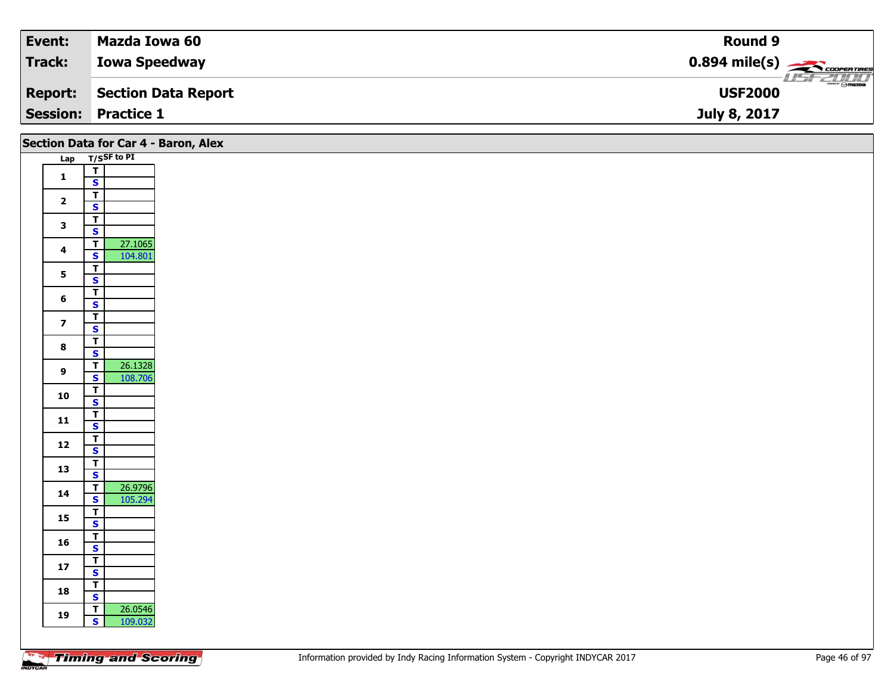| Event: | Mazda Iowa 60 | Round 9 |
|---|---|---|
| Track: | Iowa Speedway | 0.894 mile(s) |
| Report: | Section Data Report | USF2000 |
| Session: | Practice 1 | July 8, 2017 |

## Section Data for Car 4 - Baron, Alex

| Lap | T/S | SF to PI |
|---|---|---|
| 1 | T | |
| | S | |
| 2 | T | |
| | S | |
| 3 | T | |
| | S | |
| 4 | T | 27.1065 |
| | S | 104.801 |
| 5 | T | |
| | S | |
| 6 | T | |
| | S | |
| 7 | T | |
| | S | |
| 8 | T | |
| | S | |
| 9 | T | 26.1328 |
| | S | 108.706 |
| 10 | T | |
| | S | |
| 11 | T | |
| | S | |
| 12 | T | |
| | S | |
| 13 | T | |
| | S | |
| 14 | T | 26.9796 |
| | S | 105.294 |
| 15 | T | |
| | S | |
| 16 | T | |
| | S | |
| 17 | T | |
| | S | |
| 18 | T | |
| | S | |
| 19 | T | 26.0546 |
| | S | 109.032 |

Information provided by Indy Racing Information System - Copyright INDYCAR 2017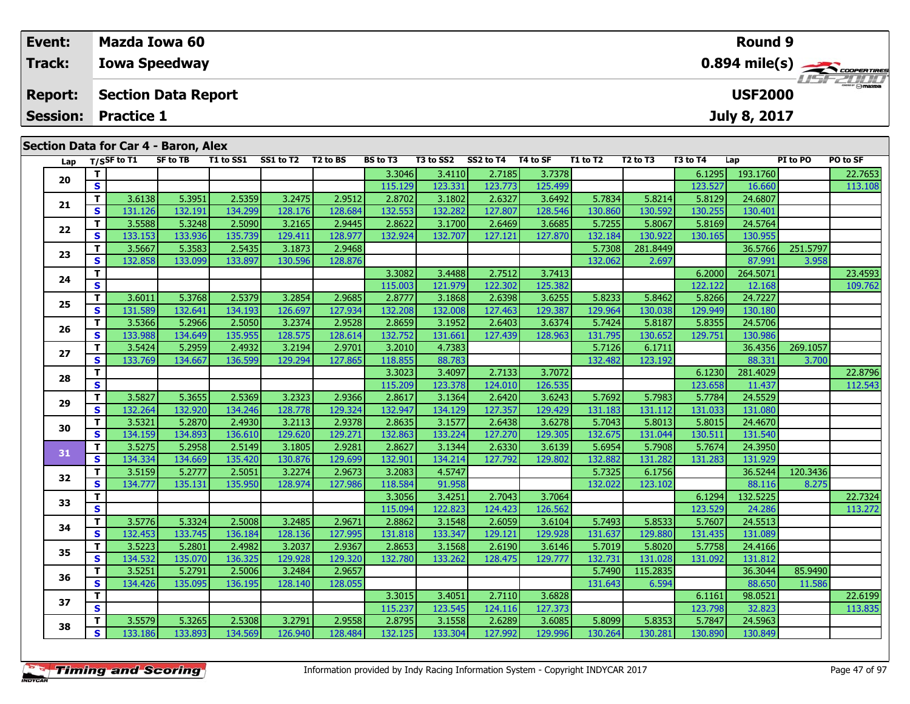| Event: | Mazda Iowa 60 | Round 9 |
|---|---|---|
| Track: | Iowa Speedway | 0.894 mile(s) |
| Report: | Section Data Report | USF2000 |
| Session: | Practice 1 | July 8, 2017 |

## Section Data for Car 4 - Baron, Alex

| Lap | T/S | SF to T1 | SF to TB | T1 to SS1 | SS1 to T2 | T2 to BS | BS to T3 | T3 to SS2 | SS2 to T4 | T4 to SF | T1 to T2 | T2 to T3 | T3 to T4 | Lap | PI to PO | PO to SF |
|---|---|---|---|---|---|---|---|---|---|---|---|---|---|---|---|---|
| 20 | T | | | | | | 3.3046 | 3.4110 | 2.7185 | 3.7378 | | | 6.1295 | 193.1760 | | 22.7653 |
| | S | | | | | | 115.129 | 123.331 | 123.773 | 125.499 | | | 123.527 | 16.660 | | 113.108 |
| 21 | T | 3.6138 | 5.3951 | 2.5359 | 3.2475 | 2.9512 | 2.8702 | 3.1802 | 2.6327 | 3.6492 | 5.7834 | 5.8214 | 5.8129 | 24.6807 | | |
| | S | 131.126 | 132.191 | 134.299 | 128.176 | 128.684 | 132.553 | 132.282 | 127.807 | 128.546 | 130.860 | 130.592 | 130.255 | 130.401 | | |
| 22 | T | 3.5588 | 5.3248 | 2.5090 | 3.2165 | 2.9445 | 2.8622 | 3.1700 | 2.6469 | 3.6685 | 5.7255 | 5.8067 | 5.8169 | 24.5764 | | |
| | S | 133.153 | 133.936 | 135.739 | 129.411 | 128.977 | 132.924 | 132.707 | 127.121 | 127.870 | 132.184 | 130.922 | 130.165 | 130.955 | | |
| 23 | T | 3.5667 | 5.3583 | 2.5435 | 3.1873 | 2.9468 | | | | | 5.7308 | 281.8449 | | 36.5766 | 251.5797 | |
| | S | 132.858 | 133.099 | 133.897 | 130.596 | 128.876 | | | | | 132.062 | 2.697 | | 87.991 | 3.958 | |
| 24 | T | | | | | | 3.3082 | 3.4488 | 2.7512 | 3.7413 | | | 6.2000 | 264.5071 | | 23.4593 |
| | S | | | | | | 115.003 | 121.979 | 122.302 | 125.382 | | | 122.122 | 12.168 | | 109.762 |
| 25 | T | 3.6011 | 5.3768 | 2.5379 | 3.2854 | 2.9685 | 2.8777 | 3.1868 | 2.6398 | 3.6255 | 5.8233 | 5.8462 | 5.8266 | 24.7227 | | |
| | S | 131.589 | 132.641 | 134.193 | 126.697 | 127.934 | 132.208 | 132.008 | 127.463 | 129.387 | 129.964 | 130.038 | 129.949 | 130.180 | | |
| 26 | T | 3.5366 | 5.2966 | 2.5050 | 3.2374 | 2.9528 | 2.8659 | 3.1952 | 2.6403 | 3.6374 | 5.7424 | 5.8187 | 5.8355 | 24.5706 | | |
| | S | 133.988 | 134.649 | 135.955 | 128.575 | 128.614 | 132.752 | 131.661 | 127.439 | 128.963 | 131.795 | 130.652 | 129.751 | 130.986 | | |
| 27 | T | 3.5424 | 5.2959 | 2.4932 | 3.2194 | 2.9701 | 3.2010 | 4.7383 | | | 5.7126 | 6.1711 | | 36.4356 | 269.1057 | |
| | S | 133.769 | 134.667 | 136.599 | 129.294 | 127.865 | 118.855 | 88.783 | | | 132.482 | 123.192 | | 88.331 | 3.700 | |
| 28 | T | | | | | | 3.3023 | 3.4097 | 2.7133 | 3.7072 | | | 6.1230 | 281.4029 | | 22.8796 |
| | S | | | | | | 115.209 | 123.378 | 124.010 | 126.535 | | | 123.658 | 11.437 | | 112.543 |
| 29 | T | 3.5827 | 5.3655 | 2.5369 | 3.2323 | 2.9366 | 2.8617 | 3.1364 | 2.6420 | 3.6243 | 5.7692 | 5.7983 | 5.7784 | 24.5529 | | |
| | S | 132.264 | 132.920 | 134.246 | 128.778 | 129.324 | 132.947 | 134.129 | 127.357 | 129.429 | 131.183 | 131.112 | 131.033 | 131.080 | | |
| 30 | T | 3.5321 | 5.2870 | 2.4930 | 3.2113 | 2.9378 | 2.8635 | 3.1577 | 2.6438 | 3.6278 | 5.7043 | 5.8013 | 5.8015 | 24.4670 | | |
| | S | 134.159 | 134.893 | 136.610 | 129.620 | 129.271 | 132.863 | 133.224 | 127.270 | 129.305 | 132.675 | 131.044 | 130.511 | 131.540 | | |
| 31 | T | 3.5275 | 5.2958 | 2.5149 | 3.1805 | 2.9281 | 2.8627 | 3.1344 | 2.6330 | 3.6139 | 5.6954 | 5.7908 | 5.7674 | 24.3950 | | |
| | S | 134.334 | 134.669 | 135.420 | 130.876 | 129.699 | 132.901 | 134.214 | 127.792 | 129.802 | 132.882 | 131.282 | 131.283 | 131.929 | | |
| 32 | T | 3.5159 | 5.2777 | 2.5051 | 3.2274 | 2.9673 | 3.2083 | 4.5747 | | | 5.7325 | 6.1756 | | 36.5244 | 120.3436 | |
| | S | 134.777 | 135.131 | 135.950 | 128.974 | 127.986 | 118.584 | 91.958 | | | 132.022 | 123.102 | | 88.116 | 8.275 | |
| 33 | T | | | | | | 3.3056 | 3.4251 | 2.7043 | 3.7064 | | | 6.1294 | 132.5225 | | 22.7324 |
| | S | | | | | | 115.094 | 122.823 | 124.423 | 126.562 | | | 123.529 | 24.286 | | 113.272 |
| 34 | T | 3.5776 | 5.3324 | 2.5008 | 3.2485 | 2.9671 | 2.8862 | 3.1548 | 2.6059 | 3.6104 | 5.7493 | 5.8533 | 5.7607 | 24.5513 | | |
| | S | 132.453 | 133.745 | 136.184 | 128.136 | 127.995 | 131.818 | 133.347 | 129.121 | 129.928 | 131.637 | 129.880 | 131.435 | 131.089 | | |
| 35 | T | 3.5223 | 5.2801 | 2.4982 | 3.2037 | 2.9367 | 2.8653 | 3.1568 | 2.6190 | 3.6146 | 5.7019 | 5.8020 | 5.7758 | 24.4166 | | |
| | S | 134.532 | 135.070 | 136.325 | 129.928 | 129.320 | 132.780 | 133.262 | 128.475 | 129.777 | 132.731 | 131.028 | 131.092 | 131.812 | | |
| 36 | T | 3.5251 | 5.2791 | 2.5006 | 3.2484 | 2.9657 | | | | | 5.7490 | 115.2835 | | 36.3044 | 85.9490 | |
| | S | 134.426 | 135.095 | 136.195 | 128.140 | 128.055 | | | | | 131.643 | 6.594 | | 88.650 | 11.586 | |
| 37 | T | | | | | | 3.3015 | 3.4051 | 2.7110 | 3.6828 | | | 6.1161 | 98.0521 | | 22.6199 |
| | S | | | | | | 115.237 | 123.545 | 124.116 | 127.373 | | | 123.798 | 32.823 | | 113.835 |
| 38 | T | 3.5579 | 5.3265 | 2.5308 | 3.2791 | 2.9558 | 2.8795 | 3.1558 | 2.6289 | 3.6085 | 5.8099 | 5.8353 | 5.7847 | 24.5963 | | |
| | S | 133.186 | 133.893 | 134.569 | 126.940 | 128.484 | 132.125 | 133.304 | 127.992 | 129.996 | 130.264 | 130.281 | 130.890 | 130.849 | | |

Information provided by Indy Racing Information System - Copyright INDYCAR 2017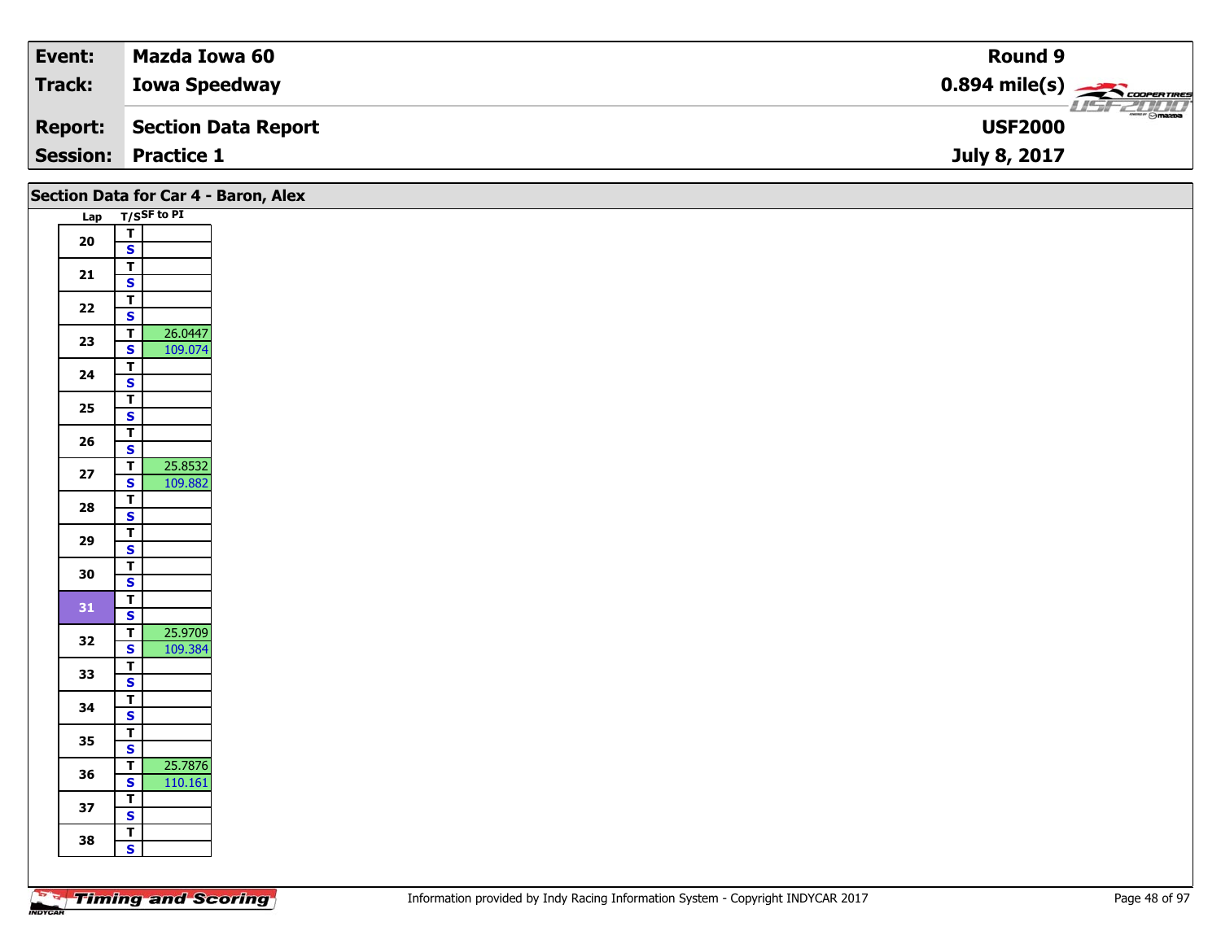| **Event:** | **Mazda Iowa 60** | **Round 9** |
|---|---|---|
| **Track:** | **Iowa Speedway** | **0.894 mile(s)** |
| **Report:** | **Section Data Report** | **USF2000** |
| **Session:** | **Practice 1** | **July 8, 2017** |

## Section Data for Car 4 - Baron, Alex

| Lap | T/S | SF to PI |
|---|---|---|
| 20 | T | |
| | S | |
| 21 | T | |
| | S | |
| 22 | T | |
| | S | |
| 23 | T | 26.0447 |
| | S | 109.074 |
| 24 | T | |
| | S | |
| 25 | T | |
| | S | |
| 26 | T | |
| | S | |
| 27 | T | 25.8532 |
| | S | 109.882 |
| 28 | T | |
| | S | |
| 29 | T | |
| | S | |
| 30 | T | |
| | S | |
| 31 | T | |
| | S | |
| 32 | T | 25.9709 |
| | S | 109.384 |
| 33 | T | |
| | S | |
| 34 | T | |
| | S | |
| 35 | T | |
| | S | |
| 36 | T | 25.7876 |
| | S | 110.161 |
| 37 | T | |
| | S | |
| 38 | T | |
| | S | |

Information provided by Indy Racing Information System - Copyright INDYCAR 2017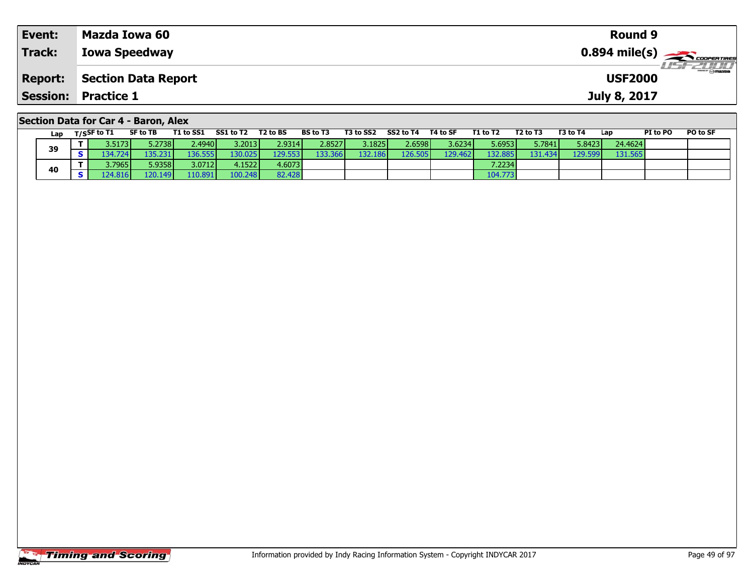| **Event:** | **Mazda Iowa 60** | **Round 9** |
|---|---|---|
| **Track:** | **Iowa Speedway** | **0.894 mile(s)** |
| **Report:** | **Section Data Report** | **USF2000** |
| **Session:** | **Practice 1** | **July 8, 2017** |

## Section Data for Car 4 - Baron, Alex

| Lap | T/S | SF to T1 | SF to TB | T1 to SS1 | SS1 to T2 | T2 to BS | BS to T3 | T3 to SS2 | SS2 to T4 | T4 to SF | T1 to T2 | T2 to T3 | T3 to T4 | Lap | PI to PO | PO to SF |
|---|---|---|---|---|---|---|---|---|---|---|---|---|---|---|---|---|
| 39 | T | 3.5173 | 5.2738 | 2.4940 | 3.2013 | 2.9314 | 2.8527 | 3.1825 | 2.6598 | 3.6234 | 5.6953 | 5.7841 | 5.8423 | 24.4624 | | |
| | S | 134.724 | 135.231 | 136.555 | 130.025 | 129.553 | 133.366 | 132.186 | 126.505 | 129.462 | 132.885 | 131.434 | 129.599 | 131.565 | | |
| 40 | T | 3.7965 | 5.9358 | 3.0712 | 4.1522 | 4.6073 | | | | | 7.2234 | | | | | |
| | S | 124.816 | 120.149 | 110.891 | 100.248 | 82.428 | | | | | 104.773 | | | | | |

Information provided by Indy Racing Information System - Copyright INDYCAR 2017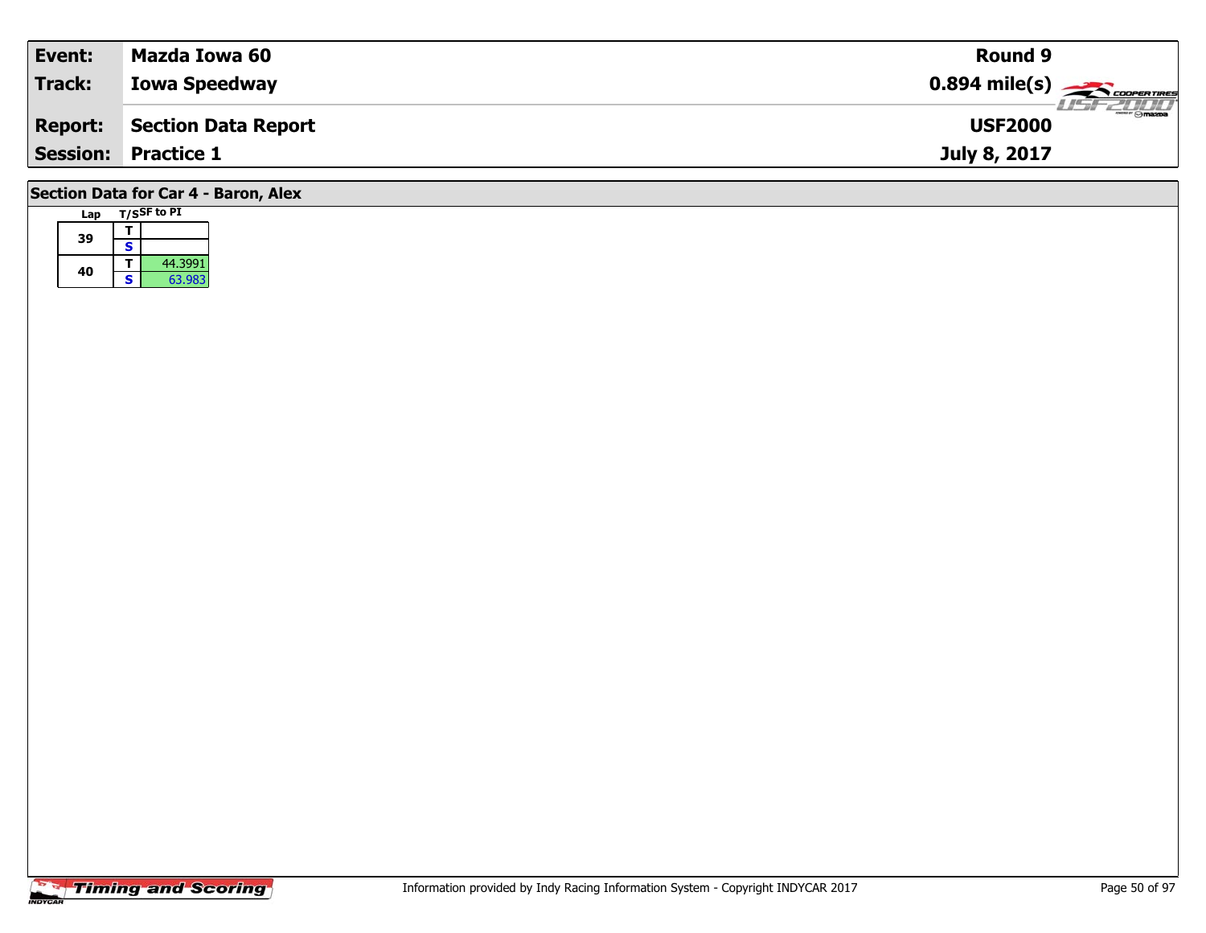| Event: | Mazda Iowa 60 | Round 9 |
|---|---|---|
| Track: | Iowa Speedway | 0.894 mile(s) |
| Report: | Section Data Report | USF2000 |
| Session: | Practice 1 | July 8, 2017 |

## Section Data for Car 4 - Baron, Alex

| Lap | T/S | SF to PI |
|---|---|---|
| 39 | T | |
| | S | |
| 40 | T | 44.3991 |
| | S | 63.983 |

Timing and Scoring

Information provided by Indy Racing Information System - Copyright INDYCAR 2017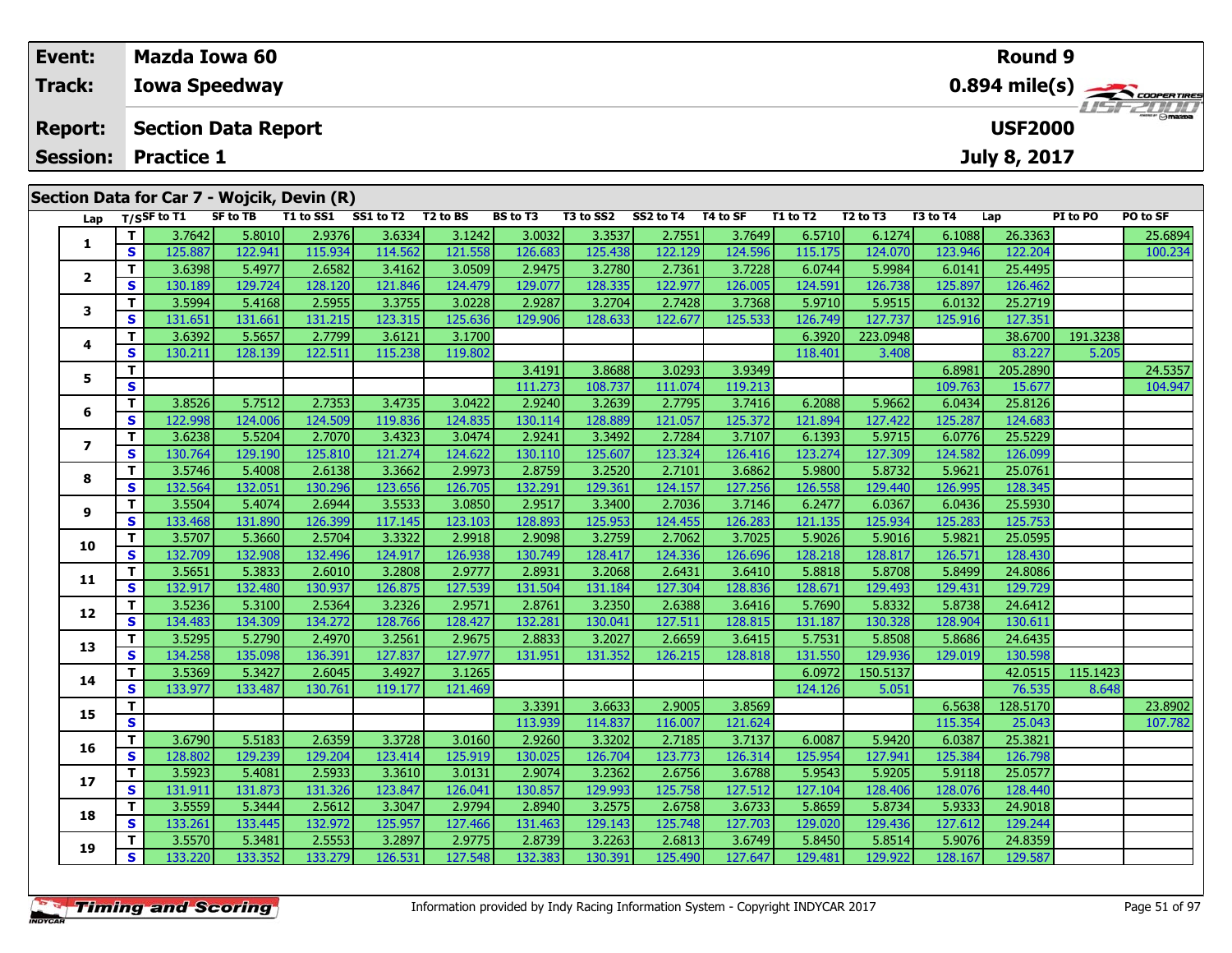| Event: | Mazda Iowa 60 | Round 9 |
|---|---|---|
| Track: | Iowa Speedway | 0.894 mile(s) |
| Report: | Section Data Report | USF2000 |
| Session: | Practice 1 | July 8, 2017 |

## Section Data for Car 7 - Wojcik, Devin (R)

| Lap | T/S | SF to T1 | SF to TB | T1 to SS1 | SS1 to T2 | T2 to BS | BS to T3 | T3 to SS2 | SS2 to T4 | T4 to SF | T1 to T2 | T2 to T3 | T3 to T4 | Lap | PI to PO | PO to SF |
|---|---|---|---|---|---|---|---|---|---|---|---|---|---|---|---|---|
| 1 | T | 3.7642 | 5.8010 | 2.9376 | 3.6334 | 3.1242 | 3.0032 | 3.3537 | 2.7551 | 3.7649 | 6.5710 | 6.1274 | 6.1088 | 26.3363 | | 25.6894 |
| | S | 125.887 | 122.941 | 115.934 | 114.562 | 121.558 | 126.683 | 125.438 | 122.129 | 124.596 | 115.175 | 124.070 | 123.946 | 122.204 | | 100.234 |
| 2 | T | 3.6398 | 5.4977 | 2.6582 | 3.4162 | 3.0509 | 2.9475 | 3.2780 | 2.7361 | 3.7228 | 6.0744 | 5.9984 | 6.0141 | 25.4495 | | |
| | S | 130.189 | 129.724 | 128.120 | 121.846 | 124.479 | 129.077 | 128.335 | 122.977 | 126.005 | 124.591 | 126.738 | 125.897 | 126.462 | | |
| 3 | T | 3.5994 | 5.4168 | 2.5955 | 3.3755 | 3.0228 | 2.9287 | 3.2704 | 2.7428 | 3.7368 | 5.9710 | 5.9515 | 6.0132 | 25.2719 | | |
| | S | 131.651 | 131.661 | 131.215 | 123.315 | 125.636 | 129.906 | 128.633 | 122.677 | 125.533 | 126.749 | 127.737 | 125.916 | 127.351 | | |
| 4 | T | 3.6392 | 5.5657 | 2.7799 | 3.6121 | 3.1700 | | | | | 6.3920 | 223.0948 | | 38.6700 | 191.3238 | |
| | S | 130.211 | 128.139 | 122.511 | 115.238 | 119.802 | | | | | 118.401 | 3.408 | | 83.227 | 5.205 | |
| 5 | T | | | | | | 3.4191 | 3.8688 | 3.0293 | 3.9349 | | | 6.8981 | 205.2890 | | 24.5357 |
| | S | | | | | | 111.273 | 108.737 | 111.074 | 119.213 | | | 109.763 | 15.677 | | 104.947 |
| 6 | T | 3.8526 | 5.7512 | 2.7353 | 3.4735 | 3.0422 | 2.9240 | 3.2639 | 2.7795 | 3.7416 | 6.2088 | 5.9662 | 6.0434 | 25.8126 | | |
| | S | 122.998 | 124.006 | 124.509 | 119.836 | 124.835 | 130.114 | 128.889 | 121.057 | 125.372 | 121.894 | 127.422 | 125.287 | 124.683 | | |
| 7 | T | 3.6238 | 5.5204 | 2.7070 | 3.4323 | 3.0474 | 2.9241 | 3.3492 | 2.7284 | 3.7107 | 6.1393 | 5.9715 | 6.0776 | 25.5229 | | |
| | S | 130.764 | 129.190 | 125.810 | 121.274 | 124.622 | 130.110 | 125.607 | 123.324 | 126.416 | 123.274 | 127.309 | 124.582 | 126.099 | | |
| 8 | T | 3.5746 | 5.4008 | 2.6138 | 3.3662 | 2.9973 | 2.8759 | 3.2520 | 2.7101 | 3.6862 | 5.9800 | 5.8732 | 5.9621 | 25.0761 | | |
| | S | 132.564 | 132.051 | 130.296 | 123.656 | 126.705 | 132.291 | 129.361 | 124.157 | 127.256 | 126.558 | 129.440 | 126.995 | 128.345 | | |
| 9 | T | 3.5504 | 5.4074 | 2.6944 | 3.5533 | 3.0850 | 2.9517 | 3.3400 | 2.7036 | 3.7146 | 6.2477 | 6.0367 | 6.0436 | 25.5930 | | |
| | S | 133.468 | 131.890 | 126.399 | 117.145 | 123.103 | 128.893 | 125.953 | 124.455 | 126.283 | 121.135 | 125.934 | 125.283 | 125.753 | | |
| 10 | T | 3.5707 | 5.3660 | 2.5704 | 3.3322 | 2.9918 | 2.9098 | 3.2759 | 2.7062 | 3.7025 | 5.9026 | 5.9016 | 5.9821 | 25.0595 | | |
| | S | 132.709 | 132.908 | 132.496 | 124.917 | 126.938 | 130.749 | 128.417 | 124.336 | 126.696 | 128.218 | 128.817 | 126.571 | 128.430 | | |
| 11 | T | 3.5651 | 5.3833 | 2.6010 | 3.2808 | 2.9777 | 2.8931 | 3.2068 | 2.6431 | 3.6410 | 5.8818 | 5.8708 | 5.8499 | 24.8086 | | |
| | S | 132.917 | 132.480 | 130.937 | 126.875 | 127.539 | 131.504 | 131.184 | 127.304 | 128.836 | 128.671 | 129.493 | 129.431 | 129.729 | | |
| 12 | T | 3.5236 | 5.3100 | 2.5364 | 3.2326 | 2.9571 | 2.8761 | 3.2350 | 2.6388 | 3.6416 | 5.7690 | 5.8332 | 5.8738 | 24.6412 | | |
| | S | 134.483 | 134.309 | 134.272 | 128.766 | 128.427 | 132.281 | 130.041 | 127.511 | 128.815 | 131.187 | 130.328 | 128.904 | 130.611 | | |
| 13 | T | 3.5295 | 5.2790 | 2.4970 | 3.2561 | 2.9675 | 2.8833 | 3.2027 | 2.6659 | 3.6415 | 5.7531 | 5.8508 | 5.8686 | 24.6435 | | |
| | S | 134.258 | 135.098 | 136.391 | 127.837 | 127.977 | 131.951 | 131.352 | 126.215 | 128.818 | 131.550 | 129.936 | 129.019 | 130.598 | | |
| 14 | T | 3.5369 | 5.3427 | 2.6045 | 3.4927 | 3.1265 | | | | | 6.0972 | 150.5137 | | 42.0515 | 115.1423 | |
| | S | 133.977 | 133.487 | 130.761 | 119.177 | 121.469 | | | | | 124.126 | 5.051 | | 76.535 | 8.648 | |
| 15 | T | | | | | | 3.3391 | 3.6633 | 2.9005 | 3.8569 | | | 6.5638 | 128.5170 | | 23.8902 |
| | S | | | | | | 113.939 | 114.837 | 116.007 | 121.624 | | | 115.354 | 25.043 | | 107.782 |
| 16 | T | 3.6790 | 5.5183 | 2.6359 | 3.3728 | 3.0160 | 2.9260 | 3.3202 | 2.7185 | 3.7137 | 6.0087 | 5.9420 | 6.0387 | 25.3821 | | |
| | S | 128.802 | 129.239 | 129.204 | 123.414 | 125.919 | 130.025 | 126.704 | 123.773 | 126.314 | 125.954 | 127.941 | 125.384 | 126.798 | | |
| 17 | T | 3.5923 | 5.4081 | 2.5933 | 3.3610 | 3.0131 | 2.9074 | 3.2362 | 2.6756 | 3.6788 | 5.9543 | 5.9205 | 5.9118 | 25.0577 | | |
| | S | 131.911 | 131.873 | 131.326 | 123.847 | 126.041 | 130.857 | 129.993 | 125.758 | 127.512 | 127.104 | 128.406 | 128.076 | 128.440 | | |
| 18 | T | 3.5559 | 5.3444 | 2.5612 | 3.3047 | 2.9794 | 2.8940 | 3.2575 | 2.6758 | 3.6733 | 5.8659 | 5.8734 | 5.9333 | 24.9018 | | |
| | S | 133.261 | 133.445 | 132.972 | 125.957 | 127.466 | 131.463 | 129.143 | 125.748 | 127.703 | 129.020 | 129.436 | 127.612 | 129.244 | | |
| 19 | T | 3.5570 | 5.3481 | 2.5553 | 3.2897 | 2.9775 | 2.8739 | 3.2263 | 2.6813 | 3.6749 | 5.8450 | 5.8514 | 5.9076 | 24.8359 | | |
| | S | 133.220 | 133.352 | 133.279 | 126.531 | 127.548 | 132.383 | 130.391 | 125.490 | 127.647 | 129.481 | 129.922 | 128.167 | 129.587 | | |

Information provided by Indy Racing Information System - Copyright INDYCAR 2017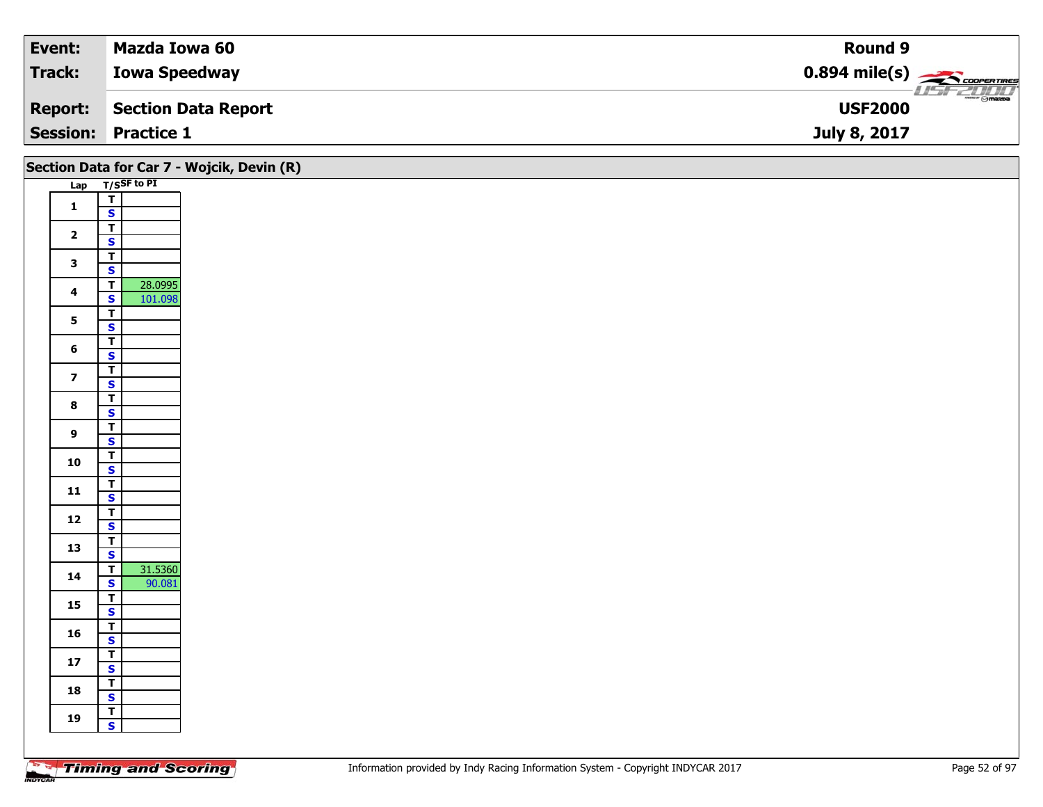| Event: | Mazda Iowa 60 | Round 9 |
|---|---|---|
| Track: | Iowa Speedway | 0.894 mile(s) |
| Report: | Section Data Report | USF2000 |
| Session: | Practice 1 | July 8, 2017 |

## Section Data for Car 7 - Wojcik, Devin (R)

| Lap | T/S | SF to PI |
|---|---|---|
| 1 | T | |
| | S | |
| 2 | T | |
| | S | |
| 3 | T | |
| | S | |
| 4 | T | 28.0995 |
| | S | 101.098 |
| 5 | T | |
| | S | |
| 6 | T | |
| | S | |
| 7 | T | |
| | S | |
| 8 | T | |
| | S | |
| 9 | T | |
| | S | |
| 10 | T | |
| | S | |
| 11 | T | |
| | S | |
| 12 | T | |
| | S | |
| 13 | T | |
| | S | |
| 14 | T | 31.5360 |
| | S | 90.081 |
| 15 | T | |
| | S | |
| 16 | T | |
| | S | |
| 17 | T | |
| | S | |
| 18 | T | |
| | S | |
| 19 | T | |
| | S | |

Information provided by Indy Racing Information System - Copyright INDYCAR 2017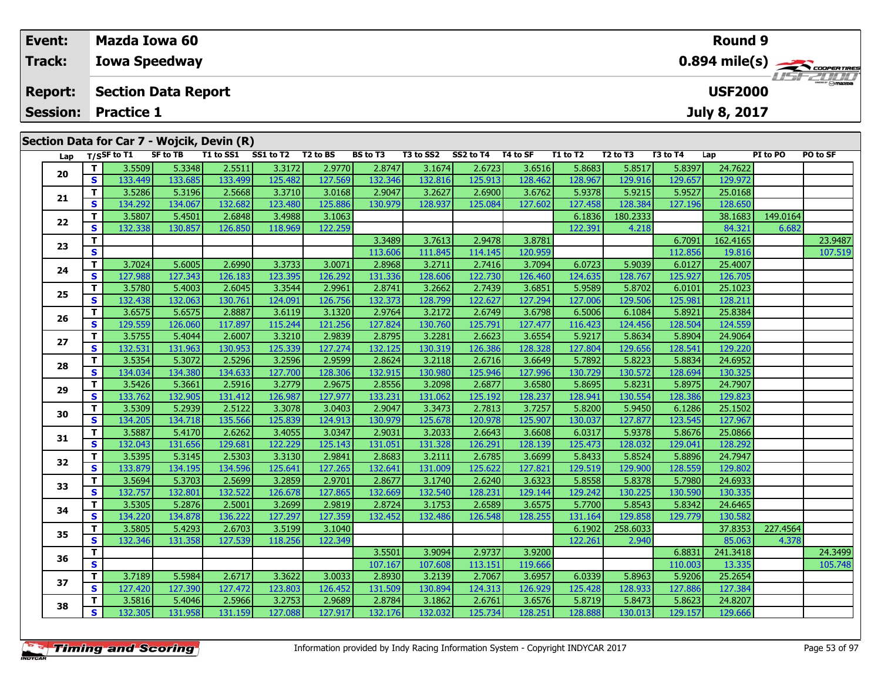| Event: | Mazda Iowa 60 | Round 9 |
|---|---|---|
| Track: | Iowa Speedway | 0.894 mile(s) |
| Report: | Section Data Report | USF2000 |
| Session: | Practice 1 | July 8, 2017 |

## Section Data for Car 7 - Wojcik, Devin (R)

| Lap | T/S | SF to T1 | SF to TB | T1 to SS1 | SS1 to T2 | T2 to BS | BS to T3 | T3 to SS2 | SS2 to T4 | T4 to SF | T1 to T2 | T2 to T3 | T3 to T4 | Lap | PI to PO | PO to SF |
|---|---|---|---|---|---|---|---|---|---|---|---|---|---|---|---|---|
| 20 | T | 3.5509 | 5.3348 | 2.5511 | 3.3172 | 2.9770 | 2.8747 | 3.1674 | 2.6723 | 3.6516 | 5.8683 | 5.8517 | 5.8397 | 24.7622 | | |
| | S | 133.449 | 133.685 | 133.499 | 125.482 | 127.569 | 132.346 | 132.816 | 125.913 | 128.462 | 128.967 | 129.916 | 129.657 | 129.972 | | |
| 21 | T | 3.5286 | 5.3196 | 2.5668 | 3.3710 | 3.0168 | 2.9047 | 3.2627 | 2.6900 | 3.6762 | 5.9378 | 5.9215 | 5.9527 | 25.0168 | | |
| | S | 134.292 | 134.067 | 132.682 | 123.480 | 125.886 | 130.979 | 128.937 | 125.084 | 127.602 | 127.458 | 128.384 | 127.196 | 128.650 | | |
| 22 | T | 3.5807 | 5.4501 | 2.6848 | 3.4988 | 3.1063 | | | | | 6.1836 | 180.2333 | | 38.1683 | 149.0164 | |
| | S | 132.338 | 130.857 | 126.850 | 118.969 | 122.259 | | | | | 122.391 | 4.218 | | 84.321 | 6.682 | |
| 23 | T | | | | | | 3.3489 | 3.7613 | 2.9478 | 3.8781 | | | 6.7091 | 162.4165 | | 23.9487 |
| | S | | | | | | 113.606 | 111.845 | 114.145 | 120.959 | | | 112.856 | 19.816 | | 107.519 |
| 24 | T | 3.7024 | 5.6005 | 2.6990 | 3.3733 | 3.0071 | 2.8968 | 3.2711 | 2.7416 | 3.7094 | 6.0723 | 5.9039 | 6.0127 | 25.4007 | | |
| | S | 127.988 | 127.343 | 126.183 | 123.395 | 126.292 | 131.336 | 128.606 | 122.730 | 126.460 | 124.635 | 128.767 | 125.927 | 126.705 | | |
| 25 | T | 3.5780 | 5.4003 | 2.6045 | 3.3544 | 2.9961 | 2.8741 | 3.2662 | 2.7439 | 3.6851 | 5.9589 | 5.8702 | 6.0101 | 25.1023 | | |
| | S | 132.438 | 132.063 | 130.761 | 124.091 | 126.756 | 132.373 | 128.799 | 122.627 | 127.294 | 127.006 | 129.506 | 125.981 | 128.211 | | |
| 26 | T | 3.6575 | 5.6575 | 2.8887 | 3.6119 | 3.1320 | 2.9764 | 3.2172 | 2.6749 | 3.6798 | 6.5006 | 6.1084 | 5.8921 | 25.8384 | | |
| | S | 129.559 | 126.060 | 117.897 | 115.244 | 121.256 | 127.824 | 130.760 | 125.791 | 127.477 | 116.423 | 124.456 | 128.504 | 124.559 | | |
| 27 | T | 3.5755 | 5.4044 | 2.6007 | 3.3210 | 2.9839 | 2.8795 | 3.2281 | 2.6623 | 3.6554 | 5.9217 | 5.8634 | 5.8904 | 24.9064 | | |
| | S | 132.531 | 131.963 | 130.953 | 125.339 | 127.274 | 132.125 | 130.319 | 126.386 | 128.328 | 127.804 | 129.656 | 128.541 | 129.220 | | |
| 28 | T | 3.5354 | 5.3072 | 2.5296 | 3.2596 | 2.9599 | 2.8624 | 3.2118 | 2.6716 | 3.6649 | 5.7892 | 5.8223 | 5.8834 | 24.6952 | | |
| | S | 134.034 | 134.380 | 134.633 | 127.700 | 128.306 | 132.915 | 130.980 | 125.946 | 127.996 | 130.729 | 130.572 | 128.694 | 130.325 | | |
| 29 | T | 3.5426 | 5.3661 | 2.5916 | 3.2779 | 2.9675 | 2.8556 | 3.2098 | 2.6877 | 3.6580 | 5.8695 | 5.8231 | 5.8975 | 24.7907 | | |
| | S | 133.762 | 132.905 | 131.412 | 126.987 | 127.977 | 133.231 | 131.062 | 125.192 | 128.237 | 128.941 | 130.554 | 128.386 | 129.823 | | |
| 30 | T | 3.5309 | 5.2939 | 2.5122 | 3.3078 | 3.0403 | 2.9047 | 3.3473 | 2.7813 | 3.7257 | 5.8200 | 5.9450 | 6.1286 | 25.1502 | | |
| | S | 134.205 | 134.718 | 135.566 | 125.839 | 124.913 | 130.979 | 125.678 | 120.978 | 125.907 | 130.037 | 127.877 | 123.545 | 127.967 | | |
| 31 | T | 3.5887 | 5.4170 | 2.6262 | 3.4055 | 3.0347 | 2.9031 | 3.2033 | 2.6643 | 3.6608 | 6.0317 | 5.9378 | 5.8676 | 25.0866 | | |
| | S | 132.043 | 131.656 | 129.681 | 122.229 | 125.143 | 131.051 | 131.328 | 126.291 | 128.139 | 125.473 | 128.032 | 129.041 | 128.292 | | |
| 32 | T | 3.5395 | 5.3145 | 2.5303 | 3.3130 | 2.9841 | 2.8683 | 3.2111 | 2.6785 | 3.6699 | 5.8433 | 5.8524 | 5.8896 | 24.7947 | | |
| | S | 133.879 | 134.195 | 134.596 | 125.641 | 127.265 | 132.641 | 131.009 | 125.622 | 127.821 | 129.519 | 129.900 | 128.559 | 129.802 | | |
| 33 | T | 3.5694 | 5.3703 | 2.5699 | 3.2859 | 2.9701 | 2.8677 | 3.1740 | 2.6240 | 3.6323 | 5.8558 | 5.8378 | 5.7980 | 24.6933 | | |
| | S | 132.757 | 132.801 | 132.522 | 126.678 | 127.865 | 132.669 | 132.540 | 128.231 | 129.144 | 129.242 | 130.225 | 130.590 | 130.335 | | |
| 34 | T | 3.5305 | 5.2876 | 2.5001 | 3.2699 | 2.9819 | 2.8724 | 3.1753 | 2.6589 | 3.6575 | 5.7700 | 5.8543 | 5.8342 | 24.6465 | | |
| | S | 134.220 | 134.878 | 136.222 | 127.297 | 127.359 | 132.452 | 132.486 | 126.548 | 128.255 | 131.164 | 129.858 | 129.779 | 130.582 | | |
| 35 | T | 3.5805 | 5.4293 | 2.6703 | 3.5199 | 3.1040 | | | | | 6.1902 | 258.6033 | | 37.8353 | 227.4564 | |
| | S | 132.346 | 131.358 | 127.539 | 118.256 | 122.349 | | | | | 122.261 | 2.940 | | 85.063 | 4.378 | |
| 36 | T | | | | | | 3.5501 | 3.9094 | 2.9737 | 3.9200 | | | 6.8831 | 241.3418 | | 24.3499 |
| | S | | | | | | 107.167 | 107.608 | 113.151 | 119.666 | | | 110.003 | 13.335 | | 105.748 |
| 37 | T | 3.7189 | 5.5984 | 2.6717 | 3.3622 | 3.0033 | 2.8930 | 3.2139 | 2.7067 | 3.6957 | 6.0339 | 5.8963 | 5.9206 | 25.2654 | | |
| | S | 127.420 | 127.390 | 127.472 | 123.803 | 126.452 | 131.509 | 130.894 | 124.313 | 126.929 | 125.428 | 128.933 | 127.886 | 127.384 | | |
| 38 | T | 3.5816 | 5.4046 | 2.5966 | 3.2753 | 2.9689 | 2.8784 | 3.1862 | 2.6761 | 3.6576 | 5.8719 | 5.8473 | 5.8623 | 24.8207 | | |
| | S | 132.305 | 131.958 | 131.159 | 127.088 | 127.917 | 132.176 | 132.032 | 125.734 | 128.251 | 128.888 | 130.013 | 129.157 | 129.666 | | |

Timing and Scoring

Information provided by Indy Racing Information System - Copyright INDYCAR 2017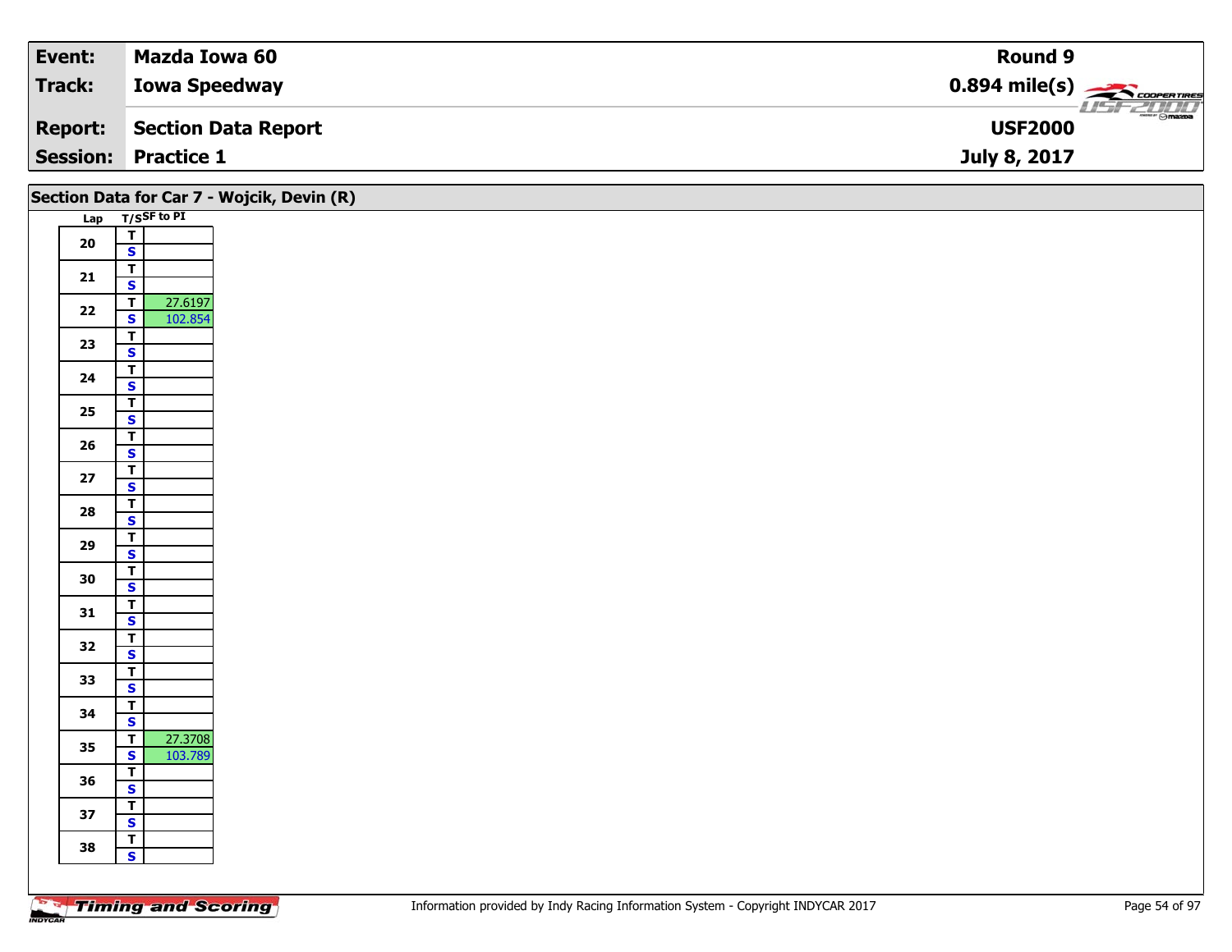| Event: | Mazda Iowa 60 | Round 9 |
|---|---|---|
| Track: | Iowa Speedway | 0.894 mile(s) |
| Report: | Section Data Report | USF2000 |
| Session: | Practice 1 | July 8, 2017 |

## Section Data for Car 7 - Wojcik, Devin (R)

| Lap | T/S | SF to PI |
|---|---|---|
| 20 | T | |
| | S | |
| 21 | T | |
| | S | |
| 22 | T | 27.6197 |
| | S | 102.854 |
| 23 | T | |
| | S | |
| 24 | T | |
| | S | |
| 25 | T | |
| | S | |
| 26 | T | |
| | S | |
| 27 | T | |
| | S | |
| 28 | T | |
| | S | |
| 29 | T | |
| | S | |
| 30 | T | |
| | S | |
| 31 | T | |
| | S | |
| 32 | T | |
| | S | |
| 33 | T | |
| | S | |
| 34 | T | |
| | S | |
| 35 | T | 27.3708 |
| | S | 103.789 |
| 36 | T | |
| | S | |
| 37 | T | |
| | S | |
| 38 | T | |
| | S | |

Information provided by Indy Racing Information System - Copyright INDYCAR 2017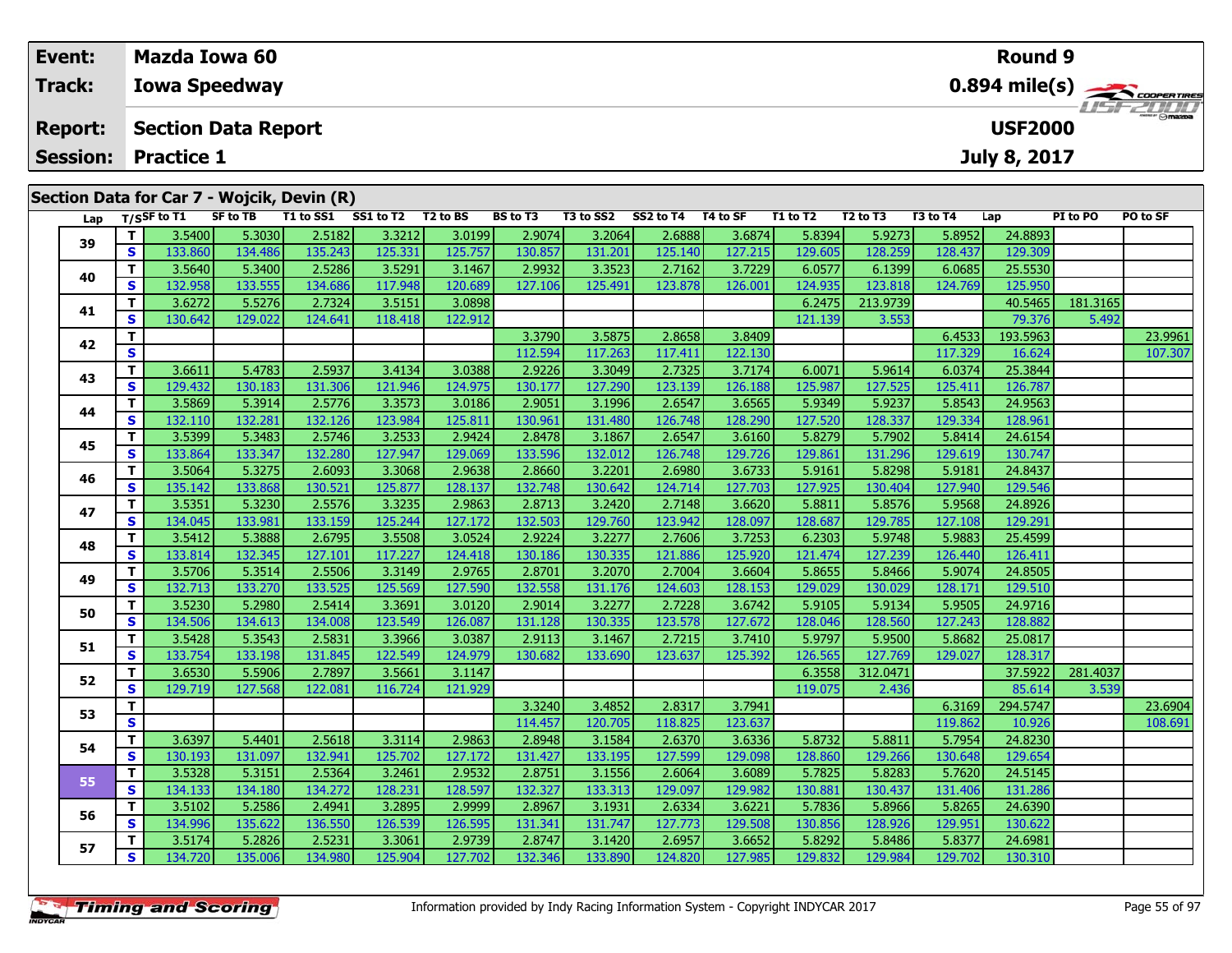| Event: | Mazda Iowa 60 | Round 9 |
|---|---|---|
| Track: | Iowa Speedway | 0.894 mile(s) |
| Report: | Section Data Report | USF2000 |
| Session: | Practice 1 | July 8, 2017 |

## Section Data for Car 7 - Wojcik, Devin (R)

| Lap | T/S | SF to T1 | SF to TB | T1 to SS1 | SS1 to T2 | T2 to BS | BS to T3 | T3 to SS2 | SS2 to T4 | T4 to SF | T1 to T2 | T2 to T3 | T3 to T4 | Lap | PI to PO | PO to SF |
|---|---|---|---|---|---|---|---|---|---|---|---|---|---|---|---|---|
| 39 | T | 3.5400 | 5.3030 | 2.5182 | 3.3212 | 3.0199 | 2.9074 | 3.2064 | 2.6888 | 3.6874 | 5.8394 | 5.9273 | 5.8952 | 24.8893 | | |
| | S | 133.860 | 134.486 | 135.243 | 125.331 | 125.757 | 130.857 | 131.201 | 125.140 | 127.215 | 129.605 | 128.259 | 128.437 | 129.309 | | |
| 40 | T | 3.5640 | 5.3400 | 2.5286 | 3.5291 | 3.1467 | 2.9932 | 3.3523 | 2.7162 | 3.7229 | 6.0577 | 6.1399 | 6.0685 | 25.5530 | | |
| | S | 132.958 | 133.555 | 134.686 | 117.948 | 120.689 | 127.106 | 125.491 | 123.878 | 126.001 | 124.935 | 123.818 | 124.769 | 125.950 | | |
| 41 | T | 3.6272 | 5.5276 | 2.7324 | 3.5151 | 3.0898 | | | | | 6.2475 | 213.9739 | | 40.5465 | 181.3165 | |
| | S | 130.642 | 129.022 | 124.641 | 118.418 | 122.912 | | | | | 121.139 | 3.553 | | 79.376 | 5.492 | |
| 42 | T | | | | | | 3.3790 | 3.5875 | 2.8658 | 3.8409 | | | 6.4533 | 193.5963 | | 23.9961 |
| | S | | | | | | 112.594 | 117.263 | 117.411 | 122.130 | | | 117.329 | 16.624 | | 107.307 |
| 43 | T | 3.6611 | 5.4783 | 2.5937 | 3.4134 | 3.0388 | 2.9226 | 3.3049 | 2.7325 | 3.7174 | 6.0071 | 5.9614 | 6.0374 | 25.3844 | | |
| | S | 129.432 | 130.183 | 131.306 | 121.946 | 124.975 | 130.177 | 127.290 | 123.139 | 126.188 | 125.987 | 127.525 | 125.411 | 126.787 | | |
| 44 | T | 3.5869 | 5.3914 | 2.5776 | 3.3573 | 3.0186 | 2.9051 | 3.1996 | 2.6547 | 3.6565 | 5.9349 | 5.9237 | 5.8543 | 24.9563 | | |
| | S | 132.110 | 132.281 | 132.126 | 123.984 | 125.811 | 130.961 | 131.480 | 126.748 | 128.290 | 127.520 | 128.337 | 129.334 | 128.961 | | |
| 45 | T | 3.5399 | 5.3483 | 2.5746 | 3.2533 | 2.9424 | 2.8478 | 3.1867 | 2.6547 | 3.6160 | 5.8279 | 5.7902 | 5.8414 | 24.6154 | | |
| | S | 133.864 | 133.347 | 132.280 | 127.947 | 129.069 | 133.596 | 132.012 | 126.748 | 129.726 | 129.861 | 131.296 | 129.619 | 130.747 | | |
| 46 | T | 3.5064 | 5.3275 | 2.6093 | 3.3068 | 2.9638 | 2.8660 | 3.2201 | 2.6980 | 3.6733 | 5.9161 | 5.8298 | 5.9181 | 24.8437 | | |
| | S | 135.142 | 133.868 | 130.521 | 125.877 | 128.137 | 132.748 | 130.642 | 124.714 | 127.703 | 127.925 | 130.404 | 127.940 | 129.546 | | |
| 47 | T | 3.5351 | 5.3230 | 2.5576 | 3.3235 | 2.9863 | 2.8713 | 3.2420 | 2.7148 | 3.6620 | 5.8811 | 5.8576 | 5.9568 | 24.8926 | | |
| | S | 134.045 | 133.981 | 133.159 | 125.244 | 127.172 | 132.503 | 129.760 | 123.942 | 128.097 | 128.687 | 129.785 | 127.108 | 129.291 | | |
| 48 | T | 3.5412 | 5.3888 | 2.6795 | 3.5508 | 3.0524 | 2.9224 | 3.2277 | 2.7606 | 3.7253 | 6.2303 | 5.9748 | 5.9883 | 25.4599 | | |
| | S | 133.814 | 132.345 | 127.101 | 117.227 | 124.418 | 130.186 | 130.335 | 121.886 | 125.920 | 121.474 | 127.239 | 126.440 | 126.411 | | |
| 49 | T | 3.5706 | 5.3514 | 2.5506 | 3.3149 | 2.9765 | 2.8701 | 3.2070 | 2.7004 | 3.6604 | 5.8655 | 5.8466 | 5.9074 | 24.8505 | | |
| | S | 132.713 | 133.270 | 133.525 | 125.569 | 127.590 | 132.558 | 131.176 | 124.603 | 128.153 | 129.029 | 130.029 | 128.171 | 129.510 | | |
| 50 | T | 3.5230 | 5.2980 | 2.5414 | 3.3691 | 3.0120 | 2.9014 | 3.2277 | 2.7228 | 3.6742 | 5.9105 | 5.9134 | 5.9505 | 24.9716 | | |
| | S | 134.506 | 134.613 | 134.008 | 123.549 | 126.087 | 131.128 | 130.335 | 123.578 | 127.672 | 128.046 | 128.560 | 127.243 | 128.882 | | |
| 51 | T | 3.5428 | 5.3543 | 2.5831 | 3.3966 | 3.0387 | 2.9113 | 3.1467 | 2.7215 | 3.7410 | 5.9797 | 5.9500 | 5.8682 | 25.0817 | | |
| | S | 133.754 | 133.198 | 131.845 | 122.549 | 124.979 | 130.682 | 133.690 | 123.637 | 125.392 | 126.565 | 127.769 | 129.027 | 128.317 | | |
| 52 | T | 3.6530 | 5.5906 | 2.7897 | 3.5661 | 3.1147 | | | | | 6.3558 | 312.0471 | | 37.5922 | 281.4037 | |
| | S | 129.719 | 127.568 | 122.081 | 116.724 | 121.929 | | | | | 119.075 | 2.436 | | 85.614 | 3.539 | |
| 53 | T | | | | | | 3.3240 | 3.4852 | 2.8317 | 3.7941 | | | 6.3169 | 294.5747 | | 23.6904 |
| | S | | | | | | 114.457 | 120.705 | 118.825 | 123.637 | | | 119.862 | 10.926 | | 108.691 |
| 54 | T | 3.6397 | 5.4401 | 2.5618 | 3.3114 | 2.9863 | 2.8948 | 3.1584 | 2.6370 | 3.6336 | 5.8732 | 5.8811 | 5.7954 | 24.8230 | | |
| | S | 130.193 | 131.097 | 132.941 | 125.702 | 127.172 | 131.427 | 133.195 | 127.599 | 129.098 | 128.860 | 129.266 | 130.648 | 129.654 | | |
| 55 | T | 3.5328 | 5.3151 | 2.5364 | 3.2461 | 2.9532 | 2.8751 | 3.1556 | 2.6064 | 3.6089 | 5.7825 | 5.8283 | 5.7620 | 24.5145 | | |
| | S | 134.133 | 134.180 | 134.272 | 128.231 | 128.597 | 132.327 | 133.313 | 129.097 | 129.982 | 130.881 | 130.437 | 131.406 | 131.286 | | |
| 56 | T | 3.5102 | 5.2586 | 2.4941 | 3.2895 | 2.9999 | 2.8967 | 3.1931 | 2.6334 | 3.6221 | 5.7836 | 5.8966 | 5.8265 | 24.6390 | | |
| | S | 134.996 | 135.622 | 136.550 | 126.539 | 126.595 | 131.341 | 131.747 | 127.773 | 129.508 | 130.856 | 128.926 | 129.951 | 130.622 | | |
| 57 | T | 3.5174 | 5.2826 | 2.5231 | 3.3061 | 2.9739 | 2.8747 | 3.1420 | 2.6957 | 3.6652 | 5.8292 | 5.8486 | 5.8377 | 24.6981 | | |
| | S | 134.720 | 135.006 | 134.980 | 125.904 | 127.702 | 132.346 | 133.890 | 124.820 | 127.985 | 129.832 | 129.984 | 129.702 | 130.310 | | |

Information provided by Indy Racing Information System - Copyright INDYCAR 2017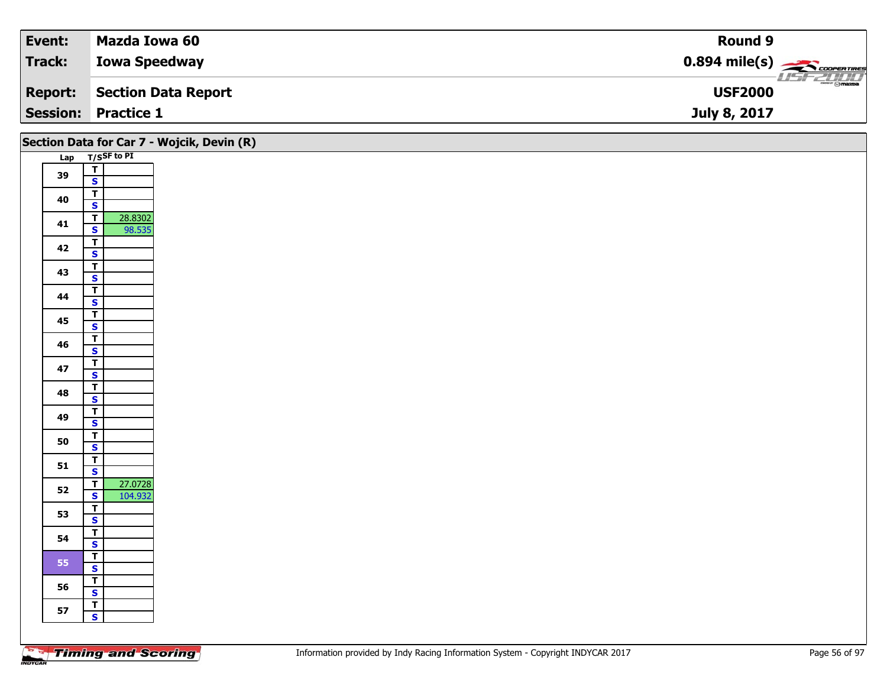| Event: | Mazda Iowa 60 | Round 9 |
|---|---|---|
| Track: | Iowa Speedway | 0.894 mile(s) |
| Report: | Section Data Report | USF2000 |
| Session: | Practice 1 | July 8, 2017 |

## Section Data for Car 7 - Wojcik, Devin (R)

| Lap | T/S | SF to PI |
|---|---|---|
| 39 | T | |
| | S | |
| 40 | T | |
| | S | |
| 41 | T | 28.8302 |
| | S | 98.535 |
| 42 | T | |
| | S | |
| 43 | T | |
| | S | |
| 44 | T | |
| | S | |
| 45 | T | |
| | S | |
| 46 | T | |
| | S | |
| 47 | T | |
| | S | |
| 48 | T | |
| | S | |
| 49 | T | |
| | S | |
| 50 | T | |
| | S | |
| 51 | T | |
| | S | |
| 52 | T | 27.0728 |
| | S | 104.932 |
| 53 | T | |
| | S | |
| 54 | T | |
| | S | |
| 55 | T | |
| | S | |
| 56 | T | |
| | S | |
| 57 | T | |
| | S | |

Information provided by Indy Racing Information System - Copyright INDYCAR 2017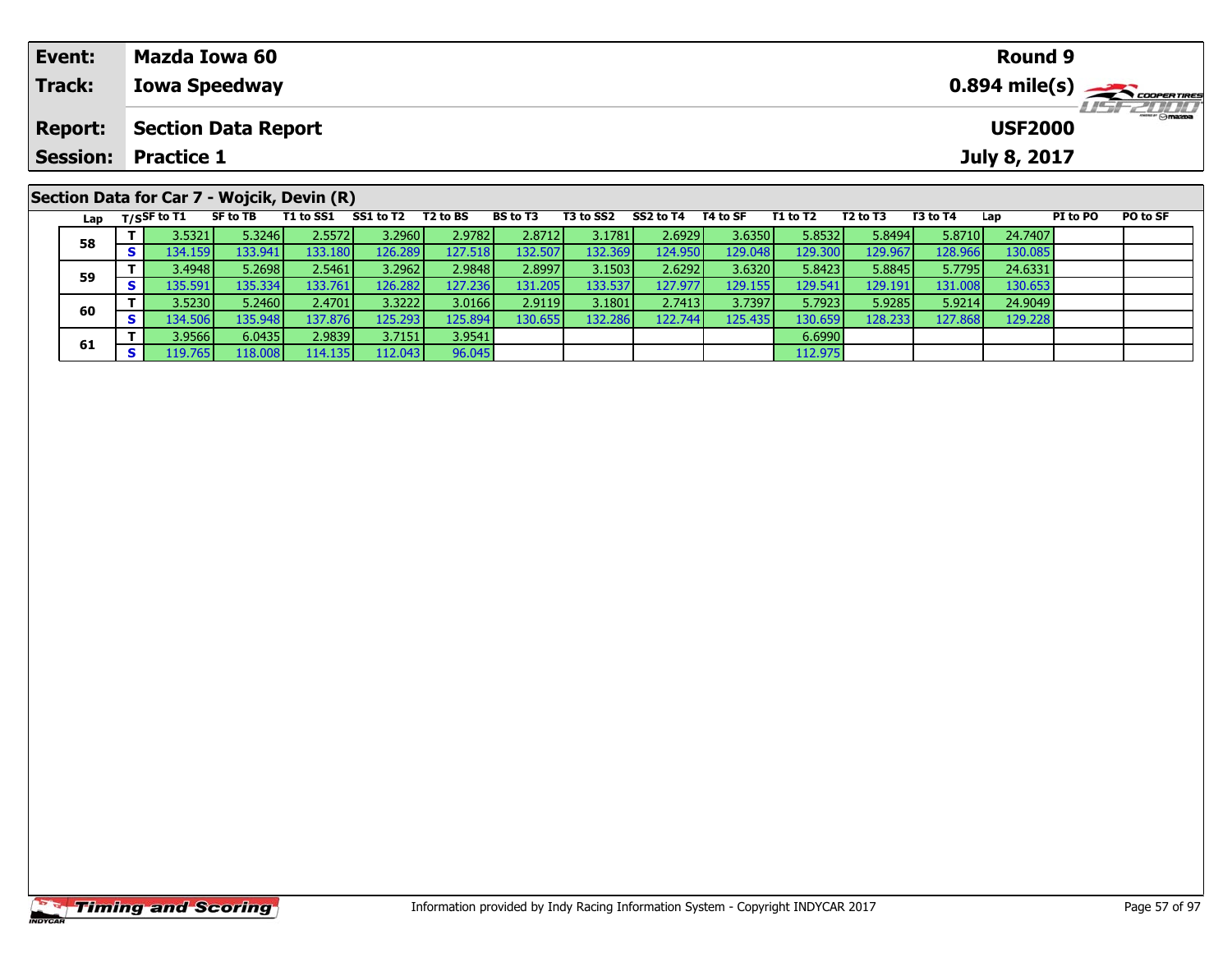| Event: | Mazda Iowa 60 | Round 9 |
|---|---|---|
| Track: | Iowa Speedway | 0.894 mile(s) |
| Report: | Section Data Report | USF2000 |
| Session: | Practice 1 | July 8, 2017 |

## Section Data for Car 7 - Wojcik, Devin (R)

| Lap | T/S | SF to T1 | SF to TB | T1 to SS1 | SS1 to T2 | T2 to BS | BS to T3 | T3 to SS2 | SS2 to T4 | T4 to SF | T1 to T2 | T2 to T3 | T3 to T4 | Lap | PI to PO | PO to SF |
|---|---|---|---|---|---|---|---|---|---|---|---|---|---|---|---|---|
| 58 | T | 3.5321 | 5.3246 | 2.5572 | 3.2960 | 2.9782 | 2.8712 | 3.1781 | 2.6929 | 3.6350 | 5.8532 | 5.8494 | 5.8710 | 24.7407 | | |
| | S | 134.159 | 133.941 | 133.180 | 126.289 | 127.518 | 132.507 | 132.369 | 124.950 | 129.048 | 129.300 | 129.967 | 128.966 | 130.085 | | |
| 59 | T | 3.4948 | 5.2698 | 2.5461 | 3.2962 | 2.9848 | 2.8997 | 3.1503 | 2.6292 | 3.6320 | 5.8423 | 5.8845 | 5.7795 | 24.6331 | | |
| | S | 135.591 | 135.334 | 133.761 | 126.282 | 127.236 | 131.205 | 133.537 | 127.977 | 129.155 | 129.541 | 129.191 | 131.008 | 130.653 | | |
| 60 | T | 3.5230 | 5.2460 | 2.4701 | 3.3222 | 3.0166 | 2.9119 | 3.1801 | 2.7413 | 3.7397 | 5.7923 | 5.9285 | 5.9214 | 24.9049 | | |
| | S | 134.506 | 135.948 | 137.876 | 125.293 | 125.894 | 130.655 | 132.286 | 122.744 | 125.435 | 130.659 | 128.233 | 127.868 | 129.228 | | |
| 61 | T | 3.9566 | 6.0435 | 2.9839 | 3.7151 | 3.9541 | | | | | 6.6990 | | | | | |
| | S | 119.765 | 118.008 | 114.135 | 112.043 | 96.045 | | | | | 112.975 | | | | | |

Information provided by Indy Racing Information System - Copyright INDYCAR 2017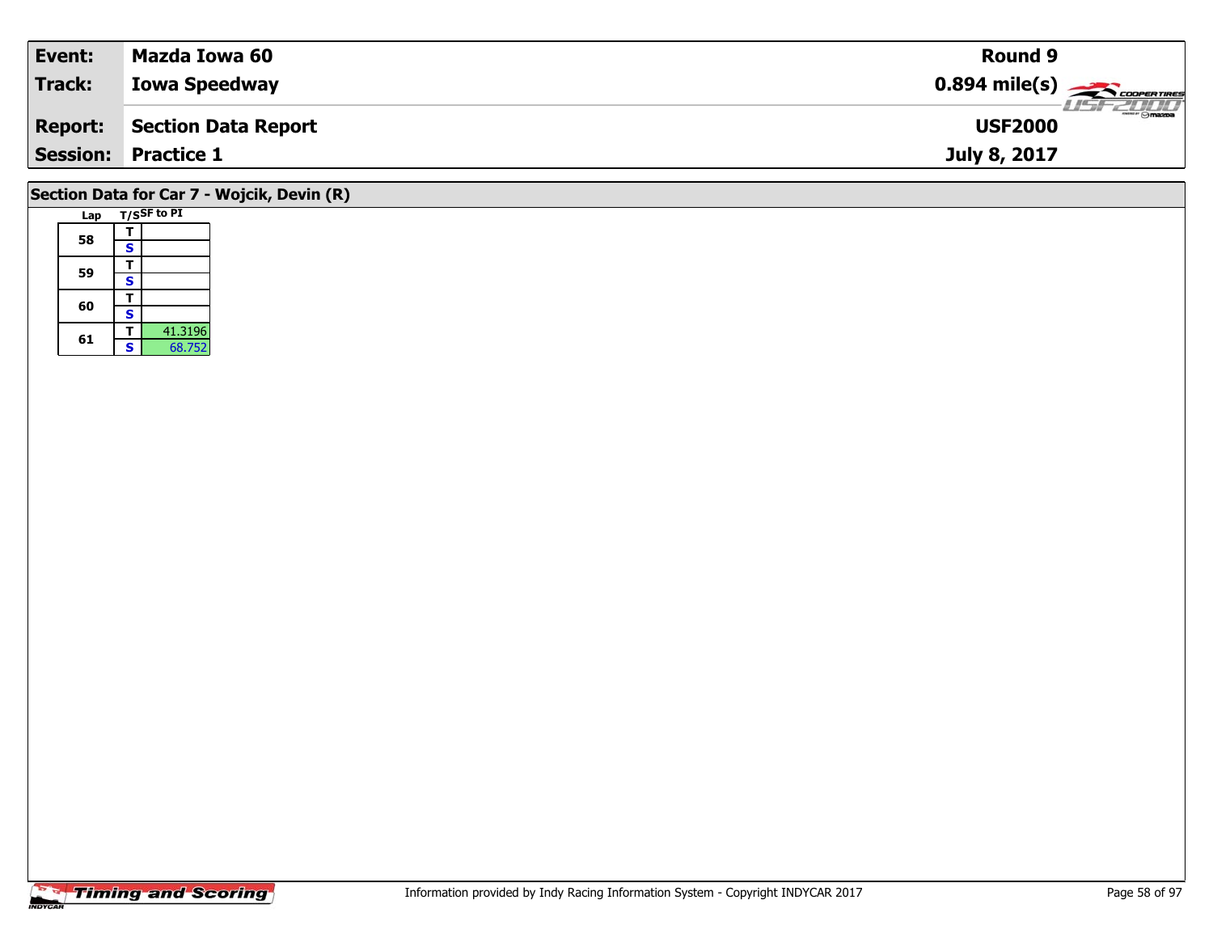| **Event:** | **Mazda Iowa 60** | **Round 9** |
|---|---|---|
| **Track:** | **Iowa Speedway** | **0.894 mile(s)** |
| **Report:** | **Section Data Report** | **USF2000** |
| **Session:** | **Practice 1** | **July 8, 2017** |

## Section Data for Car 7 - Wojcik, Devin (R)

| Lap | T/S | SF to PI |
|---|---|---|
| 58 | T | |
| | S | |
| 59 | T | |
| | S | |
| 60 | T | |
| | S | |
| 61 | T | 41.3196 |
| | S | 68.752 |

Information provided by Indy Racing Information System - Copyright INDYCAR 2017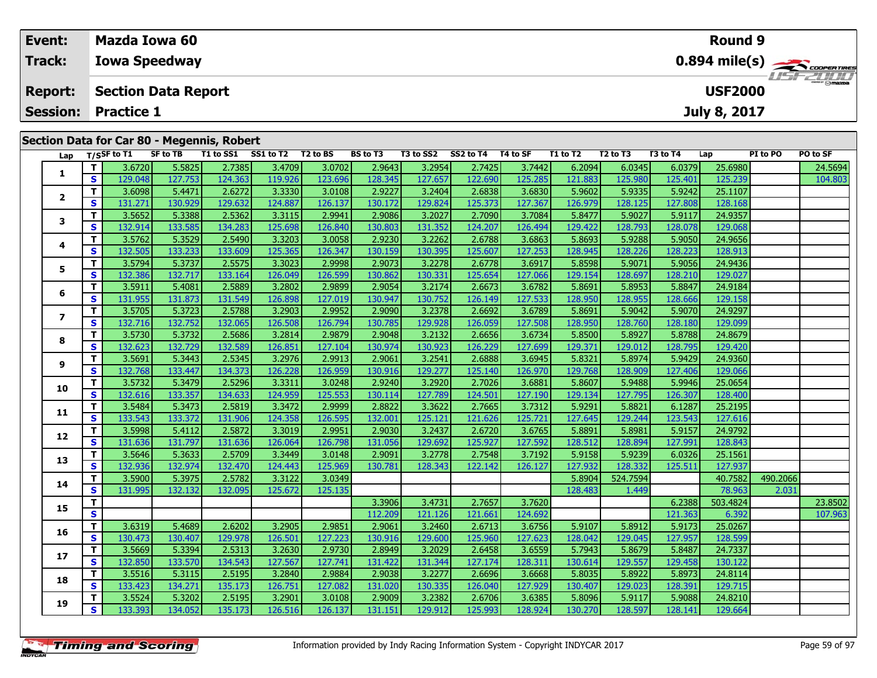| Event: | Mazda Iowa 60 | Round 9 |
|---|---|---|
| Track: | Iowa Speedway | 0.894 mile(s) |
| Report: | Section Data Report | USF2000 |
| Session: | Practice 1 | July 8, 2017 |

## Section Data for Car 80 - Megennis, Robert

| Lap | T/S | SF to T1 | SF to TB | T1 to SS1 | SS1 to T2 | T2 to BS | BS to T3 | T3 to SS2 | SS2 to T4 | T4 to SF | T1 to T2 | T2 to T3 | T3 to T4 | Lap | PI to PO | PO to SF |
|---|---|---|---|---|---|---|---|---|---|---|---|---|---|---|---|---|
| 1 | T | 3.6720 | 5.5825 | 2.7385 | 3.4709 | 3.0702 | 2.9643 | 3.2954 | 2.7425 | 3.7442 | 6.2094 | 6.0345 | 6.0379 | 25.6980 | | 24.5694 |
| | S | 129.048 | 127.753 | 124.363 | 119.926 | 123.696 | 128.345 | 127.657 | 122.690 | 125.285 | 121.883 | 125.980 | 125.401 | 125.239 | | 104.803 |
| 2 | T | 3.6098 | 5.4471 | 2.6272 | 3.3330 | 3.0108 | 2.9227 | 3.2404 | 2.6838 | 3.6830 | 5.9602 | 5.9335 | 5.9242 | 25.1107 | | |
| | S | 131.271 | 130.929 | 129.632 | 124.887 | 126.137 | 130.172 | 129.824 | 125.373 | 127.367 | 126.979 | 128.125 | 127.808 | 128.168 | | |
| 3 | T | 3.5652 | 5.3388 | 2.5362 | 3.3115 | 2.9941 | 2.9086 | 3.2027 | 2.7090 | 3.7084 | 5.8477 | 5.9027 | 5.9117 | 24.9357 | | |
| | S | 132.914 | 133.585 | 134.283 | 125.698 | 126.840 | 130.803 | 131.352 | 124.207 | 126.494 | 129.422 | 128.793 | 128.078 | 129.068 | | |
| 4 | T | 3.5762 | 5.3529 | 2.5490 | 3.3203 | 3.0058 | 2.9230 | 3.2262 | 2.6788 | 3.6863 | 5.8693 | 5.9288 | 5.9050 | 24.9656 | | |
| | S | 132.505 | 133.233 | 133.609 | 125.365 | 126.347 | 130.159 | 130.395 | 125.607 | 127.253 | 128.945 | 128.226 | 128.223 | 128.913 | | |
| 5 | T | 3.5794 | 5.3737 | 2.5575 | 3.3023 | 2.9998 | 2.9073 | 3.2278 | 2.6778 | 3.6917 | 5.8598 | 5.9071 | 5.9056 | 24.9436 | | |
| | S | 132.386 | 132.717 | 133.164 | 126.049 | 126.599 | 130.862 | 130.331 | 125.654 | 127.066 | 129.154 | 128.697 | 128.210 | 129.027 | | |
| 6 | T | 3.5911 | 5.4081 | 2.5889 | 3.2802 | 2.9899 | 2.9054 | 3.2174 | 2.6673 | 3.6782 | 5.8691 | 5.8953 | 5.8847 | 24.9184 | | |
| | S | 131.955 | 131.873 | 131.549 | 126.898 | 127.019 | 130.947 | 130.752 | 126.149 | 127.533 | 128.950 | 128.955 | 128.666 | 129.158 | | |
| 7 | T | 3.5705 | 5.3723 | 2.5788 | 3.2903 | 2.9952 | 2.9090 | 3.2378 | 2.6692 | 3.6789 | 5.8691 | 5.9042 | 5.9070 | 24.9297 | | |
| | S | 132.716 | 132.752 | 132.065 | 126.508 | 126.794 | 130.785 | 129.928 | 126.059 | 127.508 | 128.950 | 128.760 | 128.180 | 129.099 | | |
| 8 | T | 3.5730 | 5.3732 | 2.5686 | 3.2814 | 2.9879 | 2.9048 | 3.2132 | 2.6656 | 3.6734 | 5.8500 | 5.8927 | 5.8788 | 24.8679 | | |
| | S | 132.623 | 132.729 | 132.589 | 126.851 | 127.104 | 130.974 | 130.923 | 126.229 | 127.699 | 129.371 | 129.012 | 128.795 | 129.420 | | |
| 9 | T | 3.5691 | 5.3443 | 2.5345 | 3.2976 | 2.9913 | 2.9061 | 3.2541 | 2.6888 | 3.6945 | 5.8321 | 5.8974 | 5.9429 | 24.9360 | | |
| | S | 132.768 | 133.447 | 134.373 | 126.228 | 126.959 | 130.916 | 129.277 | 125.140 | 126.970 | 129.768 | 128.909 | 127.406 | 129.066 | | |
| 10 | T | 3.5732 | 5.3479 | 2.5296 | 3.3311 | 3.0248 | 2.9240 | 3.2920 | 2.7026 | 3.6881 | 5.8607 | 5.9488 | 5.9946 | 25.0654 | | |
| | S | 132.616 | 133.357 | 134.633 | 124.959 | 125.553 | 130.114 | 127.789 | 124.501 | 127.190 | 129.134 | 127.795 | 126.307 | 128.400 | | |
| 11 | T | 3.5484 | 5.3473 | 2.5819 | 3.3472 | 2.9999 | 2.8822 | 3.3622 | 2.7665 | 3.7312 | 5.9291 | 5.8821 | 6.1287 | 25.2195 | | |
| | S | 133.543 | 133.372 | 131.906 | 124.358 | 126.595 | 132.001 | 125.121 | 121.626 | 125.721 | 127.645 | 129.244 | 123.543 | 127.616 | | |
| 12 | T | 3.5998 | 5.4112 | 2.5872 | 3.3019 | 2.9951 | 2.9030 | 3.2437 | 2.6720 | 3.6765 | 5.8891 | 5.8981 | 5.9157 | 24.9792 | | |
| | S | 131.636 | 131.797 | 131.636 | 126.064 | 126.798 | 131.056 | 129.692 | 125.927 | 127.592 | 128.512 | 128.894 | 127.991 | 128.843 | | |
| 13 | T | 3.5646 | 5.3633 | 2.5709 | 3.3449 | 3.0148 | 2.9091 | 3.2778 | 2.7548 | 3.7192 | 5.9158 | 5.9239 | 6.0326 | 25.1561 | | |
| | S | 132.936 | 132.974 | 132.470 | 124.443 | 125.969 | 130.781 | 128.343 | 122.142 | 126.127 | 127.932 | 128.332 | 125.511 | 127.937 | | |
| 14 | T | 3.5900 | 5.3975 | 2.5782 | 3.3122 | 3.0349 | | | | | 5.8904 | 524.7594 | | 40.7582 | 490.2066 | |
| | S | 131.995 | 132.132 | 132.095 | 125.672 | 125.135 | | | | | 128.483 | 1.449 | | 78.963 | 2.031 | |
| 15 | T | | | | | | 3.3906 | 3.4731 | 2.7657 | 3.7620 | | | 6.2388 | 503.4824 | | 23.8502 |
| | S | | | | | | 112.209 | 121.126 | 121.661 | 124.692 | | | 121.363 | 6.392 | | 107.963 |
| 16 | T | 3.6319 | 5.4689 | 2.6202 | 3.2905 | 2.9851 | 2.9061 | 3.2460 | 2.6713 | 3.6756 | 5.9107 | 5.8912 | 5.9173 | 25.0267 | | |
| | S | 130.473 | 130.407 | 129.978 | 126.501 | 127.223 | 130.916 | 129.600 | 125.960 | 127.623 | 128.042 | 129.045 | 127.957 | 128.599 | | |
| 17 | T | 3.5669 | 5.3394 | 2.5313 | 3.2630 | 2.9730 | 2.8949 | 3.2029 | 2.6458 | 3.6559 | 5.7943 | 5.8679 | 5.8487 | 24.7337 | | |
| | S | 132.850 | 133.570 | 134.543 | 127.567 | 127.741 | 131.422 | 131.344 | 127.174 | 128.311 | 130.614 | 129.557 | 129.458 | 130.122 | | |
| 18 | T | 3.5516 | 5.3115 | 2.5195 | 3.2840 | 2.9884 | 2.9038 | 3.2277 | 2.6696 | 3.6668 | 5.8035 | 5.8922 | 5.8973 | 24.8114 | | |
| | S | 133.423 | 134.271 | 135.173 | 126.751 | 127.082 | 131.020 | 130.335 | 126.040 | 127.929 | 130.407 | 129.023 | 128.391 | 129.715 | | |
| 19 | T | 3.5524 | 5.3202 | 2.5195 | 3.2901 | 3.0108 | 2.9009 | 3.2382 | 2.6706 | 3.6385 | 5.8096 | 5.9117 | 5.9088 | 24.8210 | | |
| | S | 133.393 | 134.052 | 135.173 | 126.516 | 126.137 | 131.151 | 129.912 | 125.993 | 128.924 | 130.270 | 128.597 | 128.141 | 129.664 | | |

Information provided by Indy Racing Information System - Copyright INDYCAR 2017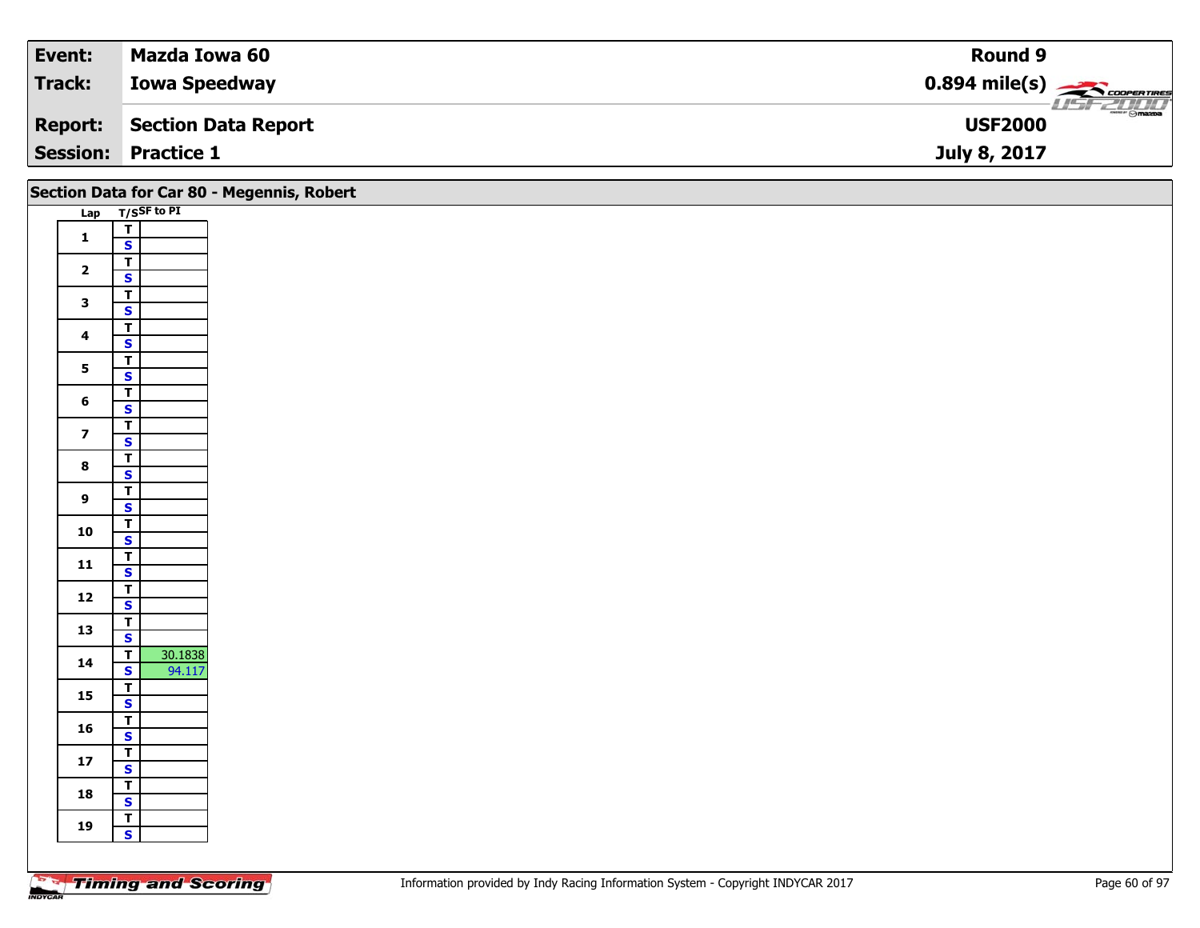| **Event:** | **Mazda Iowa 60** | **Round 9** |
|---|---|---|
| **Track:** | **Iowa Speedway** | **0.894 mile(s)** |
| **Report:** | **Section Data Report** | **USF2000** |
| **Session:** | **Practice 1** | **July 8, 2017** |

## Section Data for Car 80 - Megennis, Robert

| Lap | T/S | SF to PI |
|---|---|---|
| 1 | T | |
| | S | |
| 2 | T | |
| | S | |
| 3 | T | |
| | S | |
| 4 | T | |
| | S | |
| 5 | T | |
| | S | |
| 6 | T | |
| | S | |
| 7 | T | |
| | S | |
| 8 | T | |
| | S | |
| 9 | T | |
| | S | |
| 10 | T | |
| | S | |
| 11 | T | |
| | S | |
| 12 | T | |
| | S | |
| 13 | T | |
| | S | |
| 14 | T | 30.1838 |
| | S | 94.117 |
| 15 | T | |
| | S | |
| 16 | T | |
| | S | |
| 17 | T | |
| | S | |
| 18 | T | |
| | S | |
| 19 | T | |
| | S | |

Information provided by Indy Racing Information System - Copyright INDYCAR 2017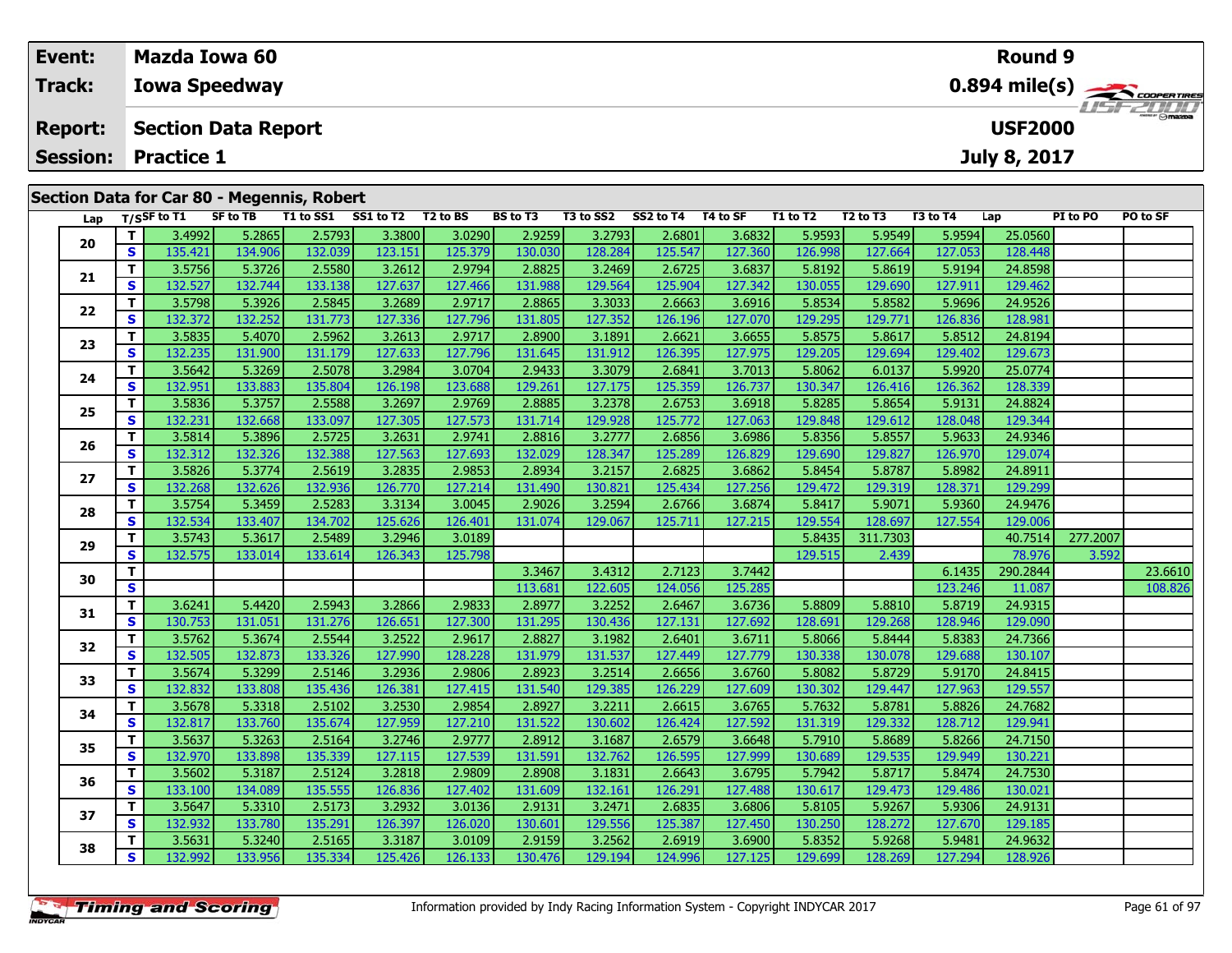| Event: | Mazda Iowa 60 | Round 9 |
|---|---|---|
| Track: | Iowa Speedway | 0.894 mile(s) |
| Report: | Section Data Report | USF2000 |
| Session: | Practice 1 | July 8, 2017 |

## Section Data for Car 80 - Megennis, Robert

| Lap | T/S | SF to T1 | SF to TB | T1 to SS1 | SS1 to T2 | T2 to BS | BS to T3 | T3 to SS2 | SS2 to T4 | T4 to SF | T1 to T2 | T2 to T3 | T3 to T4 | Lap | PI to PO | PO to SF |
|---|---|---|---|---|---|---|---|---|---|---|---|---|---|---|---|---|
| 20 | T | 3.4992 | 5.2865 | 2.5793 | 3.3800 | 3.0290 | 2.9259 | 3.2793 | 2.6801 | 3.6832 | 5.9593 | 5.9549 | 5.9594 | 25.0560 | | |
| | S | 135.421 | 134.906 | 132.039 | 123.151 | 125.379 | 130.030 | 128.284 | 125.547 | 127.360 | 126.998 | 127.664 | 127.053 | 128.448 | | |
| 21 | T | 3.5756 | 5.3726 | 2.5580 | 3.2612 | 2.9794 | 2.8825 | 3.2469 | 2.6725 | 3.6837 | 5.8192 | 5.8619 | 5.9194 | 24.8598 | | |
| | S | 132.527 | 132.744 | 133.138 | 127.637 | 127.466 | 131.988 | 129.564 | 125.904 | 127.342 | 130.055 | 129.690 | 127.911 | 129.462 | | |
| 22 | T | 3.5798 | 5.3926 | 2.5845 | 3.2689 | 2.9717 | 2.8865 | 3.3033 | 2.6663 | 3.6916 | 5.8534 | 5.8582 | 5.9696 | 24.9526 | | |
| | S | 132.372 | 132.252 | 131.773 | 127.336 | 127.796 | 131.805 | 127.352 | 126.196 | 127.070 | 129.295 | 129.771 | 126.836 | 128.981 | | |
| 23 | T | 3.5835 | 5.4070 | 2.5962 | 3.2613 | 2.9717 | 2.8900 | 3.1891 | 2.6621 | 3.6655 | 5.8575 | 5.8617 | 5.8512 | 24.8194 | | |
| | S | 132.235 | 131.900 | 131.179 | 127.633 | 127.796 | 131.645 | 131.912 | 126.395 | 127.975 | 129.205 | 129.694 | 129.402 | 129.673 | | |
| 24 | T | 3.5642 | 5.3269 | 2.5078 | 3.2984 | 3.0704 | 2.9433 | 3.3079 | 2.6841 | 3.7013 | 5.8062 | 6.0137 | 5.9920 | 25.0774 | | |
| | S | 132.951 | 133.883 | 135.804 | 126.198 | 123.688 | 129.261 | 127.175 | 125.359 | 126.737 | 130.347 | 126.416 | 126.362 | 128.339 | | |
| 25 | T | 3.5836 | 5.3757 | 2.5588 | 3.2697 | 2.9769 | 2.8885 | 3.2378 | 2.6753 | 3.6918 | 5.8285 | 5.8654 | 5.9131 | 24.8824 | | |
| | S | 132.231 | 132.668 | 133.097 | 127.305 | 127.573 | 131.714 | 129.928 | 125.772 | 127.063 | 129.848 | 129.612 | 128.048 | 129.344 | | |
| 26 | T | 3.5814 | 5.3896 | 2.5725 | 3.2631 | 2.9741 | 2.8816 | 3.2777 | 2.6856 | 3.6986 | 5.8356 | 5.8557 | 5.9633 | 24.9346 | | |
| | S | 132.312 | 132.326 | 132.388 | 127.563 | 127.693 | 132.029 | 128.347 | 125.289 | 126.829 | 129.690 | 129.827 | 126.970 | 129.074 | | |
| 27 | T | 3.5826 | 5.3774 | 2.5619 | 3.2835 | 2.9853 | 2.8934 | 3.2157 | 2.6825 | 3.6862 | 5.8454 | 5.8787 | 5.8982 | 24.8911 | | |
| | S | 132.268 | 132.626 | 132.936 | 126.770 | 127.214 | 131.490 | 130.821 | 125.434 | 127.256 | 129.472 | 129.319 | 128.371 | 129.299 | | |
| 28 | T | 3.5754 | 5.3459 | 2.5283 | 3.3134 | 3.0045 | 2.9026 | 3.2594 | 2.6766 | 3.6874 | 5.8417 | 5.9071 | 5.9360 | 24.9476 | | |
| | S | 132.534 | 133.407 | 134.702 | 125.626 | 126.401 | 131.074 | 129.067 | 125.711 | 127.215 | 129.554 | 128.697 | 127.554 | 129.006 | | |
| 29 | T | 3.5743 | 5.3617 | 2.5489 | 3.2946 | 3.0189 | | | | | 5.8435 | 311.7303 | | 40.7514 | 277.2007 | |
| | S | 132.575 | 133.014 | 133.614 | 126.343 | 125.798 | | | | | 129.515 | 2.439 | | 78.976 | 3.592 | |
| 30 | T | | | | | | 3.3467 | 3.4312 | 2.7123 | 3.7442 | | | 6.1435 | 290.2844 | | 23.6610 |
| | S | | | | | | 113.681 | 122.605 | 124.056 | 125.285 | | | 123.246 | 11.087 | | 108.826 |
| 31 | T | 3.6241 | 5.4420 | 2.5943 | 3.2866 | 2.9833 | 2.8977 | 3.2252 | 2.6467 | 3.6736 | 5.8809 | 5.8810 | 5.8719 | 24.9315 | | |
| | S | 130.753 | 131.051 | 131.276 | 126.651 | 127.300 | 131.295 | 130.436 | 127.131 | 127.692 | 128.691 | 129.268 | 128.946 | 129.090 | | |
| 32 | T | 3.5762 | 5.3674 | 2.5544 | 3.2522 | 2.9617 | 2.8827 | 3.1982 | 2.6401 | 3.6711 | 5.8066 | 5.8444 | 5.8383 | 24.7366 | | |
| | S | 132.505 | 132.873 | 133.326 | 127.990 | 128.228 | 131.979 | 131.537 | 127.449 | 127.779 | 130.338 | 130.078 | 129.688 | 130.107 | | |
| 33 | T | 3.5674 | 5.3299 | 2.5146 | 3.2936 | 2.9806 | 2.8923 | 3.2514 | 2.6656 | 3.6760 | 5.8082 | 5.8729 | 5.9170 | 24.8415 | | |
| | S | 132.832 | 133.808 | 135.436 | 126.381 | 127.415 | 131.540 | 129.385 | 126.229 | 127.609 | 130.302 | 129.447 | 127.963 | 129.557 | | |
| 34 | T | 3.5678 | 5.3318 | 2.5102 | 3.2530 | 2.9854 | 2.8927 | 3.2211 | 2.6615 | 3.6765 | 5.7632 | 5.8781 | 5.8826 | 24.7682 | | |
| | S | 132.817 | 133.760 | 135.674 | 127.959 | 127.210 | 131.522 | 130.602 | 126.424 | 127.592 | 131.319 | 129.332 | 128.712 | 129.941 | | |
| 35 | T | 3.5637 | 5.3263 | 2.5164 | 3.2746 | 2.9777 | 2.8912 | 3.1687 | 2.6579 | 3.6648 | 5.7910 | 5.8689 | 5.8266 | 24.7150 | | |
| | S | 132.970 | 133.898 | 135.339 | 127.115 | 127.539 | 131.591 | 132.762 | 126.595 | 127.999 | 130.689 | 129.535 | 129.949 | 130.221 | | |
| 36 | T | 3.5602 | 5.3187 | 2.5124 | 3.2818 | 2.9809 | 2.8908 | 3.1831 | 2.6643 | 3.6795 | 5.7942 | 5.8717 | 5.8474 | 24.7530 | | |
| | S | 133.100 | 134.089 | 135.555 | 126.836 | 127.402 | 131.609 | 132.161 | 126.291 | 127.488 | 130.617 | 129.473 | 129.486 | 130.021 | | |
| 37 | T | 3.5647 | 5.3310 | 2.5173 | 3.2932 | 3.0136 | 2.9131 | 3.2471 | 2.6835 | 3.6806 | 5.8105 | 5.9267 | 5.9306 | 24.9131 | | |
| | S | 132.932 | 133.780 | 135.291 | 126.397 | 126.020 | 130.601 | 129.556 | 125.387 | 127.450 | 130.250 | 128.272 | 127.670 | 129.185 | | |
| 38 | T | 3.5631 | 5.3240 | 2.5165 | 3.3187 | 3.0109 | 2.9159 | 3.2562 | 2.6919 | 3.6900 | 5.8352 | 5.9268 | 5.9481 | 24.9632 | | |
| | S | 132.992 | 133.956 | 135.334 | 125.426 | 126.133 | 130.476 | 129.194 | 124.996 | 127.125 | 129.699 | 128.269 | 127.294 | 128.926 | | |

Information provided by Indy Racing Information System - Copyright INDYCAR 2017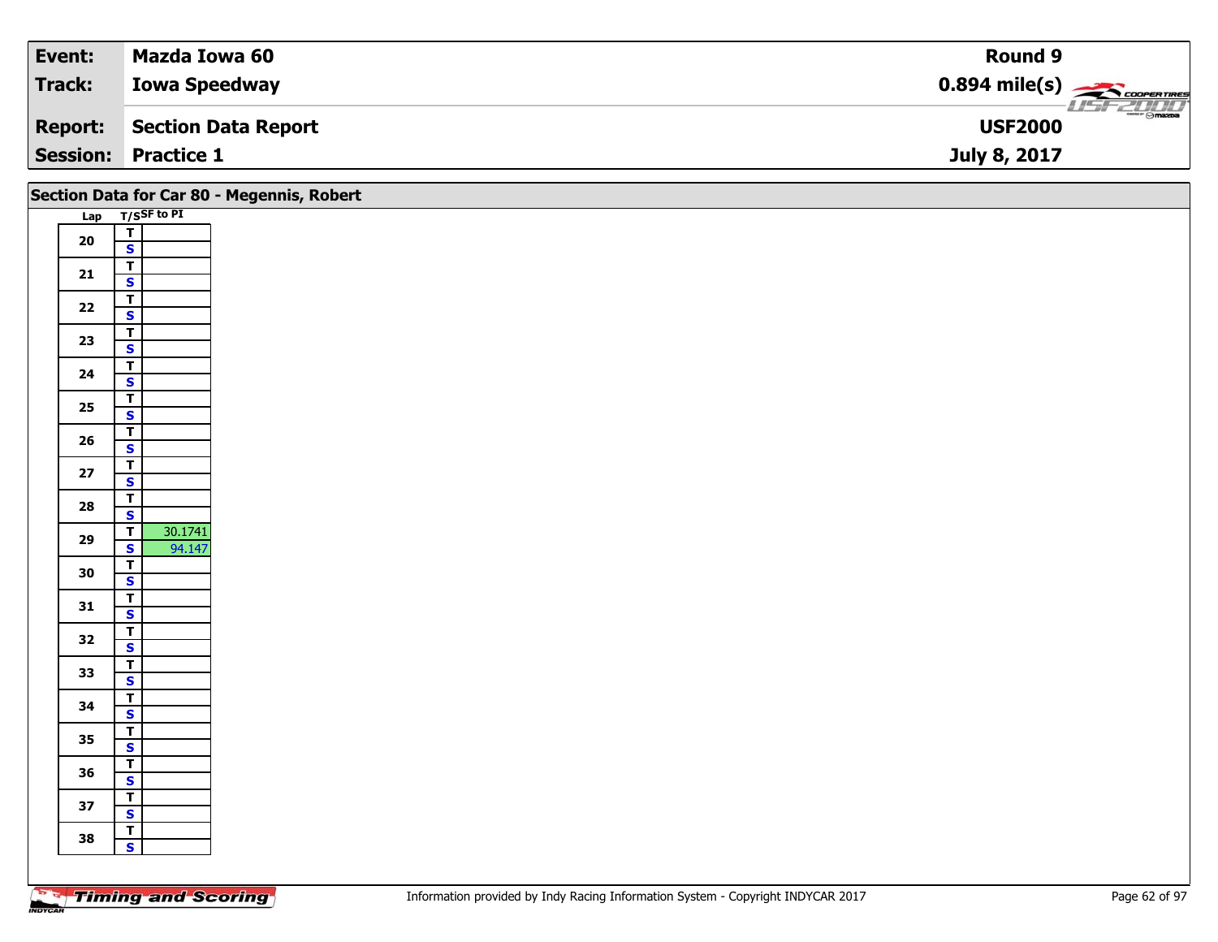| Event: | Mazda Iowa 60 | Round 9 |
|---|---|---|
| Track: | Iowa Speedway | 0.894 mile(s) |
| Report: | Section Data Report | USF2000 |
| Session: | Practice 1 | July 8, 2017 |

## Section Data for Car 80 - Megennis, Robert

| Lap | T/S | SF to PI |
|---|---|---|
| 20 | T | |
| | S | |
| 21 | T | |
| | S | |
| 22 | T | |
| | S | |
| 23 | T | |
| | S | |
| 24 | T | |
| | S | |
| 25 | T | |
| | S | |
| 26 | T | |
| | S | |
| 27 | T | |
| | S | |
| 28 | T | |
| | S | |
| 29 | T | 30.1741 |
| | S | 94.147 |
| 30 | T | |
| | S | |
| 31 | T | |
| | S | |
| 32 | T | |
| | S | |
| 33 | T | |
| | S | |
| 34 | T | |
| | S | |
| 35 | T | |
| | S | |
| 36 | T | |
| | S | |
| 37 | T | |
| | S | |
| 38 | T | |
| | S | |

Information provided by Indy Racing Information System - Copyright INDYCAR 2017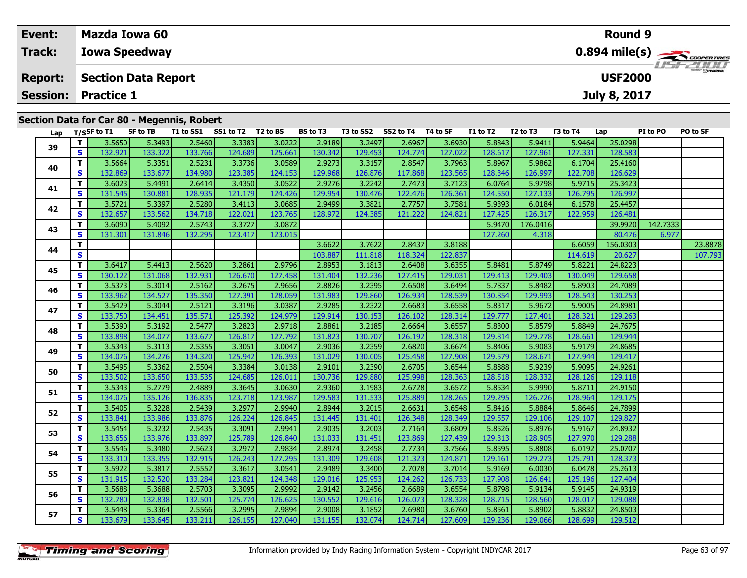| Event: | Mazda Iowa 60 | Round 9 |
|---|---|---|
| Track: | Iowa Speedway | 0.894 mile(s) |
| Report: | Section Data Report | USF2000 |
| Session: | Practice 1 | July 8, 2017 |

## Section Data for Car 80 - Megennis, Robert

| Lap | T/S | SF to T1 | SF to TB | T1 to SS1 | SS1 to T2 | T2 to BS | BS to T3 | T3 to SS2 | SS2 to T4 | T4 to SF | T1 to T2 | T2 to T3 | T3 to T4 | Lap | PI to PO | PO to SF |
|---|---|---|---|---|---|---|---|---|---|---|---|---|---|---|---|---|
| 39 | T | 3.5650 | 5.3493 | 2.5460 | 3.3383 | 3.0222 | 2.9189 | 3.2497 | 2.6967 | 3.6930 | 5.8843 | 5.9411 | 5.9464 | 25.0298 | | |
| | S | 132.921 | 133.322 | 133.766 | 124.689 | 125.661 | 130.342 | 129.453 | 124.774 | 127.022 | 128.617 | 127.961 | 127.331 | 128.583 | | |
| 40 | T | 3.5664 | 5.3351 | 2.5231 | 3.3736 | 3.0589 | 2.9273 | 3.3157 | 2.8547 | 3.7963 | 5.8967 | 5.9862 | 6.1704 | 25.4160 | | |
| | S | 132.869 | 133.677 | 134.980 | 123.385 | 124.153 | 129.968 | 126.876 | 117.868 | 123.565 | 128.346 | 126.997 | 122.708 | 126.629 | | |
| 41 | T | 3.6023 | 5.4491 | 2.6414 | 3.4350 | 3.0522 | 2.9276 | 3.2242 | 2.7473 | 3.7123 | 6.0764 | 5.9798 | 5.9715 | 25.3423 | | |
| | S | 131.545 | 130.881 | 128.935 | 121.179 | 124.426 | 129.954 | 130.476 | 122.476 | 126.361 | 124.550 | 127.133 | 126.795 | 126.997 | | |
| 42 | T | 3.5721 | 5.3397 | 2.5280 | 3.4113 | 3.0685 | 2.9499 | 3.3821 | 2.7757 | 3.7581 | 5.9393 | 6.0184 | 6.1578 | 25.4457 | | |
| | S | 132.657 | 133.562 | 134.718 | 122.021 | 123.765 | 128.972 | 124.385 | 121.222 | 124.821 | 127.425 | 126.317 | 122.959 | 126.481 | | |
| 43 | T | 3.6090 | 5.4092 | 2.5743 | 3.3727 | 3.0872 | | | | | 5.9470 | 176.0416 | | 39.9920 | 142.7333 | |
| | S | 131.301 | 131.846 | 132.295 | 123.417 | 123.015 | | | | | 127.260 | 4.318 | | 80.476 | 6.977 | |
| 44 | T | | | | | | 3.6622 | 3.7622 | 2.8437 | 3.8188 | | | 6.6059 | 156.0303 | | 23.8878 |
| | S | | | | | | 103.887 | 111.818 | 118.324 | 122.837 | | | 114.619 | 20.627 | | 107.793 |
| 45 | T | 3.6417 | 5.4413 | 2.5620 | 3.2861 | 2.9796 | 2.8953 | 3.1813 | 2.6408 | 3.6355 | 5.8481 | 5.8749 | 5.8221 | 24.8223 | | |
| | S | 130.122 | 131.068 | 132.931 | 126.670 | 127.458 | 131.404 | 132.236 | 127.415 | 129.031 | 129.413 | 129.403 | 130.049 | 129.658 | | |
| 46 | T | 3.5373 | 5.3014 | 2.5162 | 3.2675 | 2.9656 | 2.8826 | 3.2395 | 2.6508 | 3.6494 | 5.7837 | 5.8482 | 5.8903 | 24.7089 | | |
| | S | 133.962 | 134.527 | 135.350 | 127.391 | 128.059 | 131.983 | 129.860 | 126.934 | 128.539 | 130.854 | 129.993 | 128.543 | 130.253 | | |
| 47 | T | 3.5429 | 5.3044 | 2.5121 | 3.3196 | 3.0387 | 2.9285 | 3.2322 | 2.6683 | 3.6558 | 5.8317 | 5.9672 | 5.9005 | 24.8981 | | |
| | S | 133.750 | 134.451 | 135.571 | 125.392 | 124.979 | 129.914 | 130.153 | 126.102 | 128.314 | 129.777 | 127.401 | 128.321 | 129.263 | | |
| 48 | T | 3.5390 | 5.3192 | 2.5477 | 3.2823 | 2.9718 | 2.8861 | 3.2185 | 2.6664 | 3.6557 | 5.8300 | 5.8579 | 5.8849 | 24.7675 | | |
| | S | 133.898 | 134.077 | 133.677 | 126.817 | 127.792 | 131.823 | 130.707 | 126.192 | 128.318 | 129.814 | 129.778 | 128.661 | 129.944 | | |
| 49 | T | 3.5343 | 5.3113 | 2.5355 | 3.3051 | 3.0047 | 2.9036 | 3.2359 | 2.6820 | 3.6674 | 5.8406 | 5.9083 | 5.9179 | 24.8685 | | |
| | S | 134.076 | 134.276 | 134.320 | 125.942 | 126.393 | 131.029 | 130.005 | 125.458 | 127.908 | 129.579 | 128.671 | 127.944 | 129.417 | | |
| 50 | T | 3.5495 | 5.3362 | 2.5504 | 3.3384 | 3.0138 | 2.9101 | 3.2390 | 2.6705 | 3.6544 | 5.8888 | 5.9239 | 5.9095 | 24.9261 | | |
| | S | 133.502 | 133.650 | 133.535 | 124.685 | 126.011 | 130.736 | 129.880 | 125.998 | 128.363 | 128.518 | 128.332 | 128.126 | 129.118 | | |
| 51 | T | 3.5343 | 5.2779 | 2.4889 | 3.3645 | 3.0630 | 2.9360 | 3.1983 | 2.6728 | 3.6572 | 5.8534 | 5.9990 | 5.8711 | 24.9150 | | |
| | S | 134.076 | 135.126 | 136.835 | 123.718 | 123.987 | 129.583 | 131.533 | 125.889 | 128.265 | 129.295 | 126.726 | 128.964 | 129.175 | | |
| 52 | T | 3.5405 | 5.3228 | 2.5439 | 3.2977 | 2.9940 | 2.8944 | 3.2015 | 2.6631 | 3.6548 | 5.8416 | 5.8884 | 5.8646 | 24.7899 | | |
| | S | 133.841 | 133.986 | 133.876 | 126.224 | 126.845 | 131.445 | 131.401 | 126.348 | 128.349 | 129.557 | 129.106 | 129.107 | 129.827 | | |
| 53 | T | 3.5454 | 5.3232 | 2.5435 | 3.3091 | 2.9941 | 2.9035 | 3.2003 | 2.7164 | 3.6809 | 5.8526 | 5.8976 | 5.9167 | 24.8932 | | |
| | S | 133.656 | 133.976 | 133.897 | 125.789 | 126.840 | 131.033 | 131.451 | 123.869 | 127.439 | 129.313 | 128.905 | 127.970 | 129.288 | | |
| 54 | T | 3.5546 | 5.3480 | 2.5623 | 3.2972 | 2.9834 | 2.8974 | 3.2458 | 2.7734 | 3.7566 | 5.8595 | 5.8808 | 6.0192 | 25.0707 | | |
| | S | 133.310 | 133.355 | 132.915 | 126.243 | 127.295 | 131.309 | 129.608 | 121.323 | 124.871 | 129.161 | 129.273 | 125.791 | 128.373 | | |
| 55 | T | 3.5922 | 5.3817 | 2.5552 | 3.3617 | 3.0541 | 2.9489 | 3.3400 | 2.7078 | 3.7014 | 5.9169 | 6.0030 | 6.0478 | 25.2613 | | |
| | S | 131.915 | 132.520 | 133.284 | 123.821 | 124.348 | 129.016 | 125.953 | 124.262 | 126.733 | 127.908 | 126.641 | 125.196 | 127.404 | | |
| 56 | T | 3.5688 | 5.3688 | 2.5703 | 3.3095 | 2.9992 | 2.9142 | 3.2456 | 2.6689 | 3.6554 | 5.8798 | 5.9134 | 5.9145 | 24.9319 | | |
| | S | 132.780 | 132.838 | 132.501 | 125.774 | 126.625 | 130.552 | 129.616 | 126.073 | 128.328 | 128.715 | 128.560 | 128.017 | 129.088 | | |
| 57 | T | 3.5448 | 5.3364 | 2.5566 | 3.2995 | 2.9894 | 2.9008 | 3.1852 | 2.6980 | 3.6760 | 5.8561 | 5.8902 | 5.8832 | 24.8503 | | |
| | S | 133.679 | 133.645 | 133.211 | 126.155 | 127.040 | 131.155 | 132.074 | 124.714 | 127.609 | 129.236 | 129.066 | 128.699 | 129.512 | | |

Information provided by Indy Racing Information System - Copyright INDYCAR 2017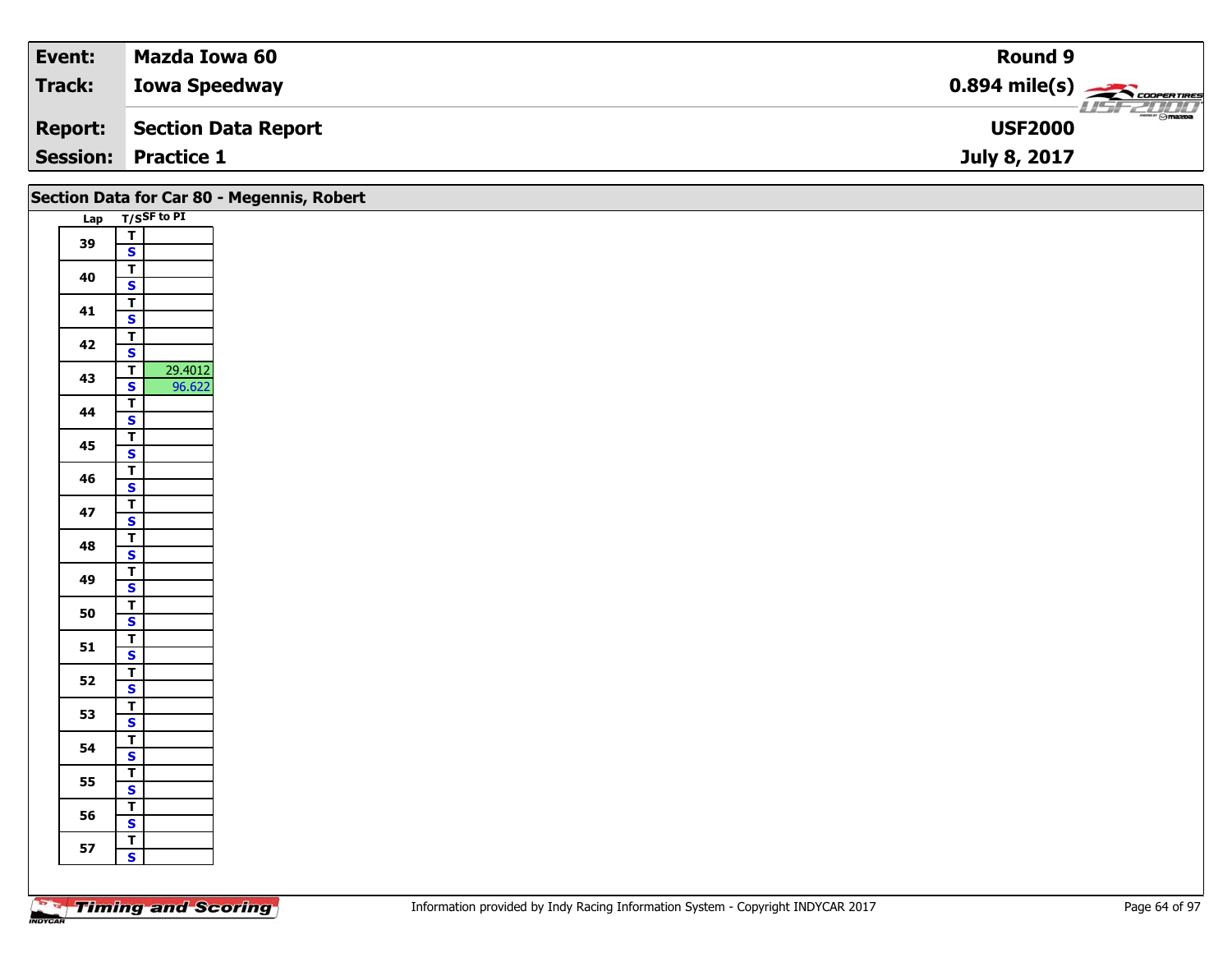| Event: | Mazda Iowa 60 | Round 9 |
|---|---|---|
| Track: | Iowa Speedway | 0.894 mile(s) |
| Report: | Section Data Report | USF2000 |
| Session: | Practice 1 | July 8, 2017 |

## Section Data for Car 80 - Megennis, Robert

| Lap | T/S | SF to PI |
|---|---|---|
| 39 | T | |
| | S | |
| 40 | T | |
| | S | |
| 41 | T | |
| | S | |
| 42 | T | |
| | S | |
| 43 | T | 29.4012 |
| | S | 96.622 |
| 44 | T | |
| | S | |
| 45 | T | |
| | S | |
| 46 | T | |
| | S | |
| 47 | T | |
| | S | |
| 48 | T | |
| | S | |
| 49 | T | |
| | S | |
| 50 | T | |
| | S | |
| 51 | T | |
| | S | |
| 52 | T | |
| | S | |
| 53 | T | |
| | S | |
| 54 | T | |
| | S | |
| 55 | T | |
| | S | |
| 56 | T | |
| | S | |
| 57 | T | |
| | S | |

Information provided by Indy Racing Information System - Copyright INDYCAR 2017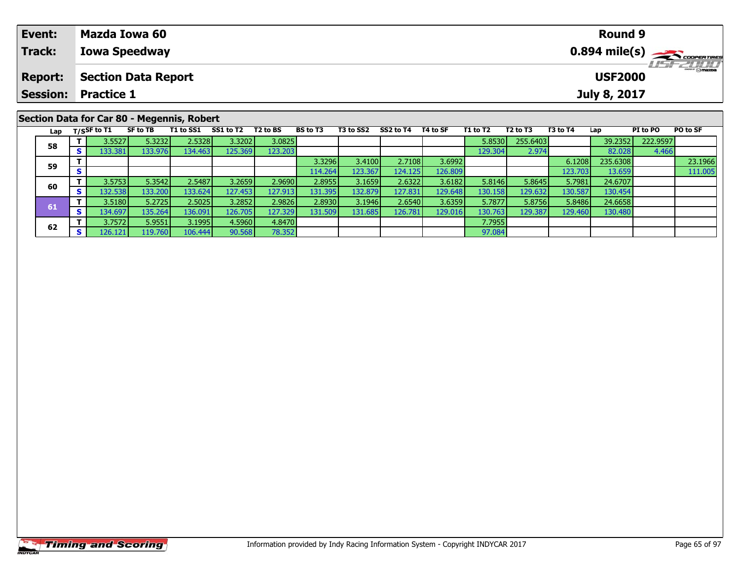| Event: | Mazda Iowa 60 | Round 9 |
|---|---|---|
| Track: | Iowa Speedway | 0.894 mile(s) |
| Report: | Section Data Report | USF2000 |
| Session: | Practice 1 | July 8, 2017 |

## Section Data for Car 80 - Megennis, Robert

| Lap | T/S | SF to T1 | SF to TB | T1 to SS1 | SS1 to T2 | T2 to BS | BS to T3 | T3 to SS2 | SS2 to T4 | T4 to SF | T1 to T2 | T2 to T3 | T3 to T4 | Lap | PI to PO | PO to SF |
|---|---|---|---|---|---|---|---|---|---|---|---|---|---|---|---|---|
| 58 | T | 3.5527 | 5.3232 | 2.5328 | 3.3202 | 3.0825 | | | | | 5.8530 | 255.6403 | | 39.2352 | 222.9597 | |
| | S | 133.381 | 133.976 | 134.463 | 125.369 | 123.203 | | | | | 129.304 | 2.974 | | 82.028 | 4.466 | |
| 59 | T | | | | | | 3.3296 | 3.4100 | 2.7108 | 3.6992 | | | 6.1208 | 235.6308 | | 23.1966 |
| | S | | | | | | 114.264 | 123.367 | 124.125 | 126.809 | | | 123.703 | 13.659 | | 111.005 |
| 60 | T | 3.5753 | 5.3542 | 2.5487 | 3.2659 | 2.9690 | 2.8955 | 3.1659 | 2.6322 | 3.6182 | 5.8146 | 5.8645 | 5.7981 | 24.6707 | | |
| | S | 132.538 | 133.200 | 133.624 | 127.453 | 127.913 | 131.395 | 132.879 | 127.831 | 129.648 | 130.158 | 129.632 | 130.587 | 130.454 | | |
| 61 | T | 3.5180 | 5.2725 | 2.5025 | 3.2852 | 2.9826 | 2.8930 | 3.1946 | 2.6540 | 3.6359 | 5.7877 | 5.8756 | 5.8486 | 24.6658 | | |
| | S | 134.697 | 135.264 | 136.091 | 126.705 | 127.329 | 131.509 | 131.685 | 126.781 | 129.016 | 130.763 | 129.387 | 129.460 | 130.480 | | |
| 62 | T | 3.7572 | 5.9551 | 3.1995 | 4.5960 | 4.8470 | | | | | 7.7955 | | | | | |
| | S | 126.121 | 119.760 | 106.444 | 90.568 | 78.352 | | | | | 97.084 | | | | | |

Information provided by Indy Racing Information System - Copyright INDYCAR 2017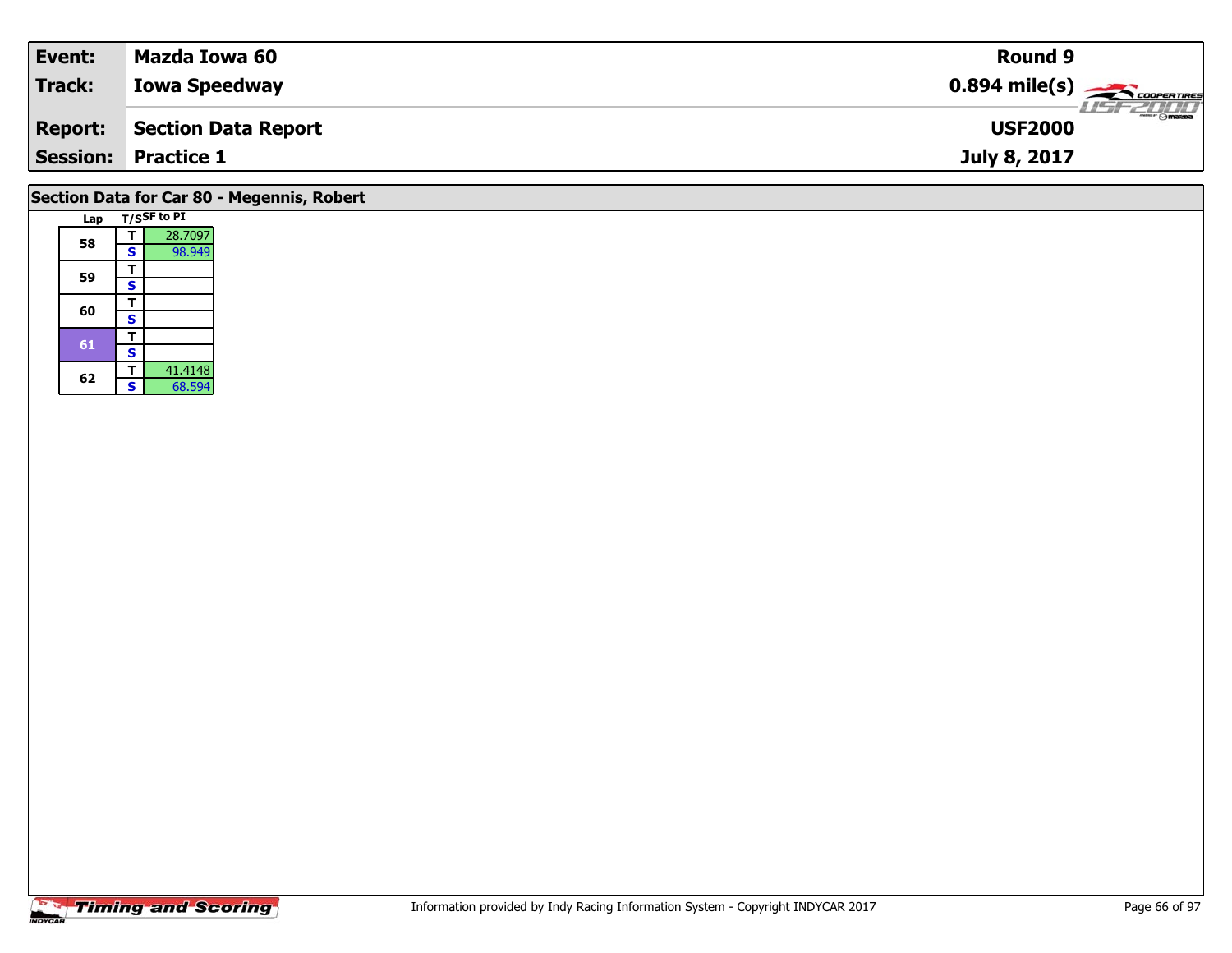| Event: | Mazda Iowa 60 | Round 9 |
|---|---|---|
| Track: | Iowa Speedway | 0.894 mile(s) |
| Report: | Section Data Report | USF2000 |
| Session: | Practice 1 | July 8, 2017 |

## Section Data for Car 80 - Megennis, Robert

| Lap | T/S | SF to PI |
|---|---|---|
| 58 | T | 28.7097 |
| | S | 98.949 |
| 59 | T | |
| | S | |
| 60 | T | |
| | S | |
| 61 | T | |
| | S | |
| 62 | T | 41.4148 |
| | S | 68.594 |

Information provided by Indy Racing Information System - Copyright INDYCAR 2017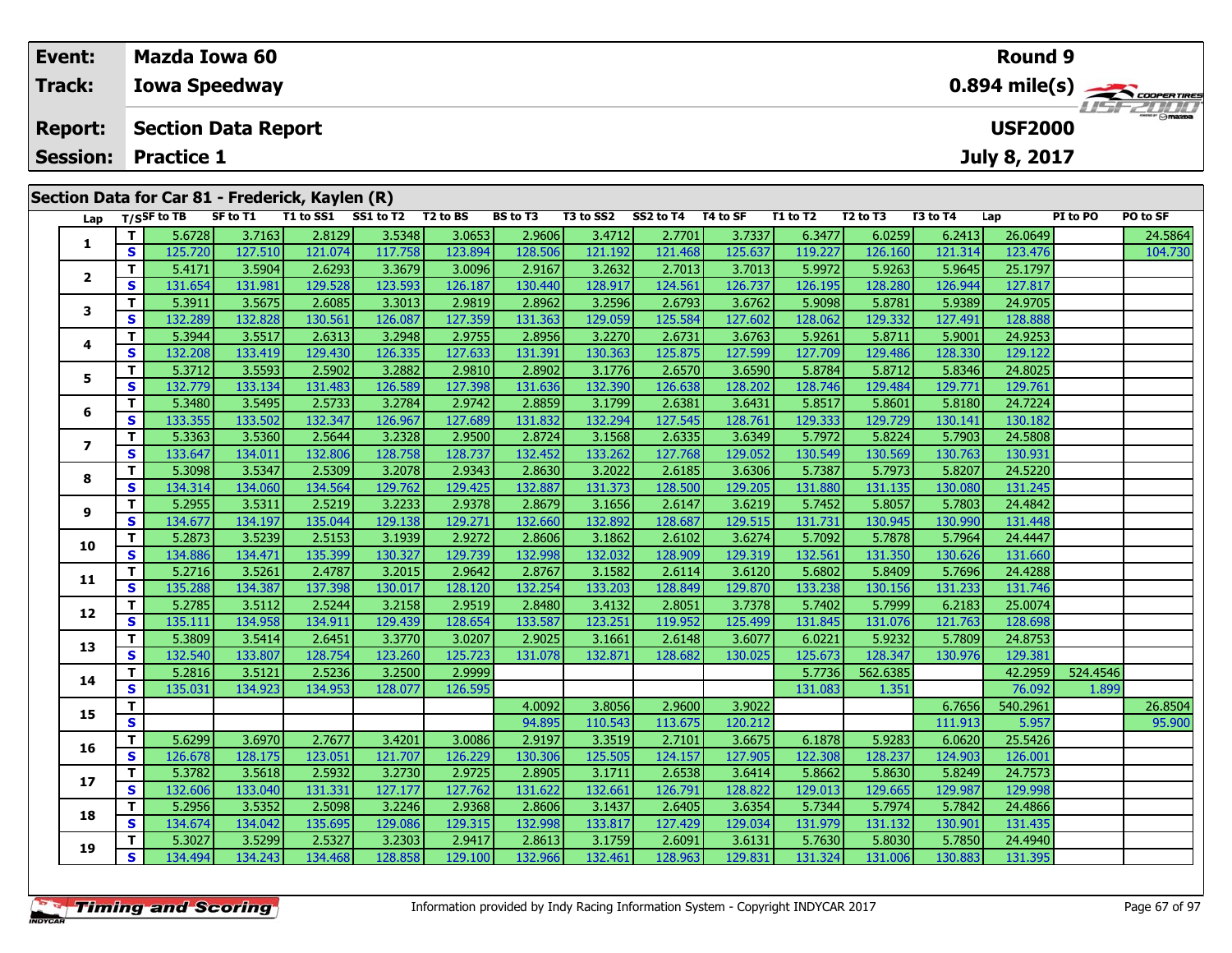| Event: | Mazda Iowa 60 | Round 9 |
|---|---|---|
| Track: | Iowa Speedway | 0.894 mile(s) |
| Report: | Section Data Report | USF2000 |
| Session: | Practice 1 | July 8, 2017 |

## Section Data for Car 81 - Frederick, Kaylen (R)

| Lap | T/S | SF to TB | SF to T1 | T1 to SS1 | SS1 to T2 | T2 to BS | BS to T3 | T3 to SS2 | SS2 to T4 | T4 to SF | T1 to T2 | T2 to T3 | T3 to T4 | Lap | PI to PO | PO to SF |
|---|---|---|---|---|---|---|---|---|---|---|---|---|---|---|---|---|
| 1 | T | 5.6728 | 3.7163 | 2.8129 | 3.5348 | 3.0653 | 2.9606 | 3.4712 | 2.7701 | 3.7337 | 6.3477 | 6.0259 | 6.2413 | 26.0649 | | 24.5864 |
| | S | 125.720 | 127.510 | 121.074 | 117.758 | 123.894 | 128.506 | 121.192 | 121.468 | 125.637 | 119.227 | 126.160 | 121.314 | 123.476 | | 104.730 |
| 2 | T | 5.4171 | 3.5904 | 2.6293 | 3.3679 | 3.0096 | 2.9167 | 3.2632 | 2.7013 | 3.7013 | 5.9972 | 5.9263 | 5.9645 | 25.1797 | | |
| | S | 131.654 | 131.981 | 129.528 | 123.593 | 126.187 | 130.440 | 128.917 | 124.561 | 126.737 | 126.195 | 128.280 | 126.944 | 127.817 | | |
| 3 | T | 5.3911 | 3.5675 | 2.6085 | 3.3013 | 2.9819 | 2.8962 | 3.2596 | 2.6793 | 3.6762 | 5.9098 | 5.8781 | 5.9389 | 24.9705 | | |
| | S | 132.289 | 132.828 | 130.561 | 126.087 | 127.359 | 131.363 | 129.059 | 125.584 | 127.602 | 128.062 | 129.332 | 127.491 | 128.888 | | |
| 4 | T | 5.3944 | 3.5517 | 2.6313 | 3.2948 | 2.9755 | 2.8956 | 3.2270 | 2.6731 | 3.6763 | 5.9261 | 5.8711 | 5.9001 | 24.9253 | | |
| | S | 132.208 | 133.419 | 129.430 | 126.335 | 127.633 | 131.391 | 130.363 | 125.875 | 127.599 | 127.709 | 129.486 | 128.330 | 129.122 | | |
| 5 | T | 5.3712 | 3.5593 | 2.5902 | 3.2882 | 2.9810 | 2.8902 | 3.1776 | 2.6570 | 3.6590 | 5.8784 | 5.8712 | 5.8346 | 24.8025 | | |
| | S | 132.779 | 133.134 | 131.483 | 126.589 | 127.398 | 131.636 | 132.390 | 126.638 | 128.202 | 128.746 | 129.484 | 129.771 | 129.761 | | |
| 6 | T | 5.3480 | 3.5495 | 2.5733 | 3.2784 | 2.9742 | 2.8859 | 3.1799 | 2.6381 | 3.6431 | 5.8517 | 5.8601 | 5.8180 | 24.7224 | | |
| | S | 133.355 | 133.502 | 132.347 | 126.967 | 127.689 | 131.832 | 132.294 | 127.545 | 128.761 | 129.333 | 129.729 | 130.141 | 130.182 | | |
| 7 | T | 5.3363 | 3.5360 | 2.5644 | 3.2328 | 2.9500 | 2.8724 | 3.1568 | 2.6335 | 3.6349 | 5.7972 | 5.8224 | 5.7903 | 24.5808 | | |
| | S | 133.647 | 134.011 | 132.806 | 128.758 | 128.737 | 132.452 | 133.262 | 127.768 | 129.052 | 130.549 | 130.569 | 130.763 | 130.931 | | |
| 8 | T | 5.3098 | 3.5347 | 2.5309 | 3.2078 | 2.9343 | 2.8630 | 3.2022 | 2.6185 | 3.6306 | 5.7387 | 5.7973 | 5.8207 | 24.5220 | | |
| | S | 134.314 | 134.060 | 134.564 | 129.762 | 129.425 | 132.887 | 131.373 | 128.500 | 129.205 | 131.880 | 131.135 | 130.080 | 131.245 | | |
| 9 | T | 5.2955 | 3.5311 | 2.5219 | 3.2233 | 2.9378 | 2.8679 | 3.1656 | 2.6147 | 3.6219 | 5.7452 | 5.8057 | 5.7803 | 24.4842 | | |
| | S | 134.677 | 134.197 | 135.044 | 129.138 | 129.271 | 132.660 | 132.892 | 128.687 | 129.515 | 131.731 | 130.945 | 130.990 | 131.448 | | |
| 10 | T | 5.2873 | 3.5239 | 2.5153 | 3.1939 | 2.9272 | 2.8606 | 3.1862 | 2.6102 | 3.6274 | 5.7092 | 5.7878 | 5.7964 | 24.4447 | | |
| | S | 134.886 | 134.471 | 135.399 | 130.327 | 129.739 | 132.998 | 132.032 | 128.909 | 129.319 | 132.561 | 131.350 | 130.626 | 131.660 | | |
| 11 | T | 5.2716 | 3.5261 | 2.4787 | 3.2015 | 2.9642 | 2.8767 | 3.1582 | 2.6114 | 3.6120 | 5.6802 | 5.8409 | 5.7696 | 24.4288 | | |
| | S | 135.288 | 134.387 | 137.398 | 130.017 | 128.120 | 132.254 | 133.203 | 128.849 | 129.870 | 133.238 | 130.156 | 131.233 | 131.746 | | |
| 12 | T | 5.2785 | 3.5112 | 2.5244 | 3.2158 | 2.9519 | 2.8480 | 3.4132 | 2.8051 | 3.7378 | 5.7402 | 5.7999 | 6.2183 | 25.0074 | | |
| | S | 135.111 | 134.958 | 134.911 | 129.439 | 128.654 | 133.587 | 123.251 | 119.952 | 125.499 | 131.845 | 131.076 | 121.763 | 128.698 | | |
| 13 | T | 5.3809 | 3.5414 | 2.6451 | 3.3770 | 3.0207 | 2.9025 | 3.1661 | 2.6148 | 3.6077 | 6.0221 | 5.9232 | 5.7809 | 24.8753 | | |
| | S | 132.540 | 133.807 | 128.754 | 123.260 | 125.723 | 131.078 | 132.871 | 128.682 | 130.025 | 125.673 | 128.347 | 130.976 | 129.381 | | |
| 14 | T | 5.2816 | 3.5121 | 2.5236 | 3.2500 | 2.9999 | | | | | 5.7736 | 562.6385 | | 42.2959 | 524.4546 | |
| | S | 135.031 | 134.923 | 134.953 | 128.077 | 126.595 | | | | | 131.083 | 1.351 | | 76.092 | 1.899 | |
| 15 | T | | | | | | 4.0092 | 3.8056 | 2.9600 | 3.9022 | | | 6.7656 | 540.2961 | | 26.8504 |
| | S | | | | | | 94.895 | 110.543 | 113.675 | 120.212 | | | 111.913 | 5.957 | | 95.900 |
| 16 | T | 5.6299 | 3.6970 | 2.7677 | 3.4201 | 3.0086 | 2.9197 | 3.3519 | 2.7101 | 3.6675 | 6.1878 | 5.9283 | 6.0620 | 25.5426 | | |
| | S | 126.678 | 128.175 | 123.051 | 121.707 | 126.229 | 130.306 | 125.505 | 124.157 | 127.905 | 122.308 | 128.237 | 124.903 | 126.001 | | |
| 17 | T | 5.3782 | 3.5618 | 2.5932 | 3.2730 | 2.9725 | 2.8905 | 3.1711 | 2.6538 | 3.6414 | 5.8662 | 5.8630 | 5.8249 | 24.7573 | | |
| | S | 132.606 | 133.040 | 131.331 | 127.177 | 127.762 | 131.622 | 132.661 | 126.791 | 128.822 | 129.013 | 129.665 | 129.987 | 129.998 | | |
| 18 | T | 5.2956 | 3.5352 | 2.5098 | 3.2246 | 2.9368 | 2.8606 | 3.1437 | 2.6405 | 3.6354 | 5.7344 | 5.7974 | 5.7842 | 24.4866 | | |
| | S | 134.674 | 134.042 | 135.695 | 129.086 | 129.315 | 132.998 | 133.817 | 127.429 | 129.034 | 131.979 | 131.132 | 130.901 | 131.435 | | |
| 19 | T | 5.3027 | 3.5299 | 2.5327 | 3.2303 | 2.9417 | 2.8613 | 3.1759 | 2.6091 | 3.6131 | 5.7630 | 5.8030 | 5.7850 | 24.4940 | | |
| | S | 134.494 | 134.243 | 134.468 | 128.858 | 129.100 | 132.966 | 132.461 | 128.963 | 129.831 | 131.324 | 131.006 | 130.883 | 131.395 | | |

Information provided by Indy Racing Information System - Copyright INDYCAR 2017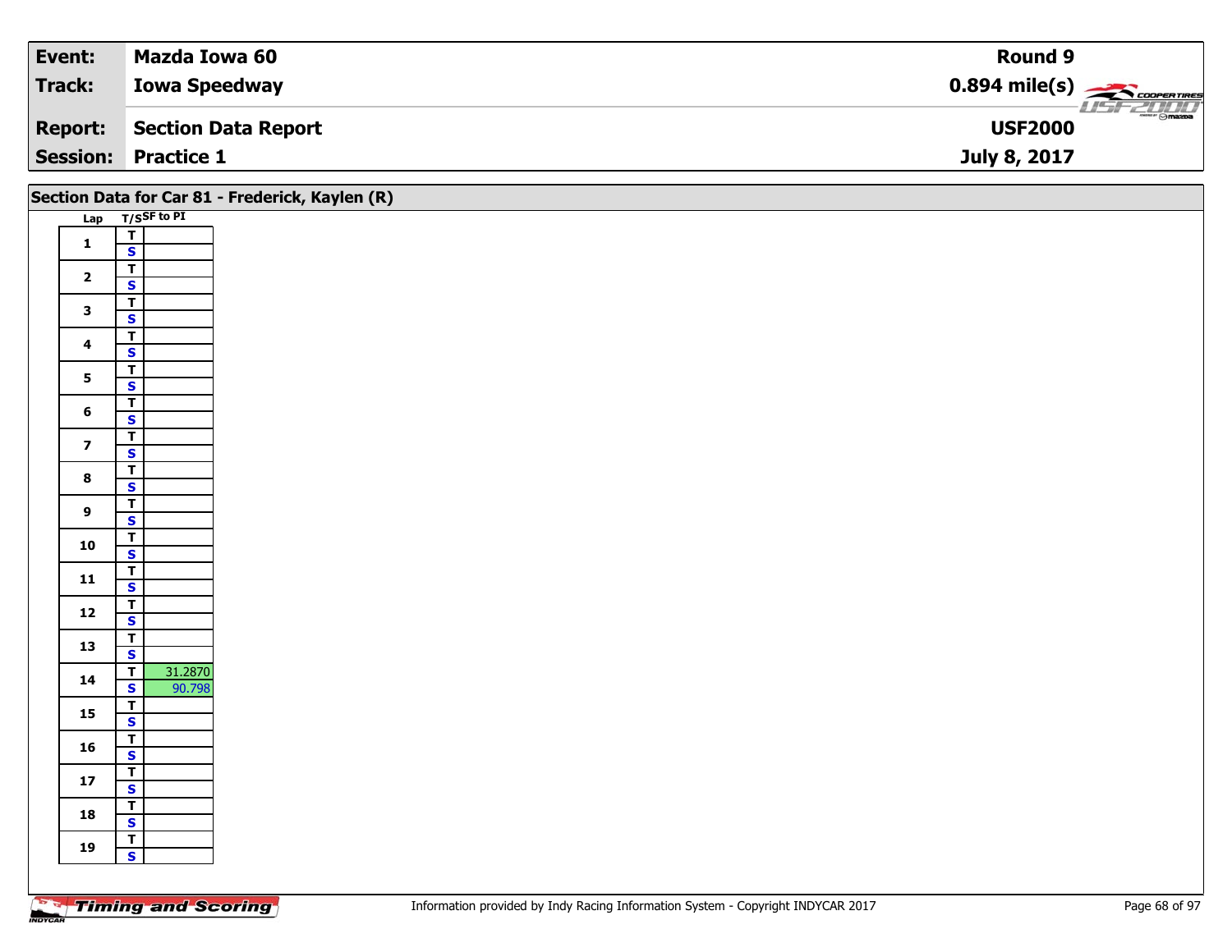| Event: | Mazda Iowa 60 | Round 9 |
|---|---|---|
| Track: | Iowa Speedway | 0.894 mile(s) |
| Report: | Section Data Report | USF2000 |
| Session: | Practice 1 | July 8, 2017 |

## Section Data for Car 81 - Frederick, Kaylen (R)

| Lap | T/S | SF to PI |
|---|---|---|
| 1 | T | |
| | S | |
| 2 | T | |
| | S | |
| 3 | T | |
| | S | |
| 4 | T | |
| | S | |
| 5 | T | |
| | S | |
| 6 | T | |
| | S | |
| 7 | T | |
| | S | |
| 8 | T | |
| | S | |
| 9 | T | |
| | S | |
| 10 | T | |
| | S | |
| 11 | T | |
| | S | |
| 12 | T | |
| | S | |
| 13 | T | |
| | S | |
| 14 | T | 31.2870 |
| | S | 90.798 |
| 15 | T | |
| | S | |
| 16 | T | |
| | S | |
| 17 | T | |
| | S | |
| 18 | T | |
| | S | |
| 19 | T | |
| | S | |

Information provided by Indy Racing Information System - Copyright INDYCAR 2017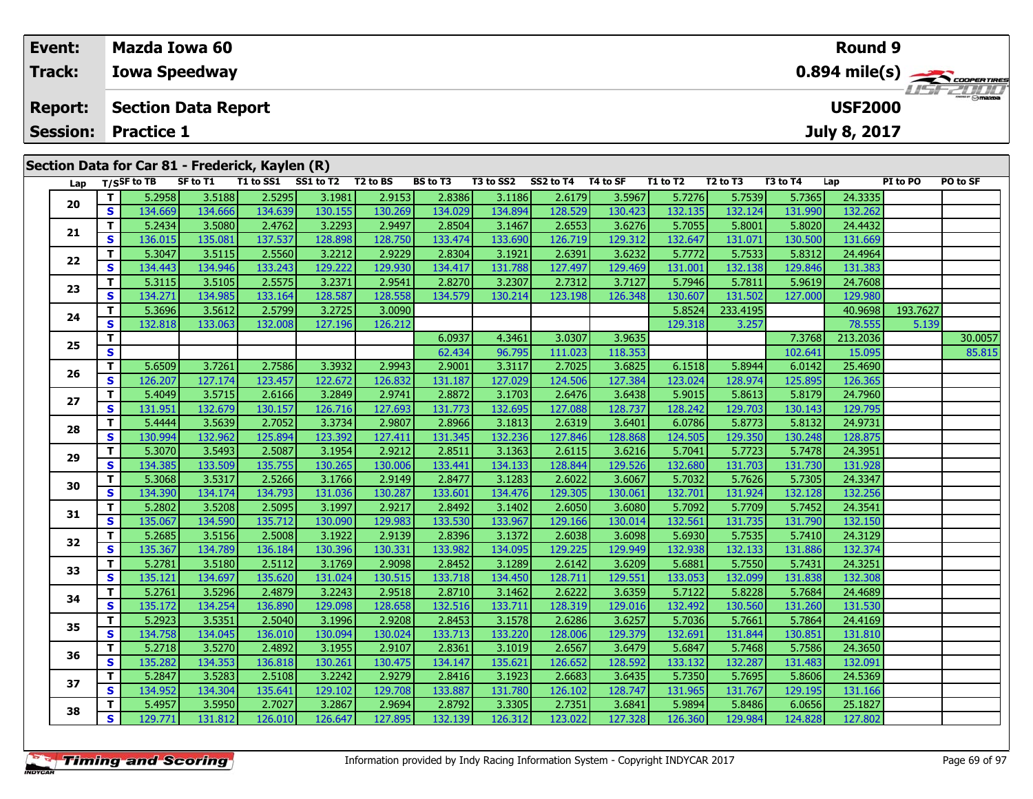| Event: | Mazda Iowa 60 | Round 9 |
|---|---|---|
| Track: | Iowa Speedway | 0.894 mile(s) |
| Report: | Section Data Report | USF2000 |
| Session: | Practice 1 | July 8, 2017 |

## Section Data for Car 81 - Frederick, Kaylen (R)

| Lap | T/S | SF to TB | SF to T1 | T1 to SS1 | SS1 to T2 | T2 to BS | BS to T3 | T3 to SS2 | SS2 to T4 | T4 to SF | T1 to T2 | T2 to T3 | T3 to T4 | Lap | PI to PO | PO to SF |
|---|---|---|---|---|---|---|---|---|---|---|---|---|---|---|---|---|
| 20 | T | 5.2958 | 3.5188 | 2.5295 | 3.1981 | 2.9153 | 2.8386 | 3.1186 | 2.6179 | 3.5967 | 5.7276 | 5.7539 | 5.7365 | 24.3335 | | |
| | S | 134.669 | 134.666 | 134.639 | 130.155 | 130.269 | 134.029 | 134.894 | 128.529 | 130.423 | 132.135 | 132.124 | 131.990 | 132.262 | | |
| 21 | T | 5.2434 | 3.5080 | 2.4762 | 3.2293 | 2.9497 | 2.8504 | 3.1467 | 2.6553 | 3.6276 | 5.7055 | 5.8001 | 5.8020 | 24.4432 | | |
| | S | 136.015 | 135.081 | 137.537 | 128.898 | 128.750 | 133.474 | 133.690 | 126.719 | 129.312 | 132.647 | 131.071 | 130.500 | 131.669 | | |
| 22 | T | 5.3047 | 3.5115 | 2.5560 | 3.2212 | 2.9229 | 2.8304 | 3.1921 | 2.6391 | 3.6232 | 5.7772 | 5.7533 | 5.8312 | 24.4964 | | |
| | S | 134.443 | 134.946 | 133.243 | 129.222 | 129.930 | 134.417 | 131.788 | 127.497 | 129.469 | 131.001 | 132.138 | 129.846 | 131.383 | | |
| 23 | T | 5.3115 | 3.5105 | 2.5575 | 3.2371 | 2.9541 | 2.8270 | 3.2307 | 2.7312 | 3.7127 | 5.7946 | 5.7811 | 5.9619 | 24.7608 | | |
| | S | 134.271 | 134.985 | 133.164 | 128.587 | 128.558 | 134.579 | 130.214 | 123.198 | 126.348 | 130.607 | 131.502 | 127.000 | 129.980 | | |
| 24 | T | 5.3696 | 3.5612 | 2.5799 | 3.2725 | 3.0090 | | | | | 5.8524 | 233.4195 | | 40.9698 | 193.7627 | |
| | S | 132.818 | 133.063 | 132.008 | 127.196 | 126.212 | | | | | 129.318 | 3.257 | | 78.555 | 5.139 | |
| 25 | T | | | | | | 6.0937 | 4.3461 | 3.0307 | 3.9635 | | | 7.3768 | 213.2036 | | 30.0057 |
| | S | | | | | | 62.434 | 96.795 | 111.023 | 118.353 | | | 102.641 | 15.095 | | 85.815 |
| 26 | T | 5.6509 | 3.7261 | 2.7586 | 3.3932 | 2.9943 | 2.9001 | 3.3117 | 2.7025 | 3.6825 | 6.1518 | 5.8944 | 6.0142 | 25.4690 | | |
| | S | 126.207 | 127.174 | 123.457 | 122.672 | 126.832 | 131.187 | 127.029 | 124.506 | 127.384 | 123.024 | 128.974 | 125.895 | 126.365 | | |
| 27 | T | 5.4049 | 3.5715 | 2.6166 | 3.2849 | 2.9741 | 2.8872 | 3.1703 | 2.6476 | 3.6438 | 5.9015 | 5.8613 | 5.8179 | 24.7960 | | |
| | S | 131.951 | 132.679 | 130.157 | 126.716 | 127.693 | 131.773 | 132.695 | 127.088 | 128.737 | 128.242 | 129.703 | 130.143 | 129.795 | | |
| 28 | T | 5.4444 | 3.5639 | 2.7052 | 3.3734 | 2.9807 | 2.8966 | 3.1813 | 2.6319 | 3.6401 | 6.0786 | 5.8773 | 5.8132 | 24.9731 | | |
| | S | 130.994 | 132.962 | 125.894 | 123.392 | 127.411 | 131.345 | 132.236 | 127.846 | 128.868 | 124.505 | 129.350 | 130.248 | 128.875 | | |
| 29 | T | 5.3070 | 3.5493 | 2.5087 | 3.1954 | 2.9212 | 2.8511 | 3.1363 | 2.6115 | 3.6216 | 5.7041 | 5.7723 | 5.7478 | 24.3951 | | |
| | S | 134.385 | 133.509 | 135.755 | 130.265 | 130.006 | 133.441 | 134.133 | 128.844 | 129.526 | 132.680 | 131.703 | 131.730 | 131.928 | | |
| 30 | T | 5.3068 | 3.5317 | 2.5266 | 3.1766 | 2.9149 | 2.8477 | 3.1283 | 2.6022 | 3.6067 | 5.7032 | 5.7626 | 5.7305 | 24.3347 | | |
| | S | 134.390 | 134.174 | 134.793 | 131.036 | 130.287 | 133.601 | 134.476 | 129.305 | 130.061 | 132.701 | 131.924 | 132.128 | 132.256 | | |
| 31 | T | 5.2802 | 3.5208 | 2.5095 | 3.1997 | 2.9217 | 2.8492 | 3.1402 | 2.6050 | 3.6080 | 5.7092 | 5.7709 | 5.7452 | 24.3541 | | |
| | S | 135.067 | 134.590 | 135.712 | 130.090 | 129.983 | 133.530 | 133.967 | 129.166 | 130.014 | 132.561 | 131.735 | 131.790 | 132.150 | | |
| 32 | T | 5.2685 | 3.5156 | 2.5008 | 3.1922 | 2.9139 | 2.8396 | 3.1372 | 2.6038 | 3.6098 | 5.6930 | 5.7535 | 5.7410 | 24.3129 | | |
| | S | 135.367 | 134.789 | 136.184 | 130.396 | 130.331 | 133.982 | 134.095 | 129.225 | 129.949 | 132.938 | 132.133 | 131.886 | 132.374 | | |
| 33 | T | 5.2781 | 3.5180 | 2.5112 | 3.1769 | 2.9098 | 2.8452 | 3.1289 | 2.6142 | 3.6209 | 5.6881 | 5.7550 | 5.7431 | 24.3251 | | |
| | S | 135.121 | 134.697 | 135.620 | 131.024 | 130.515 | 133.718 | 134.450 | 128.711 | 129.551 | 133.053 | 132.099 | 131.838 | 132.308 | | |
| 34 | T | 5.2761 | 3.5296 | 2.4879 | 3.2243 | 2.9518 | 2.8710 | 3.1462 | 2.6222 | 3.6359 | 5.7122 | 5.8228 | 5.7684 | 24.4689 | | |
| | S | 135.172 | 134.254 | 136.890 | 129.098 | 128.658 | 132.516 | 133.711 | 128.319 | 129.016 | 132.492 | 130.560 | 131.260 | 131.530 | | |
| 35 | T | 5.2923 | 3.5351 | 2.5040 | 3.1996 | 2.9208 | 2.8453 | 3.1578 | 2.6286 | 3.6257 | 5.7036 | 5.7661 | 5.7864 | 24.4169 | | |
| | S | 134.758 | 134.045 | 136.010 | 130.094 | 130.024 | 133.713 | 133.220 | 128.006 | 129.379 | 132.691 | 131.844 | 130.851 | 131.810 | | |
| 36 | T | 5.2718 | 3.5270 | 2.4892 | 3.1955 | 2.9107 | 2.8361 | 3.1019 | 2.6567 | 3.6479 | 5.6847 | 5.7468 | 5.7586 | 24.3650 | | |
| | S | 135.282 | 134.353 | 136.818 | 130.261 | 130.475 | 134.147 | 135.621 | 126.652 | 128.592 | 133.132 | 132.287 | 131.483 | 132.091 | | |
| 37 | T | 5.2847 | 3.5283 | 2.5108 | 3.2242 | 2.9279 | 2.8416 | 3.1923 | 2.6683 | 3.6435 | 5.7350 | 5.7695 | 5.8606 | 24.5369 | | |
| | S | 134.952 | 134.304 | 135.641 | 129.102 | 129.708 | 133.887 | 131.780 | 126.102 | 128.747 | 131.965 | 131.767 | 129.195 | 131.166 | | |
| 38 | T | 5.4957 | 3.5950 | 2.7027 | 3.2867 | 2.9694 | 2.8792 | 3.3305 | 2.7351 | 3.6841 | 5.9894 | 5.8486 | 6.0656 | 25.1827 | | |
| | S | 129.771 | 131.812 | 126.010 | 126.647 | 127.895 | 132.139 | 126.312 | 123.022 | 127.328 | 126.360 | 129.984 | 124.828 | 127.802 | | |

Information provided by Indy Racing Information System - Copyright INDYCAR 2017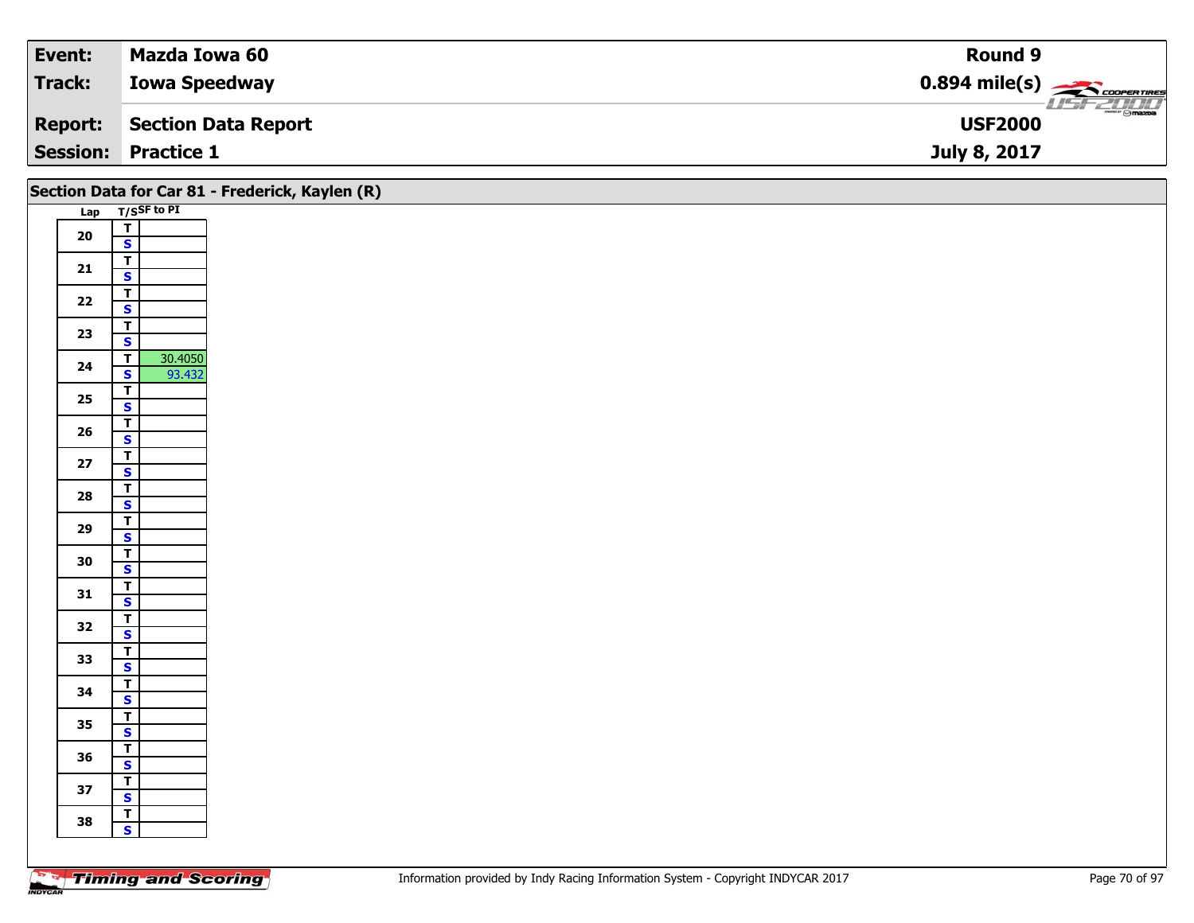| Event: | Mazda Iowa 60 | Round 9 |
|---|---|---|
| Track: | Iowa Speedway | 0.894 mile(s) |
| Report: | Section Data Report | USF2000 |
| Session: | Practice 1 | July 8, 2017 |

## Section Data for Car 81 - Frederick, Kaylen (R)

| Lap | T/S | SF to PI |
|---|---|---|
| 20 | T | |
| | S | |
| 21 | T | |
| | S | |
| 22 | T | |
| | S | |
| 23 | T | |
| | S | |
| 24 | T | 30.4050 |
| | S | 93.432 |
| 25 | T | |
| | S | |
| 26 | T | |
| | S | |
| 27 | T | |
| | S | |
| 28 | T | |
| | S | |
| 29 | T | |
| | S | |
| 30 | T | |
| | S | |
| 31 | T | |
| | S | |
| 32 | T | |
| | S | |
| 33 | T | |
| | S | |
| 34 | T | |
| | S | |
| 35 | T | |
| | S | |
| 36 | T | |
| | S | |
| 37 | T | |
| | S | |
| 38 | T | |
| | S | |

Information provided by Indy Racing Information System - Copyright INDYCAR 2017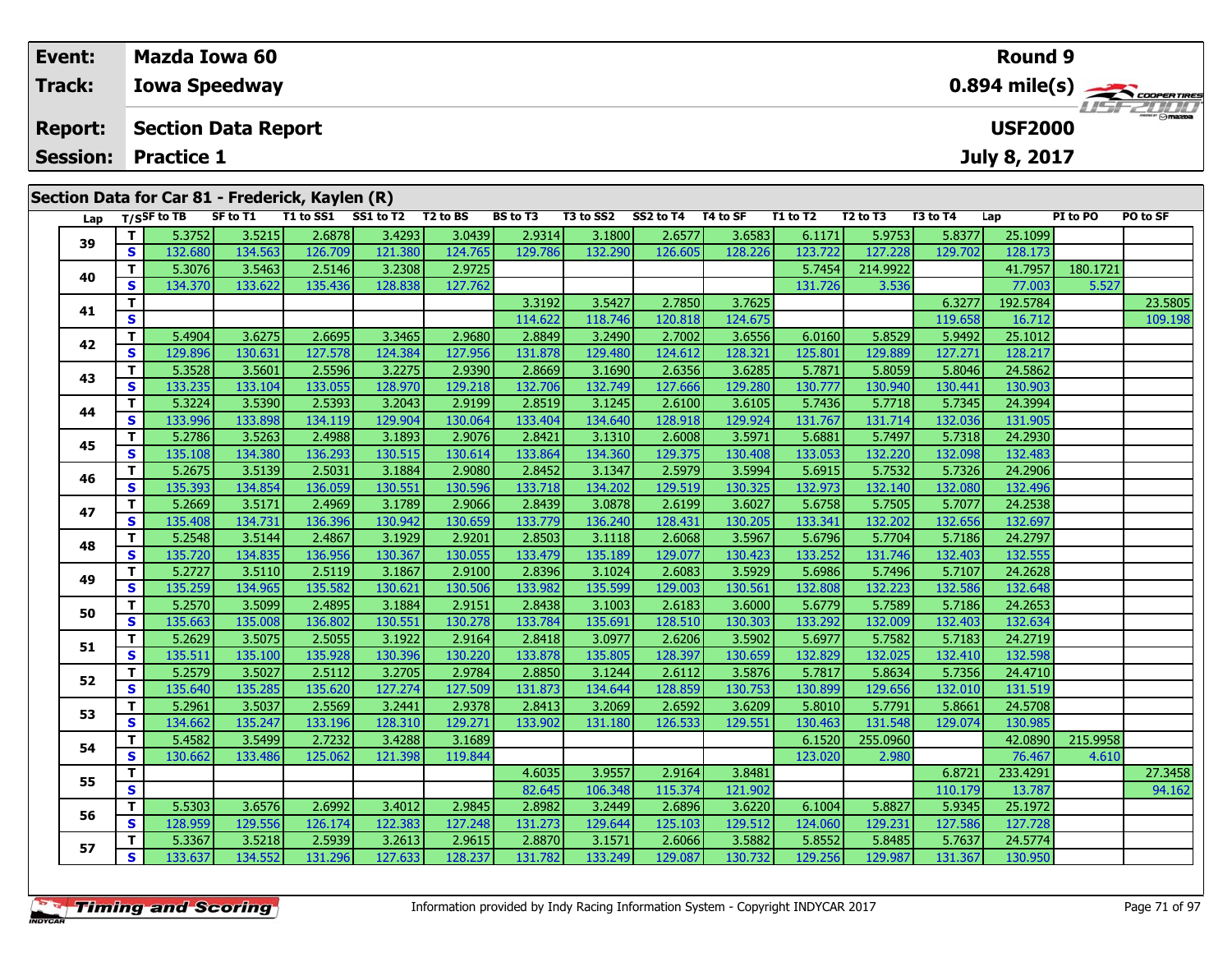| Event: | Mazda Iowa 60 | Round 9 |
|---|---|---|
| Track: | Iowa Speedway | 0.894 mile(s) |
| Report: | Section Data Report | USF2000 |
| Session: | Practice 1 | July 8, 2017 |

## Section Data for Car 81 - Frederick, Kaylen (R)

| Lap | T/S | SF to TB | SF to T1 | T1 to SS1 | SS1 to T2 | T2 to BS | BS to T3 | T3 to SS2 | SS2 to T4 | T4 to SF | T1 to T2 | T2 to T3 | T3 to T4 | Lap | PI to PO | PO to SF |
|---|---|---|---|---|---|---|---|---|---|---|---|---|---|---|---|---|
| 39 | T | 5.3752 | 3.5215 | 2.6878 | 3.4293 | 3.0439 | 2.9314 | 3.1800 | 2.6577 | 3.6583 | 6.1171 | 5.9753 | 5.8377 | 25.1099 | | |
| | S | 132.680 | 134.563 | 126.709 | 121.380 | 124.765 | 129.786 | 132.290 | 126.605 | 128.226 | 123.722 | 127.228 | 129.702 | 128.173 | | |
| 40 | T | 5.3076 | 3.5463 | 2.5146 | 3.2308 | 2.9725 | | | | | 5.7454 | 214.9922 | | 41.7957 | 180.1721 | |
| | S | 134.370 | 133.622 | 135.436 | 128.838 | 127.762 | | | | | 131.726 | 3.536 | | 77.003 | 5.527 | |
| 41 | T | | | | | | 3.3192 | 3.5427 | 2.7850 | 3.7625 | | | 6.3277 | 192.5784 | | 23.5805 |
| | S | | | | | | 114.622 | 118.746 | 120.818 | 124.675 | | | 119.658 | 16.712 | | 109.198 |
| 42 | T | 5.4904 | 3.6275 | 2.6695 | 3.3465 | 2.9680 | 2.8849 | 3.2490 | 2.7002 | 3.6556 | 6.0160 | 5.8529 | 5.9492 | 25.1012 | | |
| | S | 129.896 | 130.631 | 127.578 | 124.384 | 127.956 | 131.878 | 129.480 | 124.612 | 128.321 | 125.801 | 129.889 | 127.271 | 128.217 | | |
| 43 | T | 5.3528 | 3.5601 | 2.5596 | 3.2275 | 2.9390 | 2.8669 | 3.1690 | 2.6356 | 3.6285 | 5.7871 | 5.8059 | 5.8046 | 24.5862 | | |
| | S | 133.235 | 133.104 | 133.055 | 128.970 | 129.218 | 132.706 | 132.749 | 127.666 | 129.280 | 130.777 | 130.940 | 130.441 | 130.903 | | |
| 44 | T | 5.3224 | 3.5390 | 2.5393 | 3.2043 | 2.9199 | 2.8519 | 3.1245 | 2.6100 | 3.6105 | 5.7436 | 5.7718 | 5.7345 | 24.3994 | | |
| | S | 133.996 | 133.898 | 134.119 | 129.904 | 130.064 | 133.404 | 134.640 | 128.918 | 129.924 | 131.767 | 131.714 | 132.036 | 131.905 | | |
| 45 | T | 5.2786 | 3.5263 | 2.4988 | 3.1893 | 2.9076 | 2.8421 | 3.1310 | 2.6008 | 3.5971 | 5.6881 | 5.7497 | 5.7318 | 24.2930 | | |
| | S | 135.108 | 134.380 | 136.293 | 130.515 | 130.614 | 133.864 | 134.360 | 129.375 | 130.408 | 133.053 | 132.220 | 132.098 | 132.483 | | |
| 46 | T | 5.2675 | 3.5139 | 2.5031 | 3.1884 | 2.9080 | 2.8452 | 3.1347 | 2.5979 | 3.5994 | 5.6915 | 5.7532 | 5.7326 | 24.2906 | | |
| | S | 135.393 | 134.854 | 136.059 | 130.551 | 130.596 | 133.718 | 134.202 | 129.519 | 130.325 | 132.973 | 132.140 | 132.080 | 132.496 | | |
| 47 | T | 5.2669 | 3.5171 | 2.4969 | 3.1789 | 2.9066 | 2.8439 | 3.0878 | 2.6199 | 3.6027 | 5.6758 | 5.7505 | 5.7077 | 24.2538 | | |
| | S | 135.408 | 134.731 | 136.396 | 130.942 | 130.659 | 133.779 | 136.240 | 128.431 | 130.205 | 133.341 | 132.202 | 132.656 | 132.697 | | |
| 48 | T | 5.2548 | 3.5144 | 2.4867 | 3.1929 | 2.9201 | 2.8503 | 3.1118 | 2.6068 | 3.5967 | 5.6796 | 5.7704 | 5.7186 | 24.2797 | | |
| | S | 135.720 | 134.835 | 136.956 | 130.367 | 130.055 | 133.479 | 135.189 | 129.077 | 130.423 | 133.252 | 131.746 | 132.403 | 132.555 | | |
| 49 | T | 5.2727 | 3.5110 | 2.5119 | 3.1867 | 2.9100 | 2.8396 | 3.1024 | 2.6083 | 3.5929 | 5.6986 | 5.7496 | 5.7107 | 24.2628 | | |
| | S | 135.259 | 134.965 | 135.582 | 130.621 | 130.506 | 133.982 | 135.599 | 129.003 | 130.561 | 132.808 | 132.223 | 132.586 | 132.648 | | |
| 50 | T | 5.2570 | 3.5099 | 2.4895 | 3.1884 | 2.9151 | 2.8438 | 3.1003 | 2.6183 | 3.6000 | 5.6779 | 5.7589 | 5.7186 | 24.2653 | | |
| | S | 135.663 | 135.008 | 136.802 | 130.551 | 130.278 | 133.784 | 135.691 | 128.510 | 130.303 | 133.292 | 132.009 | 132.403 | 132.634 | | |
| 51 | T | 5.2629 | 3.5075 | 2.5055 | 3.1922 | 2.9164 | 2.8418 | 3.0977 | 2.6206 | 3.5902 | 5.6977 | 5.7582 | 5.7183 | 24.2719 | | |
| | S | 135.511 | 135.100 | 135.928 | 130.396 | 130.220 | 133.878 | 135.805 | 128.397 | 130.659 | 132.829 | 132.025 | 132.410 | 132.598 | | |
| 52 | T | 5.2579 | 3.5027 | 2.5112 | 3.2705 | 2.9784 | 2.8850 | 3.1244 | 2.6112 | 3.5876 | 5.7817 | 5.8634 | 5.7356 | 24.4710 | | |
| | S | 135.640 | 135.285 | 135.620 | 127.274 | 127.509 | 131.873 | 134.644 | 128.859 | 130.753 | 130.899 | 129.656 | 132.010 | 131.519 | | |
| 53 | T | 5.2961 | 3.5037 | 2.5569 | 3.2441 | 2.9378 | 2.8413 | 3.2069 | 2.6592 | 3.6209 | 5.8010 | 5.7791 | 5.8661 | 24.5708 | | |
| | S | 134.662 | 135.247 | 133.196 | 128.310 | 129.271 | 133.902 | 131.180 | 126.533 | 129.551 | 130.463 | 131.548 | 129.074 | 130.985 | | |
| 54 | T | 5.4582 | 3.5499 | 2.7232 | 3.4288 | 3.1689 | | | | | 6.1520 | 255.0960 | | 42.0890 | 215.9958 | |
| | S | 130.662 | 133.486 | 125.062 | 121.398 | 119.844 | | | | | 123.020 | 2.980 | | 76.467 | 4.610 | |
| 55 | T | | | | | | 4.6035 | 3.9557 | 2.9164 | 3.8481 | | | 6.8721 | 233.4291 | | 27.3458 |
| | S | | | | | | 82.645 | 106.348 | 115.374 | 121.902 | | | 110.179 | 13.787 | | 94.162 |
| 56 | T | 5.5303 | 3.6576 | 2.6992 | 3.4012 | 2.9845 | 2.8982 | 3.2449 | 2.6896 | 3.6220 | 6.1004 | 5.8827 | 5.9345 | 25.1972 | | |
| | S | 128.959 | 129.556 | 126.174 | 122.383 | 127.248 | 131.273 | 129.644 | 125.103 | 129.512 | 124.060 | 129.231 | 127.586 | 127.728 | | |
| 57 | T | 5.3367 | 3.5218 | 2.5939 | 3.2613 | 2.9615 | 2.8870 | 3.1571 | 2.6066 | 3.5882 | 5.8552 | 5.8485 | 5.7637 | 24.5774 | | |
| | S | 133.637 | 134.552 | 131.296 | 127.633 | 128.237 | 131.782 | 133.249 | 129.087 | 130.732 | 129.256 | 129.987 | 131.367 | 130.950 | | |

Information provided by Indy Racing Information System - Copyright INDYCAR 2017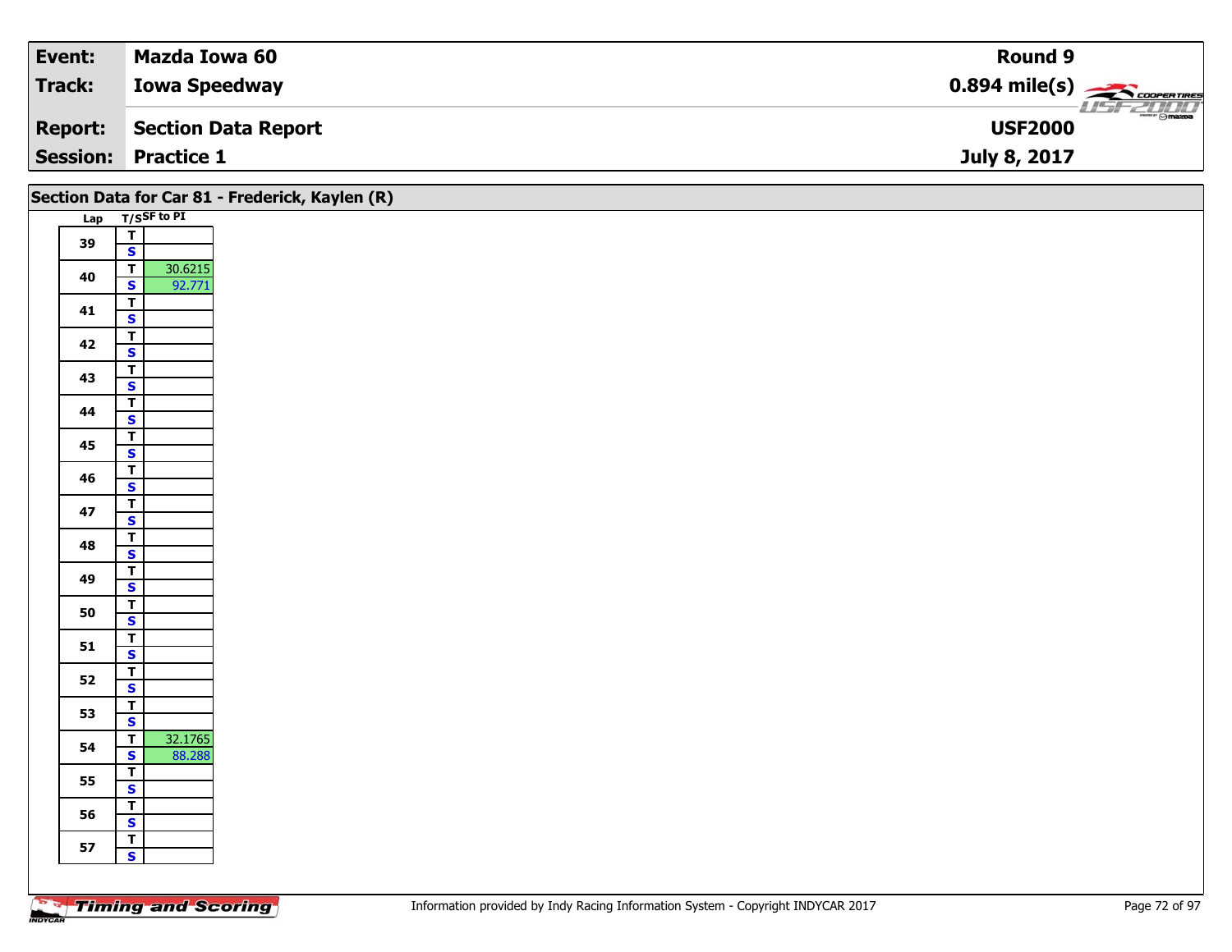| Event: | Mazda Iowa 60 | Round 9 |
|---|---|---|
| Track: | Iowa Speedway | 0.894 mile(s) |
| Report: | Section Data Report | USF2000 |
| Session: | Practice 1 | July 8, 2017 |

## Section Data for Car 81 - Frederick, Kaylen (R)

| Lap | T/S | SF to PI |
|---|---|---|
| 39 | T | |
| | S | |
| 40 | T | 30.6215 |
| | S | 92.771 |
| 41 | T | |
| | S | |
| 42 | T | |
| | S | |
| 43 | T | |
| | S | |
| 44 | T | |
| | S | |
| 45 | T | |
| | S | |
| 46 | T | |
| | S | |
| 47 | T | |
| | S | |
| 48 | T | |
| | S | |
| 49 | T | |
| | S | |
| 50 | T | |
| | S | |
| 51 | T | |
| | S | |
| 52 | T | |
| | S | |
| 53 | T | |
| | S | |
| 54 | T | 32.1765 |
| | S | 88.288 |
| 55 | T | |
| | S | |
| 56 | T | |
| | S | |
| 57 | T | |
| | S | |

Information provided by Indy Racing Information System - Copyright INDYCAR 2017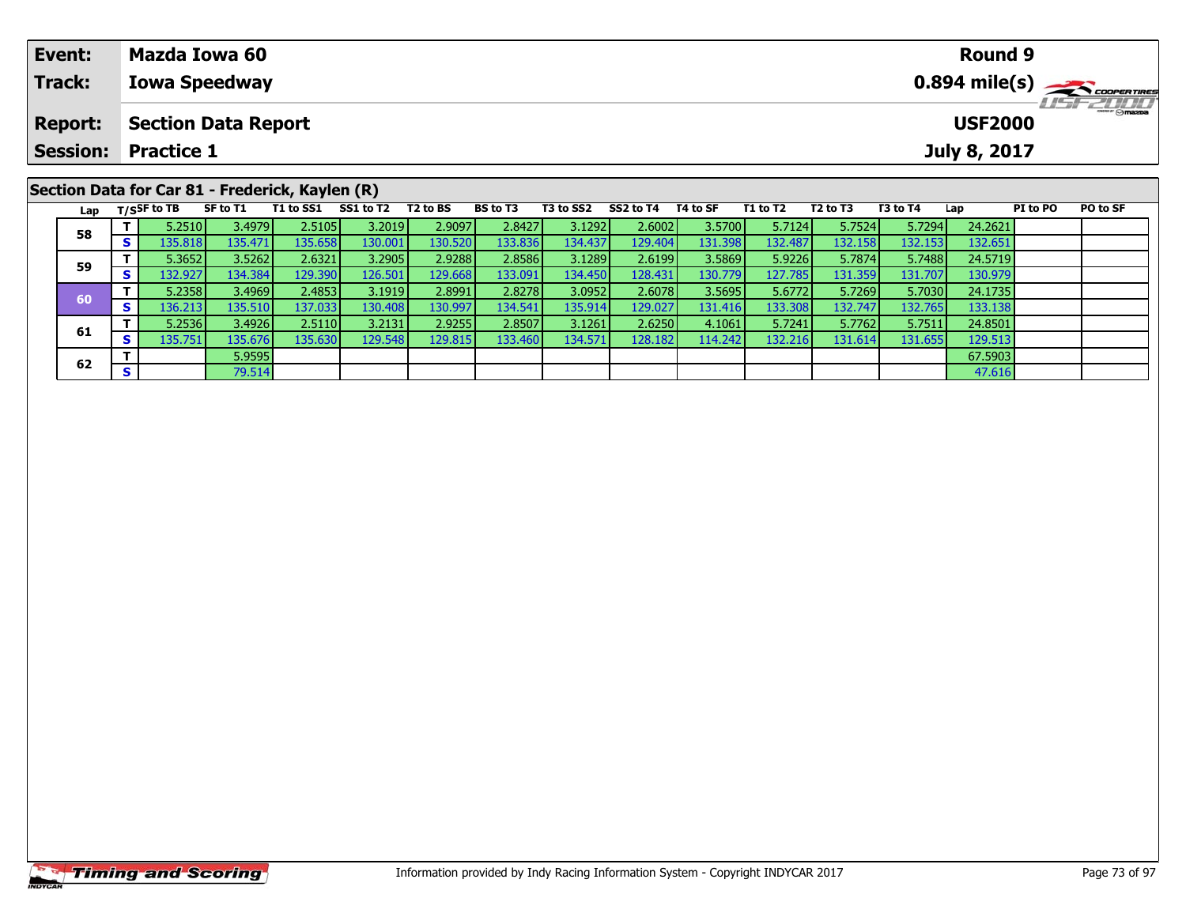| **Event:** | **Mazda Iowa 60** | **Round 9** |
|---|---|---|
| **Track:** | **Iowa Speedway** | **0.894 mile(s)** |
| **Report:** | **Section Data Report** | **USF2000** |
| **Session:** | **Practice 1** | **July 8, 2017** |

## Section Data for Car 81 - Frederick, Kaylen (R)

| Lap | T/S | SF to TB | SF to T1 | T1 to SS1 | SS1 to T2 | T2 to BS | BS to T3 | T3 to SS2 | SS2 to T4 | T4 to SF | T1 to T2 | T2 to T3 | T3 to T4 | Lap | PI to PO | PO to SF |
|---|---|---|---|---|---|---|---|---|---|---|---|---|---|---|---|---|
| 58 | T | 5.2510 | 3.4979 | 2.5105 | 3.2019 | 2.9097 | 2.8427 | 3.1292 | 2.6002 | 3.5700 | 5.7124 | 5.7524 | 5.7294 | 24.2621 | | |
| | S | 135.818 | 135.471 | 135.658 | 130.001 | 130.520 | 133.836 | 134.437 | 129.404 | 131.398 | 132.487 | 132.158 | 132.153 | 132.651 | | |
| 59 | T | 5.3652 | 3.5262 | 2.6321 | 3.2905 | 2.9288 | 2.8586 | 3.1289 | 2.6199 | 3.5869 | 5.9226 | 5.7874 | 5.7488 | 24.5719 | | |
| | S | 132.927 | 134.384 | 129.390 | 126.501 | 129.668 | 133.091 | 134.450 | 128.431 | 130.779 | 127.785 | 131.359 | 131.707 | 130.979 | | |
| 60 | T | 5.2358 | 3.4969 | 2.4853 | 3.1919 | 2.8991 | 2.8278 | 3.0952 | 2.6078 | 3.5695 | 5.6772 | 5.7269 | 5.7030 | 24.1735 | | |
| | S | 136.213 | 135.510 | 137.033 | 130.408 | 130.997 | 134.541 | 135.914 | 129.027 | 131.416 | 133.308 | 132.747 | 132.765 | 133.138 | | |
| 61 | T | 5.2536 | 3.4926 | 2.5110 | 3.2131 | 2.9255 | 2.8507 | 3.1261 | 2.6250 | 4.1061 | 5.7241 | 5.7762 | 5.7511 | 24.8501 | | |
| | S | 135.751 | 135.676 | 135.630 | 129.548 | 129.815 | 133.460 | 134.571 | 128.182 | 114.242 | 132.216 | 131.614 | 131.655 | 129.513 | | |
| 62 | T | | 5.9595 | | | | | | | | | | | 67.5903 | | |
| | S | | 79.514 | | | | | | | | | | | 47.616 | | |

Information provided by Indy Racing Information System - Copyright INDYCAR 2017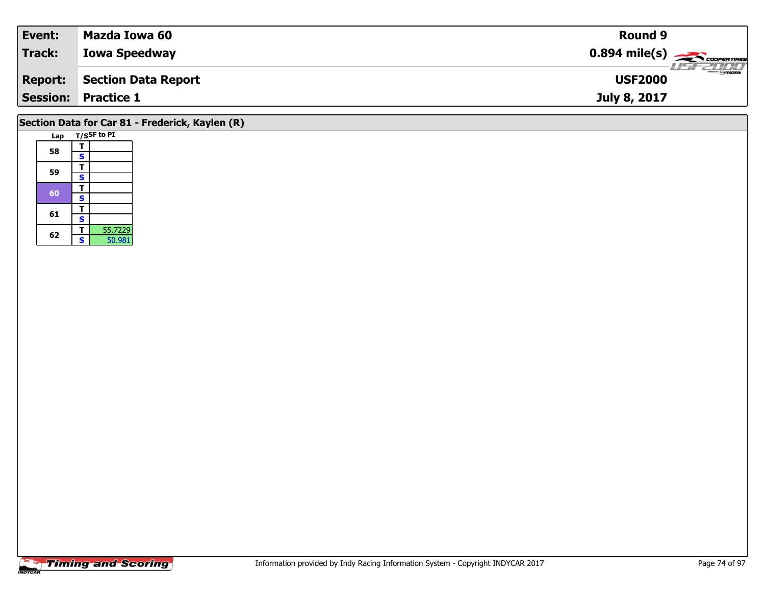| Event: | Mazda Iowa 60 | Round 9 |
|---|---|---|
| Track: | Iowa Speedway | 0.894 mile(s) |
| Report: | Section Data Report | USF2000 |
| Session: | Practice 1 | July 8, 2017 |

## Section Data for Car 81 - Frederick, Kaylen (R)

| Lap | T/S | SF to PI |
|---|---|---|
| 58 | T | |
| | S | |
| 59 | T | |
| | S | |
| 60 | T | |
| | S | |
| 61 | T | |
| | S | |
| 62 | T | 55.7229 |
| | S | 50.981 |

Information provided by Indy Racing Information System - Copyright INDYCAR 2017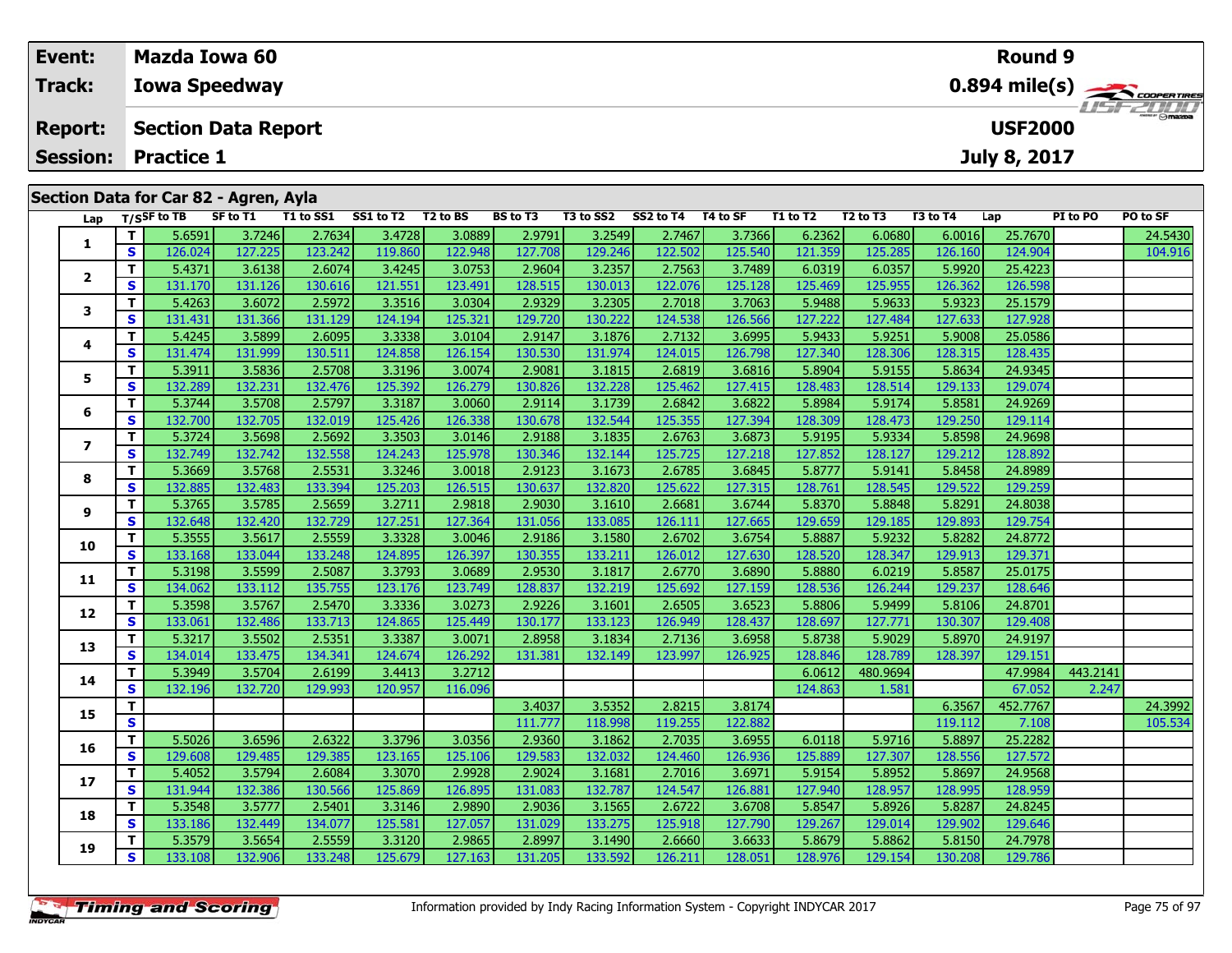| Event: | Mazda Iowa 60 | Round 9 |
|---|---|---|
| Track: | Iowa Speedway | 0.894 mile(s) |
| Report: | Section Data Report | USF2000 |
| Session: | Practice 1 | July 8, 2017 |

## Section Data for Car 82 - Agren, Ayla

| Lap | T/S | SF to TB | SF to T1 | T1 to SS1 | SS1 to T2 | T2 to BS | BS to T3 | T3 to SS2 | SS2 to T4 | T4 to SF | T1 to T2 | T2 to T3 | T3 to T4 | Lap | PI to PO | PO to SF |
|---|---|---|---|---|---|---|---|---|---|---|---|---|---|---|---|---|
| 1 | T | 5.6591 | 3.7246 | 2.7634 | 3.4728 | 3.0889 | 2.9791 | 3.2549 | 2.7467 | 3.7366 | 6.2362 | 6.0680 | 6.0016 | 25.7670 | | 24.5430 |
| | S | 126.024 | 127.225 | 123.242 | 119.860 | 122.948 | 127.708 | 129.246 | 122.502 | 125.540 | 121.359 | 125.285 | 126.160 | 124.904 | | 104.916 |
| 2 | T | 5.4371 | 3.6138 | 2.6074 | 3.4245 | 3.0753 | 2.9604 | 3.2357 | 2.7563 | 3.7489 | 6.0319 | 6.0357 | 5.9920 | 25.4223 | | |
| | S | 131.170 | 131.126 | 130.616 | 121.551 | 123.491 | 128.515 | 130.013 | 122.076 | 125.128 | 125.469 | 125.955 | 126.362 | 126.598 | | |
| 3 | T | 5.4263 | 3.6072 | 2.5972 | 3.3516 | 3.0304 | 2.9329 | 3.2305 | 2.7018 | 3.7063 | 5.9488 | 5.9633 | 5.9323 | 25.1579 | | |
| | S | 131.431 | 131.366 | 131.129 | 124.194 | 125.321 | 129.720 | 130.222 | 124.538 | 126.566 | 127.222 | 127.484 | 127.633 | 127.928 | | |
| 4 | T | 5.4245 | 3.5899 | 2.6095 | 3.3338 | 3.0104 | 2.9147 | 3.1876 | 2.7132 | 3.6995 | 5.9433 | 5.9251 | 5.9008 | 25.0586 | | |
| | S | 131.474 | 131.999 | 130.511 | 124.858 | 126.154 | 130.530 | 131.974 | 124.015 | 126.798 | 127.340 | 128.306 | 128.315 | 128.435 | | |
| 5 | T | 5.3911 | 3.5836 | 2.5708 | 3.3196 | 3.0074 | 2.9081 | 3.1815 | 2.6819 | 3.6816 | 5.8904 | 5.9155 | 5.8634 | 24.9345 | | |
| | S | 132.289 | 132.231 | 132.476 | 125.392 | 126.279 | 130.826 | 132.228 | 125.462 | 127.415 | 128.483 | 128.514 | 129.133 | 129.074 | | |
| 6 | T | 5.3744 | 3.5708 | 2.5797 | 3.3187 | 3.0060 | 2.9114 | 3.1739 | 2.6842 | 3.6822 | 5.8984 | 5.9174 | 5.8581 | 24.9269 | | |
| | S | 132.700 | 132.705 | 132.019 | 125.426 | 126.338 | 130.678 | 132.544 | 125.355 | 127.394 | 128.309 | 128.473 | 129.250 | 129.114 | | |
| 7 | T | 5.3724 | 3.5698 | 2.5692 | 3.3503 | 3.0146 | 2.9188 | 3.1835 | 2.6763 | 3.6873 | 5.9195 | 5.9334 | 5.8598 | 24.9698 | | |
| | S | 132.749 | 132.742 | 132.558 | 124.243 | 125.978 | 130.346 | 132.144 | 125.725 | 127.218 | 127.852 | 128.127 | 129.212 | 128.892 | | |
| 8 | T | 5.3669 | 3.5768 | 2.5531 | 3.3246 | 3.0018 | 2.9123 | 3.1673 | 2.6785 | 3.6845 | 5.8777 | 5.9141 | 5.8458 | 24.8989 | | |
| | S | 132.885 | 132.483 | 133.394 | 125.203 | 126.515 | 130.637 | 132.820 | 125.622 | 127.315 | 128.761 | 128.545 | 129.522 | 129.259 | | |
| 9 | T | 5.3765 | 3.5785 | 2.5659 | 3.2711 | 2.9818 | 2.9030 | 3.1610 | 2.6681 | 3.6744 | 5.8370 | 5.8848 | 5.8291 | 24.8038 | | |
| | S | 132.648 | 132.420 | 132.729 | 127.251 | 127.364 | 131.056 | 133.085 | 126.111 | 127.665 | 129.659 | 129.185 | 129.893 | 129.754 | | |
| 10 | T | 5.3555 | 3.5617 | 2.5559 | 3.3328 | 3.0046 | 2.9186 | 3.1580 | 2.6702 | 3.6754 | 5.8887 | 5.9232 | 5.8282 | 24.8772 | | |
| | S | 133.168 | 133.044 | 133.248 | 124.895 | 126.397 | 130.355 | 133.211 | 126.012 | 127.630 | 128.520 | 128.347 | 129.913 | 129.371 | | |
| 11 | T | 5.3198 | 3.5599 | 2.5087 | 3.3793 | 3.0689 | 2.9530 | 3.1817 | 2.6770 | 3.6890 | 5.8880 | 6.0219 | 5.8587 | 25.0175 | | |
| | S | 134.062 | 133.112 | 135.755 | 123.176 | 123.749 | 128.837 | 132.219 | 125.692 | 127.159 | 128.536 | 126.244 | 129.237 | 128.646 | | |
| 12 | T | 5.3598 | 3.5767 | 2.5470 | 3.3336 | 3.0273 | 2.9226 | 3.1601 | 2.6505 | 3.6523 | 5.8806 | 5.9499 | 5.8106 | 24.8701 | | |
| | S | 133.061 | 132.486 | 133.713 | 124.865 | 125.449 | 130.177 | 133.123 | 126.949 | 128.437 | 128.697 | 127.771 | 130.307 | 129.408 | | |
| 13 | T | 5.3217 | 3.5502 | 2.5351 | 3.3387 | 3.0071 | 2.8958 | 3.1834 | 2.7136 | 3.6958 | 5.8738 | 5.9029 | 5.8970 | 24.9197 | | |
| | S | 134.014 | 133.475 | 134.341 | 124.674 | 126.292 | 131.381 | 132.149 | 123.997 | 126.925 | 128.846 | 128.789 | 128.397 | 129.151 | | |
| 14 | T | 5.3949 | 3.5704 | 2.6199 | 3.4413 | 3.2712 | | | | | 6.0612 | 480.9694 | | 47.9984 | 443.2141 | |
| | S | 132.196 | 132.720 | 129.993 | 120.957 | 116.096 | | | | | 124.863 | 1.581 | | 67.052 | 2.247 | |
| 15 | T | | | | | | 3.4037 | 3.5352 | 2.8215 | 3.8174 | | | 6.3567 | 452.7767 | | 24.3992 |
| | S | | | | | | 111.777 | 118.998 | 119.255 | 122.882 | | | 119.112 | 7.108 | | 105.534 |
| 16 | T | 5.5026 | 3.6596 | 2.6322 | 3.3796 | 3.0356 | 2.9360 | 3.1862 | 2.7035 | 3.6955 | 6.0118 | 5.9716 | 5.8897 | 25.2282 | | |
| | S | 129.608 | 129.485 | 129.385 | 123.165 | 125.106 | 129.583 | 132.032 | 124.460 | 126.936 | 125.889 | 127.307 | 128.556 | 127.572 | | |
| 17 | T | 5.4052 | 3.5794 | 2.6084 | 3.3070 | 2.9928 | 2.9024 | 3.1681 | 2.7016 | 3.6971 | 5.9154 | 5.8952 | 5.8697 | 24.9568 | | |
| | S | 131.944 | 132.386 | 130.566 | 125.869 | 126.895 | 131.083 | 132.787 | 124.547 | 126.881 | 127.940 | 128.957 | 128.995 | 128.959 | | |
| 18 | T | 5.3548 | 3.5777 | 2.5401 | 3.3146 | 2.9890 | 2.9036 | 3.1565 | 2.6722 | 3.6708 | 5.8547 | 5.8926 | 5.8287 | 24.8245 | | |
| | S | 133.186 | 132.449 | 134.077 | 125.581 | 127.057 | 131.029 | 133.275 | 125.918 | 127.790 | 129.267 | 129.014 | 129.902 | 129.646 | | |
| 19 | T | 5.3579 | 3.5654 | 2.5559 | 3.3120 | 2.9865 | 2.8997 | 3.1490 | 2.6660 | 3.6633 | 5.8679 | 5.8862 | 5.8150 | 24.7978 | | |
| | S | 133.108 | 132.906 | 133.248 | 125.679 | 127.163 | 131.205 | 133.592 | 126.211 | 128.051 | 128.976 | 129.154 | 130.208 | 129.786 | | |

Information provided by Indy Racing Information System - Copyright INDYCAR 2017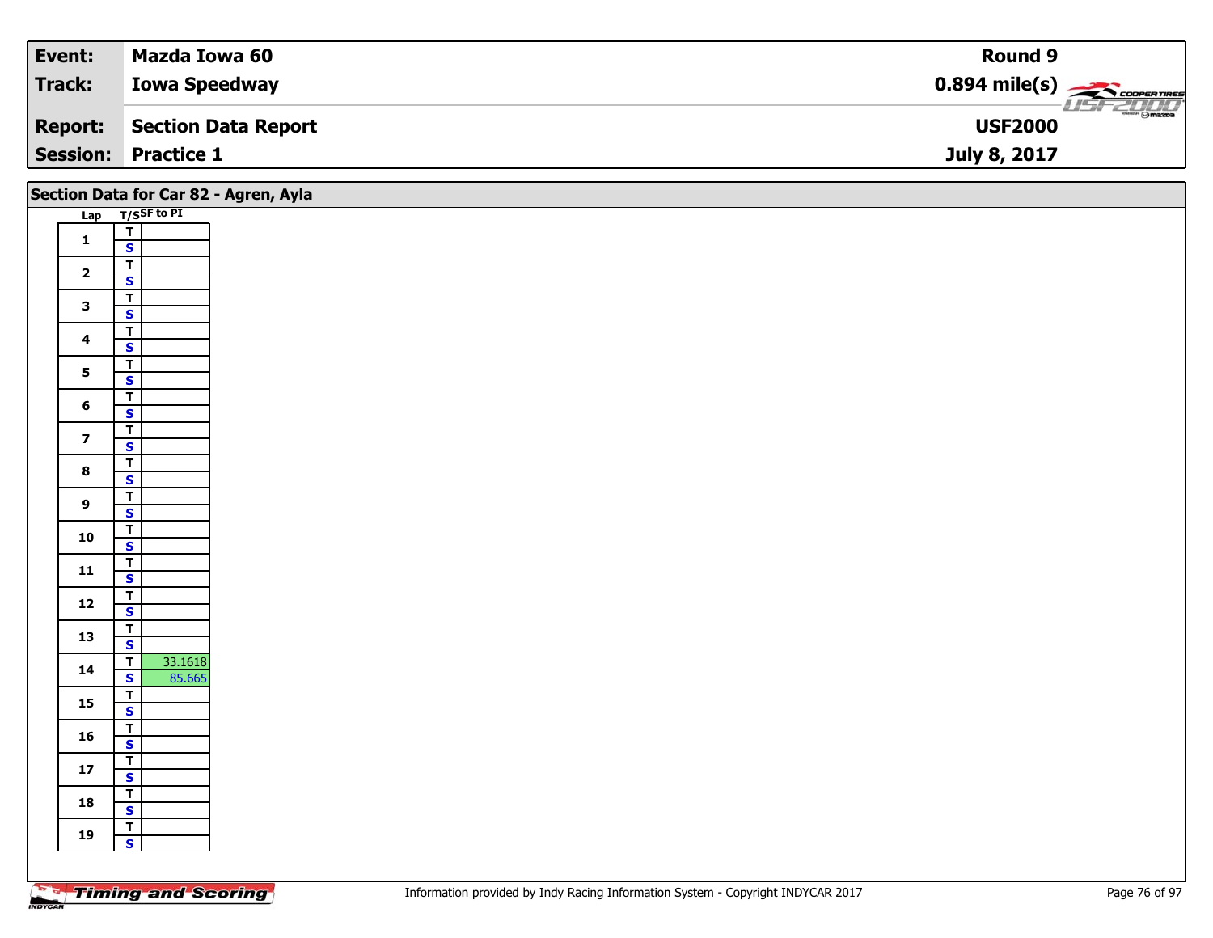| Event: | Mazda Iowa 60 | Round 9 |
|---|---|---|
| Track: | Iowa Speedway | 0.894 mile(s) |
| Report: | Section Data Report | USF2000 |
| Session: | Practice 1 | July 8, 2017 |

## Section Data for Car 82 - Agren, Ayla

| Lap | T/S | SF to PI |
|---|---|---|
| 1 | T | |
| | S | |
| 2 | T | |
| | S | |
| 3 | T | |
| | S | |
| 4 | T | |
| | S | |
| 5 | T | |
| | S | |
| 6 | T | |
| | S | |
| 7 | T | |
| | S | |
| 8 | T | |
| | S | |
| 9 | T | |
| | S | |
| 10 | T | |
| | S | |
| 11 | T | |
| | S | |
| 12 | T | |
| | S | |
| 13 | T | |
| | S | |
| 14 | T | 33.1618 |
| | S | 85.665 |
| 15 | T | |
| | S | |
| 16 | T | |
| | S | |
| 17 | T | |
| | S | |
| 18 | T | |
| | S | |
| 19 | T | |
| | S | |

Timing and Scoring

Information provided by Indy Racing Information System - Copyright INDYCAR 2017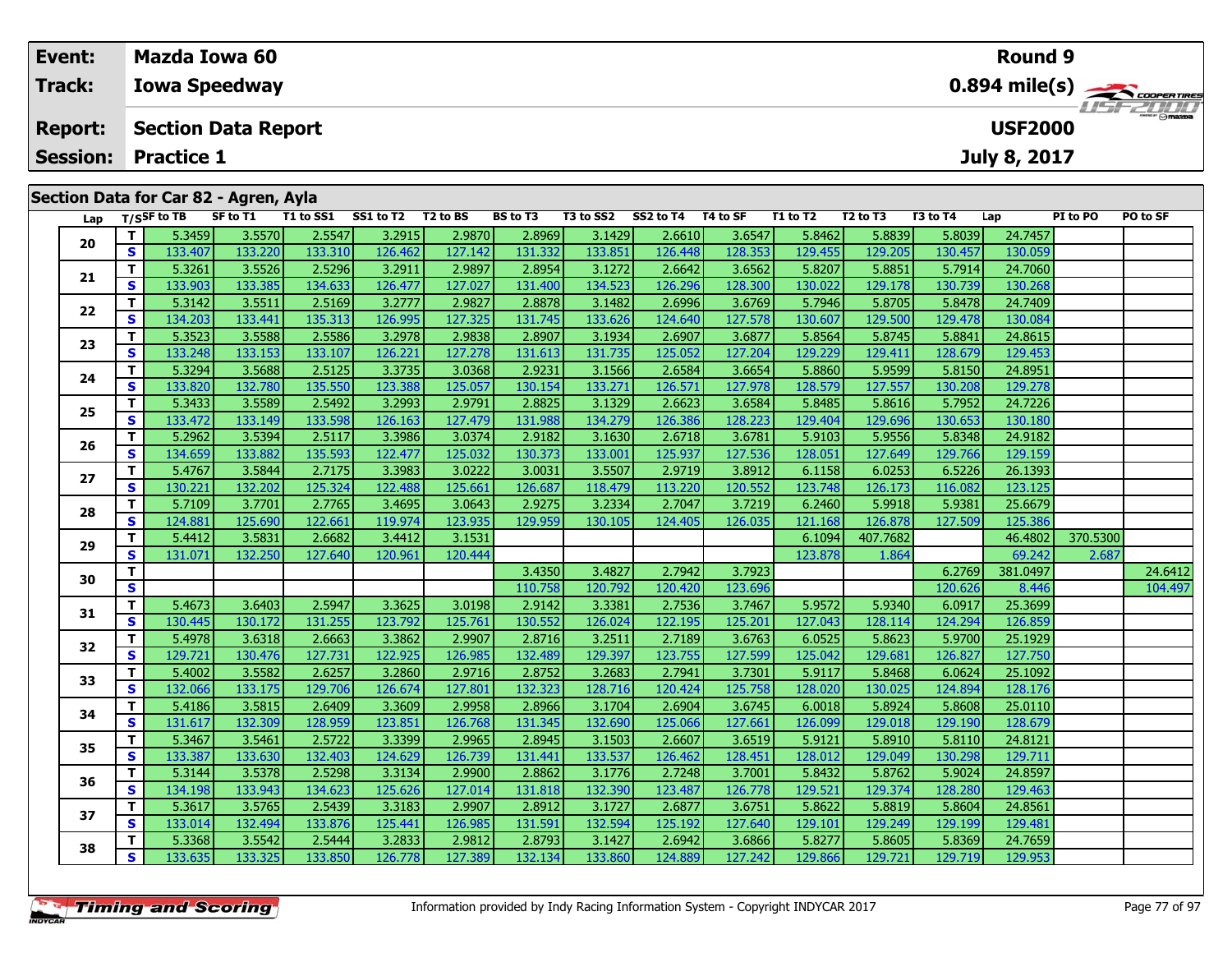**Event:** Mazda Iowa 60
**Track:** Iowa Speedway
**Report:** Section Data Report
**Session:** Practice 1

**Round 9**
**0.894 mile(s)**
**USF2000**
**July 8, 2017**

## Section Data for Car 82 - Agren, Ayla

| Lap | T/S | SF to TB | SF to T1 | T1 to SS1 | SS1 to T2 | T2 to BS | BS to T3 | T3 to SS2 | SS2 to T4 | T4 to SF | T1 to T2 | T2 to T3 | T3 to T4 | Lap | PI to PO | PO to SF |
|---|---|---|---|---|---|---|---|---|---|---|---|---|---|---|---|---|
| 20 | T | 5.3459 | 3.5570 | 2.5547 | 3.2915 | 2.9870 | 2.8969 | 3.1429 | 2.6610 | 3.6547 | 5.8462 | 5.8839 | 5.8039 | 24.7457 | | |
| | S | 133.407 | 133.220 | 133.310 | 126.462 | 127.142 | 131.332 | 133.851 | 126.448 | 128.353 | 129.455 | 129.205 | 130.457 | 130.059 | | |
| 21 | T | 5.3261 | 3.5526 | 2.5296 | 3.2911 | 2.9897 | 2.8954 | 3.1272 | 2.6642 | 3.6562 | 5.8207 | 5.8851 | 5.7914 | 24.7060 | | |
| | S | 133.903 | 133.385 | 134.633 | 126.477 | 127.027 | 131.400 | 134.523 | 126.296 | 128.300 | 130.022 | 129.178 | 130.739 | 130.268 | | |
| 22 | T | 5.3142 | 3.5511 | 2.5169 | 3.2777 | 2.9827 | 2.8878 | 3.1482 | 2.6996 | 3.6769 | 5.7946 | 5.8705 | 5.8478 | 24.7409 | | |
| | S | 134.203 | 133.441 | 135.313 | 126.995 | 127.325 | 131.745 | 133.626 | 124.640 | 127.578 | 130.607 | 129.500 | 129.478 | 130.084 | | |
| 23 | T | 5.3523 | 3.5588 | 2.5586 | 3.2978 | 2.9838 | 2.8907 | 3.1934 | 2.6907 | 3.6877 | 5.8564 | 5.8745 | 5.8841 | 24.8615 | | |
| | S | 133.248 | 133.153 | 133.107 | 126.221 | 127.278 | 131.613 | 131.735 | 125.052 | 127.204 | 129.229 | 129.411 | 128.679 | 129.453 | | |
| 24 | T | 5.3294 | 3.5688 | 2.5125 | 3.3735 | 3.0368 | 2.9231 | 3.1566 | 2.6584 | 3.6654 | 5.8860 | 5.9599 | 5.8150 | 24.8951 | | |
| | S | 133.820 | 132.780 | 135.550 | 123.388 | 125.057 | 130.154 | 133.271 | 126.571 | 127.978 | 128.579 | 127.557 | 130.208 | 129.278 | | |
| 25 | T | 5.3433 | 3.5589 | 2.5492 | 3.2993 | 2.9791 | 2.8825 | 3.1329 | 2.6623 | 3.6584 | 5.8485 | 5.8616 | 5.7952 | 24.7226 | | |
| | S | 133.472 | 133.149 | 133.598 | 126.163 | 127.479 | 131.988 | 134.279 | 126.386 | 128.223 | 129.404 | 129.696 | 130.653 | 130.180 | | |
| 26 | T | 5.2962 | 3.5394 | 2.5117 | 3.3986 | 3.0374 | 2.9182 | 3.1630 | 2.6718 | 3.6781 | 5.9103 | 5.9556 | 5.8348 | 24.9182 | | |
| | S | 134.659 | 133.882 | 135.593 | 122.477 | 125.032 | 130.373 | 133.001 | 125.937 | 127.536 | 128.051 | 127.649 | 129.766 | 129.159 | | |
| 27 | T | 5.4767 | 3.5844 | 2.7175 | 3.3983 | 3.0222 | 3.0031 | 3.5507 | 2.9719 | 3.8912 | 6.1158 | 6.0253 | 6.5226 | 26.1393 | | |
| | S | 130.221 | 132.202 | 125.324 | 122.488 | 125.661 | 126.687 | 118.479 | 113.220 | 120.552 | 123.748 | 126.173 | 116.082 | 123.125 | | |
| 28 | T | 5.7109 | 3.7701 | 2.7765 | 3.4695 | 3.0643 | 2.9275 | 3.2334 | 2.7047 | 3.7219 | 6.2460 | 5.9918 | 5.9381 | 25.6679 | | |
| | S | 124.881 | 125.690 | 122.661 | 119.974 | 123.935 | 129.959 | 130.105 | 124.405 | 126.035 | 121.168 | 126.878 | 127.509 | 125.386 | | |
| 29 | T | 5.4412 | 3.5831 | 2.6682 | 3.4412 | 3.1531 | | | | | 6.1094 | 407.7682 | | 46.4802 | 370.5300 | |
| | S | 131.071 | 132.250 | 127.640 | 120.961 | 120.444 | | | | | 123.878 | 1.864 | | 69.242 | 2.687 | |
| 30 | T | | | | | | 3.4350 | 3.4827 | 2.7942 | 3.7923 | | | 6.2769 | 381.0497 | | 24.6412 |
| | S | | | | | | 110.758 | 120.792 | 120.420 | 123.696 | | | 120.626 | 8.446 | | 104.497 |
| 31 | T | 5.4673 | 3.6403 | 2.5947 | 3.3625 | 3.0198 | 2.9142 | 3.3381 | 2.7536 | 3.7467 | 5.9572 | 5.9340 | 6.0917 | 25.3699 | | |
| | S | 130.445 | 130.172 | 131.255 | 123.792 | 125.761 | 130.552 | 126.024 | 122.195 | 125.201 | 127.043 | 128.114 | 124.294 | 126.859 | | |
| 32 | T | 5.4978 | 3.6318 | 2.6663 | 3.3862 | 2.9907 | 2.8716 | 3.2511 | 2.7189 | 3.6763 | 6.0525 | 5.8623 | 5.9700 | 25.1929 | | |
| | S | 129.721 | 130.476 | 127.731 | 122.925 | 126.985 | 132.489 | 129.397 | 123.755 | 127.599 | 125.042 | 129.681 | 126.827 | 127.750 | | |
| 33 | T | 5.4002 | 3.5582 | 2.6257 | 3.2860 | 2.9716 | 2.8752 | 3.2683 | 2.7941 | 3.7301 | 5.9117 | 5.8468 | 6.0624 | 25.1092 | | |
| | S | 132.066 | 133.175 | 129.706 | 126.674 | 127.801 | 132.323 | 128.716 | 120.424 | 125.758 | 128.020 | 130.025 | 124.894 | 128.176 | | |
| 34 | T | 5.4186 | 3.5815 | 2.6409 | 3.3609 | 2.9958 | 2.8966 | 3.1704 | 2.6904 | 3.6745 | 6.0018 | 5.8924 | 5.8608 | 25.0110 | | |
| | S | 131.617 | 132.309 | 128.959 | 123.851 | 126.768 | 131.345 | 132.690 | 125.066 | 127.661 | 126.099 | 129.018 | 129.190 | 128.679 | | |
| 35 | T | 5.3467 | 3.5461 | 2.5722 | 3.3399 | 2.9965 | 2.8945 | 3.1503 | 2.6607 | 3.6519 | 5.9121 | 5.8910 | 5.8110 | 24.8121 | | |
| | S | 133.387 | 133.630 | 132.403 | 124.629 | 126.739 | 131.441 | 133.537 | 126.462 | 128.451 | 128.012 | 129.049 | 130.298 | 129.711 | | |
| 36 | T | 5.3144 | 3.5378 | 2.5298 | 3.3134 | 2.9900 | 2.8862 | 3.1776 | 2.7248 | 3.7001 | 5.8432 | 5.8762 | 5.9024 | 24.8597 | | |
| | S | 134.198 | 133.943 | 134.623 | 125.626 | 127.014 | 131.818 | 132.390 | 123.487 | 126.778 | 129.521 | 129.374 | 128.280 | 129.463 | | |
| 37 | T | 5.3617 | 3.5765 | 2.5439 | 3.3183 | 2.9907 | 2.8912 | 3.1727 | 2.6877 | 3.6751 | 5.8622 | 5.8819 | 5.8604 | 24.8561 | | |
| | S | 133.014 | 132.494 | 133.876 | 125.441 | 126.985 | 131.591 | 132.594 | 125.192 | 127.640 | 129.101 | 129.249 | 129.199 | 129.481 | | |
| 38 | T | 5.3368 | 3.5542 | 2.5444 | 3.2833 | 2.9812 | 2.8793 | 3.1427 | 2.6942 | 3.6866 | 5.8277 | 5.8605 | 5.8369 | 24.7659 | | |
| | S | 133.635 | 133.325 | 133.850 | 126.778 | 127.389 | 132.134 | 133.860 | 124.889 | 127.242 | 129.866 | 129.721 | 129.719 | 129.953 | | |

Information provided by Indy Racing Information System - Copyright INDYCAR 2017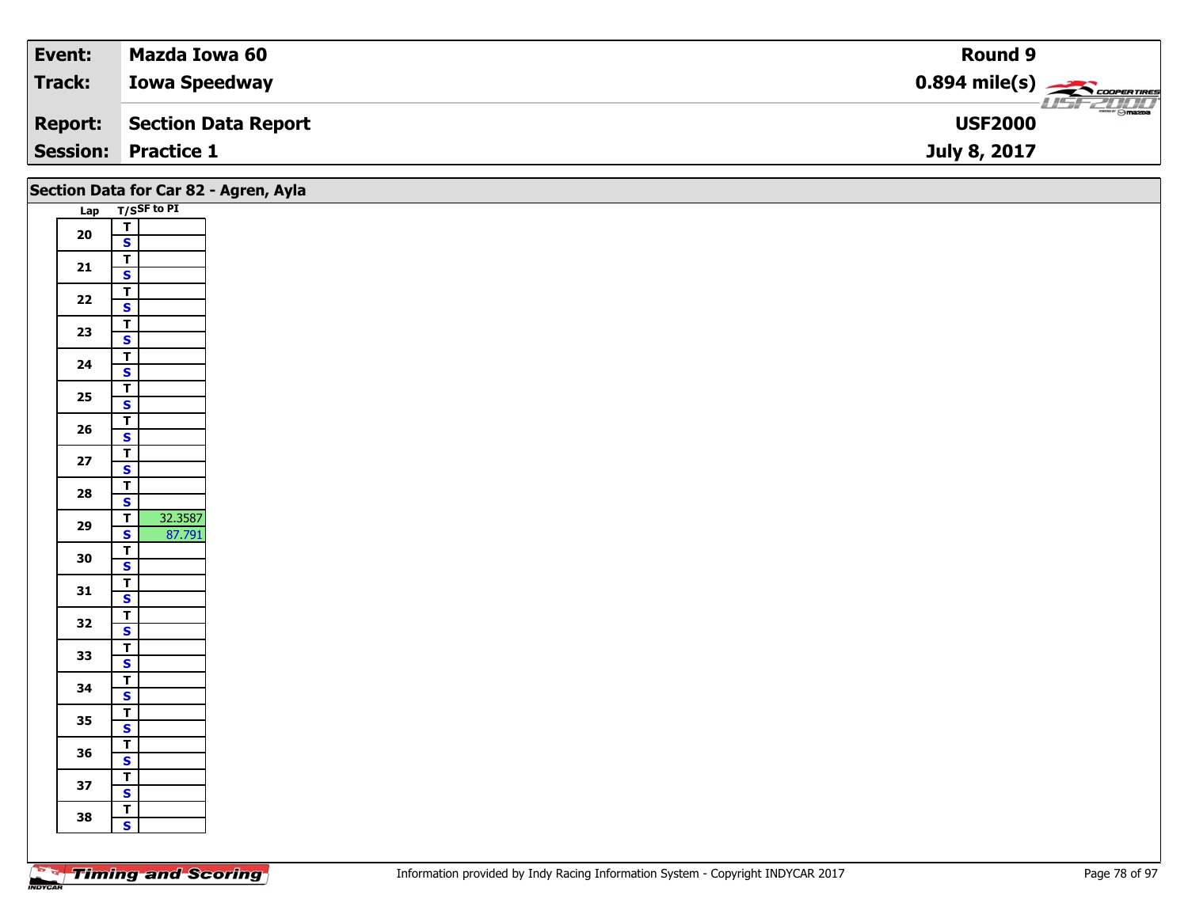| Event: | Mazda Iowa 60 | Round 9 |
|---|---|---|
| Track: | Iowa Speedway | 0.894 mile(s) |
| Report: | Section Data Report | USF2000 |
| Session: | Practice 1 | July 8, 2017 |

## Section Data for Car 82 - Agren, Ayla

| Lap | T/S | SF to PI |
|---|---|---|
| 20 | T | |
| | S | |
| 21 | T | |
| | S | |
| 22 | T | |
| | S | |
| 23 | T | |
| | S | |
| 24 | T | |
| | S | |
| 25 | T | |
| | S | |
| 26 | T | |
| | S | |
| 27 | T | |
| | S | |
| 28 | T | |
| | S | |
| 29 | T | 32.3587 |
| | S | 87.791 |
| 30 | T | |
| | S | |
| 31 | T | |
| | S | |
| 32 | T | |
| | S | |
| 33 | T | |
| | S | |
| 34 | T | |
| | S | |
| 35 | T | |
| | S | |
| 36 | T | |
| | S | |
| 37 | T | |
| | S | |
| 38 | T | |
| | S | |

Information provided by Indy Racing Information System - Copyright INDYCAR 2017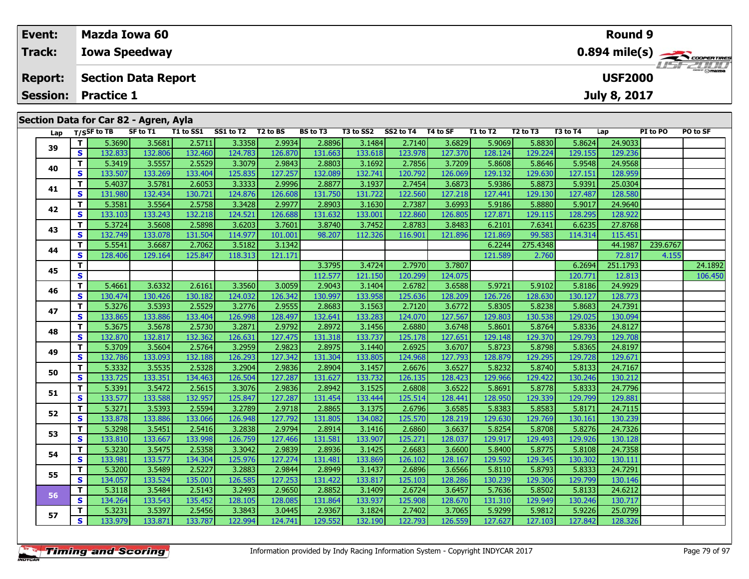| Event: | Mazda Iowa 60 | Round 9 |
|---|---|---|
| Track: | Iowa Speedway | 0.894 mile(s) |
| Report: | Section Data Report | USF2000 |
| Session: | Practice 1 | July 8, 2017 |

## Section Data for Car 82 - Agren, Ayla

| Lap | T/S | SF to TB | SF to T1 | T1 to SS1 | SS1 to T2 | T2 to BS | BS to T3 | T3 to SS2 | SS2 to T4 | T4 to SF | T1 to T2 | T2 to T3 | T3 to T4 | Lap | PI to PO | PO to SF |
|---|---|---|---|---|---|---|---|---|---|---|---|---|---|---|---|---|
| 39 | T | 5.3690 | 3.5681 | 2.5711 | 3.3358 | 2.9934 | 2.8896 | 3.1484 | 2.7140 | 3.6829 | 5.9069 | 5.8830 | 5.8624 | 24.9033 | | |
| | S | 132.833 | 132.806 | 132.460 | 124.783 | 126.870 | 131.663 | 133.618 | 123.978 | 127.370 | 128.124 | 129.224 | 129.155 | 129.236 | | |
| 40 | T | 5.3419 | 3.5557 | 2.5529 | 3.3079 | 2.9843 | 2.8803 | 3.1692 | 2.7856 | 3.7209 | 5.8608 | 5.8646 | 5.9548 | 24.9568 | | |
| | S | 133.507 | 133.269 | 133.404 | 125.835 | 127.257 | 132.089 | 132.741 | 120.792 | 126.069 | 129.132 | 129.630 | 127.151 | 128.959 | | |
| 41 | T | 5.4037 | 3.5781 | 2.6053 | 3.3333 | 2.9996 | 2.8877 | 3.1937 | 2.7454 | 3.6873 | 5.9386 | 5.8873 | 5.9391 | 25.0304 | | |
| | S | 131.980 | 132.434 | 130.721 | 124.876 | 126.608 | 131.750 | 131.722 | 122.560 | 127.218 | 127.441 | 129.130 | 127.487 | 128.580 | | |
| 42 | T | 5.3581 | 3.5564 | 2.5758 | 3.3428 | 2.9977 | 2.8903 | 3.1630 | 2.7387 | 3.6993 | 5.9186 | 5.8880 | 5.9017 | 24.9640 | | |
| | S | 133.103 | 133.243 | 132.218 | 124.521 | 126.688 | 131.632 | 133.001 | 122.860 | 126.805 | 127.871 | 129.115 | 128.295 | 128.922 | | |
| 43 | T | 5.3724 | 3.5608 | 2.5898 | 3.6203 | 3.7601 | 3.8740 | 3.7452 | 2.8783 | 3.8483 | 6.2101 | 7.6341 | 6.6235 | 27.8768 | | |
| | S | 132.749 | 133.078 | 131.504 | 114.977 | 101.001 | 98.207 | 112.326 | 116.901 | 121.896 | 121.869 | 99.583 | 114.314 | 115.451 | | |
| 44 | T | 5.5541 | 3.6687 | 2.7062 | 3.5182 | 3.1342 | | | | | 6.2244 | 275.4348 | | 44.1987 | 239.6767 | |
| | S | 128.406 | 129.164 | 125.847 | 118.313 | 121.171 | | | | | 121.589 | 2.760 | | 72.817 | 4.155 | |
| 45 | T | | | | | | 3.3795 | 3.4724 | 2.7970 | 3.7807 | | | 6.2694 | 251.1793 | | 24.1892 |
| | S | | | | | | 112.577 | 121.150 | 120.299 | 124.075 | | | 120.771 | 12.813 | | 106.450 |
| 46 | T | 5.4661 | 3.6332 | 2.6161 | 3.3560 | 3.0059 | 2.9043 | 3.1404 | 2.6782 | 3.6588 | 5.9721 | 5.9102 | 5.8186 | 24.9929 | | |
| | S | 130.474 | 130.426 | 130.182 | 124.032 | 126.342 | 130.997 | 133.958 | 125.636 | 128.209 | 126.726 | 128.630 | 130.127 | 128.773 | | |
| 47 | T | 5.3276 | 3.5393 | 2.5529 | 3.2776 | 2.9555 | 2.8683 | 3.1563 | 2.7120 | 3.6772 | 5.8305 | 5.8238 | 5.8683 | 24.7391 | | |
| | S | 133.865 | 133.886 | 133.404 | 126.998 | 128.497 | 132.641 | 133.283 | 124.070 | 127.567 | 129.803 | 130.538 | 129.025 | 130.094 | | |
| 48 | T | 5.3675 | 3.5678 | 2.5730 | 3.2871 | 2.9792 | 2.8972 | 3.1456 | 2.6880 | 3.6748 | 5.8601 | 5.8764 | 5.8336 | 24.8127 | | |
| | S | 132.870 | 132.817 | 132.362 | 126.631 | 127.475 | 131.318 | 133.737 | 125.178 | 127.651 | 129.148 | 129.370 | 129.793 | 129.708 | | |
| 49 | T | 5.3709 | 3.5604 | 2.5764 | 3.2959 | 2.9823 | 2.8975 | 3.1440 | 2.6925 | 3.6707 | 5.8723 | 5.8798 | 5.8365 | 24.8197 | | |
| | S | 132.786 | 133.093 | 132.188 | 126.293 | 127.342 | 131.304 | 133.805 | 124.968 | 127.793 | 128.879 | 129.295 | 129.728 | 129.671 | | |
| 50 | T | 5.3332 | 3.5535 | 2.5328 | 3.2904 | 2.9836 | 2.8904 | 3.1457 | 2.6676 | 3.6527 | 5.8232 | 5.8740 | 5.8133 | 24.7167 | | |
| | S | 133.725 | 133.351 | 134.463 | 126.504 | 127.287 | 131.627 | 133.732 | 126.135 | 128.423 | 129.966 | 129.422 | 130.246 | 130.212 | | |
| 51 | T | 5.3391 | 3.5472 | 2.5615 | 3.3076 | 2.9836 | 2.8942 | 3.1525 | 2.6808 | 3.6522 | 5.8691 | 5.8778 | 5.8333 | 24.7796 | | |
| | S | 133.577 | 133.588 | 132.957 | 125.847 | 127.287 | 131.454 | 133.444 | 125.514 | 128.441 | 128.950 | 129.339 | 129.799 | 129.881 | | |
| 52 | T | 5.3271 | 3.5393 | 2.5594 | 3.2789 | 2.9718 | 2.8865 | 3.1375 | 2.6796 | 3.6585 | 5.8383 | 5.8583 | 5.8171 | 24.7115 | | |
| | S | 133.878 | 133.886 | 133.066 | 126.948 | 127.792 | 131.805 | 134.082 | 125.570 | 128.219 | 129.630 | 129.769 | 130.161 | 130.239 | | |
| 53 | T | 5.3298 | 3.5451 | 2.5416 | 3.2838 | 2.9794 | 2.8914 | 3.1416 | 2.6860 | 3.6637 | 5.8254 | 5.8708 | 5.8276 | 24.7326 | | |
| | S | 133.810 | 133.667 | 133.998 | 126.759 | 127.466 | 131.581 | 133.907 | 125.271 | 128.037 | 129.917 | 129.493 | 129.926 | 130.128 | | |
| 54 | T | 5.3230 | 3.5475 | 2.5358 | 3.3042 | 2.9839 | 2.8936 | 3.1425 | 2.6683 | 3.6600 | 5.8400 | 5.8775 | 5.8108 | 24.7358 | | |
| | S | 133.981 | 133.577 | 134.304 | 125.976 | 127.274 | 131.481 | 133.869 | 126.102 | 128.167 | 129.592 | 129.345 | 130.302 | 130.111 | | |
| 55 | T | 5.3200 | 3.5489 | 2.5227 | 3.2883 | 2.9844 | 2.8949 | 3.1437 | 2.6896 | 3.6566 | 5.8110 | 5.8793 | 5.8333 | 24.7291 | | |
| | S | 134.057 | 133.524 | 135.001 | 126.585 | 127.253 | 131.422 | 133.817 | 125.103 | 128.286 | 130.239 | 129.306 | 129.799 | 130.146 | | |
| 56 | T | 5.3118 | 3.5484 | 2.5143 | 3.2493 | 2.9650 | 2.8852 | 3.1409 | 2.6724 | 3.6457 | 5.7636 | 5.8502 | 5.8133 | 24.6212 | | |
| | S | 134.264 | 133.543 | 135.452 | 128.105 | 128.085 | 131.864 | 133.937 | 125.908 | 128.670 | 131.310 | 129.949 | 130.246 | 130.717 | | |
| 57 | T | 5.3231 | 3.5397 | 2.5456 | 3.3843 | 3.0445 | 2.9367 | 3.1824 | 2.7402 | 3.7065 | 5.9299 | 5.9812 | 5.9226 | 25.0799 | | |
| | S | 133.979 | 133.871 | 133.787 | 122.994 | 124.741 | 129.552 | 132.190 | 122.793 | 126.559 | 127.627 | 127.103 | 127.842 | 128.326 | | |

Information provided by Indy Racing Information System - Copyright INDYCAR 2017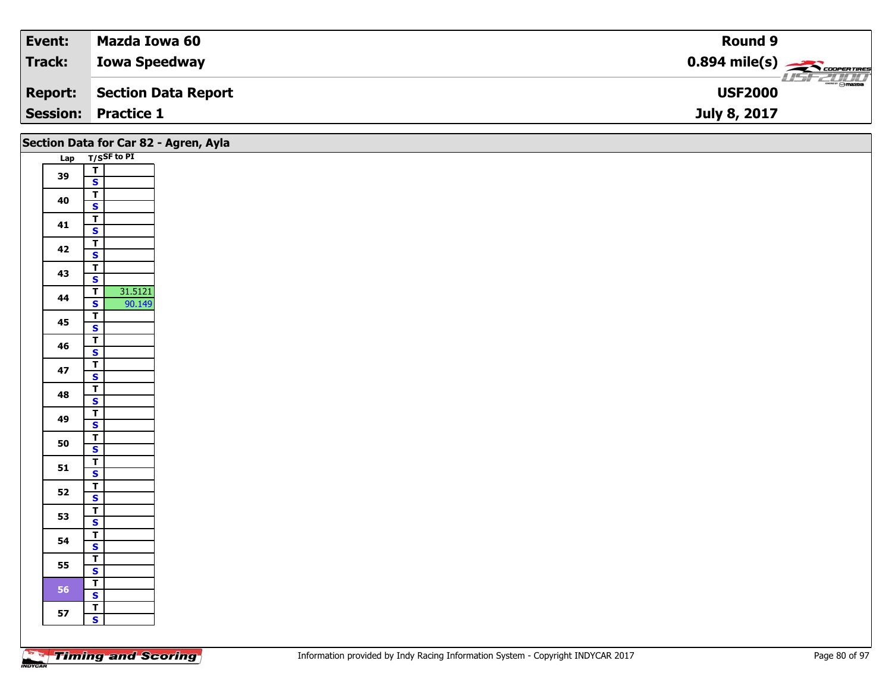| Event: | Mazda Iowa 60 | Round 9 |
|---|---|---|
| Track: | Iowa Speedway | 0.894 mile(s) |
| Report: | Section Data Report | USF2000 |
| Session: | Practice 1 | July 8, 2017 |

## Section Data for Car 82 - Agren, Ayla

| Lap | T/S | SF to PI |
|---|---|---|
| 39 | T | |
| | S | |
| 40 | T | |
| | S | |
| 41 | T | |
| | S | |
| 42 | T | |
| | S | |
| 43 | T | |
| | S | |
| 44 | T | 31.5121 |
| | S | 90.149 |
| 45 | T | |
| | S | |
| 46 | T | |
| | S | |
| 47 | T | |
| | S | |
| 48 | T | |
| | S | |
| 49 | T | |
| | S | |
| 50 | T | |
| | S | |
| 51 | T | |
| | S | |
| 52 | T | |
| | S | |
| 53 | T | |
| | S | |
| 54 | T | |
| | S | |
| 55 | T | |
| | S | |
| 56 | T | |
| | S | |
| 57 | T | |
| | S | |

Information provided by Indy Racing Information System - Copyright INDYCAR 2017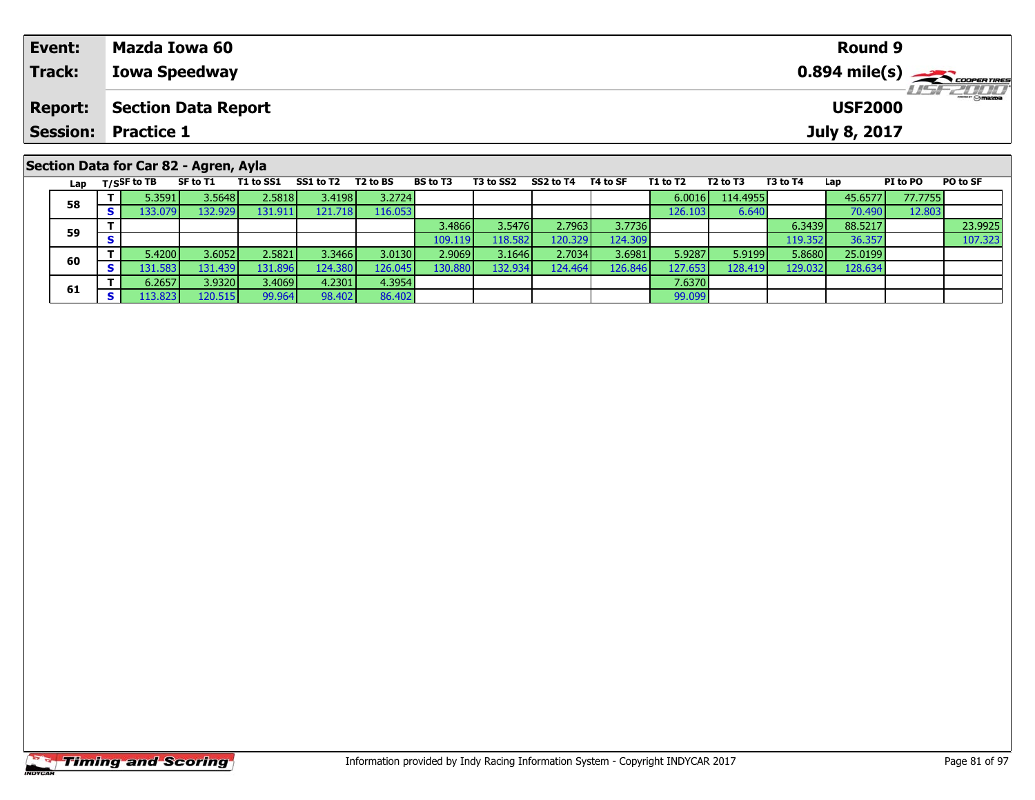| Event: | Mazda Iowa 60 | Round 9 |
|---|---|---|
| Track: | Iowa Speedway | 0.894 mile(s) |
| Report: | Section Data Report | USF2000 |
| Session: | Practice 1 | July 8, 2017 |

## Section Data for Car 82 - Agren, Ayla

| Lap | T/S | SF to TB | SF to T1 | T1 to SS1 | SS1 to T2 | T2 to BS | BS to T3 | T3 to SS2 | SS2 to T4 | T4 to SF | T1 to T2 | T2 to T3 | T3 to T4 | Lap | PI to PO | PO to SF |
|---|---|---|---|---|---|---|---|---|---|---|---|---|---|---|---|---|
| 58 | T | 5.3591 | 3.5648 | 2.5818 | 3.4198 | 3.2724 | | | | | 6.0016 | 114.4955 | | 45.6577 | 77.7755 | |
| | S | 133.079 | 132.929 | 131.911 | 121.718 | 116.053 | | | | | 126.103 | 6.640 | | 70.490 | 12.803 | |
| 59 | T | | | | | | 3.4866 | 3.5476 | 2.7963 | 3.7736 | | | 6.3439 | 88.5217 | | 23.9925 |
| | S | | | | | | 109.119 | 118.582 | 120.329 | 124.309 | | | 119.352 | 36.357 | | 107.323 |
| 60 | T | 5.4200 | 3.6052 | 2.5821 | 3.3466 | 3.0130 | 2.9069 | 3.1646 | 2.7034 | 3.6981 | 5.9287 | 5.9199 | 5.8680 | 25.0199 | | |
| | S | 131.583 | 131.439 | 131.896 | 124.380 | 126.045 | 130.880 | 132.934 | 124.464 | 126.846 | 127.653 | 128.419 | 129.032 | 128.634 | | |
| 61 | T | 6.2657 | 3.9320 | 3.4069 | 4.2301 | 4.3954 | | | | | 7.6370 | | | | | |
| | S | 113.823 | 120.515 | 99.964 | 98.402 | 86.402 | | | | | 99.099 | | | | | |

Information provided by Indy Racing Information System - Copyright INDYCAR 2017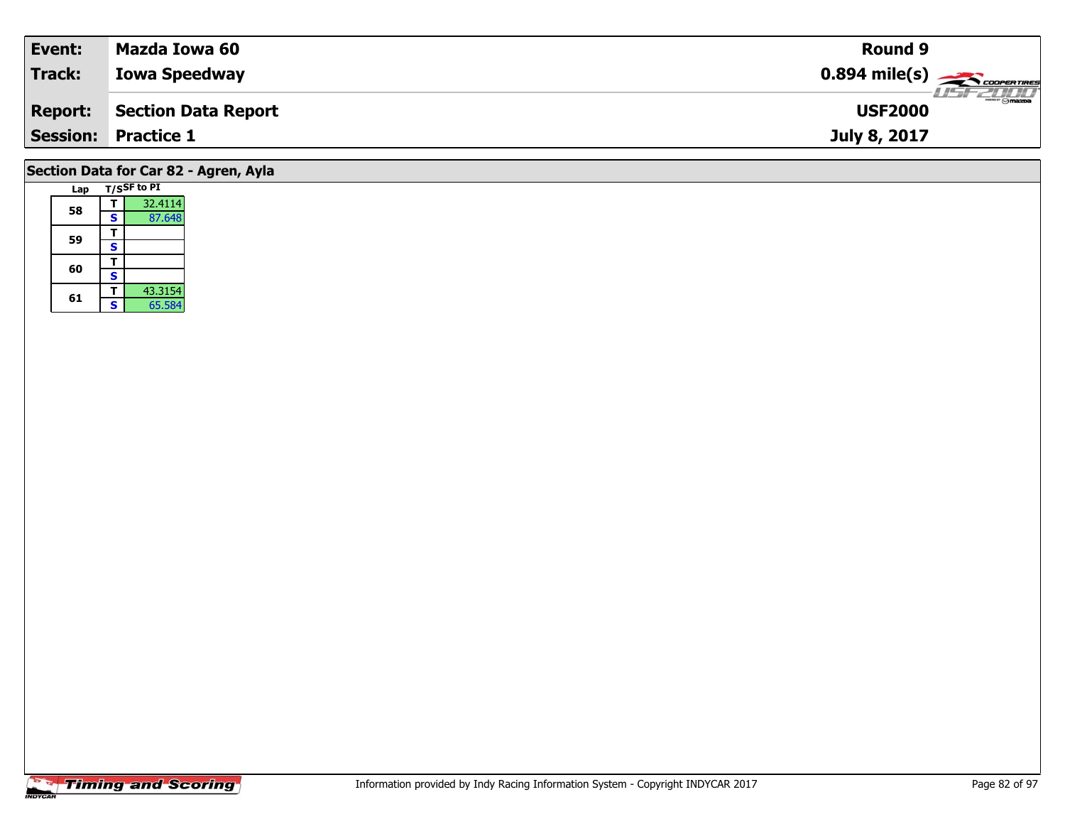| Event: | Mazda Iowa 60 | Round 9 |
|---|---|---|
| Track: | Iowa Speedway | 0.894 mile(s) |
| Report: | Section Data Report | USF2000 |
| Session: | Practice 1 | July 8, 2017 |

## Section Data for Car 82 - Agren, Ayla

| Lap | T/S | SF to PI |
|---|---|---|
| 58 | T | 32.4114 |
| | S | 87.648 |
| 59 | T | |
| | S | |
| 60 | T | |
| | S | |
| 61 | T | 43.3154 |
| | S | 65.584 |

Information provided by Indy Racing Information System - Copyright INDYCAR 2017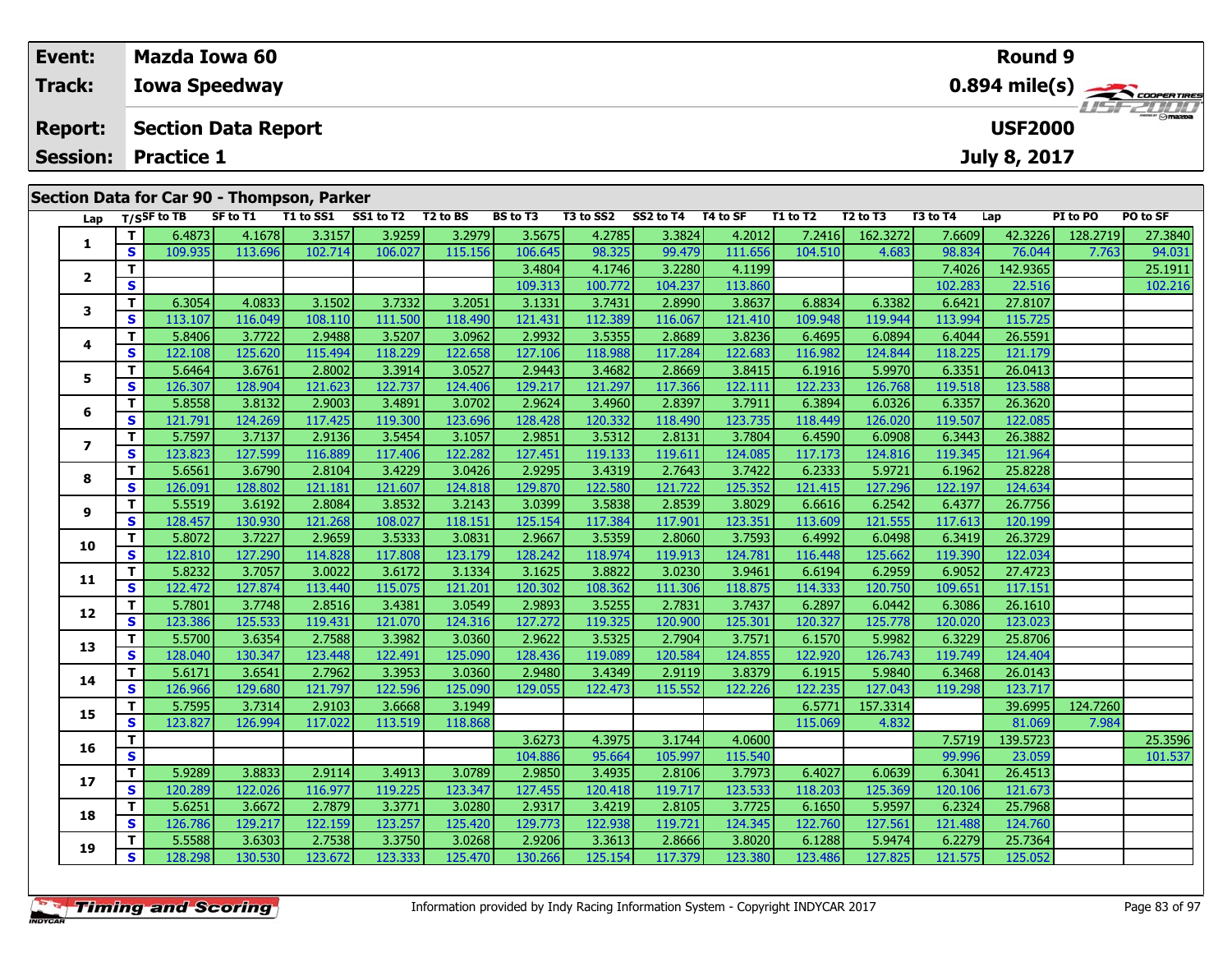| Event: | Mazda Iowa 60 | Round 9 |
|---|---|---|
| Track: | Iowa Speedway | 0.894 mile(s) |
| Report: | Section Data Report | USF2000 |
| Session: | Practice 1 | July 8, 2017 |

## Section Data for Car 90 - Thompson, Parker

| Lap | T/S | SF to TB | SF to T1 | T1 to SS1 | SS1 to T2 | T2 to BS | BS to T3 | T3 to SS2 | SS2 to T4 | T4 to SF | T1 to T2 | T2 to T3 | T3 to T4 | Lap | PI to PO | PO to SF |
|---|---|---|---|---|---|---|---|---|---|---|---|---|---|---|---|---|
| 1 | T | 6.4873 | 4.1678 | 3.3157 | 3.9259 | 3.2979 | 3.5675 | 4.2785 | 3.3824 | 4.2012 | 7.2416 | 162.3272 | 7.6609 | 42.3226 | 128.2719 | 27.3840 |
| | S | 109.935 | 113.696 | 102.714 | 106.027 | 115.156 | 106.645 | 98.325 | 99.479 | 111.656 | 104.510 | 4.683 | 98.834 | 76.044 | 7.763 | 94.031 |
| 2 | T | | | | | | 3.4804 | 4.1746 | 3.2280 | 4.1199 | | | 7.4026 | 142.9365 | | 25.1911 |
| | S | | | | | | 109.313 | 100.772 | 104.237 | 113.860 | | | 102.283 | 22.516 | | 102.216 |
| 3 | T | 6.3054 | 4.0833 | 3.1502 | 3.7332 | 3.2051 | 3.1331 | 3.7431 | 2.8990 | 3.8637 | 6.8834 | 6.3382 | 6.6421 | 27.8107 | | |
| | S | 113.107 | 116.049 | 108.110 | 111.500 | 118.490 | 121.431 | 112.389 | 116.067 | 121.410 | 109.948 | 119.944 | 113.994 | 115.725 | | |
| 4 | T | 5.8406 | 3.7722 | 2.9488 | 3.5207 | 3.0962 | 2.9932 | 3.5355 | 2.8689 | 3.8236 | 6.4695 | 6.0894 | 6.4044 | 26.5591 | | |
| | S | 122.108 | 125.620 | 115.494 | 118.229 | 122.658 | 127.106 | 118.988 | 117.284 | 122.683 | 116.982 | 124.844 | 118.225 | 121.179 | | |
| 5 | T | 5.6464 | 3.6761 | 2.8002 | 3.3914 | 3.0527 | 2.9443 | 3.4682 | 2.8669 | 3.8415 | 6.1916 | 5.9970 | 6.3351 | 26.0413 | | |
| | S | 126.307 | 128.904 | 121.623 | 122.737 | 124.406 | 129.217 | 121.297 | 117.366 | 122.111 | 122.233 | 126.768 | 119.518 | 123.588 | | |
| 6 | T | 5.8558 | 3.8132 | 2.9003 | 3.4891 | 3.0702 | 2.9624 | 3.4960 | 2.8397 | 3.7911 | 6.3894 | 6.0326 | 6.3357 | 26.3620 | | |
| | S | 121.791 | 124.269 | 117.425 | 119.300 | 123.696 | 128.428 | 120.332 | 118.490 | 123.735 | 118.449 | 126.020 | 119.507 | 122.085 | | |
| 7 | T | 5.7597 | 3.7137 | 2.9136 | 3.5454 | 3.1057 | 2.9851 | 3.5312 | 2.8131 | 3.7804 | 6.4590 | 6.0908 | 6.3443 | 26.3882 | | |
| | S | 123.823 | 127.599 | 116.889 | 117.406 | 122.282 | 127.451 | 119.133 | 119.611 | 124.085 | 117.173 | 124.816 | 119.345 | 121.964 | | |
| 8 | T | 5.6561 | 3.6790 | 2.8104 | 3.4229 | 3.0426 | 2.9295 | 3.4319 | 2.7643 | 3.7422 | 6.2333 | 5.9721 | 6.1962 | 25.8228 | | |
| | S | 126.091 | 128.802 | 121.181 | 121.607 | 124.818 | 129.870 | 122.580 | 121.722 | 125.352 | 121.415 | 127.296 | 122.197 | 124.634 | | |
| 9 | T | 5.5519 | 3.6192 | 2.8084 | 3.8532 | 3.2143 | 3.0399 | 3.5838 | 2.8539 | 3.8029 | 6.6616 | 6.2542 | 6.4377 | 26.7756 | | |
| | S | 128.457 | 130.930 | 121.268 | 108.027 | 118.151 | 125.154 | 117.384 | 117.901 | 123.351 | 113.609 | 121.555 | 117.613 | 120.199 | | |
| 10 | T | 5.8072 | 3.7227 | 2.9659 | 3.5333 | 3.0831 | 2.9667 | 3.5359 | 2.8060 | 3.7593 | 6.4992 | 6.0498 | 6.3419 | 26.3729 | | |
| | S | 122.810 | 127.290 | 114.828 | 117.808 | 123.179 | 128.242 | 118.974 | 119.913 | 124.781 | 116.448 | 125.662 | 119.390 | 122.034 | | |
| 11 | T | 5.8232 | 3.7057 | 3.0022 | 3.6172 | 3.1334 | 3.1625 | 3.8822 | 3.0230 | 3.9461 | 6.6194 | 6.2959 | 6.9052 | 27.4723 | | |
| | S | 122.472 | 127.874 | 113.440 | 115.075 | 121.201 | 120.302 | 108.362 | 111.306 | 118.875 | 114.333 | 120.750 | 109.651 | 117.151 | | |
| 12 | T | 5.7801 | 3.7748 | 2.8516 | 3.4381 | 3.0549 | 2.9893 | 3.5255 | 2.7831 | 3.7437 | 6.2897 | 6.0442 | 6.3086 | 26.1610 | | |
| | S | 123.386 | 125.533 | 119.431 | 121.070 | 124.316 | 127.272 | 119.325 | 120.900 | 125.301 | 120.327 | 125.778 | 120.020 | 123.023 | | |
| 13 | T | 5.5700 | 3.6354 | 2.7588 | 3.3982 | 3.0360 | 2.9622 | 3.5325 | 2.7904 | 3.7571 | 6.1570 | 5.9982 | 6.3229 | 25.8706 | | |
| | S | 128.040 | 130.347 | 123.448 | 122.491 | 125.090 | 128.436 | 119.089 | 120.584 | 124.855 | 122.920 | 126.743 | 119.749 | 124.404 | | |
| 14 | T | 5.6171 | 3.6541 | 2.7962 | 3.3953 | 3.0360 | 2.9480 | 3.4349 | 2.9119 | 3.8379 | 6.1915 | 5.9840 | 6.3468 | 26.0143 | | |
| | S | 126.966 | 129.680 | 121.797 | 122.596 | 125.090 | 129.055 | 122.473 | 115.552 | 122.226 | 122.235 | 127.043 | 119.298 | 123.717 | | |
| 15 | T | 5.7595 | 3.7314 | 2.9103 | 3.6668 | 3.1949 | | | | | 6.5771 | 157.3314 | | 39.6995 | 124.7260 | |
| | S | 123.827 | 126.994 | 117.022 | 113.519 | 118.868 | | | | | 115.069 | 4.832 | | 81.069 | 7.984 | |
| 16 | T | | | | | | 3.6273 | 4.3975 | 3.1744 | 4.0600 | | | 7.5719 | 139.5723 | | 25.3596 |
| | S | | | | | | 104.886 | 95.664 | 105.997 | 115.540 | | | 99.996 | 23.059 | | 101.537 |
| 17 | T | 5.9289 | 3.8833 | 2.9114 | 3.4913 | 3.0789 | 2.9850 | 3.4935 | 2.8106 | 3.7973 | 6.4027 | 6.0639 | 6.3041 | 26.4513 | | |
| | S | 120.289 | 122.026 | 116.977 | 119.225 | 123.347 | 127.455 | 120.418 | 119.717 | 123.533 | 118.203 | 125.369 | 120.106 | 121.673 | | |
| 18 | T | 5.6251 | 3.6672 | 2.7879 | 3.3771 | 3.0280 | 2.9317 | 3.4219 | 2.8105 | 3.7725 | 6.1650 | 5.9597 | 6.2324 | 25.7968 | | |
| | S | 126.786 | 129.217 | 122.159 | 123.257 | 125.420 | 129.773 | 122.938 | 119.721 | 124.345 | 122.760 | 127.561 | 121.488 | 124.760 | | |
| 19 | T | 5.5588 | 3.6303 | 2.7538 | 3.3750 | 3.0268 | 2.9206 | 3.3613 | 2.8666 | 3.8020 | 6.1288 | 5.9474 | 6.2279 | 25.7364 | | |
| | S | 128.298 | 130.530 | 123.672 | 123.333 | 125.470 | 130.266 | 125.154 | 117.379 | 123.380 | 123.486 | 127.825 | 121.575 | 125.052 | | |

Information provided by Indy Racing Information System - Copyright INDYCAR 2017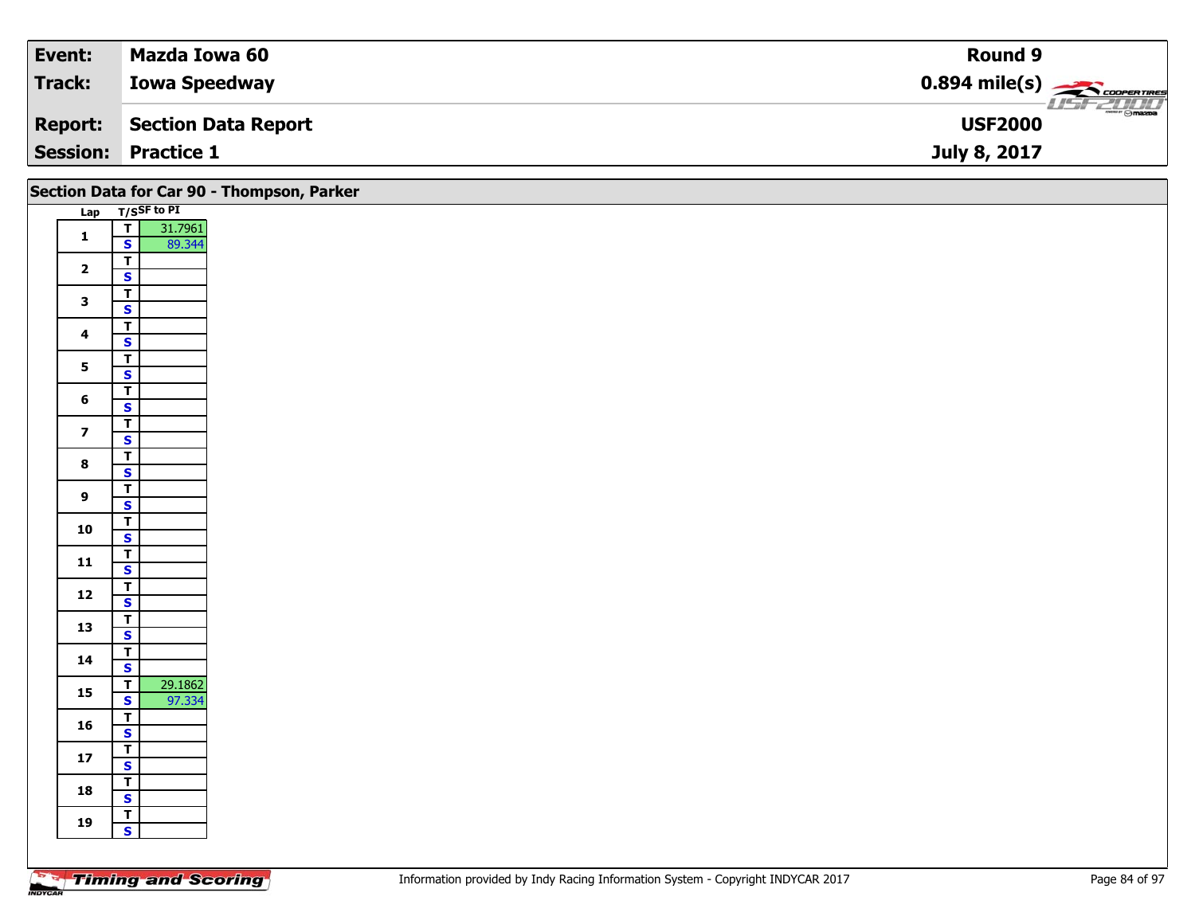| Event: | Mazda Iowa 60 | Round 9 |
|---|---|---|
| Track: | Iowa Speedway | 0.894 mile(s) |
| Report: | Section Data Report | USF2000 |
| Session: | Practice 1 | July 8, 2017 |

## Section Data for Car 90 - Thompson, Parker

| Lap | T/S | SF to PI |
|---|---|---|
| 1 | T | 31.7961 |
| | S | 89.344 |
| 2 | T | |
| | S | |
| 3 | T | |
| | S | |
| 4 | T | |
| | S | |
| 5 | T | |
| | S | |
| 6 | T | |
| | S | |
| 7 | T | |
| | S | |
| 8 | T | |
| | S | |
| 9 | T | |
| | S | |
| 10 | T | |
| | S | |
| 11 | T | |
| | S | |
| 12 | T | |
| | S | |
| 13 | T | |
| | S | |
| 14 | T | |
| | S | |
| 15 | T | 29.1862 |
| | S | 97.334 |
| 16 | T | |
| | S | |
| 17 | T | |
| | S | |
| 18 | T | |
| | S | |
| 19 | T | |
| | S | |

Information provided by Indy Racing Information System - Copyright INDYCAR 2017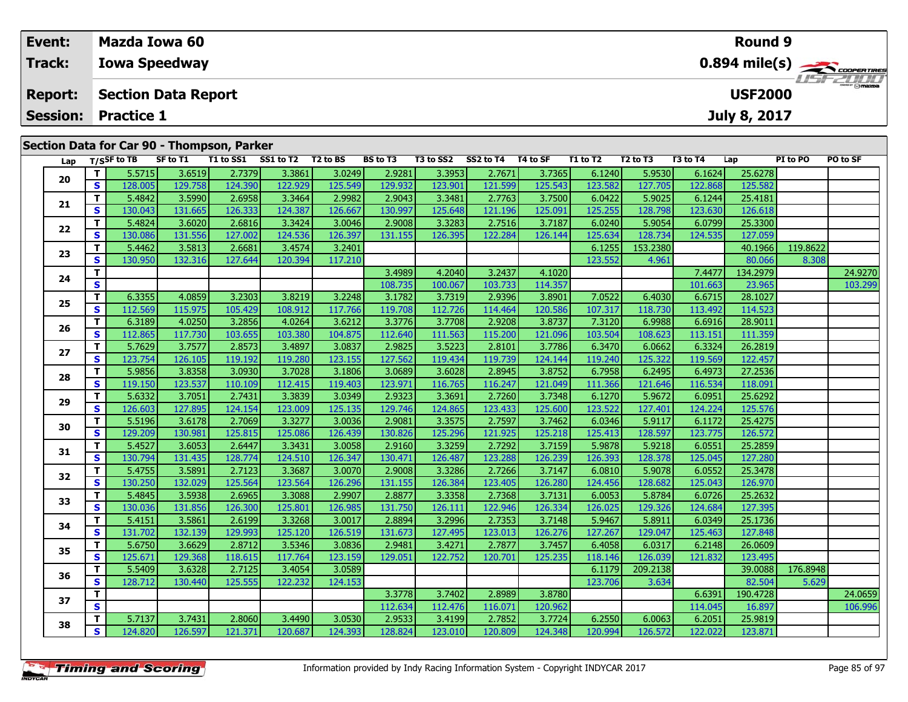| Event: | Mazda Iowa 60 | Round 9 |
|---|---|---|
| Track: | Iowa Speedway | 0.894 mile(s) |
| Report: | Section Data Report | USF2000 |
| Session: | Practice 1 | July 8, 2017 |

## Section Data for Car 90 - Thompson, Parker

| Lap | T/S | SF to TB | SF to T1 | T1 to SS1 | SS1 to T2 | T2 to BS | BS to T3 | T3 to SS2 | SS2 to T4 | T4 to SF | T1 to T2 | T2 to T3 | T3 to T4 | Lap | PI to PO | PO to SF |
|---|---|---|---|---|---|---|---|---|---|---|---|---|---|---|---|---|
| 20 | T | 5.5715 | 3.6519 | 2.7379 | 3.3861 | 3.0249 | 2.9281 | 3.3953 | 2.7671 | 3.7365 | 6.1240 | 5.9530 | 6.1624 | 25.6278 | | |
| | S | 128.005 | 129.758 | 124.390 | 122.929 | 125.549 | 129.932 | 123.901 | 121.599 | 125.543 | 123.582 | 127.705 | 122.868 | 125.582 | | |
| 21 | T | 5.4842 | 3.5990 | 2.6958 | 3.3464 | 2.9982 | 2.9043 | 3.3481 | 2.7763 | 3.7500 | 6.0422 | 5.9025 | 6.1244 | 25.4181 | | |
| | S | 130.043 | 131.665 | 126.333 | 124.387 | 126.667 | 130.997 | 125.648 | 121.196 | 125.091 | 125.255 | 128.798 | 123.630 | 126.618 | | |
| 22 | T | 5.4824 | 3.6020 | 2.6816 | 3.3424 | 3.0046 | 2.9008 | 3.3283 | 2.7516 | 3.7187 | 6.0240 | 5.9054 | 6.0799 | 25.3300 | | |
| | S | 130.086 | 131.556 | 127.002 | 124.536 | 126.397 | 131.155 | 126.395 | 122.284 | 126.144 | 125.634 | 128.734 | 124.535 | 127.059 | | |
| 23 | T | 5.4462 | 3.5813 | 2.6681 | 3.4574 | 3.2401 | | | | | 6.1255 | 153.2380 | | 40.1966 | 119.8622 | |
| | S | 130.950 | 132.316 | 127.644 | 120.394 | 117.210 | | | | | 123.552 | 4.961 | | 80.066 | 8.308 | |
| 24 | T | | | | | | 3.4989 | 4.2040 | 3.2437 | 4.1020 | | | 7.4477 | 134.2979 | | 24.9270 |
| | S | | | | | | 108.735 | 100.067 | 103.733 | 114.357 | | | 101.663 | 23.965 | | 103.299 |
| 25 | T | 6.3355 | 4.0859 | 3.2303 | 3.8219 | 3.2248 | 3.1782 | 3.7319 | 2.9396 | 3.8901 | 7.0522 | 6.4030 | 6.6715 | 28.1027 | | |
| | S | 112.569 | 115.975 | 105.429 | 108.912 | 117.766 | 119.708 | 112.726 | 114.464 | 120.586 | 107.317 | 118.730 | 113.492 | 114.523 | | |
| 26 | T | 6.3189 | 4.0250 | 3.2856 | 4.0264 | 3.6212 | 3.3776 | 3.7708 | 2.9208 | 3.8737 | 7.3120 | 6.9988 | 6.6916 | 28.9011 | | |
| | S | 112.865 | 117.730 | 103.655 | 103.380 | 104.875 | 112.640 | 111.563 | 115.200 | 121.096 | 103.504 | 108.623 | 113.151 | 111.359 | | |
| 27 | T | 5.7629 | 3.7577 | 2.8573 | 3.4897 | 3.0837 | 2.9825 | 3.5223 | 2.8101 | 3.7786 | 6.3470 | 6.0662 | 6.3324 | 26.2819 | | |
| | S | 123.754 | 126.105 | 119.192 | 119.280 | 123.155 | 127.562 | 119.434 | 119.739 | 124.144 | 119.240 | 125.322 | 119.569 | 122.457 | | |
| 28 | T | 5.9856 | 3.8358 | 3.0930 | 3.7028 | 3.1806 | 3.0689 | 3.6028 | 2.8945 | 3.8752 | 6.7958 | 6.2495 | 6.4973 | 27.2536 | | |
| | S | 119.150 | 123.537 | 110.109 | 112.415 | 119.403 | 123.971 | 116.765 | 116.247 | 121.049 | 111.366 | 121.646 | 116.534 | 118.091 | | |
| 29 | T | 5.6332 | 3.7051 | 2.7431 | 3.3839 | 3.0349 | 2.9323 | 3.3691 | 2.7260 | 3.7348 | 6.1270 | 5.9672 | 6.0951 | 25.6292 | | |
| | S | 126.603 | 127.895 | 124.154 | 123.009 | 125.135 | 129.746 | 124.865 | 123.433 | 125.600 | 123.522 | 127.401 | 124.224 | 125.576 | | |
| 30 | T | 5.5196 | 3.6178 | 2.7069 | 3.3277 | 3.0036 | 2.9081 | 3.3575 | 2.7597 | 3.7462 | 6.0346 | 5.9117 | 6.1172 | 25.4275 | | |
| | S | 129.209 | 130.981 | 125.815 | 125.086 | 126.439 | 130.826 | 125.296 | 121.925 | 125.218 | 125.413 | 128.597 | 123.775 | 126.572 | | |
| 31 | T | 5.4527 | 3.6053 | 2.6447 | 3.3431 | 3.0058 | 2.9160 | 3.3259 | 2.7292 | 3.7159 | 5.9878 | 5.9218 | 6.0551 | 25.2859 | | |
| | S | 130.794 | 131.435 | 128.774 | 124.510 | 126.347 | 130.471 | 126.487 | 123.288 | 126.239 | 126.393 | 128.378 | 125.045 | 127.280 | | |
| 32 | T | 5.4755 | 3.5891 | 2.7123 | 3.3687 | 3.0070 | 2.9008 | 3.3286 | 2.7266 | 3.7147 | 6.0810 | 5.9078 | 6.0552 | 25.3478 | | |
| | S | 130.250 | 132.029 | 125.564 | 123.564 | 126.296 | 131.155 | 126.384 | 123.405 | 126.280 | 124.456 | 128.682 | 125.043 | 126.970 | | |
| 33 | T | 5.4845 | 3.5938 | 2.6965 | 3.3088 | 2.9907 | 2.8877 | 3.3358 | 2.7368 | 3.7131 | 6.0053 | 5.8784 | 6.0726 | 25.2632 | | |
| | S | 130.036 | 131.856 | 126.300 | 125.801 | 126.985 | 131.750 | 126.111 | 122.946 | 126.334 | 126.025 | 129.326 | 124.684 | 127.395 | | |
| 34 | T | 5.4151 | 3.5861 | 2.6199 | 3.3268 | 3.0017 | 2.8894 | 3.2996 | 2.7353 | 3.7148 | 5.9467 | 5.8911 | 6.0349 | 25.1736 | | |
| | S | 131.702 | 132.139 | 129.993 | 125.120 | 126.519 | 131.673 | 127.495 | 123.013 | 126.276 | 127.267 | 129.047 | 125.463 | 127.848 | | |
| 35 | T | 5.6750 | 3.6629 | 2.8712 | 3.5346 | 3.0836 | 2.9481 | 3.4271 | 2.7877 | 3.7457 | 6.4058 | 6.0317 | 6.2148 | 26.0609 | | |
| | S | 125.671 | 129.368 | 118.615 | 117.764 | 123.159 | 129.051 | 122.752 | 120.701 | 125.235 | 118.146 | 126.039 | 121.832 | 123.495 | | |
| 36 | T | 5.5409 | 3.6328 | 2.7125 | 3.4054 | 3.0589 | | | | | 6.1179 | 209.2138 | | 39.0088 | 176.8948 | |
| | S | 128.712 | 130.440 | 125.555 | 122.232 | 124.153 | | | | | 123.706 | 3.634 | | 82.504 | 5.629 | |
| 37 | T | | | | | | 3.3778 | 3.7402 | 2.8989 | 3.8780 | | | 6.6391 | 190.4728 | | 24.0659 |
| | S | | | | | | 112.634 | 112.476 | 116.071 | 120.962 | | | 114.045 | 16.897 | | 106.996 |
| 38 | T | 5.7137 | 3.7431 | 2.8060 | 3.4490 | 3.0530 | 2.9533 | 3.4199 | 2.7852 | 3.7724 | 6.2550 | 6.0063 | 6.2051 | 25.9819 | | |
| | S | 124.820 | 126.597 | 121.371 | 120.687 | 124.393 | 128.824 | 123.010 | 120.809 | 124.348 | 120.994 | 126.572 | 122.022 | 123.871 | | |

Information provided by Indy Racing Information System - Copyright INDYCAR 2017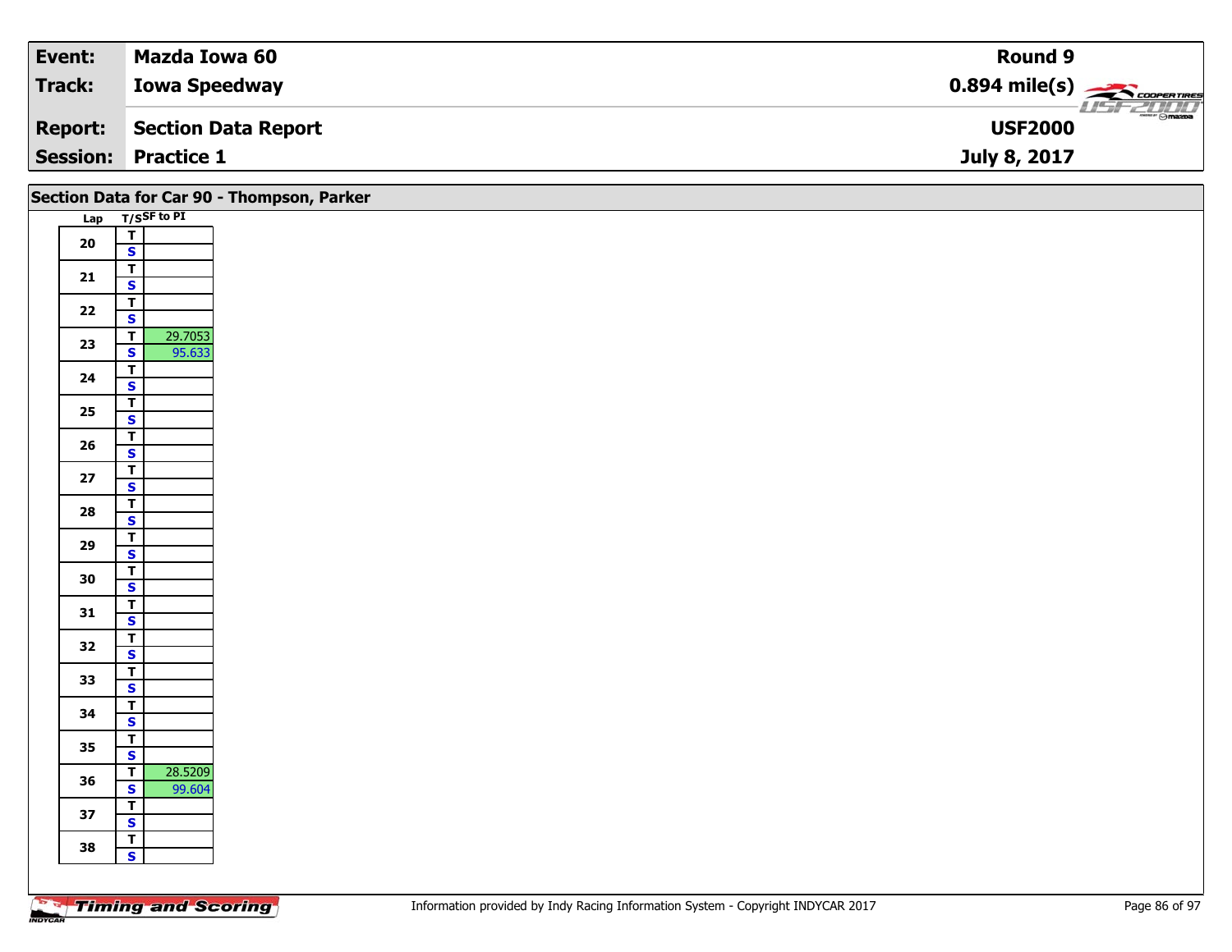| Event: | Mazda Iowa 60 | Round 9 |
|---|---|---|
| Track: | Iowa Speedway | 0.894 mile(s) |
| Report: | Section Data Report | USF2000 |
| Session: | Practice 1 | July 8, 2017 |

## Section Data for Car 90 - Thompson, Parker

| Lap | T/S | SF to PI |
|---|---|---|
| 20 | T | |
| | S | |
| 21 | T | |
| | S | |
| 22 | T | |
| | S | |
| 23 | T | 29.7053 |
| | S | 95.633 |
| 24 | T | |
| | S | |
| 25 | T | |
| | S | |
| 26 | T | |
| | S | |
| 27 | T | |
| | S | |
| 28 | T | |
| | S | |
| 29 | T | |
| | S | |
| 30 | T | |
| | S | |
| 31 | T | |
| | S | |
| 32 | T | |
| | S | |
| 33 | T | |
| | S | |
| 34 | T | |
| | S | |
| 35 | T | |
| | S | |
| 36 | T | 28.5209 |
| | S | 99.604 |
| 37 | T | |
| | S | |
| 38 | T | |
| | S | |

Information provided by Indy Racing Information System - Copyright INDYCAR 2017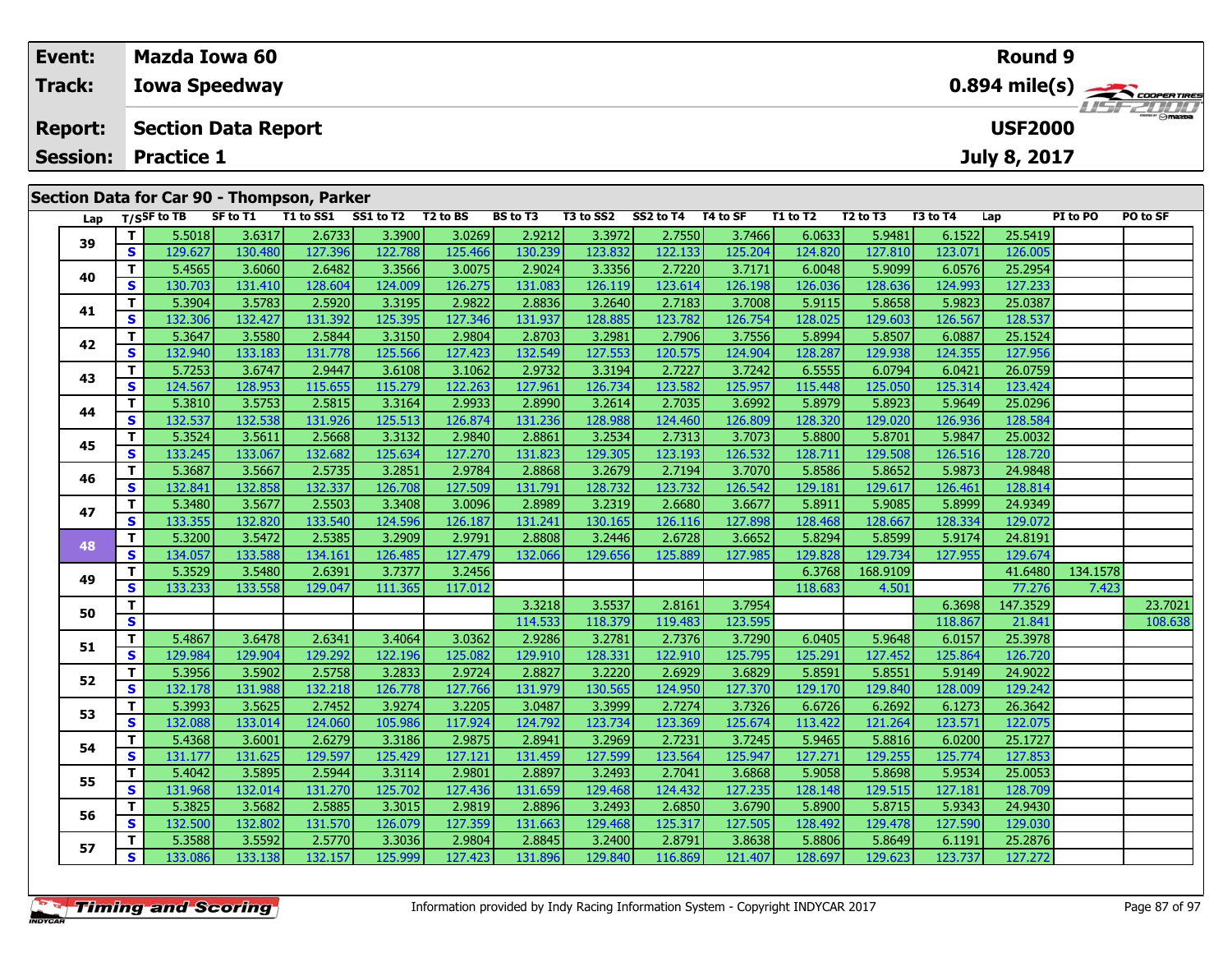| Event: | Mazda Iowa 60 | Round 9 |
|---|---|---|
| Track: | Iowa Speedway | 0.894 mile(s) |
| Report: | Section Data Report | USF2000 |
| Session: | Practice 1 | July 8, 2017 |

## Section Data for Car 90 - Thompson, Parker

| Lap | T/S | SF to TB | SF to T1 | T1 to SS1 | SS1 to T2 | T2 to BS | BS to T3 | T3 to SS2 | SS2 to T4 | T4 to SF | T1 to T2 | T2 to T3 | T3 to T4 | Lap | PI to PO | PO to SF |
|---|---|---|---|---|---|---|---|---|---|---|---|---|---|---|---|---|
| 39 | T | 5.5018 | 3.6317 | 2.6733 | 3.3900 | 3.0269 | 2.9212 | 3.3972 | 2.7550 | 3.7466 | 6.0633 | 5.9481 | 6.1522 | 25.5419 | | |
| | S | 129.627 | 130.480 | 127.396 | 122.788 | 125.466 | 130.239 | 123.832 | 122.133 | 125.204 | 124.820 | 127.810 | 123.071 | 126.005 | | |
| 40 | T | 5.4565 | 3.6060 | 2.6482 | 3.3566 | 3.0075 | 2.9024 | 3.3356 | 2.7220 | 3.7171 | 6.0048 | 5.9099 | 6.0576 | 25.2954 | | |
| | S | 130.703 | 131.410 | 128.604 | 124.009 | 126.275 | 131.083 | 126.119 | 123.614 | 126.198 | 126.036 | 128.636 | 124.993 | 127.233 | | |
| 41 | T | 5.3904 | 3.5783 | 2.5920 | 3.3195 | 2.9822 | 2.8836 | 3.2640 | 2.7183 | 3.7008 | 5.9115 | 5.8658 | 5.9823 | 25.0387 | | |
| | S | 132.306 | 132.427 | 131.392 | 125.395 | 127.346 | 131.937 | 128.885 | 123.782 | 126.754 | 128.025 | 129.603 | 126.567 | 128.537 | | |
| 42 | T | 5.3647 | 3.5580 | 2.5844 | 3.3150 | 2.9804 | 2.8703 | 3.2981 | 2.7906 | 3.7556 | 5.8994 | 5.8507 | 6.0887 | 25.1524 | | |
| | S | 132.940 | 133.183 | 131.778 | 125.566 | 127.423 | 132.549 | 127.553 | 120.575 | 124.904 | 128.287 | 129.938 | 124.355 | 127.956 | | |
| 43 | T | 5.7253 | 3.6747 | 2.9447 | 3.6108 | 3.1062 | 2.9732 | 3.3194 | 2.7227 | 3.7242 | 6.5555 | 6.0794 | 6.0421 | 26.0759 | | |
| | S | 124.567 | 128.953 | 115.655 | 115.279 | 122.263 | 127.961 | 126.734 | 123.582 | 125.957 | 115.448 | 125.050 | 125.314 | 123.424 | | |
| 44 | T | 5.3810 | 3.5753 | 2.5815 | 3.3164 | 2.9933 | 2.8990 | 3.2614 | 2.7035 | 3.6992 | 5.8979 | 5.8923 | 5.9649 | 25.0296 | | |
| | S | 132.537 | 132.538 | 131.926 | 125.513 | 126.874 | 131.236 | 128.988 | 124.460 | 126.809 | 128.320 | 129.020 | 126.936 | 128.584 | | |
| 45 | T | 5.3524 | 3.5611 | 2.5668 | 3.3132 | 2.9840 | 2.8861 | 3.2534 | 2.7313 | 3.7073 | 5.8800 | 5.8701 | 5.9847 | 25.0032 | | |
| | S | 133.245 | 133.067 | 132.682 | 125.634 | 127.270 | 131.823 | 129.305 | 123.193 | 126.532 | 128.711 | 129.508 | 126.516 | 128.720 | | |
| 46 | T | 5.3687 | 3.5667 | 2.5735 | 3.2851 | 2.9784 | 2.8868 | 3.2679 | 2.7194 | 3.7070 | 5.8586 | 5.8652 | 5.9873 | 24.9848 | | |
| | S | 132.841 | 132.858 | 132.337 | 126.708 | 127.509 | 131.791 | 128.732 | 123.732 | 126.542 | 129.181 | 129.617 | 126.461 | 128.814 | | |
| 47 | T | 5.3480 | 3.5677 | 2.5503 | 3.3408 | 3.0096 | 2.8989 | 3.2319 | 2.6680 | 3.6677 | 5.8911 | 5.9085 | 5.8999 | 24.9349 | | |
| | S | 133.355 | 132.820 | 133.540 | 124.596 | 126.187 | 131.241 | 130.165 | 126.116 | 127.898 | 128.468 | 128.667 | 128.334 | 129.072 | | |
| 48 | T | 5.3200 | 3.5472 | 2.5385 | 3.2909 | 2.9791 | 2.8808 | 3.2446 | 2.6728 | 3.6652 | 5.8294 | 5.8599 | 5.9174 | 24.8191 | | |
| | S | 134.057 | 133.588 | 134.161 | 126.485 | 127.479 | 132.066 | 129.656 | 125.889 | 127.985 | 129.828 | 129.734 | 127.955 | 129.674 | | |
| 49 | T | 5.3529 | 3.5480 | 2.6391 | 3.7377 | 3.2456 | | | | | 6.3768 | 168.9109 | | 41.6480 | 134.1578 | |
| | S | 133.233 | 133.558 | 129.047 | 111.365 | 117.012 | | | | | 118.683 | 4.501 | | 77.276 | 7.423 | |
| 50 | T | | | | | | 3.3218 | 3.5537 | 2.8161 | 3.7954 | | | 6.3698 | 147.3529 | | 23.7021 |
| | S | | | | | | 114.533 | 118.379 | 119.483 | 123.595 | | | 118.867 | 21.841 | | 108.638 |
| 51 | T | 5.4867 | 3.6478 | 2.6341 | 3.4064 | 3.0362 | 2.9286 | 3.2781 | 2.7376 | 3.7290 | 6.0405 | 5.9648 | 6.0157 | 25.3978 | | |
| | S | 129.984 | 129.904 | 129.292 | 122.196 | 125.082 | 129.910 | 128.331 | 122.910 | 125.795 | 125.291 | 127.452 | 125.864 | 126.720 | | |
| 52 | T | 5.3956 | 3.5902 | 2.5758 | 3.2833 | 2.9724 | 2.8827 | 3.2220 | 2.6929 | 3.6829 | 5.8591 | 5.8551 | 5.9149 | 24.9022 | | |
| | S | 132.178 | 131.988 | 132.218 | 126.778 | 127.766 | 131.979 | 130.565 | 124.950 | 127.370 | 129.170 | 129.840 | 128.009 | 129.242 | | |
| 53 | T | 5.3993 | 3.5625 | 2.7452 | 3.9274 | 3.2205 | 3.0487 | 3.3999 | 2.7274 | 3.7326 | 6.6726 | 6.2692 | 6.1273 | 26.3642 | | |
| | S | 132.088 | 133.014 | 124.060 | 105.986 | 117.924 | 124.792 | 123.734 | 123.369 | 125.674 | 113.422 | 121.264 | 123.571 | 122.075 | | |
| 54 | T | 5.4368 | 3.6001 | 2.6279 | 3.3186 | 2.9875 | 2.8941 | 3.2969 | 2.7231 | 3.7245 | 5.9465 | 5.8816 | 6.0200 | 25.1727 | | |
| | S | 131.177 | 131.625 | 129.597 | 125.429 | 127.121 | 131.459 | 127.599 | 123.564 | 125.947 | 127.271 | 129.255 | 125.774 | 127.853 | | |
| 55 | T | 5.4042 | 3.5895 | 2.5944 | 3.3114 | 2.9801 | 2.8897 | 3.2493 | 2.7041 | 3.6868 | 5.9058 | 5.8698 | 5.9534 | 25.0053 | | |
| | S | 131.968 | 132.014 | 131.270 | 125.702 | 127.436 | 131.659 | 129.468 | 124.432 | 127.235 | 128.148 | 129.515 | 127.181 | 128.709 | | |
| 56 | T | 5.3825 | 3.5682 | 2.5885 | 3.3015 | 2.9819 | 2.8896 | 3.2493 | 2.6850 | 3.6790 | 5.8900 | 5.8715 | 5.9343 | 24.9430 | | |
| | S | 132.500 | 132.802 | 131.570 | 126.079 | 127.359 | 131.663 | 129.468 | 125.317 | 127.505 | 128.492 | 129.478 | 127.590 | 129.030 | | |
| 57 | T | 5.3588 | 3.5592 | 2.5770 | 3.3036 | 2.9804 | 2.8845 | 3.2400 | 2.8791 | 3.8638 | 5.8806 | 5.8649 | 6.1191 | 25.2876 | | |
| | S | 133.086 | 133.138 | 132.157 | 125.999 | 127.423 | 131.896 | 129.840 | 116.869 | 121.407 | 128.697 | 129.623 | 123.737 | 127.272 | | |

Information provided by Indy Racing Information System - Copyright INDYCAR 2017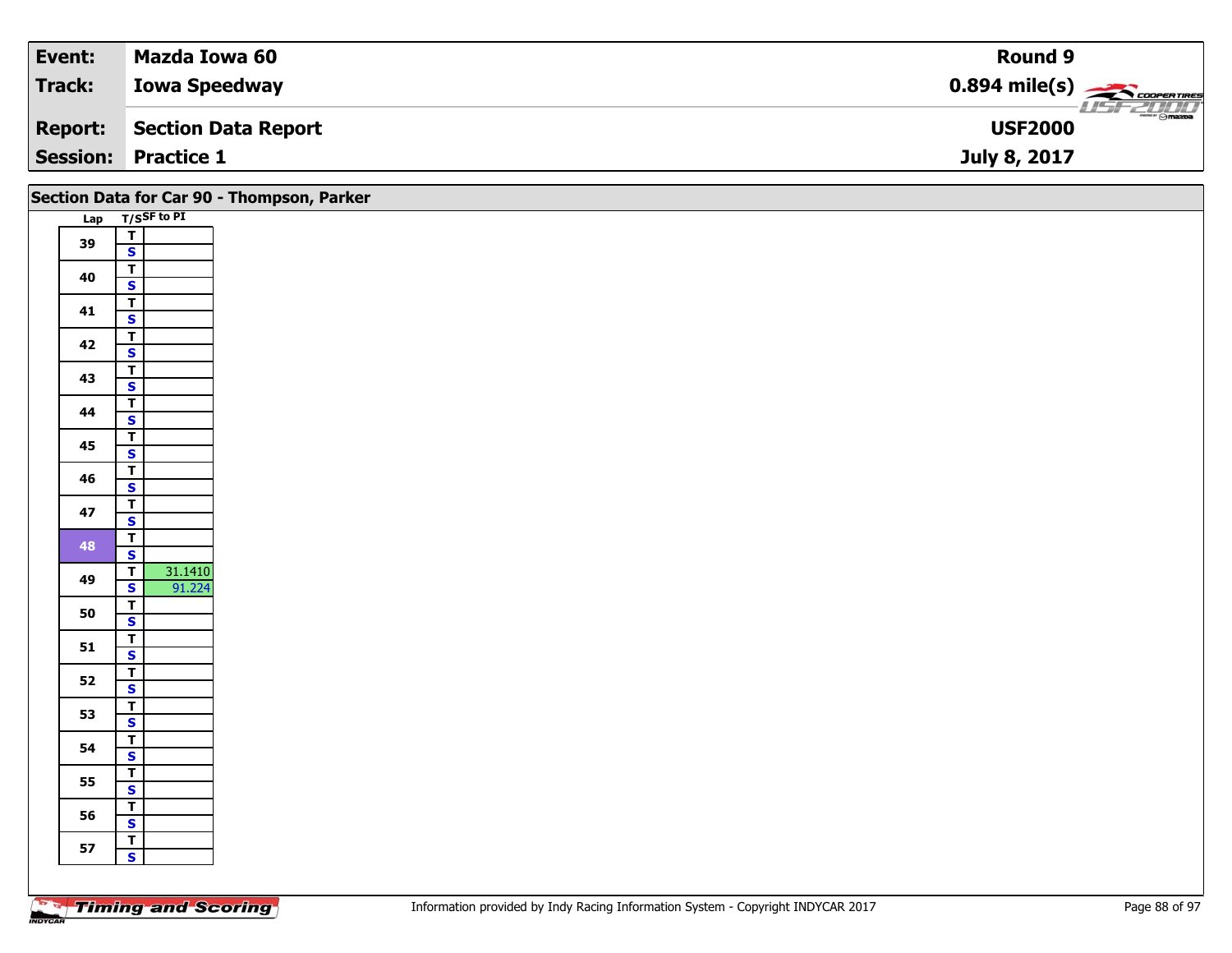| Event: | Mazda Iowa 60 | Round 9 |
|---|---|---|
| Track: | Iowa Speedway | 0.894 mile(s) |
| Report: | Section Data Report | USF2000 |
| Session: | Practice 1 | July 8, 2017 |

## Section Data for Car 90 - Thompson, Parker

| Lap | T/S | SF to PI |
|---|---|---|
| 39 | T | |
| | S | |
| 40 | T | |
| | S | |
| 41 | T | |
| | S | |
| 42 | T | |
| | S | |
| 43 | T | |
| | S | |
| 44 | T | |
| | S | |
| 45 | T | |
| | S | |
| 46 | T | |
| | S | |
| 47 | T | |
| | S | |
| 48 | T | |
| | S | |
| 49 | T | 31.1410 |
| | S | 91.224 |
| 50 | T | |
| | S | |
| 51 | T | |
| | S | |
| 52 | T | |
| | S | |
| 53 | T | |
| | S | |
| 54 | T | |
| | S | |
| 55 | T | |
| | S | |
| 56 | T | |
| | S | |
| 57 | T | |
| | S | |

Information provided by Indy Racing Information System - Copyright INDYCAR 2017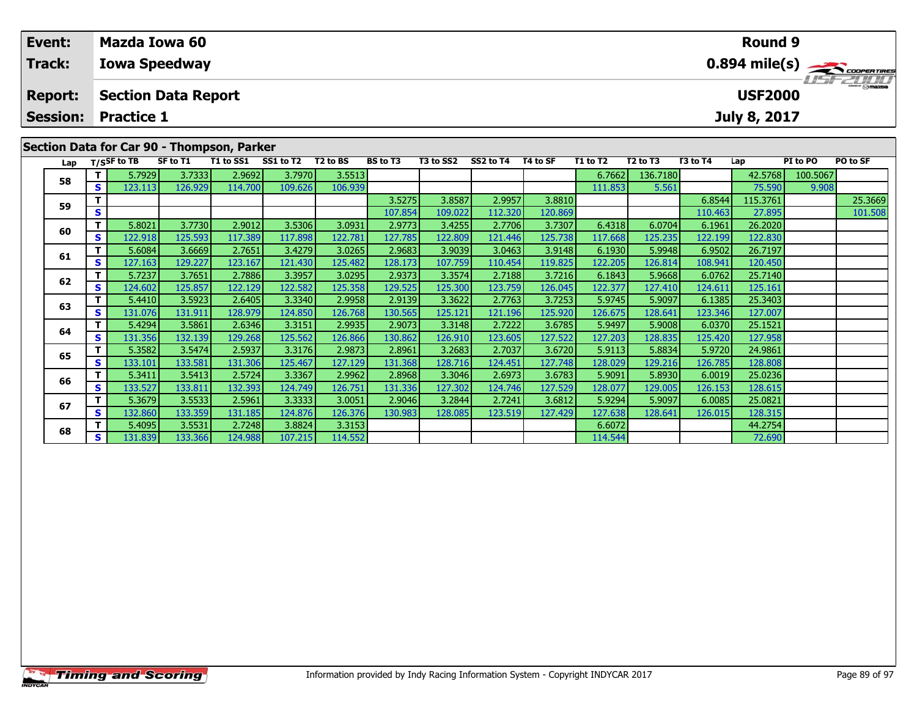| Event: | Mazda Iowa 60 | Round 9 |
|---|---|---|
| Track: | Iowa Speedway | 0.894 mile(s) |
| Report: | Section Data Report | USF2000 |
| Session: | Practice 1 | July 8, 2017 |

## Section Data for Car 90 - Thompson, Parker

| Lap | T/S | SF to TB | SF to T1 | T1 to SS1 | SS1 to T2 | T2 to BS | BS to T3 | T3 to SS2 | SS2 to T4 | T4 to SF | T1 to T2 | T2 to T3 | T3 to T4 | Lap | PI to PO | PO to SF |
|---|---|---|---|---|---|---|---|---|---|---|---|---|---|---|---|---|
| 58 | T | 5.7929 | 3.7333 | 2.9692 | 3.7970 | 3.5513 | | | | | 6.7662 | 136.7180 | | 42.5768 | 100.5067 | |
| | S | 123.113 | 126.929 | 114.700 | 109.626 | 106.939 | | | | | 111.853 | 5.561 | | 75.590 | 9.908 | |
| 59 | T | | | | | | 3.5275 | 3.8587 | 2.9957 | 3.8810 | | | 6.8544 | 115.3761 | | 25.3669 |
| | S | | | | | | 107.854 | 109.022 | 112.320 | 120.869 | | | 110.463 | 27.895 | | 101.508 |
| 60 | T | 5.8021 | 3.7730 | 2.9012 | 3.5306 | 3.0931 | 2.9773 | 3.4255 | 2.7706 | 3.7307 | 6.4318 | 6.0704 | 6.1961 | 26.2020 | | |
| | S | 122.918 | 125.593 | 117.389 | 117.898 | 122.781 | 127.785 | 122.809 | 121.446 | 125.738 | 117.668 | 125.235 | 122.199 | 122.830 | | |
| 61 | T | 5.6084 | 3.6669 | 2.7651 | 3.4279 | 3.0265 | 2.9683 | 3.9039 | 3.0463 | 3.9148 | 6.1930 | 5.9948 | 6.9502 | 26.7197 | | |
| | S | 127.163 | 129.227 | 123.167 | 121.430 | 125.482 | 128.173 | 107.759 | 110.454 | 119.825 | 122.205 | 126.814 | 108.941 | 120.450 | | |
| 62 | T | 5.7237 | 3.7651 | 2.7886 | 3.3957 | 3.0295 | 2.9373 | 3.3574 | 2.7188 | 3.7216 | 6.1843 | 5.9668 | 6.0762 | 25.7140 | | |
| | S | 124.602 | 125.857 | 122.129 | 122.582 | 125.358 | 129.525 | 125.300 | 123.759 | 126.045 | 122.377 | 127.410 | 124.611 | 125.161 | | |
| 63 | T | 5.4410 | 3.5923 | 2.6405 | 3.3340 | 2.9958 | 2.9139 | 3.3622 | 2.7763 | 3.7253 | 5.9745 | 5.9097 | 6.1385 | 25.3403 | | |
| | S | 131.076 | 131.911 | 128.979 | 124.850 | 126.768 | 130.565 | 125.121 | 121.196 | 125.920 | 126.675 | 128.641 | 123.346 | 127.007 | | |
| 64 | T | 5.4294 | 3.5861 | 2.6346 | 3.3151 | 2.9935 | 2.9073 | 3.3148 | 2.7222 | 3.6785 | 5.9497 | 5.9008 | 6.0370 | 25.1521 | | |
| | S | 131.356 | 132.139 | 129.268 | 125.562 | 126.866 | 130.862 | 126.910 | 123.605 | 127.522 | 127.203 | 128.835 | 125.420 | 127.958 | | |
| 65 | T | 5.3582 | 3.5474 | 2.5937 | 3.3176 | 2.9873 | 2.8961 | 3.2683 | 2.7037 | 3.6720 | 5.9113 | 5.8834 | 5.9720 | 24.9861 | | |
| | S | 133.101 | 133.581 | 131.306 | 125.467 | 127.129 | 131.368 | 128.716 | 124.451 | 127.748 | 128.029 | 129.216 | 126.785 | 128.808 | | |
| 66 | T | 5.3411 | 3.5413 | 2.5724 | 3.3367 | 2.9962 | 2.8968 | 3.3046 | 2.6973 | 3.6783 | 5.9091 | 5.8930 | 6.0019 | 25.0236 | | |
| | S | 133.527 | 133.811 | 132.393 | 124.749 | 126.751 | 131.336 | 127.302 | 124.746 | 127.529 | 128.077 | 129.005 | 126.153 | 128.615 | | |
| 67 | T | 5.3679 | 3.5533 | 2.5961 | 3.3333 | 3.0051 | 2.9046 | 3.2844 | 2.7241 | 3.6812 | 5.9294 | 5.9097 | 6.0085 | 25.0821 | | |
| | S | 132.860 | 133.359 | 131.185 | 124.876 | 126.376 | 130.983 | 128.085 | 123.519 | 127.429 | 127.638 | 128.641 | 126.015 | 128.315 | | |
| 68 | T | 5.4095 | 3.5531 | 2.7248 | 3.8824 | 3.3153 | | | | | 6.6072 | | | 44.2754 | | |
| | S | 131.839 | 133.366 | 124.988 | 107.215 | 114.552 | | | | | 114.544 | | | 72.690 | | |

Information provided by Indy Racing Information System - Copyright INDYCAR 2017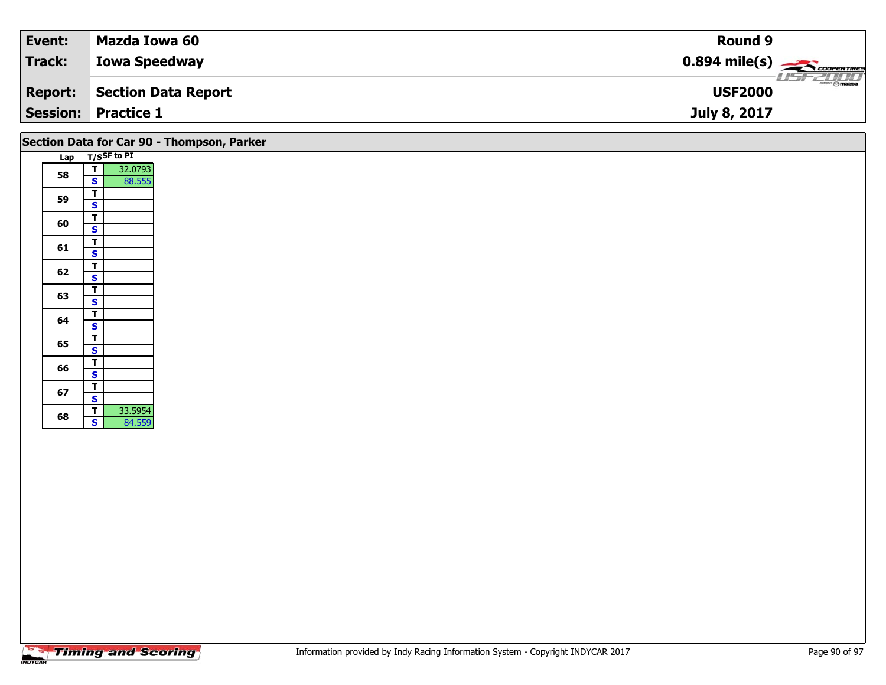| Event: | Mazda Iowa 60 | Round 9 |
|---|---|---|
| Track: | Iowa Speedway | 0.894 mile(s) |
| Report: | Section Data Report | USF2000 |
| Session: | Practice 1 | July 8, 2017 |

## Section Data for Car 90 - Thompson, Parker

| Lap | T/S | SF to PI |
|---|---|---|
| 58 | T | 32.0793 |
| | S | 88.555 |
| 59 | T | |
| | S | |
| 60 | T | |
| | S | |
| 61 | T | |
| | S | |
| 62 | T | |
| | S | |
| 63 | T | |
| | S | |
| 64 | T | |
| | S | |
| 65 | T | |
| | S | |
| 66 | T | |
| | S | |
| 67 | T | |
| | S | |
| 68 | T | 33.5954 |
| | S | 84.559 |

Information provided by Indy Racing Information System - Copyright INDYCAR 2017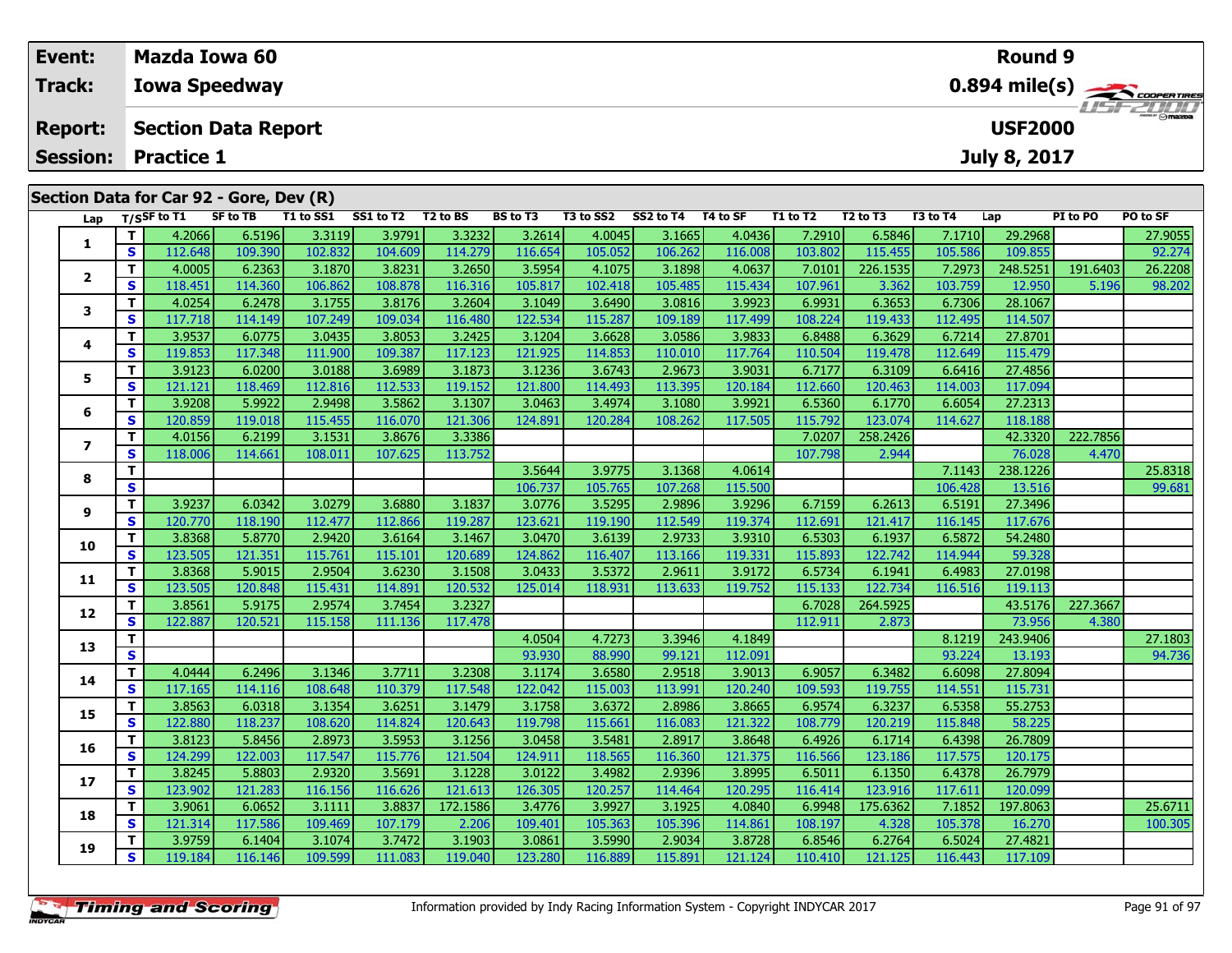| Event: | Mazda Iowa 60 | Round 9 |
|---|---|---|
| Track: | Iowa Speedway | 0.894 mile(s) |
| Report: | Section Data Report | USF2000 |
| Session: | Practice 1 | July 8, 2017 |

## Section Data for Car 92 - Gore, Dev (R)

| Lap | T/S | SF to T1 | SF to TB | T1 to SS1 | SS1 to T2 | T2 to BS | BS to T3 | T3 to SS2 | SS2 to T4 | T4 to SF | T1 to T2 | T2 to T3 | T3 to T4 | Lap | PI to PO | PO to SF |
|---|---|---|---|---|---|---|---|---|---|---|---|---|---|---|---|---|
| 1 | T | 4.2066 | 6.5196 | 3.3119 | 3.9791 | 3.3232 | 3.2614 | 4.0045 | 3.1665 | 4.0436 | 7.2910 | 6.5846 | 7.1710 | 29.2968 | | 27.9055 |
| | S | 112.648 | 109.390 | 102.832 | 104.609 | 114.279 | 116.654 | 105.052 | 106.262 | 116.008 | 103.802 | 115.455 | 105.586 | 109.855 | | 92.274 |
| 2 | T | 4.0005 | 6.2363 | 3.1870 | 3.8231 | 3.2650 | 3.5954 | 4.1075 | 3.1898 | 4.0637 | 7.0101 | 226.1535 | 7.2973 | 248.5251 | 191.6403 | 26.2208 |
| | S | 118.451 | 114.360 | 106.862 | 108.878 | 116.316 | 105.817 | 102.418 | 105.485 | 115.434 | 107.961 | 3.362 | 103.759 | 12.950 | 5.196 | 98.202 |
| 3 | T | 4.0254 | 6.2478 | 3.1755 | 3.8176 | 3.2604 | 3.1049 | 3.6490 | 3.0816 | 3.9923 | 6.9931 | 6.3653 | 6.7306 | 28.1067 | | |
| | S | 117.718 | 114.149 | 107.249 | 109.034 | 116.480 | 122.534 | 115.287 | 109.189 | 117.499 | 108.224 | 119.433 | 112.495 | 114.507 | | |
| 4 | T | 3.9537 | 6.0775 | 3.0435 | 3.8053 | 3.2425 | 3.1204 | 3.6628 | 3.0586 | 3.9833 | 6.8488 | 6.3629 | 6.7214 | 27.8701 | | |
| | S | 119.853 | 117.348 | 111.900 | 109.387 | 117.123 | 121.925 | 114.853 | 110.010 | 117.764 | 110.504 | 119.478 | 112.649 | 115.479 | | |
| 5 | T | 3.9123 | 6.0200 | 3.0188 | 3.6989 | 3.1873 | 3.1236 | 3.6743 | 2.9673 | 3.9031 | 6.7177 | 6.3109 | 6.6416 | 27.4856 | | |
| | S | 121.121 | 118.469 | 112.816 | 112.533 | 119.152 | 121.800 | 114.493 | 113.395 | 120.184 | 112.660 | 120.463 | 114.003 | 117.094 | | |
| 6 | T | 3.9208 | 5.9922 | 2.9498 | 3.5862 | 3.1307 | 3.0463 | 3.4974 | 3.1080 | 3.9921 | 6.5360 | 6.1770 | 6.6054 | 27.2313 | | |
| | S | 120.859 | 119.018 | 115.455 | 116.070 | 121.306 | 124.891 | 120.284 | 108.262 | 117.505 | 115.792 | 123.074 | 114.627 | 118.188 | | |
| 7 | T | 4.0156 | 6.2199 | 3.1531 | 3.8676 | 3.3386 | | | | | 7.0207 | 258.2426 | | 42.3320 | 222.7856 | |
| | S | 118.006 | 114.661 | 108.011 | 107.625 | 113.752 | | | | | 107.798 | 2.944 | | 76.028 | 4.470 | |
| 8 | T | | | | | | 3.5644 | 3.9775 | 3.1368 | 4.0614 | | | 7.1143 | 238.1226 | | 25.8318 |
| | S | | | | | | 106.737 | 105.765 | 107.268 | 115.500 | | | 106.428 | 13.516 | | 99.681 |
| 9 | T | 3.9237 | 6.0342 | 3.0279 | 3.6880 | 3.1837 | 3.0776 | 3.5295 | 2.9896 | 3.9296 | 6.7159 | 6.2613 | 6.5191 | 27.3496 | | |
| | S | 120.770 | 118.190 | 112.477 | 112.866 | 119.287 | 123.621 | 119.190 | 112.549 | 119.374 | 112.691 | 121.417 | 116.145 | 117.676 | | |
| 10 | T | 3.8368 | 5.8770 | 2.9420 | 3.6164 | 3.1467 | 3.0470 | 3.6139 | 2.9733 | 3.9310 | 6.5303 | 6.1937 | 6.5872 | 54.2480 | | |
| | S | 123.505 | 121.351 | 115.761 | 115.101 | 120.689 | 124.862 | 116.407 | 113.166 | 119.331 | 115.893 | 122.742 | 114.944 | 59.328 | | |
| 11 | T | 3.8368 | 5.9015 | 2.9504 | 3.6230 | 3.1508 | 3.0433 | 3.5372 | 2.9611 | 3.9172 | 6.5734 | 6.1941 | 6.4983 | 27.0198 | | |
| | S | 123.505 | 120.848 | 115.431 | 114.891 | 120.532 | 125.014 | 118.931 | 113.633 | 119.752 | 115.133 | 122.734 | 116.516 | 119.113 | | |
| 12 | T | 3.8561 | 5.9175 | 2.9574 | 3.7454 | 3.2327 | | | | | 6.7028 | 264.5925 | | 43.5176 | 227.3667 | |
| | S | 122.887 | 120.521 | 115.158 | 111.136 | 117.478 | | | | | 112.911 | 2.873 | | 73.956 | 4.380 | |
| 13 | T | | | | | | 4.0504 | 4.7273 | 3.3946 | 4.1849 | | | 8.1219 | 243.9406 | | 27.1803 |
| | S | | | | | | 93.930 | 88.990 | 99.121 | 112.091 | | | 93.224 | 13.193 | | 94.736 |
| 14 | T | 4.0444 | 6.2496 | 3.1346 | 3.7711 | 3.2308 | 3.1174 | 3.6580 | 2.9518 | 3.9013 | 6.9057 | 6.3482 | 6.6098 | 27.8094 | | |
| | S | 117.165 | 114.116 | 108.648 | 110.379 | 117.548 | 122.042 | 115.003 | 113.991 | 120.240 | 109.593 | 119.755 | 114.551 | 115.731 | | |
| 15 | T | 3.8563 | 6.0318 | 3.1354 | 3.6251 | 3.1479 | 3.1758 | 3.6372 | 2.8986 | 3.8665 | 6.9574 | 6.3237 | 6.5358 | 55.2753 | | |
| | S | 122.880 | 118.237 | 108.620 | 114.824 | 120.643 | 119.798 | 115.661 | 116.083 | 121.322 | 108.779 | 120.219 | 115.848 | 58.225 | | |
| 16 | T | 3.8123 | 5.8456 | 2.8973 | 3.5953 | 3.1256 | 3.0458 | 3.5481 | 2.8917 | 3.8648 | 6.4926 | 6.1714 | 6.4398 | 26.7809 | | |
| | S | 124.299 | 122.003 | 117.547 | 115.776 | 121.504 | 124.911 | 118.565 | 116.360 | 121.375 | 116.566 | 123.186 | 117.575 | 120.175 | | |
| 17 | T | 3.8245 | 5.8803 | 2.9320 | 3.5691 | 3.1228 | 3.0122 | 3.4982 | 2.9396 | 3.8995 | 6.5011 | 6.1350 | 6.4378 | 26.7979 | | |
| | S | 123.902 | 121.283 | 116.156 | 116.626 | 121.613 | 126.305 | 120.257 | 114.464 | 120.295 | 116.414 | 123.916 | 117.611 | 120.099 | | |
| 18 | T | 3.9061 | 6.0652 | 3.1111 | 3.8837 | 172.1586 | 3.4776 | 3.9927 | 3.1925 | 4.0840 | 6.9948 | 175.6362 | 7.1852 | 197.8063 | | 25.6711 |
| | S | 121.314 | 117.586 | 109.469 | 107.179 | 2.206 | 109.401 | 105.363 | 105.396 | 114.861 | 108.197 | 4.328 | 105.378 | 16.270 | | 100.305 |
| 19 | T | 3.9759 | 6.1404 | 3.1074 | 3.7472 | 3.1903 | 3.0861 | 3.5990 | 2.9034 | 3.8728 | 6.8546 | 6.2764 | 6.5024 | 27.4821 | | |
| | S | 119.184 | 116.146 | 109.599 | 111.083 | 119.040 | 123.280 | 116.889 | 115.891 | 121.124 | 110.410 | 121.125 | 116.443 | 117.109 | | |

Information provided by Indy Racing Information System - Copyright INDYCAR 2017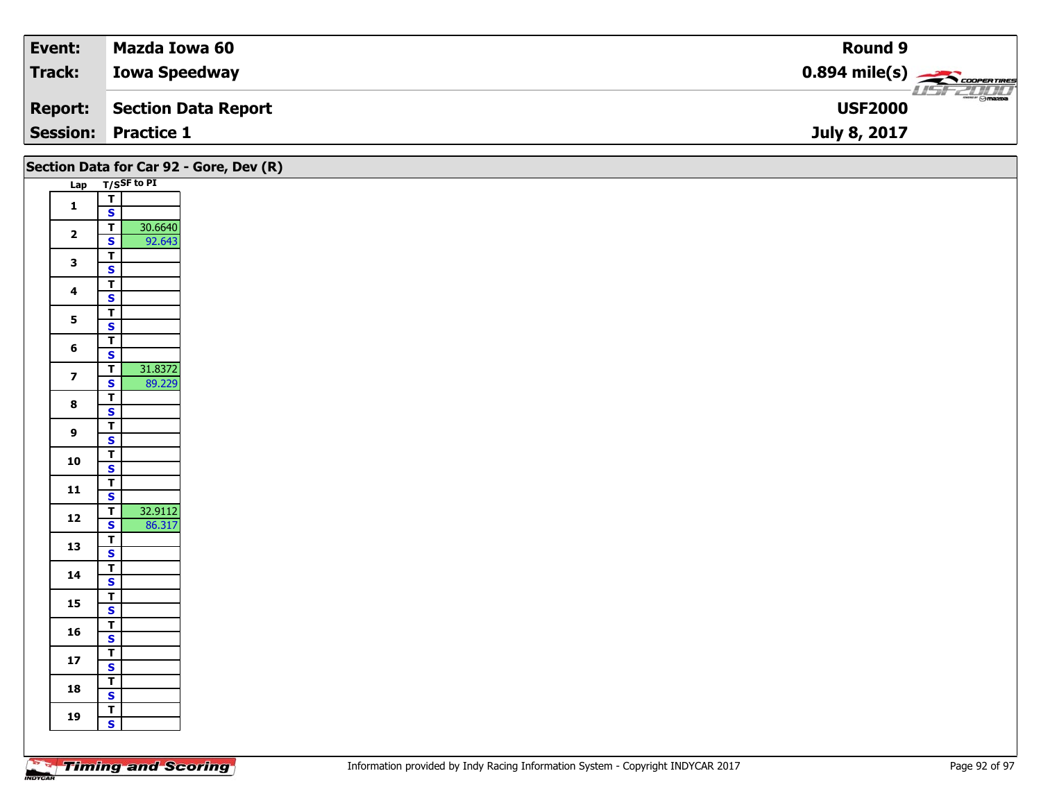| Event: | Mazda Iowa 60 | Round 9 |
|---|---|---|
| Track: | Iowa Speedway | 0.894 mile(s) |
| Report: | Section Data Report | USF2000 |
| Session: | Practice 1 | July 8, 2017 |

## Section Data for Car 92 - Gore, Dev (R)

| Lap | T/S | SF to PI |
|---|---|---|
| 1 | T | |
| | S | |
| 2 | T | 30.6640 |
| | S | 92.643 |
| 3 | T | |
| | S | |
| 4 | T | |
| | S | |
| 5 | T | |
| | S | |
| 6 | T | |
| | S | |
| 7 | T | 31.8372 |
| | S | 89.229 |
| 8 | T | |
| | S | |
| 9 | T | |
| | S | |
| 10 | T | |
| | S | |
| 11 | T | |
| | S | |
| 12 | T | 32.9112 |
| | S | 86.317 |
| 13 | T | |
| | S | |
| 14 | T | |
| | S | |
| 15 | T | |
| | S | |
| 16 | T | |
| | S | |
| 17 | T | |
| | S | |
| 18 | T | |
| | S | |
| 19 | T | |
| | S | |

Information provided by Indy Racing Information System - Copyright INDYCAR 2017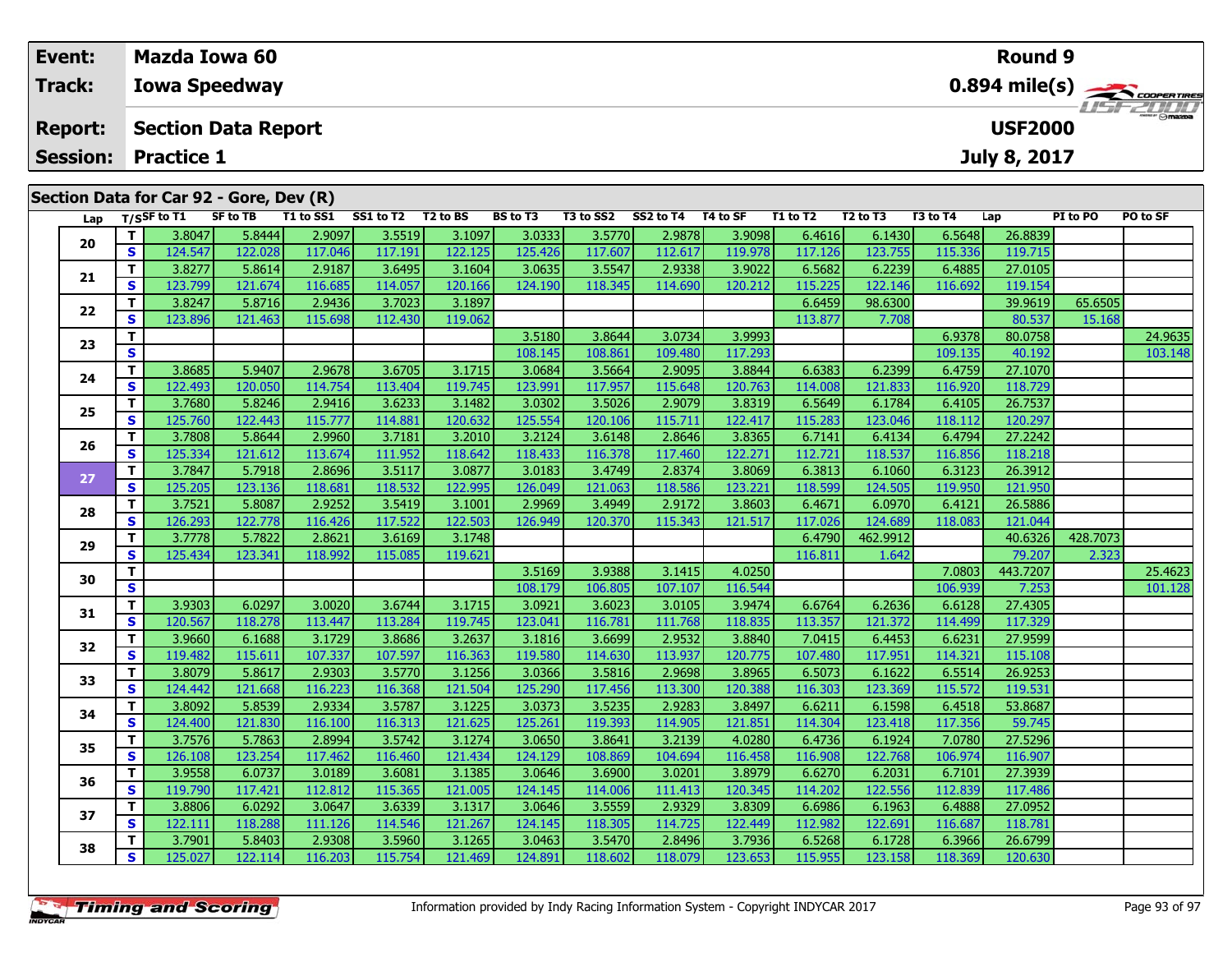| Event: | Mazda Iowa 60 | Round 9 |
|---|---|---|
| Track: | Iowa Speedway | 0.894 mile(s) |
| Report: | Section Data Report | USF2000 |
| Session: | Practice 1 | July 8, 2017 |

## Section Data for Car 92 - Gore, Dev (R)

| Lap | T/S | SF to T1 | SF to TB | T1 to SS1 | SS1 to T2 | T2 to BS | BS to T3 | T3 to SS2 | SS2 to T4 | T4 to SF | T1 to T2 | T2 to T3 | T3 to T4 | Lap | PI to PO | PO to SF |
|---|---|---|---|---|---|---|---|---|---|---|---|---|---|---|---|---|
| 20 | T | 3.8047 | 5.8444 | 2.9097 | 3.5519 | 3.1097 | 3.0333 | 3.5770 | 2.9878 | 3.9098 | 6.4616 | 6.1430 | 6.5648 | 26.8839 | | |
| | S | 124.547 | 122.028 | 117.046 | 117.191 | 122.125 | 125.426 | 117.607 | 112.617 | 119.978 | 117.126 | 123.755 | 115.336 | 119.715 | | |
| 21 | T | 3.8277 | 5.8614 | 2.9187 | 3.6495 | 3.1604 | 3.0635 | 3.5547 | 2.9338 | 3.9022 | 6.5682 | 6.2239 | 6.4885 | 27.0105 | | |
| | S | 123.799 | 121.674 | 116.685 | 114.057 | 120.166 | 124.190 | 118.345 | 114.690 | 120.212 | 115.225 | 122.146 | 116.692 | 119.154 | | |
| 22 | T | 3.8247 | 5.8716 | 2.9436 | 3.7023 | 3.1897 | | | | | 6.6459 | 98.6300 | | 39.9619 | 65.6505 | |
| | S | 123.896 | 121.463 | 115.698 | 112.430 | 119.062 | | | | | 113.877 | 7.708 | | 80.537 | 15.168 | |
| 23 | T | | | | | | 3.5180 | 3.8644 | 3.0734 | 3.9993 | | | 6.9378 | 80.0758 | | 24.9635 |
| | S | | | | | | 108.145 | 108.861 | 109.480 | 117.293 | | | 109.135 | 40.192 | | 103.148 |
| 24 | T | 3.8685 | 5.9407 | 2.9678 | 3.6705 | 3.1715 | 3.0684 | 3.5664 | 2.9095 | 3.8844 | 6.6383 | 6.2399 | 6.4759 | 27.1070 | | |
| | S | 122.493 | 120.050 | 114.754 | 113.404 | 119.745 | 123.991 | 117.957 | 115.648 | 120.763 | 114.008 | 121.833 | 116.920 | 118.729 | | |
| 25 | T | 3.7680 | 5.8246 | 2.9416 | 3.6233 | 3.1482 | 3.0302 | 3.5026 | 2.9079 | 3.8319 | 6.5649 | 6.1784 | 6.4105 | 26.7537 | | |
| | S | 125.760 | 122.443 | 115.777 | 114.881 | 120.632 | 125.554 | 120.106 | 115.711 | 122.417 | 115.283 | 123.046 | 118.112 | 120.297 | | |
| 26 | T | 3.7808 | 5.8644 | 2.9960 | 3.7181 | 3.2010 | 3.2124 | 3.6148 | 2.8646 | 3.8365 | 6.7141 | 6.4134 | 6.4794 | 27.2242 | | |
| | S | 125.334 | 121.612 | 113.674 | 111.952 | 118.642 | 118.433 | 116.378 | 117.460 | 122.271 | 112.721 | 118.537 | 116.856 | 118.218 | | |
| 27 | T | 3.7847 | 5.7918 | 2.8696 | 3.5117 | 3.0877 | 3.0183 | 3.4749 | 2.8374 | 3.8069 | 6.3813 | 6.1060 | 6.3123 | 26.3912 | | |
| | S | 125.205 | 123.136 | 118.681 | 118.532 | 122.995 | 126.049 | 121.063 | 118.586 | 123.221 | 118.599 | 124.505 | 119.950 | 121.950 | | |
| 28 | T | 3.7521 | 5.8087 | 2.9252 | 3.5419 | 3.1001 | 2.9969 | 3.4949 | 2.9172 | 3.8603 | 6.4671 | 6.0970 | 6.4121 | 26.5886 | | |
| | S | 126.293 | 122.778 | 116.426 | 117.522 | 122.503 | 126.949 | 120.370 | 115.343 | 121.517 | 117.026 | 124.689 | 118.083 | 121.044 | | |
| 29 | T | 3.7778 | 5.7822 | 2.8621 | 3.6169 | 3.1748 | | | | | 6.4790 | 462.9912 | | 40.6326 | 428.7073 | |
| | S | 125.434 | 123.341 | 118.992 | 115.085 | 119.621 | | | | | 116.811 | 1.642 | | 79.207 | 2.323 | |
| 30 | T | | | | | | 3.5169 | 3.9388 | 3.1415 | 4.0250 | | | 7.0803 | 443.7207 | | 25.4623 |
| | S | | | | | | 108.179 | 106.805 | 107.107 | 116.544 | | | 106.939 | 7.253 | | 101.128 |
| 31 | T | 3.9303 | 6.0297 | 3.0020 | 3.6744 | 3.1715 | 3.0921 | 3.6023 | 3.0105 | 3.9474 | 6.6764 | 6.2636 | 6.6128 | 27.4305 | | |
| | S | 120.567 | 118.278 | 113.447 | 113.284 | 119.745 | 123.041 | 116.781 | 111.768 | 118.835 | 113.357 | 121.372 | 114.499 | 117.329 | | |
| 32 | T | 3.9660 | 6.1688 | 3.1729 | 3.8686 | 3.2637 | 3.1816 | 3.6699 | 2.9532 | 3.8840 | 7.0415 | 6.4453 | 6.6231 | 27.9599 | | |
| | S | 119.482 | 115.611 | 107.337 | 107.597 | 116.363 | 119.580 | 114.630 | 113.937 | 120.775 | 107.480 | 117.951 | 114.321 | 115.108 | | |
| 33 | T | 3.8079 | 5.8617 | 2.9303 | 3.5770 | 3.1256 | 3.0366 | 3.5816 | 2.9698 | 3.8965 | 6.5073 | 6.1622 | 6.5514 | 26.9253 | | |
| | S | 124.442 | 121.668 | 116.223 | 116.368 | 121.504 | 125.290 | 117.456 | 113.300 | 120.388 | 116.303 | 123.369 | 115.572 | 119.531 | | |
| 34 | T | 3.8092 | 5.8539 | 2.9334 | 3.5787 | 3.1225 | 3.0373 | 3.5235 | 2.9283 | 3.8497 | 6.6211 | 6.1598 | 6.4518 | 53.8687 | | |
| | S | 124.400 | 121.830 | 116.100 | 116.313 | 121.625 | 125.261 | 119.393 | 114.905 | 121.851 | 114.304 | 123.418 | 117.356 | 59.745 | | |
| 35 | T | 3.7576 | 5.7863 | 2.8994 | 3.5742 | 3.1274 | 3.0650 | 3.8641 | 3.2139 | 4.0280 | 6.4736 | 6.1924 | 7.0780 | 27.5296 | | |
| | S | 126.108 | 123.254 | 117.462 | 116.460 | 121.434 | 124.129 | 108.869 | 104.694 | 116.458 | 116.908 | 122.768 | 106.974 | 116.907 | | |
| 36 | T | 3.9558 | 6.0737 | 3.0189 | 3.6081 | 3.1385 | 3.0646 | 3.6900 | 3.0201 | 3.8979 | 6.6270 | 6.2031 | 6.7101 | 27.3939 | | |
| | S | 119.790 | 117.421 | 112.812 | 115.365 | 121.005 | 124.145 | 114.006 | 111.413 | 120.345 | 114.202 | 122.556 | 112.839 | 117.486 | | |
| 37 | T | 3.8806 | 6.0292 | 3.0647 | 3.6339 | 3.1317 | 3.0646 | 3.5559 | 2.9329 | 3.8309 | 6.6986 | 6.1963 | 6.4888 | 27.0952 | | |
| | S | 122.111 | 118.288 | 111.126 | 114.546 | 121.267 | 124.145 | 118.305 | 114.725 | 122.449 | 112.982 | 122.691 | 116.687 | 118.781 | | |
| 38 | T | 3.7901 | 5.8403 | 2.9308 | 3.5960 | 3.1265 | 3.0463 | 3.5470 | 2.8496 | 3.7936 | 6.5268 | 6.1728 | 6.3966 | 26.6799 | | |
| | S | 125.027 | 122.114 | 116.203 | 115.754 | 121.469 | 124.891 | 118.602 | 118.079 | 123.653 | 115.955 | 123.158 | 118.369 | 120.630 | | |

Information provided by Indy Racing Information System - Copyright INDYCAR 2017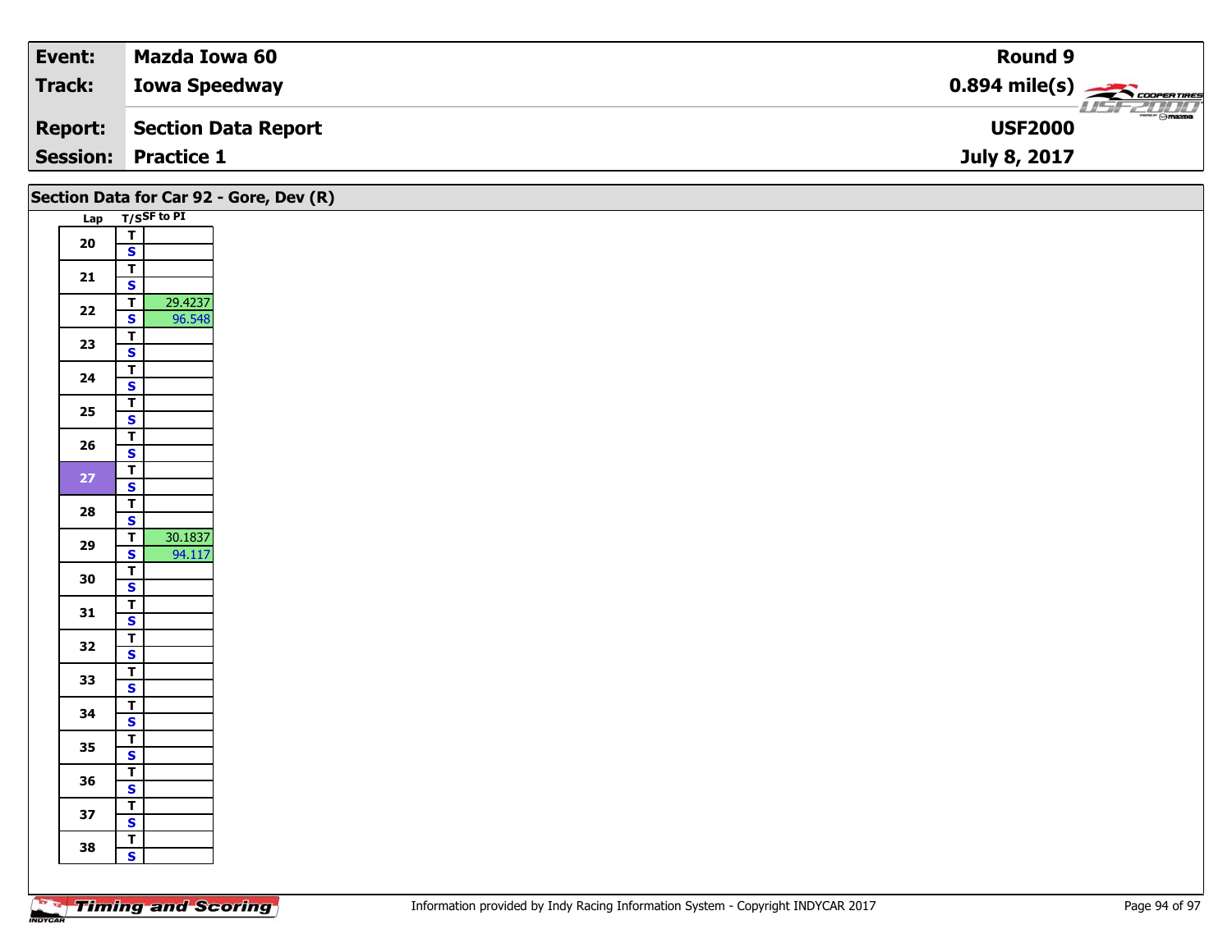| Event: | Mazda Iowa 60 | Round 9 |
|---|---|---|
| Track: | Iowa Speedway | 0.894 mile(s) |
| Report: | Section Data Report | USF2000 |
| Session: | Practice 1 | July 8, 2017 |

## Section Data for Car 92 - Gore, Dev (R)

| Lap | T/S | SF to PI |
|---|---|---|
| 20 | T | |
| | S | |
| 21 | T | |
| | S | |
| 22 | T | 29.4237 |
| | S | 96.548 |
| 23 | T | |
| | S | |
| 24 | T | |
| | S | |
| 25 | T | |
| | S | |
| 26 | T | |
| | S | |
| 27 | T | |
| | S | |
| 28 | T | |
| | S | |
| 29 | T | 30.1837 |
| | S | 94.117 |
| 30 | T | |
| | S | |
| 31 | T | |
| | S | |
| 32 | T | |
| | S | |
| 33 | T | |
| | S | |
| 34 | T | |
| | S | |
| 35 | T | |
| | S | |
| 36 | T | |
| | S | |
| 37 | T | |
| | S | |
| 38 | T | |
| | S | |

Information provided by Indy Racing Information System - Copyright INDYCAR 2017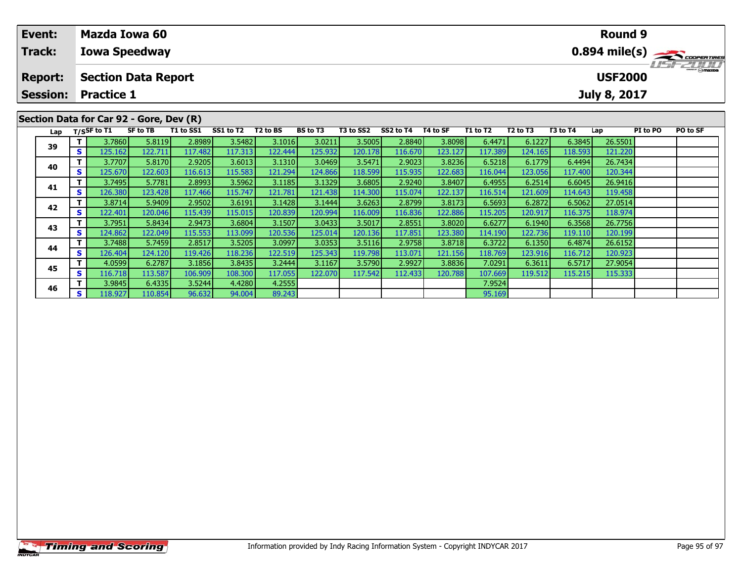| Event: | Mazda Iowa 60 | Round 9 |
|---|---|---|
| Track: | Iowa Speedway | 0.894 mile(s) |
| Report: | Section Data Report | USF2000 |
| Session: | Practice 1 | July 8, 2017 |

## Section Data for Car 92 - Gore, Dev (R)

| Lap | T/S | SF to T1 | SF to TB | T1 to SS1 | SS1 to T2 | T2 to BS | BS to T3 | T3 to SS2 | SS2 to T4 | T4 to SF | T1 to T2 | T2 to T3 | T3 to T4 | Lap | PI to PO | PO to SF |
|---|---|---|---|---|---|---|---|---|---|---|---|---|---|---|---|---|
| 39 | T | 3.7860 | 5.8119 | 2.8989 | 3.5482 | 3.1016 | 3.0211 | 3.5005 | 2.8840 | 3.8098 | 6.4471 | 6.1227 | 6.3845 | 26.5501 | | |
| | S | 125.162 | 122.711 | 117.482 | 117.313 | 122.444 | 125.932 | 120.178 | 116.670 | 123.127 | 117.389 | 124.165 | 118.593 | 121.220 | | |
| 40 | T | 3.7707 | 5.8170 | 2.9205 | 3.6013 | 3.1310 | 3.0469 | 3.5471 | 2.9023 | 3.8236 | 6.5218 | 6.1779 | 6.4494 | 26.7434 | | |
| | S | 125.670 | 122.603 | 116.613 | 115.583 | 121.294 | 124.866 | 118.599 | 115.935 | 122.683 | 116.044 | 123.056 | 117.400 | 120.344 | | |
| 41 | T | 3.7495 | 5.7781 | 2.8993 | 3.5962 | 3.1185 | 3.1329 | 3.6805 | 2.9240 | 3.8407 | 6.4955 | 6.2514 | 6.6045 | 26.9416 | | |
| | S | 126.380 | 123.428 | 117.466 | 115.747 | 121.781 | 121.438 | 114.300 | 115.074 | 122.137 | 116.514 | 121.609 | 114.643 | 119.458 | | |
| 42 | T | 3.8714 | 5.9409 | 2.9502 | 3.6191 | 3.1428 | 3.1444 | 3.6263 | 2.8799 | 3.8173 | 6.5693 | 6.2872 | 6.5062 | 27.0514 | | |
| | S | 122.401 | 120.046 | 115.439 | 115.015 | 120.839 | 120.994 | 116.009 | 116.836 | 122.886 | 115.205 | 120.917 | 116.375 | 118.974 | | |
| 43 | T | 3.7951 | 5.8434 | 2.9473 | 3.6804 | 3.1507 | 3.0433 | 3.5017 | 2.8551 | 3.8020 | 6.6277 | 6.1940 | 6.3568 | 26.7756 | | |
| | S | 124.862 | 122.049 | 115.553 | 113.099 | 120.536 | 125.014 | 120.136 | 117.851 | 123.380 | 114.190 | 122.736 | 119.110 | 120.199 | | |
| 44 | T | 3.7488 | 5.7459 | 2.8517 | 3.5205 | 3.0997 | 3.0353 | 3.5116 | 2.9758 | 3.8718 | 6.3722 | 6.1350 | 6.4874 | 26.6152 | | |
| | S | 126.404 | 124.120 | 119.426 | 118.236 | 122.519 | 125.343 | 119.798 | 113.071 | 121.156 | 118.769 | 123.916 | 116.712 | 120.923 | | |
| 45 | T | 4.0599 | 6.2787 | 3.1856 | 3.8435 | 3.2444 | 3.1167 | 3.5790 | 2.9927 | 3.8836 | 7.0291 | 6.3611 | 6.5717 | 27.9054 | | |
| | S | 116.718 | 113.587 | 106.909 | 108.300 | 117.055 | 122.070 | 117.542 | 112.433 | 120.788 | 107.669 | 119.512 | 115.215 | 115.333 | | |
| 46 | T | 3.9845 | 6.4335 | 3.5244 | 4.4280 | 4.2555 | | | | | 7.9524 | | | | | |
| | S | 118.927 | 110.854 | 96.632 | 94.004 | 89.243 | | | | | 95.169 | | | | | |

Information provided by Indy Racing Information System - Copyright INDYCAR 2017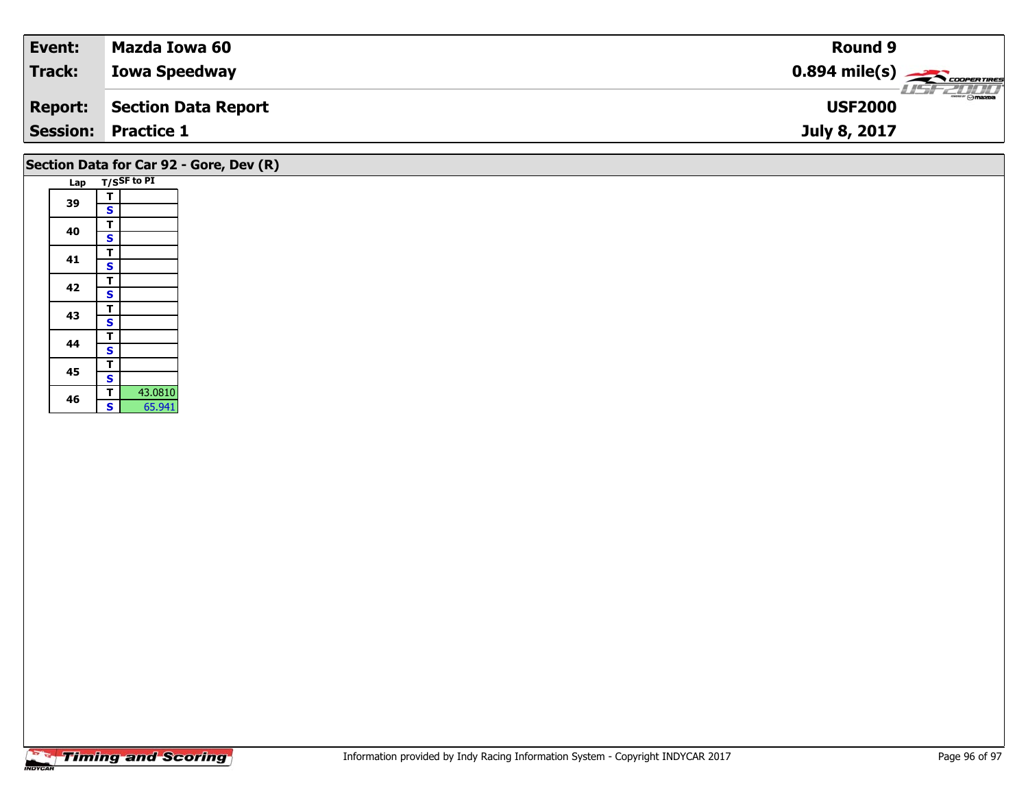| Event: | Mazda Iowa 60 | Round 9 |
| --- | --- | --- |
| Track: | Iowa Speedway | 0.894 mile(s) |
| Report: | Section Data Report | USF2000 |
| Session: | Practice 1 | July 8, 2017 |

## Section Data for Car 92 - Gore, Dev (R)

| Lap | T/S | SF to PI |
| --- | --- | --- |
| 39 | T | |
| | S | |
| 40 | T | |
| | S | |
| 41 | T | |
| | S | |
| 42 | T | |
| | S | |
| 43 | T | |
| | S | |
| 44 | T | |
| | S | |
| 45 | T | |
| | S | |
| 46 | T | 43.0810 |
| | S | 65.941 |

Timing and Scoring

Information provided by Indy Racing Information System - Copyright INDYCAR 2017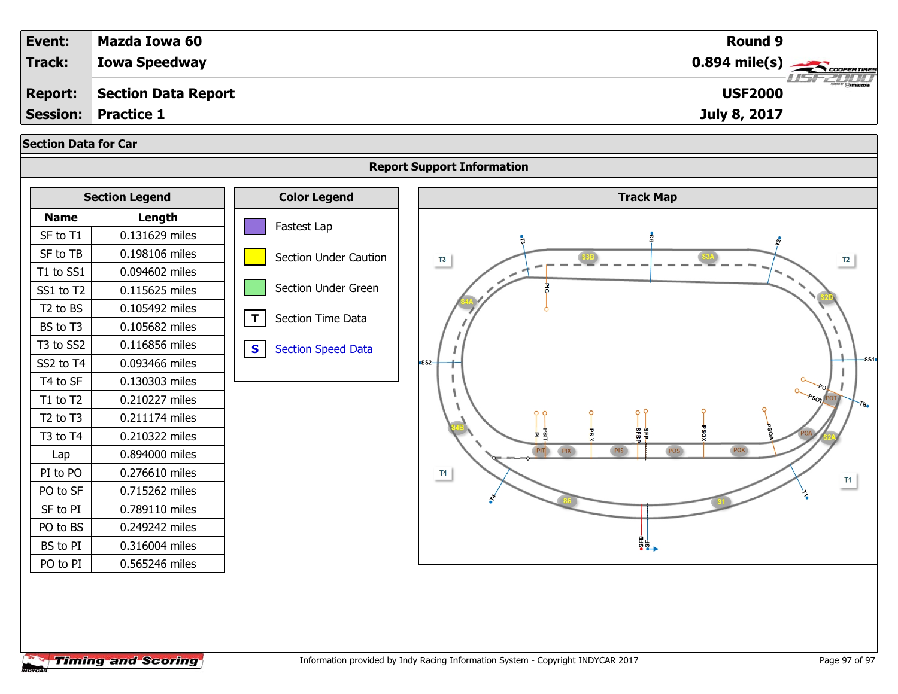| | | | |
|---|---|---|---|
| **Event:** | **Mazda Iowa 60** | **Round 9** | |
| **Track:** | **Iowa Speedway** | **0.894 mile(s)** | |
| **Report:** | **Section Data Report** | **USF2000** | |
| **Session:** | **Practice 1** | **July 8, 2017** | |

## Section Data for Car

### Report Support Information

**Section Legend**

| Name | Length |
|---|---|
| SF to T1 | 0.131629 miles |
| SF to TB | 0.198106 miles |
| T1 to SS1 | 0.094602 miles |
| SS1 to T2 | 0.115625 miles |
| T2 to BS | 0.105492 miles |
| BS to T3 | 0.105682 miles |
| T3 to SS2 | 0.116856 miles |
| SS2 to T4 | 0.093466 miles |
| T4 to SF | 0.130303 miles |
| T1 to T2 | 0.210227 miles |
| T2 to T3 | 0.211174 miles |
| T3 to T4 | 0.210322 miles |
| Lap | 0.894000 miles |
| PI to PO | 0.276610 miles |
| PO to SF | 0.715262 miles |
| SF to PI | 0.789110 miles |
| PO to BS | 0.249242 miles |
| BS to PI | 0.316004 miles |
| PO to PI | 0.565246 miles |

**Color Legend**

- Fastest Lap
- Section Under Caution
- Section Under Green
- T Section Time Data
- S Section Speed Data

**Track Map**

T3 BS T2 S3B S3A PIC S4A S2B SS2 SS1 PO PSOT POT TB S4B PI PSIT PSIX SFBP SFP PSOX PSOA POA S2A PIT PIX PIS POS POX T4 T1 S5 S1 SFB SF

Information provided by Indy Racing Information System - Copyright INDYCAR 2017